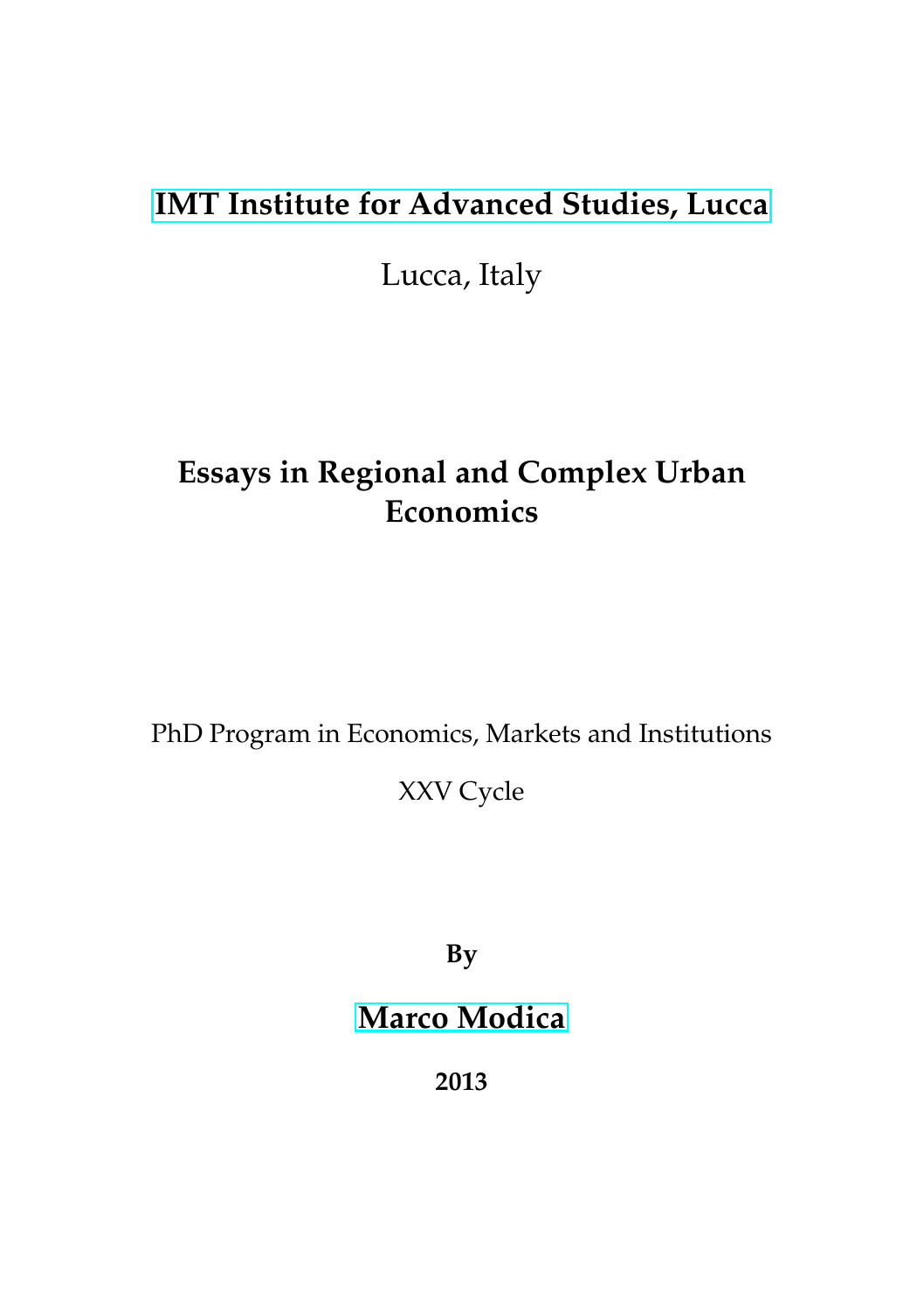**IMT Institute for Advanced Studies, Lucca**

Lucca, Italy

# Essays in Regional and Complex Urban Economics

PhD Program in Economics, Markets and Institutions

XXV Cycle

**By**

**Marco Modica**

**2013**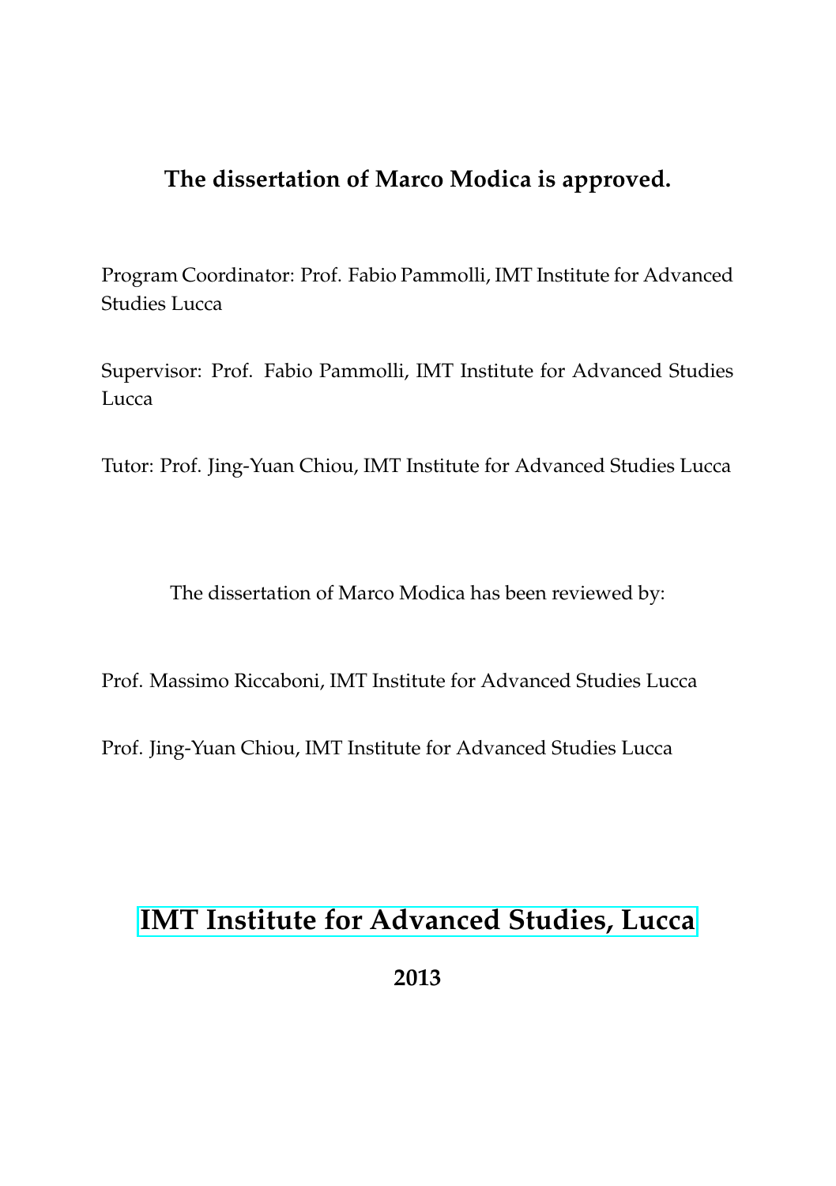**The dissertation of Marco Modica is approved.**

Program Coordinator: Prof. Fabio Pammolli, IMT Institute for Advanced Studies Lucca

Supervisor: Prof. Fabio Pammolli, IMT Institute for Advanced Studies Lucca

Tutor: Prof. Jing-Yuan Chiou, IMT Institute for Advanced Studies Lucca

The dissertation of Marco Modica has been reviewed by:

Prof. Massimo Riccaboni, IMT Institute for Advanced Studies Lucca

Prof. Jing-Yuan Chiou, IMT Institute for Advanced Studies Lucca

**IMT Institute for Advanced Studies, Lucca**

**2013**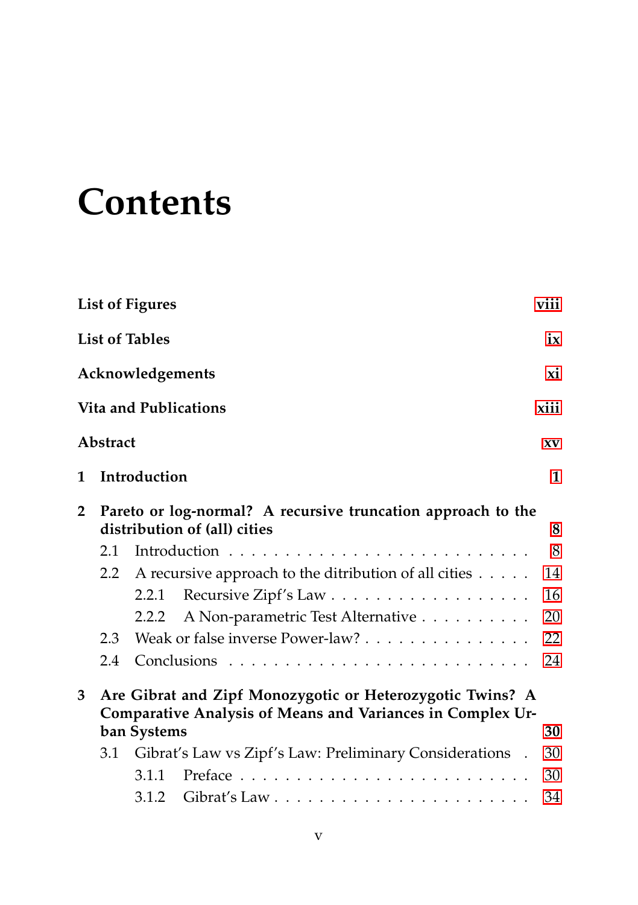# Contents

**List of Figures** viii

**List of Tables** ix

**Acknowledgements** xi

**Vita and Publications** xiii

**Abstract** xv

**1 Introduction** 1

**2 Pareto or log-normal? A recursive truncation approach to the distribution of (all) cities** 8

- 2.1 Introduction . . . . . . . . . . . . . . . . . . . . . . . . . . 8
- 2.2 A recursive approach to the ditribution of all cities . . . . . 14
  - 2.2.1 Recursive Zipf's Law . . . . . . . . . . . . . . . . . . 16
  - 2.2.2 A Non-parametric Test Alternative . . . . . . . . . . 20
- 2.3 Weak or false inverse Power-law? . . . . . . . . . . . . . . . 22
- 2.4 Conclusions . . . . . . . . . . . . . . . . . . . . . . . . . . 24

**3 Are Gibrat and Zipf Monozygotic or Heterozygotic Twins? A Comparative Analysis of Means and Variances in Complex Urban Systems** 30

- 3.1 Gibrat's Law vs Zipf's Law: Preliminary Considerations . 30
  - 3.1.1 Preface . . . . . . . . . . . . . . . . . . . . . . . . . 30
  - 3.1.2 Gibrat's Law . . . . . . . . . . . . . . . . . . . . . . 34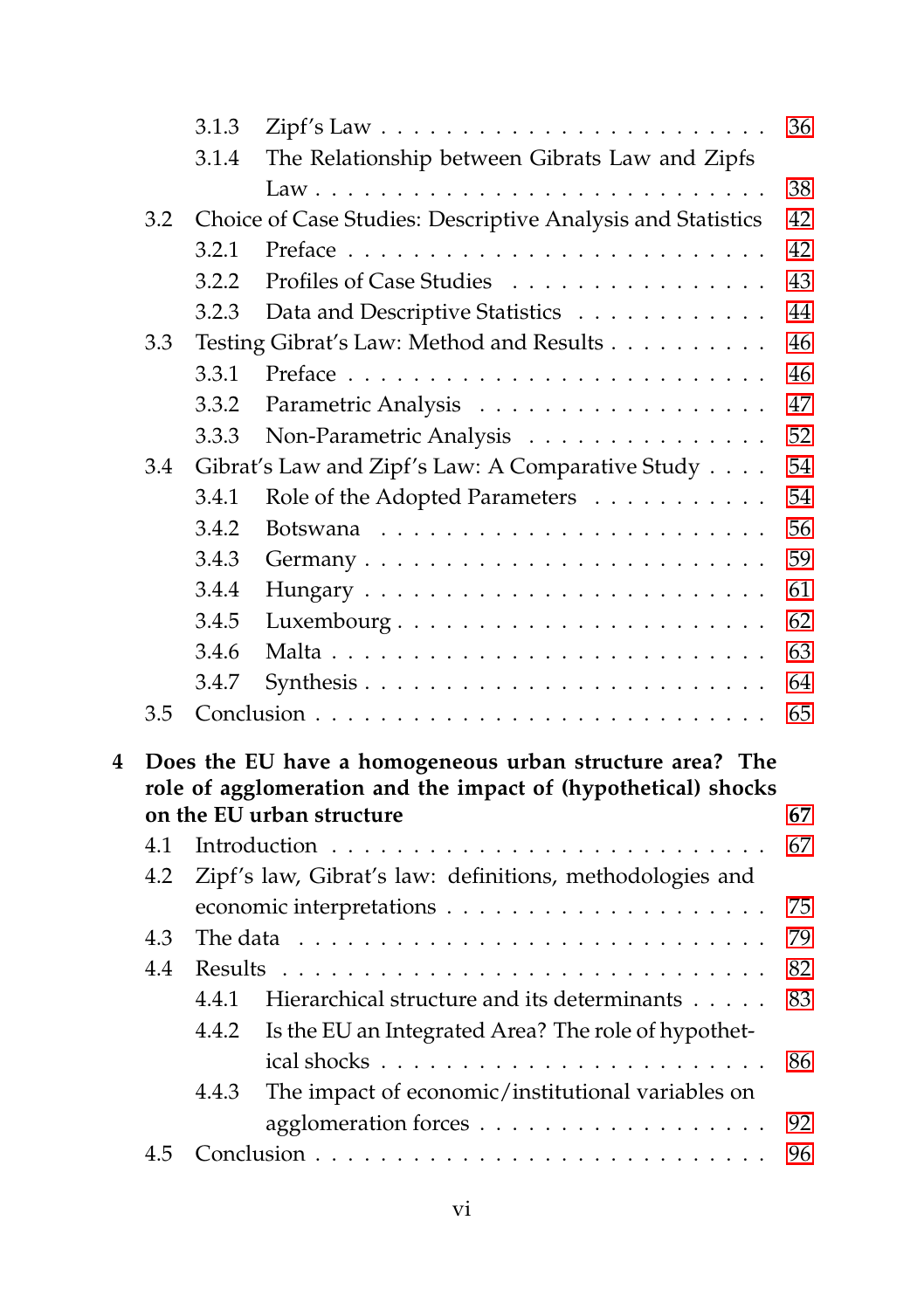- 3.1.3 Zipf's Law . . . . . . . . . . . . . . . . . . . . . . 36
- 3.1.4 The Relationship between Gibrats Law and Zipfs Law . . . . . . . . . . . . . . . . . . . . . . . . . . 38
- 3.2 Choice of Case Studies: Descriptive Analysis and Statistics 42
  - 3.2.1 Preface . . . . . . . . . . . . . . . . . . . . . . . . 42
  - 3.2.2 Profiles of Case Studies . . . . . . . . . . . . . . . 43
  - 3.2.3 Data and Descriptive Statistics . . . . . . . . . . . 44
- 3.3 Testing Gibrat's Law: Method and Results . . . . . . . . . 46
  - 3.3.1 Preface . . . . . . . . . . . . . . . . . . . . . . . . 46
  - 3.3.2 Parametric Analysis . . . . . . . . . . . . . . . . . 47
  - 3.3.3 Non-Parametric Analysis . . . . . . . . . . . . . . 52
- 3.4 Gibrat's Law and Zipf's Law: A Comparative Study . . . . 54
  - 3.4.1 Role of the Adopted Parameters . . . . . . . . . . 54
  - 3.4.2 Botswana . . . . . . . . . . . . . . . . . . . . . . . 56
  - 3.4.3 Germany . . . . . . . . . . . . . . . . . . . . . . . 59
  - 3.4.4 Hungary . . . . . . . . . . . . . . . . . . . . . . . 61
  - 3.4.5 Luxembourg . . . . . . . . . . . . . . . . . . . . . 62
  - 3.4.6 Malta . . . . . . . . . . . . . . . . . . . . . . . . . 63
  - 3.4.7 Synthesis . . . . . . . . . . . . . . . . . . . . . . . 64
- 3.5 Conclusion . . . . . . . . . . . . . . . . . . . . . . . . . 65

**4 Does the EU have a homogeneous urban structure area? The role of agglomeration and the impact of (hypothetical) shocks on the EU urban structure** **67**

- 4.1 Introduction . . . . . . . . . . . . . . . . . . . . . . . . 67
- 4.2 Zipf's law, Gibrat's law: definitions, methodologies and economic interpretations . . . . . . . . . . . . . . . . . . . 75
- 4.3 The data . . . . . . . . . . . . . . . . . . . . . . . . . . 79
- 4.4 Results . . . . . . . . . . . . . . . . . . . . . . . . . . . 82
  - 4.4.1 Hierarchical structure and its determinants . . . . . 83
  - 4.4.2 Is the EU an Integrated Area? The role of hypothetical shocks . . . . . . . . . . . . . . . . . . . . . . . 86
  - 4.4.3 The impact of economic/institutional variables on agglomeration forces . . . . . . . . . . . . . . . . . 92
- 4.5 Conclusion . . . . . . . . . . . . . . . . . . . . . . . . . 96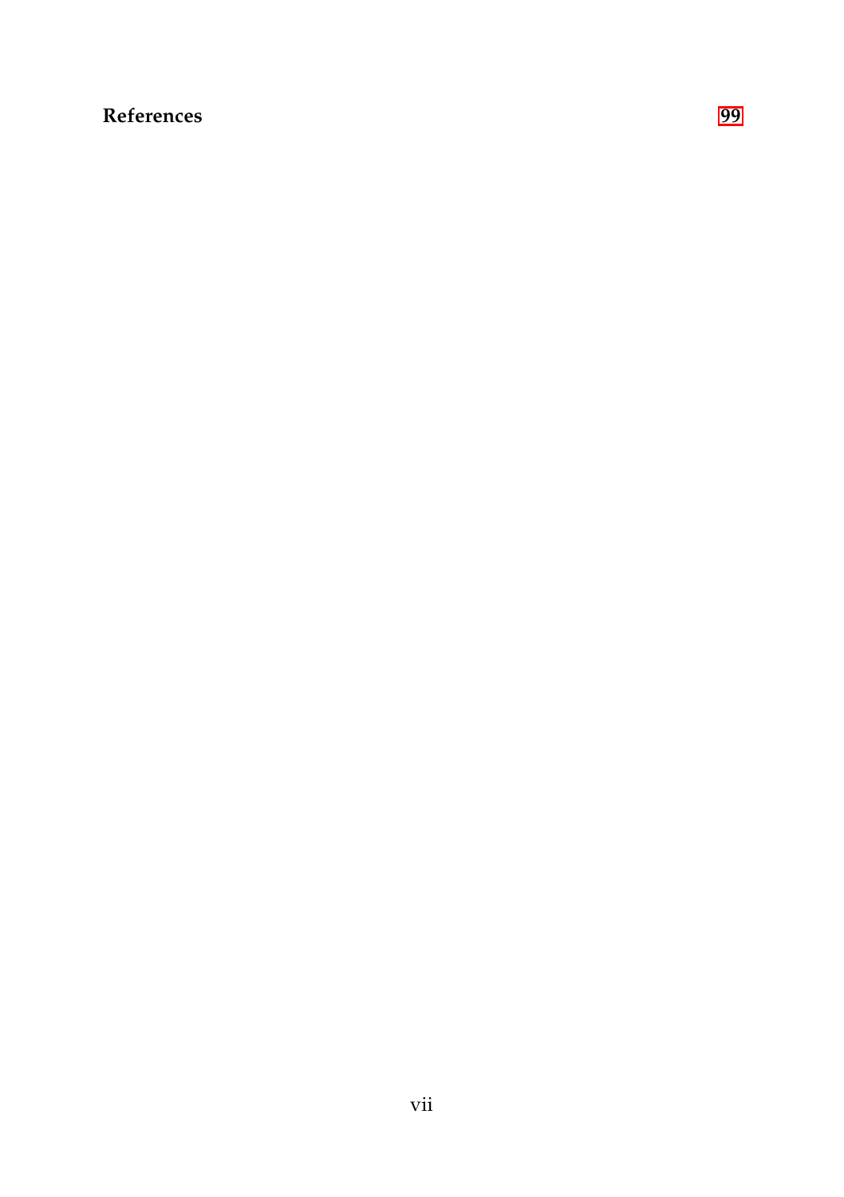**References** **99**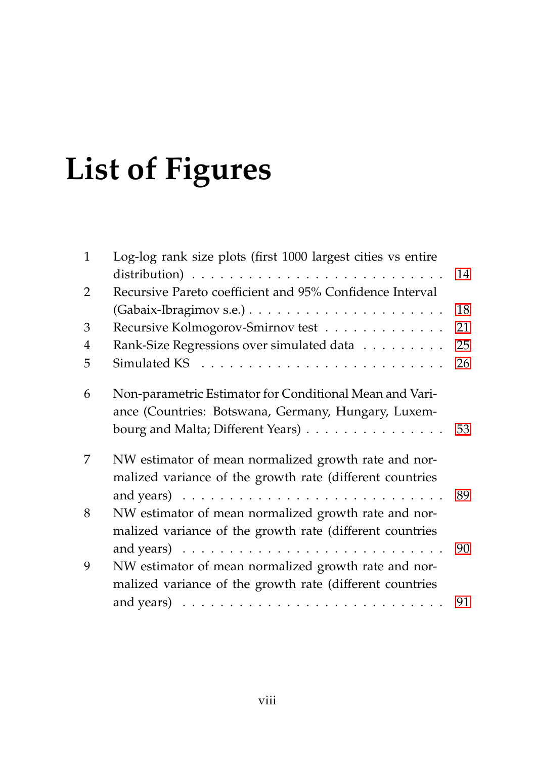# List of Figures

1 Log-log rank size plots (first 1000 largest cities vs entire distribution) . . . . . . . . . . . . . . . . . . . . . . . . . . 14
2 Recursive Pareto coefficient and 95% Confidence Interval (Gabaix-Ibragimov s.e.) . . . . . . . . . . . . . . . . . . . . . 18
3 Recursive Kolmogorov-Smirnov test . . . . . . . . . . . . . 21
4 Rank-Size Regressions over simulated data . . . . . . . . . 25
5 Simulated KS . . . . . . . . . . . . . . . . . . . . . . . . . . 26

6 Non-parametric Estimator for Conditional Mean and Variance (Countries: Botswana, Germany, Hungary, Luxembourg and Malta; Different Years) . . . . . . . . . . . . . . . 53

7 NW estimator of mean normalized growth rate and normalized variance of the growth rate (different countries and years) . . . . . . . . . . . . . . . . . . . . . . . . . . . 89
8 NW estimator of mean normalized growth rate and normalized variance of the growth rate (different countries and years) . . . . . . . . . . . . . . . . . . . . . . . . . . . 90
9 NW estimator of mean normalized growth rate and normalized variance of the growth rate (different countries and years) . . . . . . . . . . . . . . . . . . . . . . . . . . . 91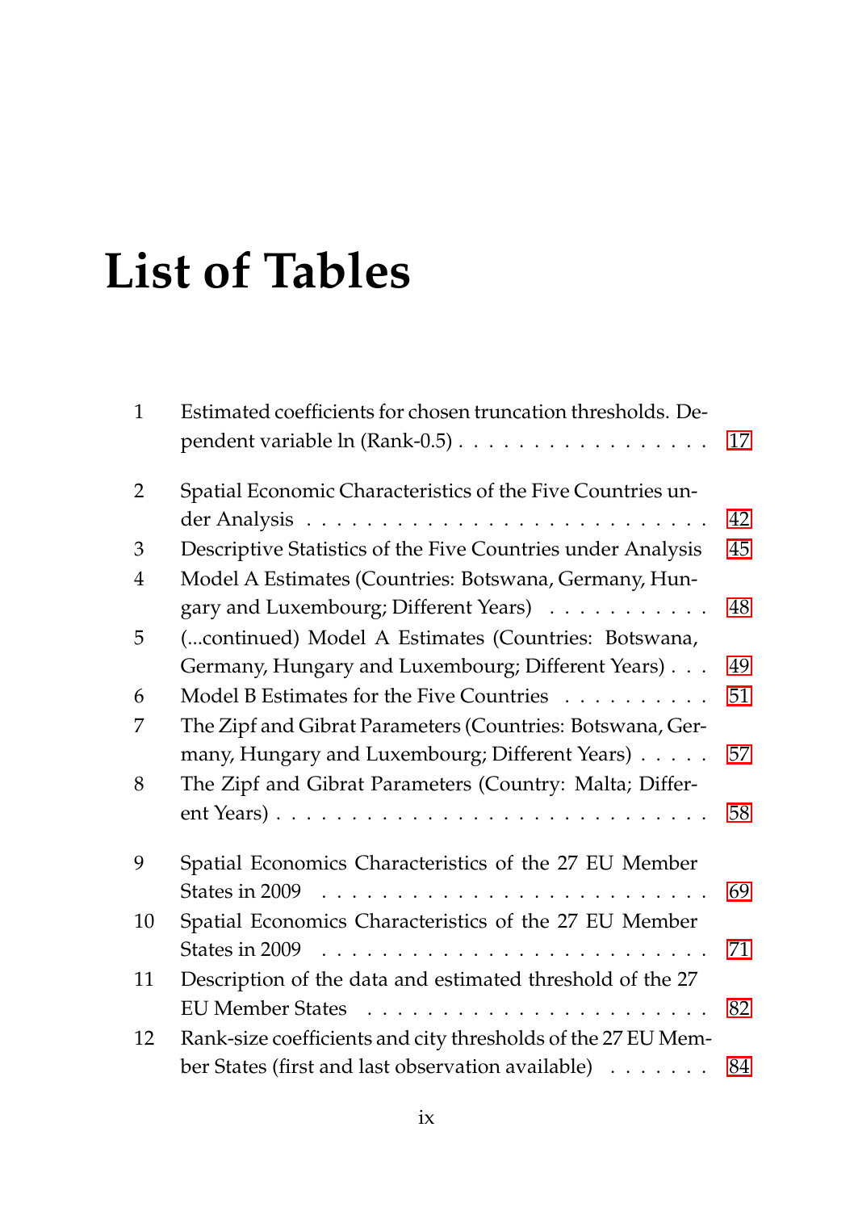# List of Tables

| | | |
|---|---|---|
| 1 | Estimated coefficients for chosen truncation thresholds. Dependent variable ln (Rank-0.5) | 17 |
| 2 | Spatial Economic Characteristics of the Five Countries under Analysis | 42 |
| 3 | Descriptive Statistics of the Five Countries under Analysis | 45 |
| 4 | Model A Estimates (Countries: Botswana, Germany, Hungary and Luxembourg; Different Years) | 48 |
| 5 | (...continued) Model A Estimates (Countries: Botswana, Germany, Hungary and Luxembourg; Different Years) | 49 |
| 6 | Model B Estimates for the Five Countries | 51 |
| 7 | The Zipf and Gibrat Parameters (Countries: Botswana, Germany, Hungary and Luxembourg; Different Years) | 57 |
| 8 | The Zipf and Gibrat Parameters (Country: Malta; Different Years) | 58 |
| 9 | Spatial Economics Characteristics of the 27 EU Member States in 2009 | 69 |
| 10 | Spatial Economics Characteristics of the 27 EU Member States in 2009 | 71 |
| 11 | Description of the data and estimated threshold of the 27 EU Member States | 82 |
| 12 | Rank-size coefficients and city thresholds of the 27 EU Member States (first and last observation available) | 84 |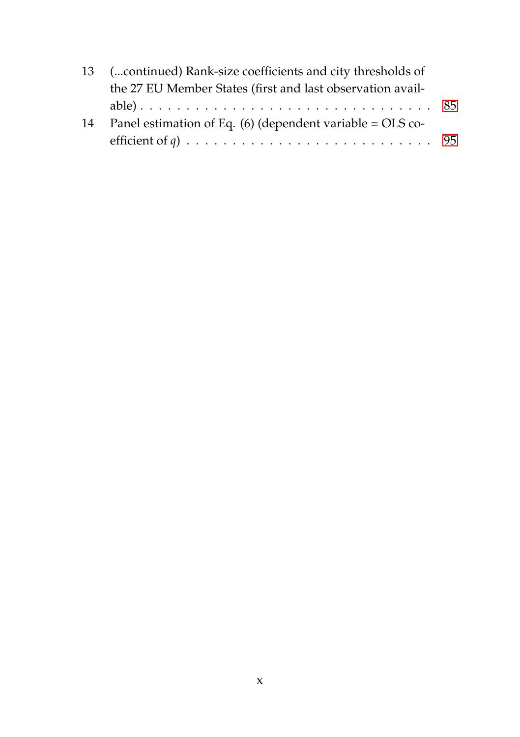13 (...continued) Rank-size coefficients and city thresholds of the 27 EU Member States (first and last observation available) . . . . . . . . . . . . . . . . . . . . . . . . . . . . . . . . 85

14 Panel estimation of Eq. (6) (dependent variable = OLS coefficient of $q$) . . . . . . . . . . . . . . . . . . . . . . . . . . . . 95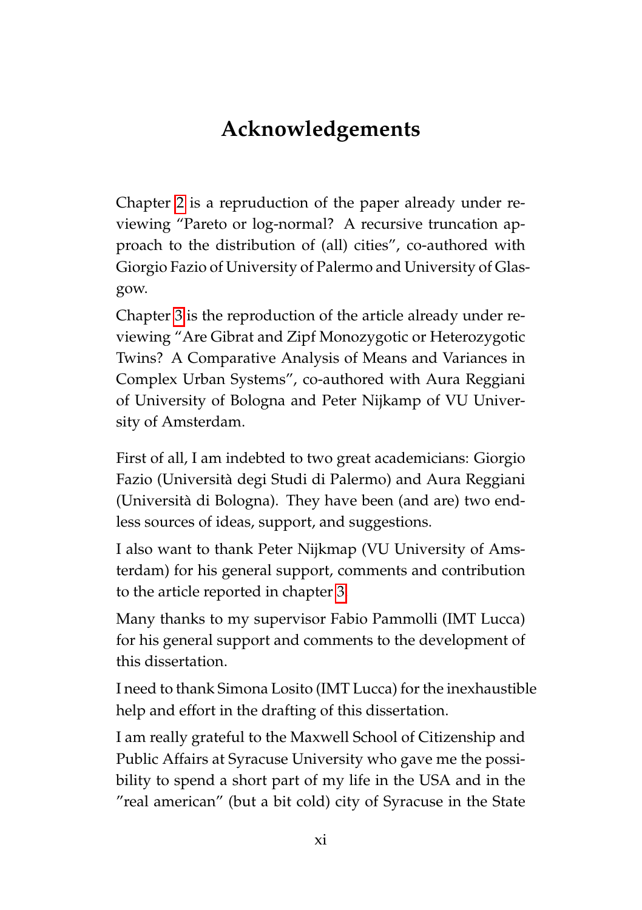# Acknowledgements

Chapter 2 is a repruduction of the paper already under reviewing "Pareto or log-normal? A recursive truncation approach to the distribution of (all) cities", co-authored with Giorgio Fazio of University of Palermo and University of Glasgow.

Chapter 3 is the reproduction of the article already under reviewing "Are Gibrat and Zipf Monozygotic or Heterozygotic Twins? A Comparative Analysis of Means and Variances in Complex Urban Systems", co-authored with Aura Reggiani of University of Bologna and Peter Nijkamp of VU University of Amsterdam.

First of all, I am indebted to two great academicians: Giorgio Fazio (Università degi Studi di Palermo) and Aura Reggiani (Università di Bologna). They have been (and are) two endless sources of ideas, support, and suggestions.

I also want to thank Peter Nijkmap (VU University of Amsterdam) for his general support, comments and contribution to the article reported in chapter 3.

Many thanks to my supervisor Fabio Pammolli (IMT Lucca) for his general support and comments to the development of this dissertation.

I need to thank Simona Losito (IMT Lucca) for the inexhaustible help and effort in the drafting of this dissertation.

I am really grateful to the Maxwell School of Citizenship and Public Affairs at Syracuse University who gave me the possibility to spend a short part of my life in the USA and in the "real american" (but a bit cold) city of Syracuse in the State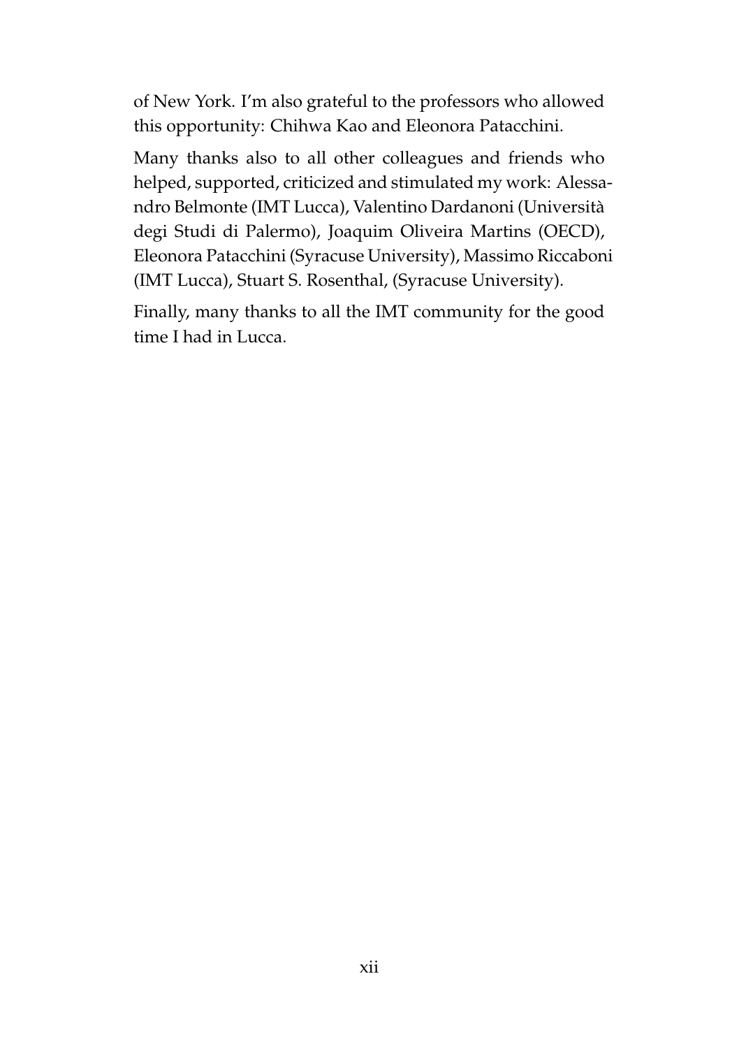of New York. I'm also grateful to the professors who allowed this opportunity: Chihwa Kao and Eleonora Patacchini.

Many thanks also to all other colleagues and friends who helped, supported, criticized and stimulated my work: Alessandro Belmonte (IMT Lucca), Valentino Dardanoni (Università degi Studi di Palermo), Joaquim Oliveira Martins (OECD), Eleonora Patacchini (Syracuse University), Massimo Riccaboni (IMT Lucca), Stuart S. Rosenthal, (Syracuse University).

Finally, many thanks to all the IMT community for the good time I had in Lucca.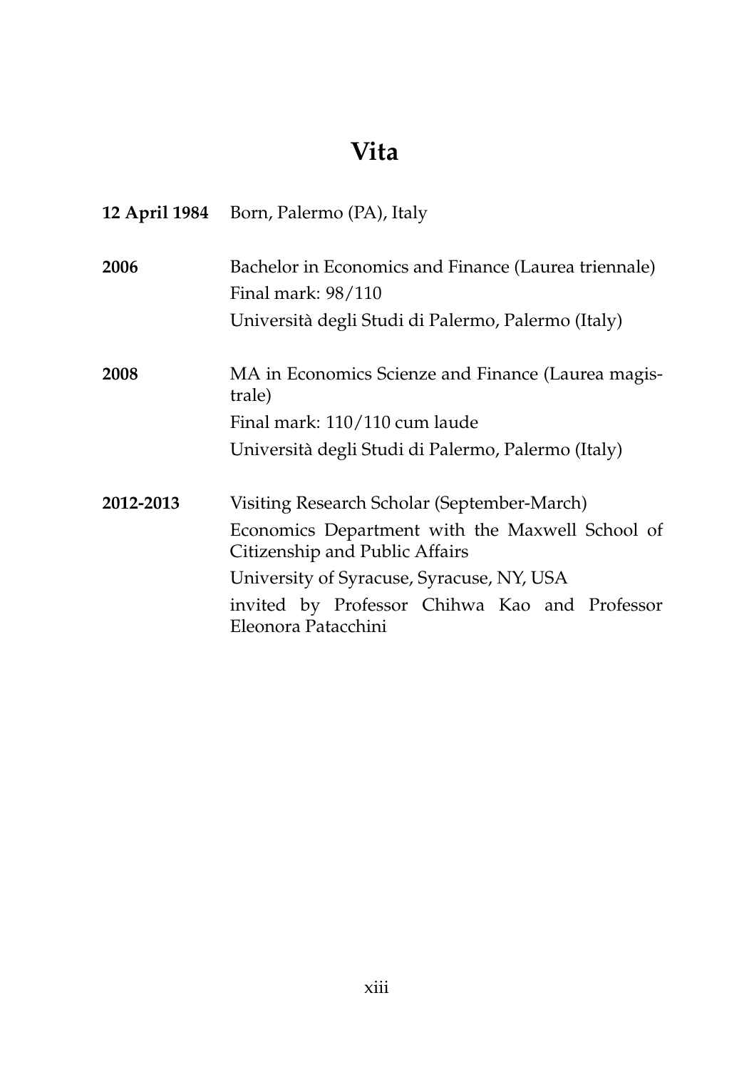# Vita

| | |
|---|---|
| **12 April 1984** | Born, Palermo (PA), Italy |
| **2006** | Bachelor in Economics and Finance (Laurea triennale)<br>Final mark: 98/110<br>Università degli Studi di Palermo, Palermo (Italy) |
| **2008** | MA in Economics Scienze and Finance (Laurea magistrale)<br>Final mark: 110/110 cum laude<br>Università degli Studi di Palermo, Palermo (Italy) |
| **2012-2013** | Visiting Research Scholar (September-March)<br>Economics Department with the Maxwell School of Citizenship and Public Affairs<br>University of Syracuse, Syracuse, NY, USA<br>invited by Professor Chihwa Kao and Professor Eleonora Patacchini |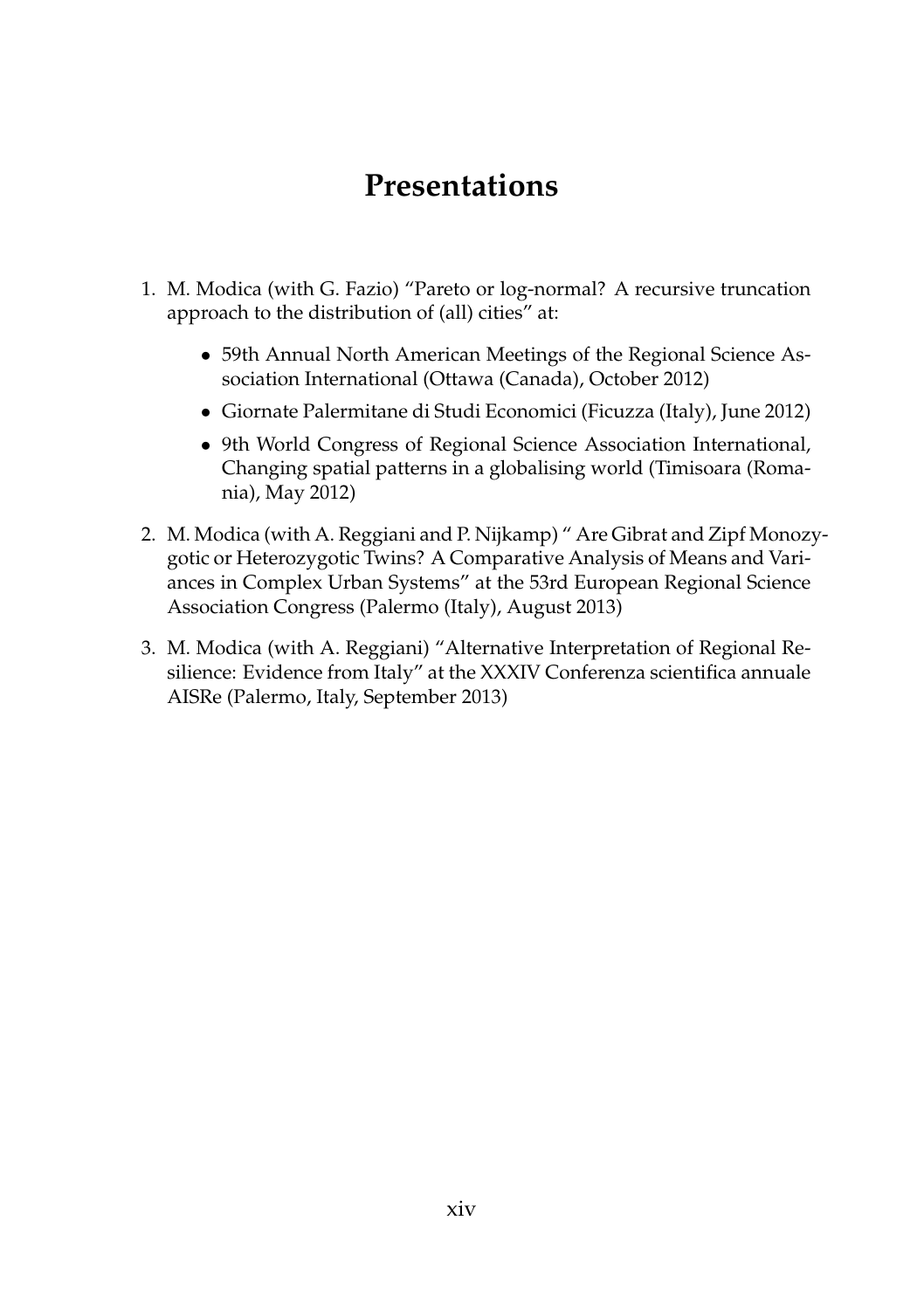# Presentations

1. M. Modica (with G. Fazio) "Pareto or log-normal? A recursive truncation approach to the distribution of (all) cities" at:

   - 59th Annual North American Meetings of the Regional Science Association International (Ottawa (Canada), October 2012)
   - Giornate Palermitane di Studi Economici (Ficuzza (Italy), June 2012)
   - 9th World Congress of Regional Science Association International, Changing spatial patterns in a globalising world (Timisoara (Romania), May 2012)

2. M. Modica (with A. Reggiani and P. Nijkamp) " Are Gibrat and Zipf Monozygotic or Heterozygotic Twins? A Comparative Analysis of Means and Variances in Complex Urban Systems" at the 53rd European Regional Science Association Congress (Palermo (Italy), August 2013)

3. M. Modica (with A. Reggiani) "Alternative Interpretation of Regional Resilience: Evidence from Italy" at the XXXIV Conferenza scientifica annuale AISRe (Palermo, Italy, September 2013)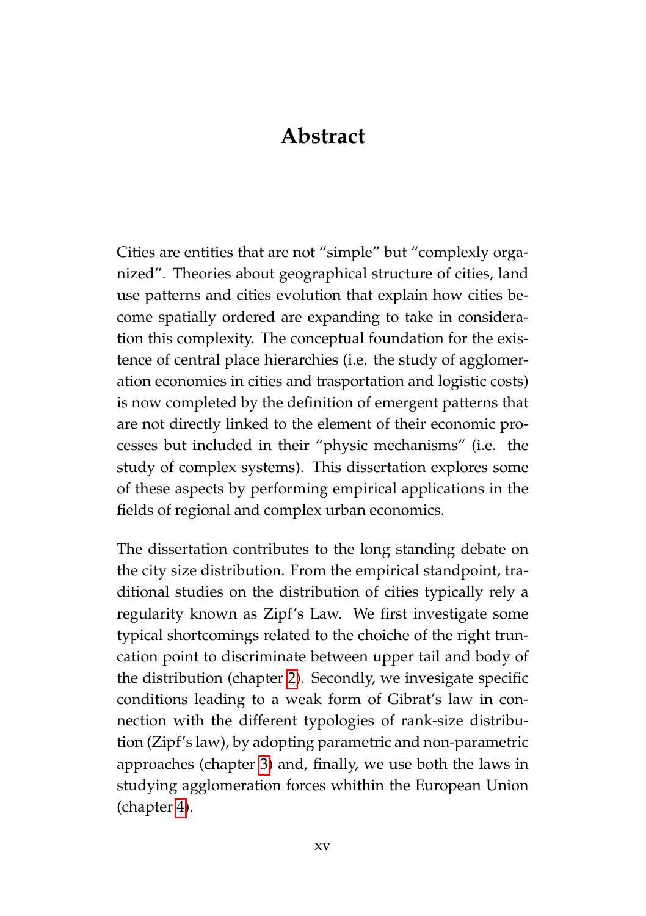# Abstract

Cities are entities that are not "simple" but "complexly organized". Theories about geographical structure of cities, land use patterns and cities evolution that explain how cities become spatially ordered are expanding to take in consideration this complexity. The conceptual foundation for the existence of central place hierarchies (i.e. the study of agglomeration economies in cities and trasportation and logistic costs) is now completed by the definition of emergent patterns that are not directly linked to the element of their economic processes but included in their "physic mechanisms" (i.e. the study of complex systems). This dissertation explores some of these aspects by performing empirical applications in the fields of regional and complex urban economics.

The dissertation contributes to the long standing debate on the city size distribution. From the empirical standpoint, traditional studies on the distribution of cities typically rely a regularity known as Zipf's Law. We first investigate some typical shortcomings related to the choiche of the right truncation point to discriminate between upper tail and body of the distribution (chapter 2). Secondly, we invesigate specific conditions leading to a weak form of Gibrat's law in connection with the different typologies of rank-size distribution (Zipf's law), by adopting parametric and non-parametric approaches (chapter 3) and, finally, we use both the laws in studying agglomeration forces whithin the European Union (chapter 4).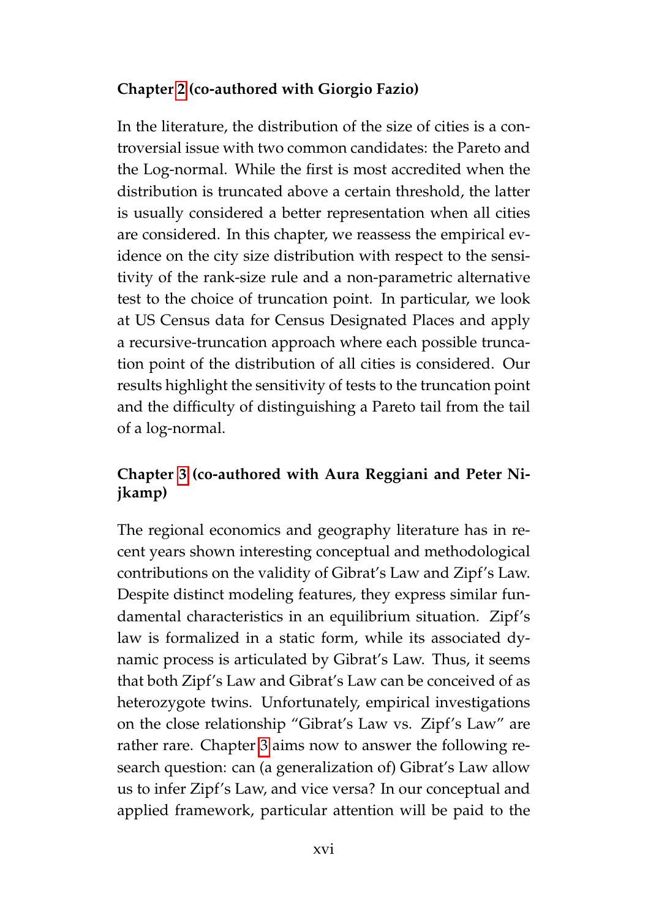**Chapter 2 (co-authored with Giorgio Fazio)**

In the literature, the distribution of the size of cities is a controversial issue with two common candidates: the Pareto and the Log-normal. While the first is most accredited when the distribution is truncated above a certain threshold, the latter is usually considered a better representation when all cities are considered. In this chapter, we reassess the empirical evidence on the city size distribution with respect to the sensitivity of the rank-size rule and a non-parametric alternative test to the choice of truncation point. In particular, we look at US Census data for Census Designated Places and apply a recursive-truncation approach where each possible truncation point of the distribution of all cities is considered. Our results highlight the sensitivity of tests to the truncation point and the difficulty of distinguishing a Pareto tail from the tail of a log-normal.

**Chapter 3 (co-authored with Aura Reggiani and Peter Nijkamp)**

The regional economics and geography literature has in recent years shown interesting conceptual and methodological contributions on the validity of Gibrat's Law and Zipf's Law. Despite distinct modeling features, they express similar fundamental characteristics in an equilibrium situation. Zipf's law is formalized in a static form, while its associated dynamic process is articulated by Gibrat's Law. Thus, it seems that both Zipf's Law and Gibrat's Law can be conceived of as heterozygote twins. Unfortunately, empirical investigations on the close relationship "Gibrat's Law vs. Zipf's Law" are rather rare. Chapter 3 aims now to answer the following research question: can (a generalization of) Gibrat's Law allow us to infer Zipf's Law, and vice versa? In our conceptual and applied framework, particular attention will be paid to the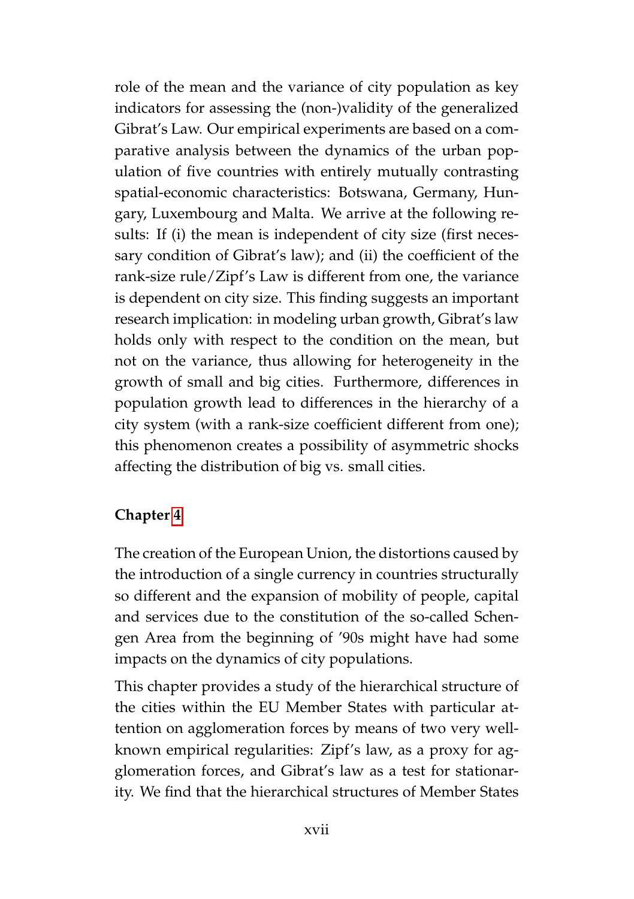role of the mean and the variance of city population as key indicators for assessing the (non-)validity of the generalized Gibrat's Law. Our empirical experiments are based on a comparative analysis between the dynamics of the urban population of five countries with entirely mutually contrasting spatial-economic characteristics: Botswana, Germany, Hungary, Luxembourg and Malta. We arrive at the following results: If (i) the mean is independent of city size (first necessary condition of Gibrat's law); and (ii) the coefficient of the rank-size rule/Zipf's Law is different from one, the variance is dependent on city size. This finding suggests an important research implication: in modeling urban growth, Gibrat's law holds only with respect to the condition on the mean, but not on the variance, thus allowing for heterogeneity in the growth of small and big cities. Furthermore, differences in population growth lead to differences in the hierarchy of a city system (with a rank-size coefficient different from one); this phenomenon creates a possibility of asymmetric shocks affecting the distribution of big vs. small cities.

**Chapter 4**

The creation of the European Union, the distortions caused by the introduction of a single currency in countries structurally so different and the expansion of mobility of people, capital and services due to the constitution of the so-called Schengen Area from the beginning of '90s might have had some impacts on the dynamics of city populations.

This chapter provides a study of the hierarchical structure of the cities within the EU Member States with particular attention on agglomeration forces by means of two very well-known empirical regularities: Zipf's law, as a proxy for agglomeration forces, and Gibrat's law as a test for stationarity. We find that the hierarchical structures of Member States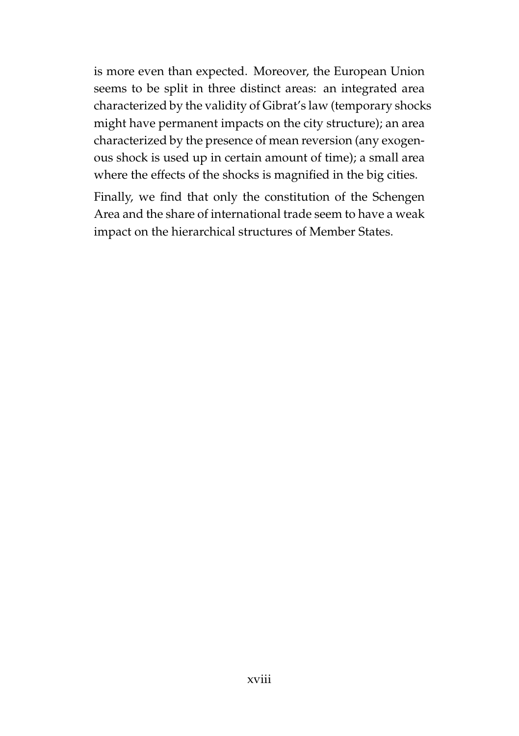is more even than expected. Moreover, the European Union seems to be split in three distinct areas: an integrated area characterized by the validity of Gibrat's law (temporary shocks might have permanent impacts on the city structure); an area characterized by the presence of mean reversion (any exogenous shock is used up in certain amount of time); a small area where the effects of the shocks is magnified in the big cities.

Finally, we find that only the constitution of the Schengen Area and the share of international trade seem to have a weak impact on the hierarchical structures of Member States.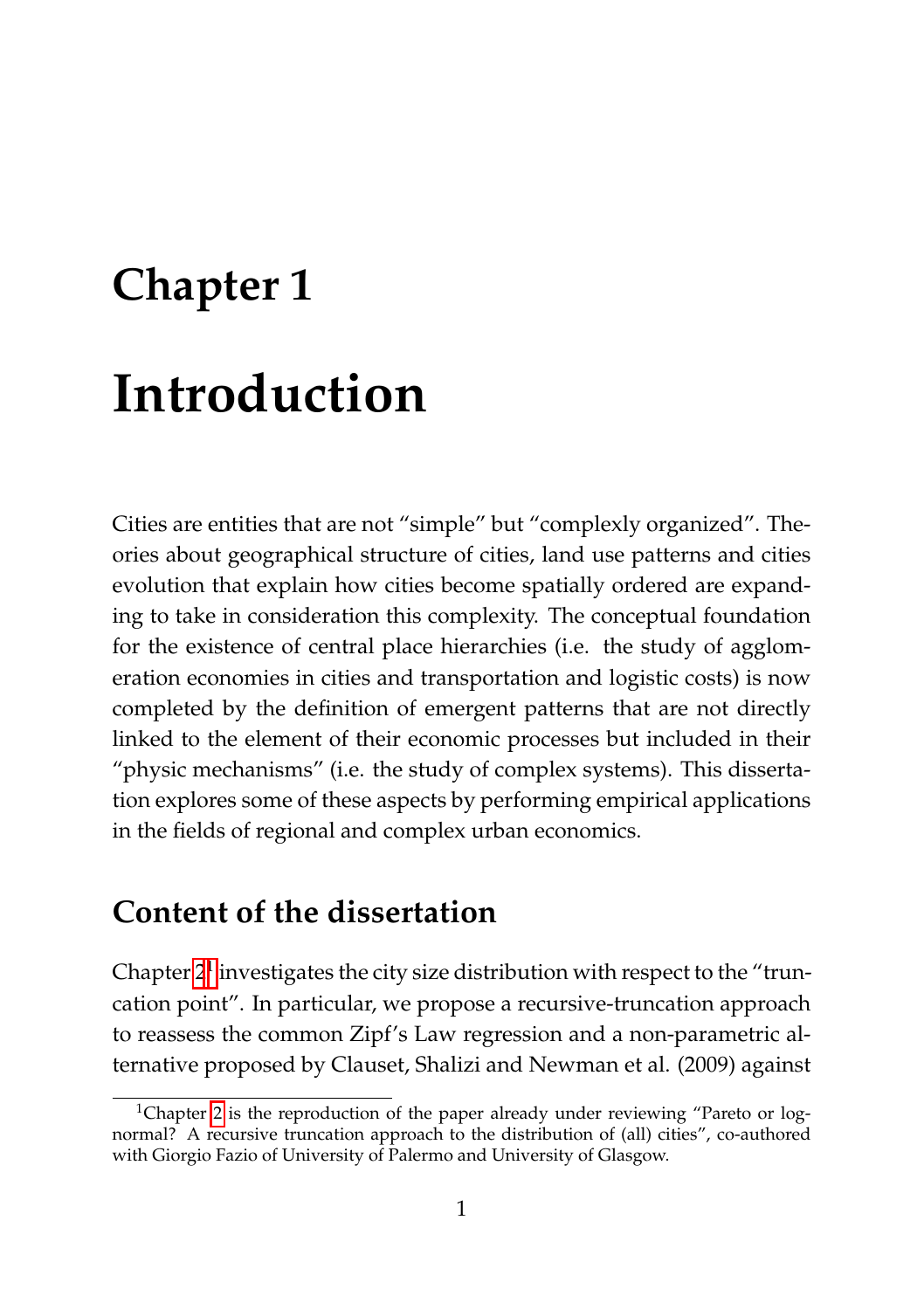# Chapter 1

# Introduction

Cities are entities that are not "simple" but "complexly organized". Theories about geographical structure of cities, land use patterns and cities evolution that explain how cities become spatially ordered are expanding to take in consideration this complexity. The conceptual foundation for the existence of central place hierarchies (i.e. the study of agglomeration economies in cities and transportation and logistic costs) is now completed by the definition of emergent patterns that are not directly linked to the element of their economic processes but included in their "physic mechanisms" (i.e. the study of complex systems). This dissertation explores some of these aspects by performing empirical applications in the fields of regional and complex urban economics.

## Content of the dissertation

Chapter 2[1] investigates the city size distribution with respect to the "truncation point". In particular, we propose a recursive-truncation approach to reassess the common Zipf's Law regression and a non-parametric alternative proposed by Clauset, Shalizi and Newman et al. (2009) against

[1]Chapter 2 is the reproduction of the paper already under reviewing "Pareto or log-normal? A recursive truncation approach to the distribution of (all) cities", co-authored with Giorgio Fazio of University of Palermo and University of Glasgow.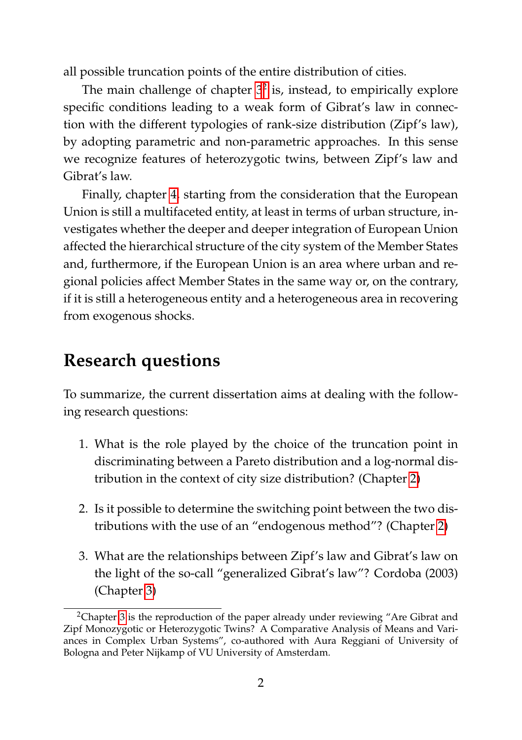all possible truncation points of the entire distribution of cities.

The main challenge of chapter 3[2] is, instead, to empirically explore specific conditions leading to a weak form of Gibrat's law in connection with the different typologies of rank-size distribution (Zipf's law), by adopting parametric and non-parametric approaches. In this sense we recognize features of heterozygotic twins, between Zipf's law and Gibrat's law.

Finally, chapter 4, starting from the consideration that the European Union is still a multifaceted entity, at least in terms of urban structure, investigates whether the deeper and deeper integration of European Union affected the hierarchical structure of the city system of the Member States and, furthermore, if the European Union is an area where urban and regional policies affect Member States in the same way or, on the contrary, if it is still a heterogeneous entity and a heterogeneous area in recovering from exogenous shocks.

## Research questions

To summarize, the current dissertation aims at dealing with the following research questions:

1. What is the role played by the choice of the truncation point in discriminating between a Pareto distribution and a log-normal distribution in the context of city size distribution? (Chapter 2)

2. Is it possible to determine the switching point between the two distributions with the use of an "endogenous method"? (Chapter 2)

3. What are the relationships between Zipf's law and Gibrat's law on the light of the so-call "generalized Gibrat's law"? Cordoba (2003) (Chapter 3)

[2] Chapter 3 is the reproduction of the paper already under reviewing "Are Gibrat and Zipf Monozygotic or Heterozygotic Twins? A Comparative Analysis of Means and Variances in Complex Urban Systems", co-authored with Aura Reggiani of University of Bologna and Peter Nijkamp of VU University of Amsterdam.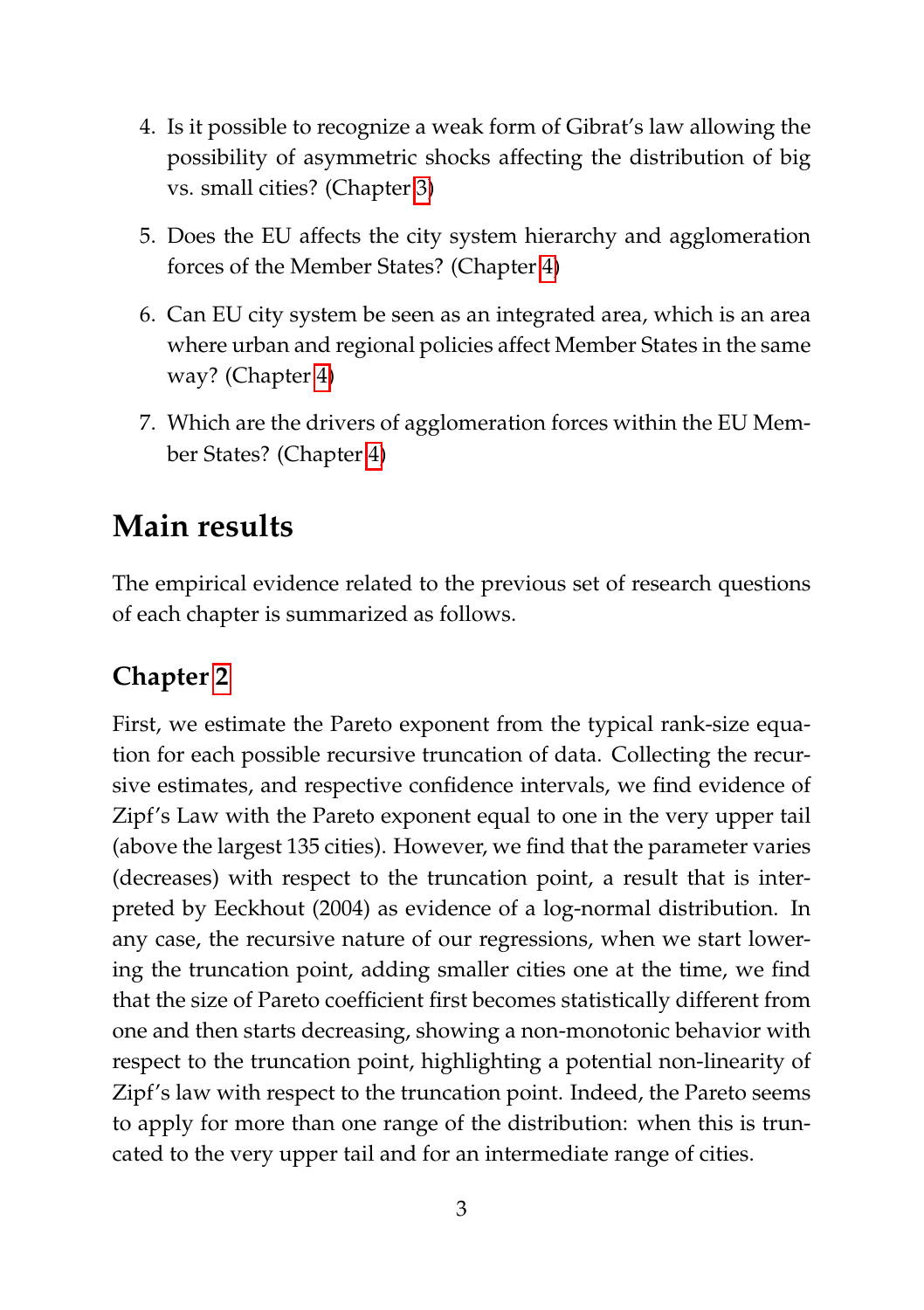4. Is it possible to recognize a weak form of Gibrat's law allowing the possibility of asymmetric shocks affecting the distribution of big vs. small cities? (Chapter 3)

5. Does the EU affects the city system hierarchy and agglomeration forces of the Member States? (Chapter 4)

6. Can EU city system be seen as an integrated area, which is an area where urban and regional policies affect Member States in the same way? (Chapter 4)

7. Which are the drivers of agglomeration forces within the EU Member States? (Chapter 4)

## Main results

The empirical evidence related to the previous set of research questions of each chapter is summarized as follows.

### Chapter 2

First, we estimate the Pareto exponent from the typical rank-size equation for each possible recursive truncation of data. Collecting the recursive estimates, and respective confidence intervals, we find evidence of Zipf's Law with the Pareto exponent equal to one in the very upper tail (above the largest 135 cities). However, we find that the parameter varies (decreases) with respect to the truncation point, a result that is interpreted by Eeckhout (2004) as evidence of a log-normal distribution. In any case, the recursive nature of our regressions, when we start lowering the truncation point, adding smaller cities one at the time, we find that the size of Pareto coefficient first becomes statistically different from one and then starts decreasing, showing a non-monotonic behavior with respect to the truncation point, highlighting a potential non-linearity of Zipf's law with respect to the truncation point. Indeed, the Pareto seems to apply for more than one range of the distribution: when this is truncated to the very upper tail and for an intermediate range of cities.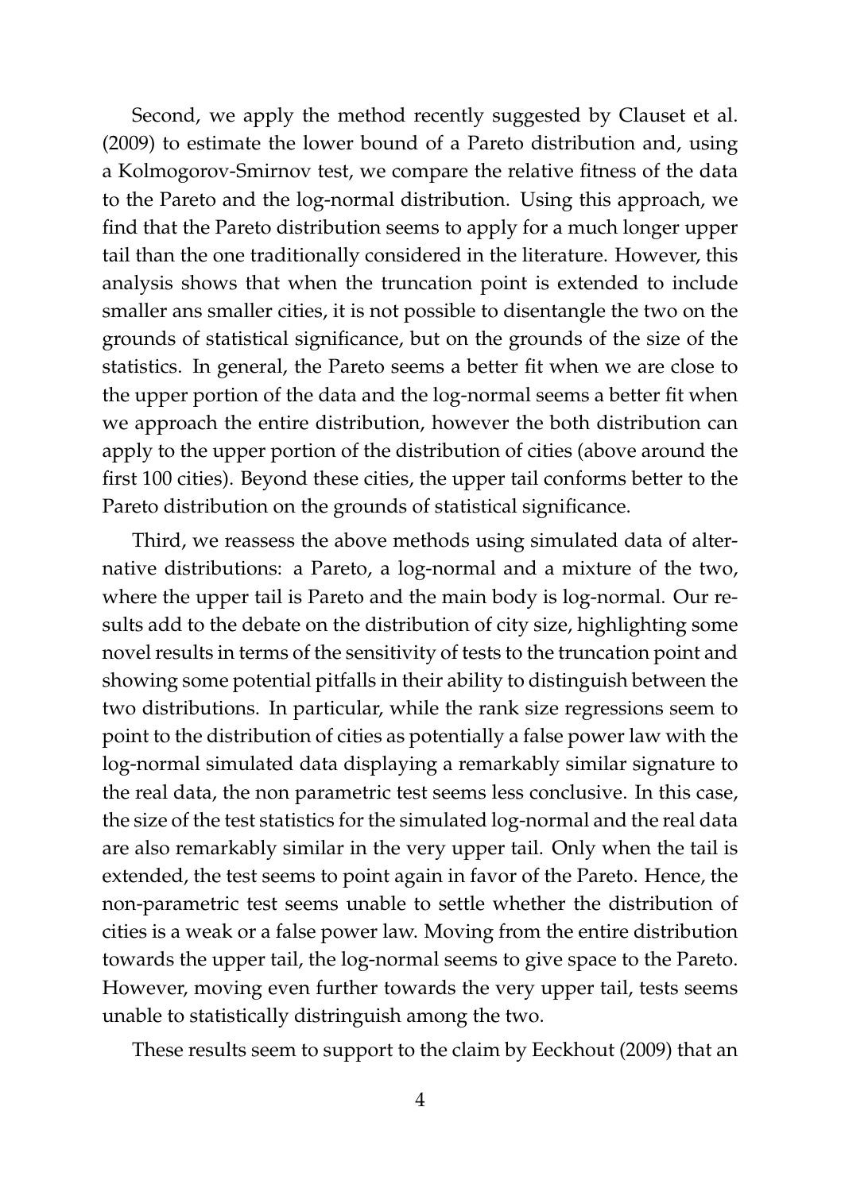Second, we apply the method recently suggested by Clauset et al. (2009) to estimate the lower bound of a Pareto distribution and, using a Kolmogorov-Smirnov test, we compare the relative fitness of the data to the Pareto and the log-normal distribution. Using this approach, we find that the Pareto distribution seems to apply for a much longer upper tail than the one traditionally considered in the literature. However, this analysis shows that when the truncation point is extended to include smaller ans smaller cities, it is not possible to disentangle the two on the grounds of statistical significance, but on the grounds of the size of the statistics. In general, the Pareto seems a better fit when we are close to the upper portion of the data and the log-normal seems a better fit when we approach the entire distribution, however the both distribution can apply to the upper portion of the distribution of cities (above around the first 100 cities). Beyond these cities, the upper tail conforms better to the Pareto distribution on the grounds of statistical significance.

Third, we reassess the above methods using simulated data of alternative distributions: a Pareto, a log-normal and a mixture of the two, where the upper tail is Pareto and the main body is log-normal. Our results add to the debate on the distribution of city size, highlighting some novel results in terms of the sensitivity of tests to the truncation point and showing some potential pitfalls in their ability to distinguish between the two distributions. In particular, while the rank size regressions seem to point to the distribution of cities as potentially a false power law with the log-normal simulated data displaying a remarkably similar signature to the real data, the non parametric test seems less conclusive. In this case, the size of the test statistics for the simulated log-normal and the real data are also remarkably similar in the very upper tail. Only when the tail is extended, the test seems to point again in favor of the Pareto. Hence, the non-parametric test seems unable to settle whether the distribution of cities is a weak or a false power law. Moving from the entire distribution towards the upper tail, the log-normal seems to give space to the Pareto. However, moving even further towards the very upper tail, tests seems unable to statistically distringuish among the two.

These results seem to support to the claim by Eeckhout (2009) that an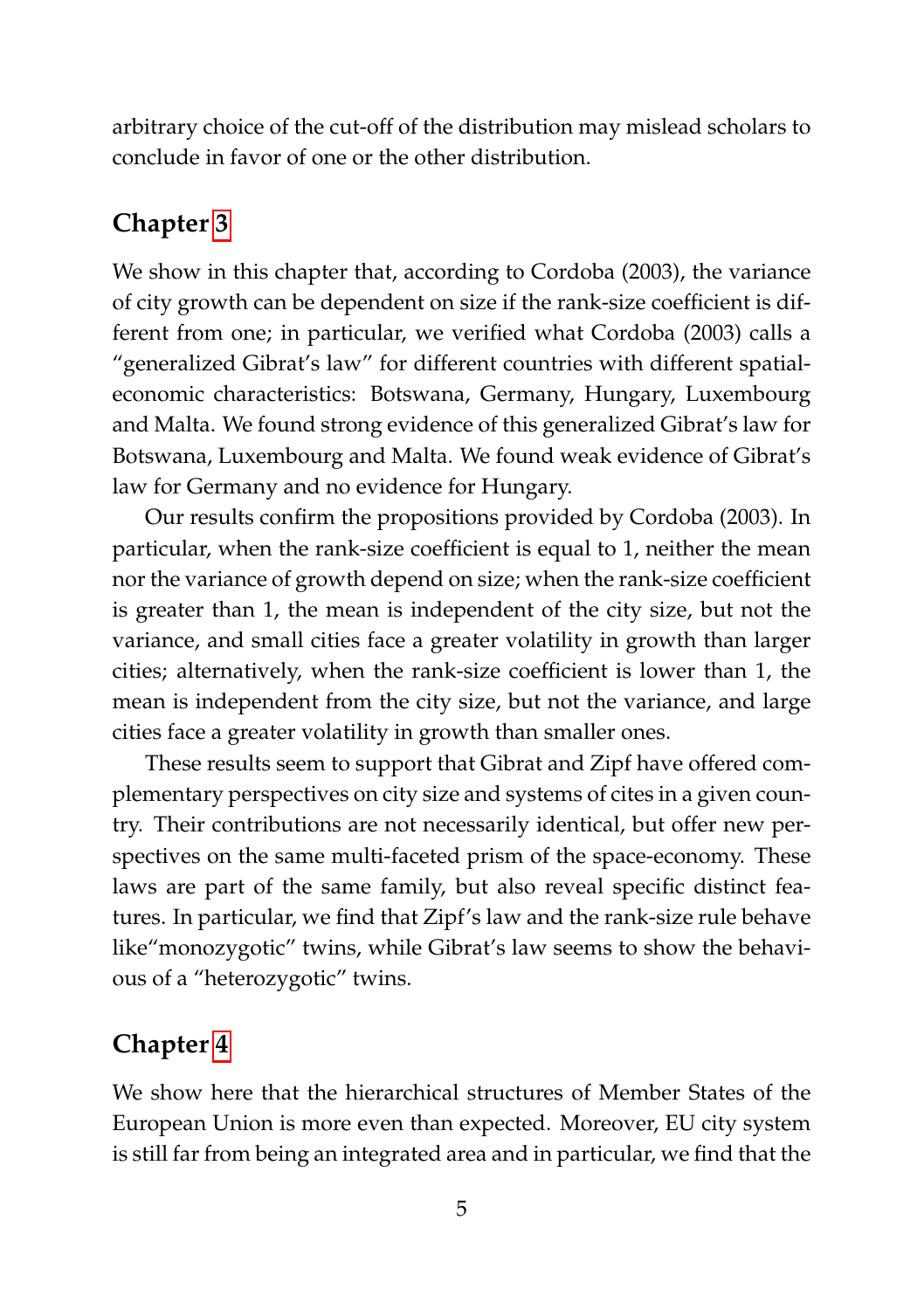arbitrary choice of the cut-off of the distribution may mislead scholars to conclude in favor of one or the other distribution.

## Chapter 3

We show in this chapter that, according to Cordoba (2003), the variance of city growth can be dependent on size if the rank-size coefficient is different from one; in particular, we verified what Cordoba (2003) calls a "generalized Gibrat's law" for different countries with different spatial-economic characteristics: Botswana, Germany, Hungary, Luxembourg and Malta. We found strong evidence of this generalized Gibrat's law for Botswana, Luxembourg and Malta. We found weak evidence of Gibrat's law for Germany and no evidence for Hungary.

Our results confirm the propositions provided by Cordoba (2003). In particular, when the rank-size coefficient is equal to 1, neither the mean nor the variance of growth depend on size; when the rank-size coefficient is greater than 1, the mean is independent of the city size, but not the variance, and small cities face a greater volatility in growth than larger cities; alternatively, when the rank-size coefficient is lower than 1, the mean is independent from the city size, but not the variance, and large cities face a greater volatility in growth than smaller ones.

These results seem to support that Gibrat and Zipf have offered complementary perspectives on city size and systems of cites in a given country. Their contributions are not necessarily identical, but offer new perspectives on the same multi-faceted prism of the space-economy. These laws are part of the same family, but also reveal specific distinct features. In particular, we find that Zipf's law and the rank-size rule behave like"monozygotic" twins, while Gibrat's law seems to show the behavious of a "heterozygotic" twins.

## Chapter 4

We show here that the hierarchical structures of Member States of the European Union is more even than expected. Moreover, EU city system is still far from being an integrated area and in particular, we find that the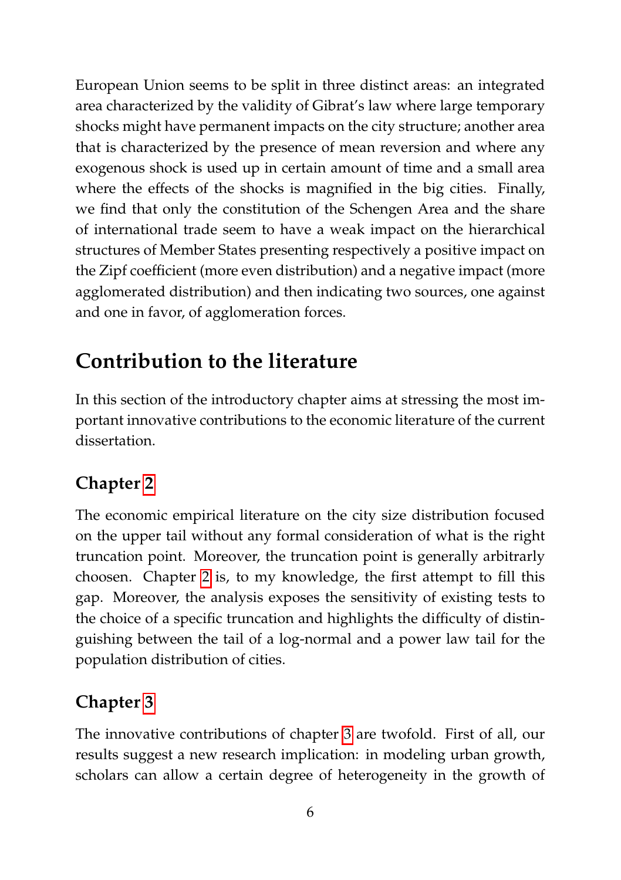European Union seems to be split in three distinct areas: an integrated area characterized by the validity of Gibrat's law where large temporary shocks might have permanent impacts on the city structure; another area that is characterized by the presence of mean reversion and where any exogenous shock is used up in certain amount of time and a small area where the effects of the shocks is magnified in the big cities. Finally, we find that only the constitution of the Schengen Area and the share of international trade seem to have a weak impact on the hierarchical structures of Member States presenting respectively a positive impact on the Zipf coefficient (more even distribution) and a negative impact (more agglomerated distribution) and then indicating two sources, one against and one in favor, of agglomeration forces.

## Contribution to the literature

In this section of the introductory chapter aims at stressing the most important innovative contributions to the economic literature of the current dissertation.

### Chapter 2

The economic empirical literature on the city size distribution focused on the upper tail without any formal consideration of what is the right truncation point. Moreover, the truncation point is generally arbitrarly choosen. Chapter 2 is, to my knowledge, the first attempt to fill this gap. Moreover, the analysis exposes the sensitivity of existing tests to the choice of a specific truncation and highlights the difficulty of distinguishing between the tail of a log-normal and a power law tail for the population distribution of cities.

### Chapter 3

The innovative contributions of chapter 3 are twofold. First of all, our results suggest a new research implication: in modeling urban growth, scholars can allow a certain degree of heterogeneity in the growth of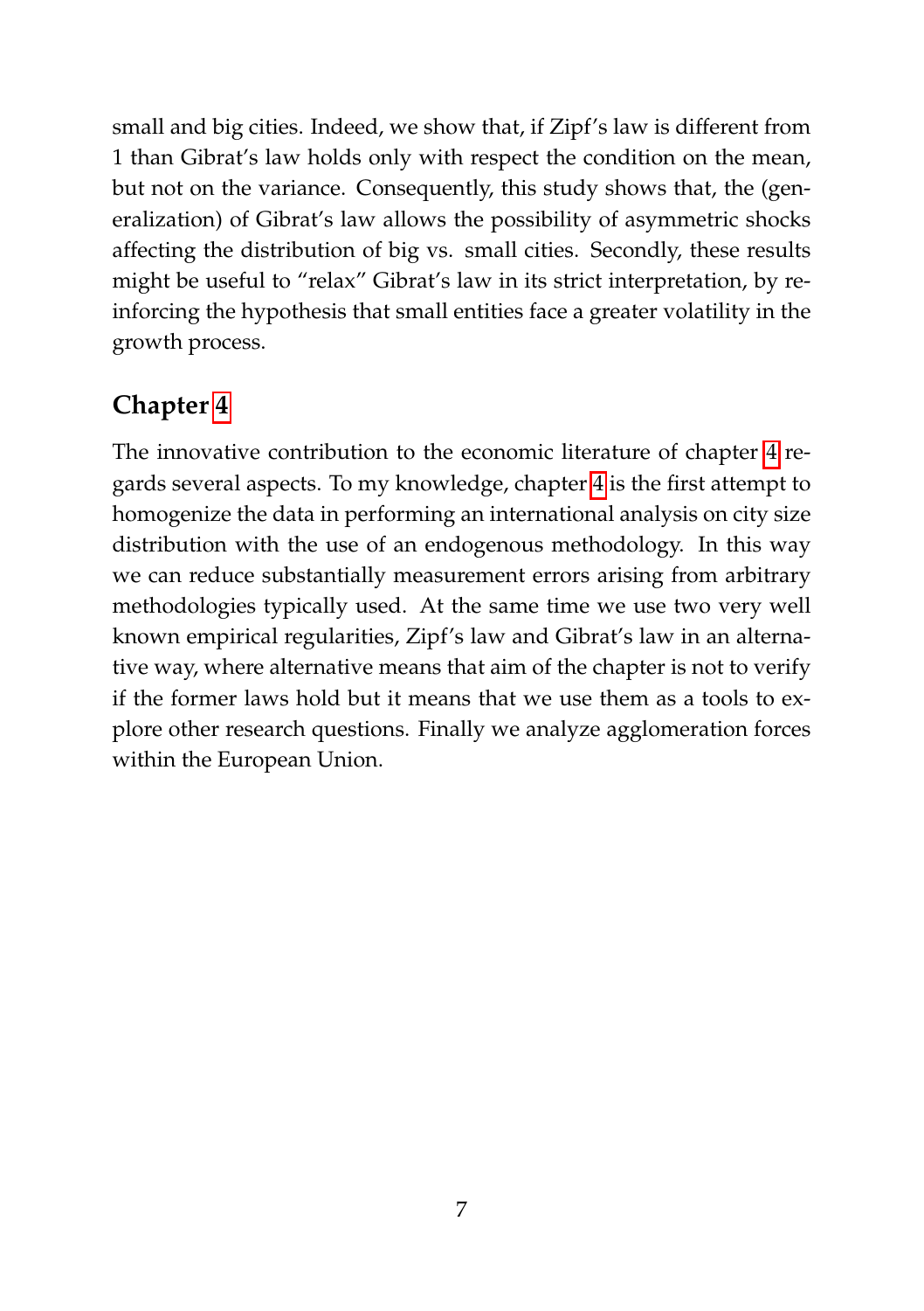small and big cities. Indeed, we show that, if Zipf's law is different from 1 than Gibrat's law holds only with respect the condition on the mean, but not on the variance. Consequently, this study shows that, the (generalization) of Gibrat's law allows the possibility of asymmetric shocks affecting the distribution of big vs. small cities. Secondly, these results might be useful to "relax" Gibrat's law in its strict interpretation, by reinforcing the hypothesis that small entities face a greater volatility in the growth process.

## Chapter 4

The innovative contribution to the economic literature of chapter 4 regards several aspects. To my knowledge, chapter 4 is the first attempt to homogenize the data in performing an international analysis on city size distribution with the use of an endogenous methodology. In this way we can reduce substantially measurement errors arising from arbitrary methodologies typically used. At the same time we use two very well known empirical regularities, Zipf's law and Gibrat's law in an alternative way, where alternative means that aim of the chapter is not to verify if the former laws hold but it means that we use them as a tools to explore other research questions. Finally we analyze agglomeration forces within the European Union.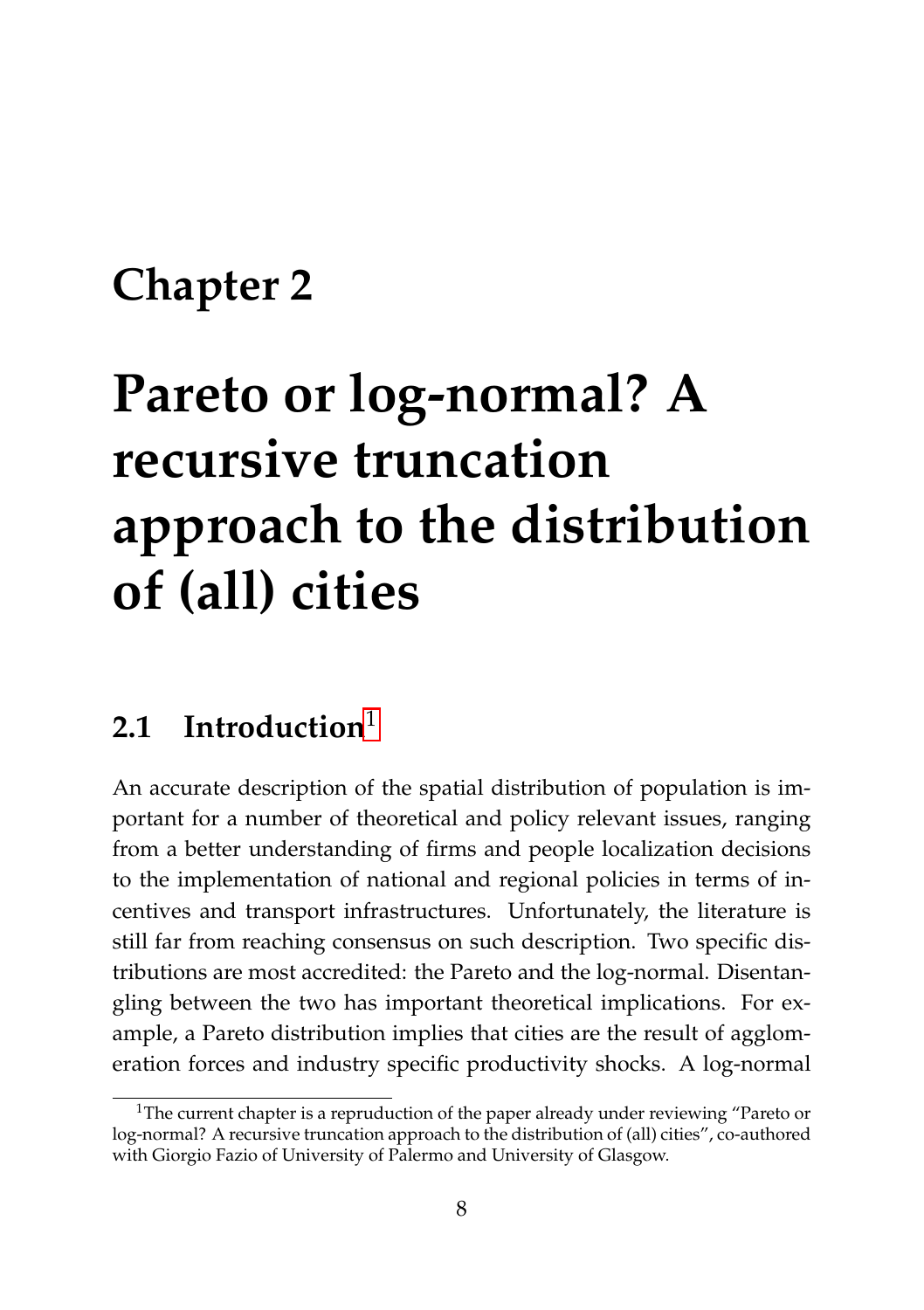# Chapter 2

# Pareto or log-normal? A recursive truncation approach to the distribution of (all) cities

## 2.1 Introduction[1]

An accurate description of the spatial distribution of population is important for a number of theoretical and policy relevant issues, ranging from a better understanding of firms and people localization decisions to the implementation of national and regional policies in terms of incentives and transport infrastructures. Unfortunately, the literature is still far from reaching consensus on such description. Two specific distributions are most accredited: the Pareto and the log-normal. Disentangling between the two has important theoretical implications. For example, a Pareto distribution implies that cities are the result of agglomeration forces and industry specific productivity shocks. A log-normal

[1] The current chapter is a repruduction of the paper already under reviewing "Pareto or log-normal? A recursive truncation approach to the distribution of (all) cities", co-authored with Giorgio Fazio of University of Palermo and University of Glasgow.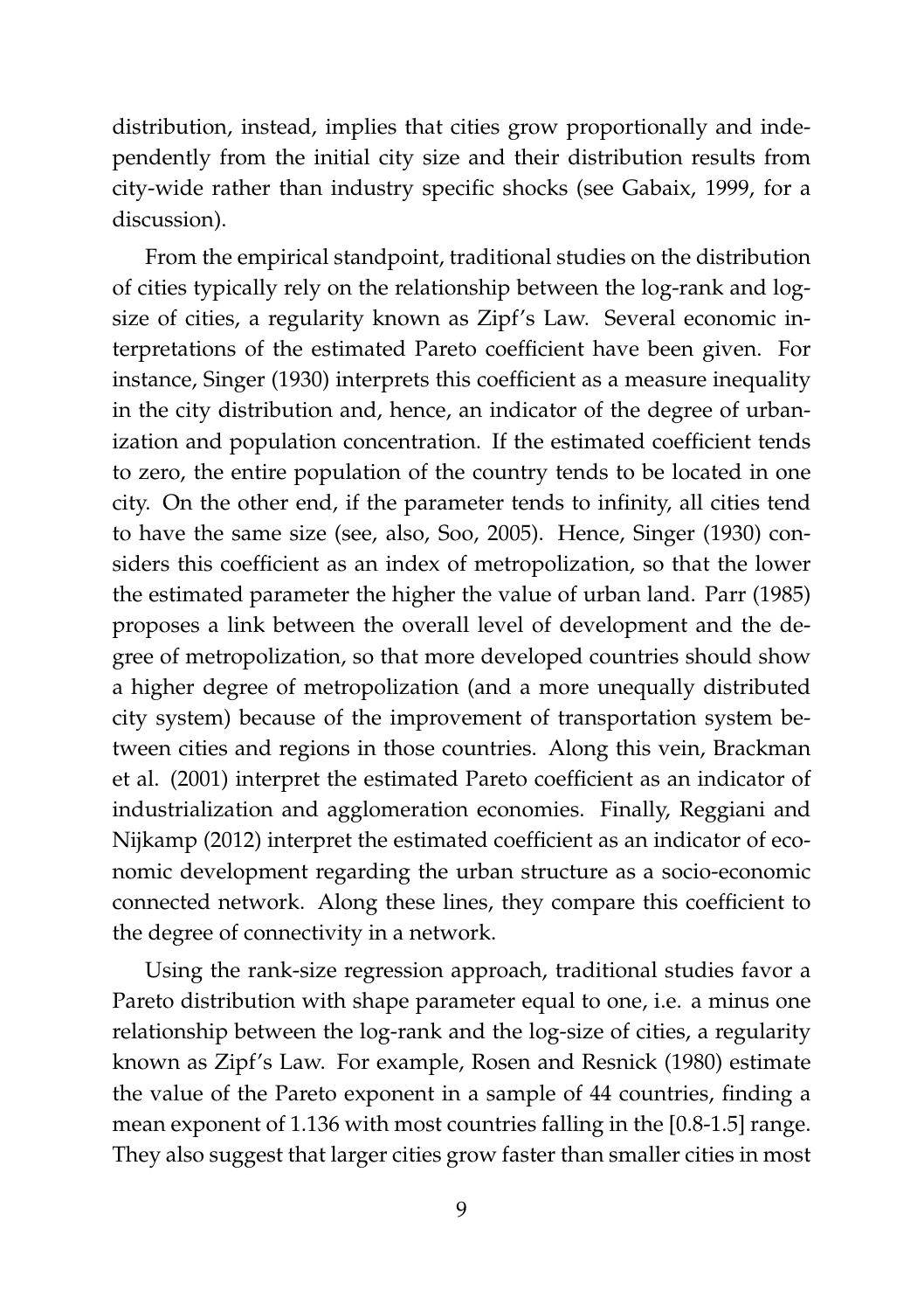distribution, instead, implies that cities grow proportionally and independently from the initial city size and their distribution results from city-wide rather than industry specific shocks (see Gabaix, 1999, for a discussion).

From the empirical standpoint, traditional studies on the distribution of cities typically rely on the relationship between the log-rank and log-size of cities, a regularity known as Zipf's Law. Several economic interpretations of the estimated Pareto coefficient have been given. For instance, Singer (1930) interprets this coefficient as a measure inequality in the city distribution and, hence, an indicator of the degree of urbanization and population concentration. If the estimated coefficient tends to zero, the entire population of the country tends to be located in one city. On the other end, if the parameter tends to infinity, all cities tend to have the same size (see, also, Soo, 2005). Hence, Singer (1930) considers this coefficient as an index of metropolization, so that the lower the estimated parameter the higher the value of urban land. Parr (1985) proposes a link between the overall level of development and the degree of metropolization, so that more developed countries should show a higher degree of metropolization (and a more unequally distributed city system) because of the improvement of transportation system between cities and regions in those countries. Along this vein, Brackman et al. (2001) interpret the estimated Pareto coefficient as an indicator of industrialization and agglomeration economies. Finally, Reggiani and Nijkamp (2012) interpret the estimated coefficient as an indicator of economic development regarding the urban structure as a socio-economic connected network. Along these lines, they compare this coefficient to the degree of connectivity in a network.

Using the rank-size regression approach, traditional studies favor a Pareto distribution with shape parameter equal to one, i.e. a minus one relationship between the log-rank and the log-size of cities, a regularity known as Zipf's Law. For example, Rosen and Resnick (1980) estimate the value of the Pareto exponent in a sample of 44 countries, finding a mean exponent of 1.136 with most countries falling in the [0.8-1.5] range. They also suggest that larger cities grow faster than smaller cities in most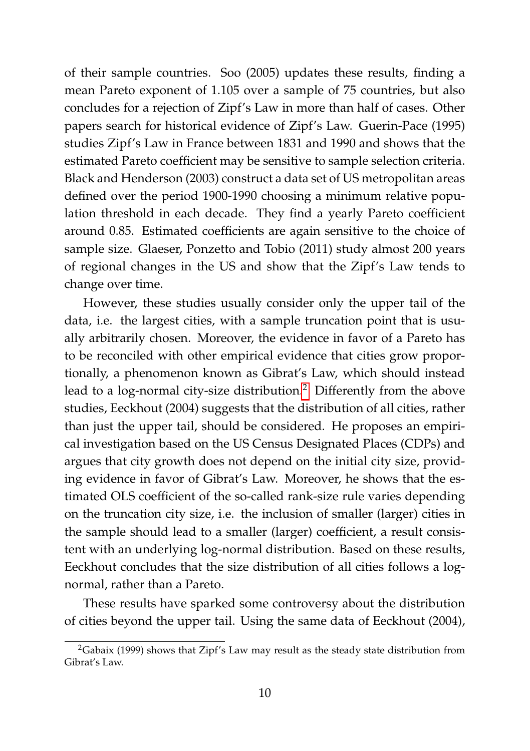of their sample countries. Soo (2005) updates these results, finding a mean Pareto exponent of 1.105 over a sample of 75 countries, but also concludes for a rejection of Zipf's Law in more than half of cases. Other papers search for historical evidence of Zipf's Law. Guerin-Pace (1995) studies Zipf's Law in France between 1831 and 1990 and shows that the estimated Pareto coefficient may be sensitive to sample selection criteria. Black and Henderson (2003) construct a data set of US metropolitan areas defined over the period 1900-1990 choosing a minimum relative population threshold in each decade. They find a yearly Pareto coefficient around 0.85. Estimated coefficients are again sensitive to the choice of sample size. Glaeser, Ponzetto and Tobio (2011) study almost 200 years of regional changes in the US and show that the Zipf's Law tends to change over time.

However, these studies usually consider only the upper tail of the data, i.e. the largest cities, with a sample truncation point that is usually arbitrarily chosen. Moreover, the evidence in favor of a Pareto has to be reconciled with other empirical evidence that cities grow proportionally, a phenomenon known as Gibrat's Law, which should instead lead to a log-normal city-size distribution.[2] Differently from the above studies, Eeckhout (2004) suggests that the distribution of all cities, rather than just the upper tail, should be considered. He proposes an empirical investigation based on the US Census Designated Places (CDPs) and argues that city growth does not depend on the initial city size, providing evidence in favor of Gibrat's Law. Moreover, he shows that the estimated OLS coefficient of the so-called rank-size rule varies depending on the truncation city size, i.e. the inclusion of smaller (larger) cities in the sample should lead to a smaller (larger) coefficient, a result consistent with an underlying log-normal distribution. Based on these results, Eeckhout concludes that the size distribution of all cities follows a log-normal, rather than a Pareto.

These results have sparked some controversy about the distribution of cities beyond the upper tail. Using the same data of Eeckhout (2004),

[2] Gabaix (1999) shows that Zipf's Law may result as the steady state distribution from Gibrat's Law.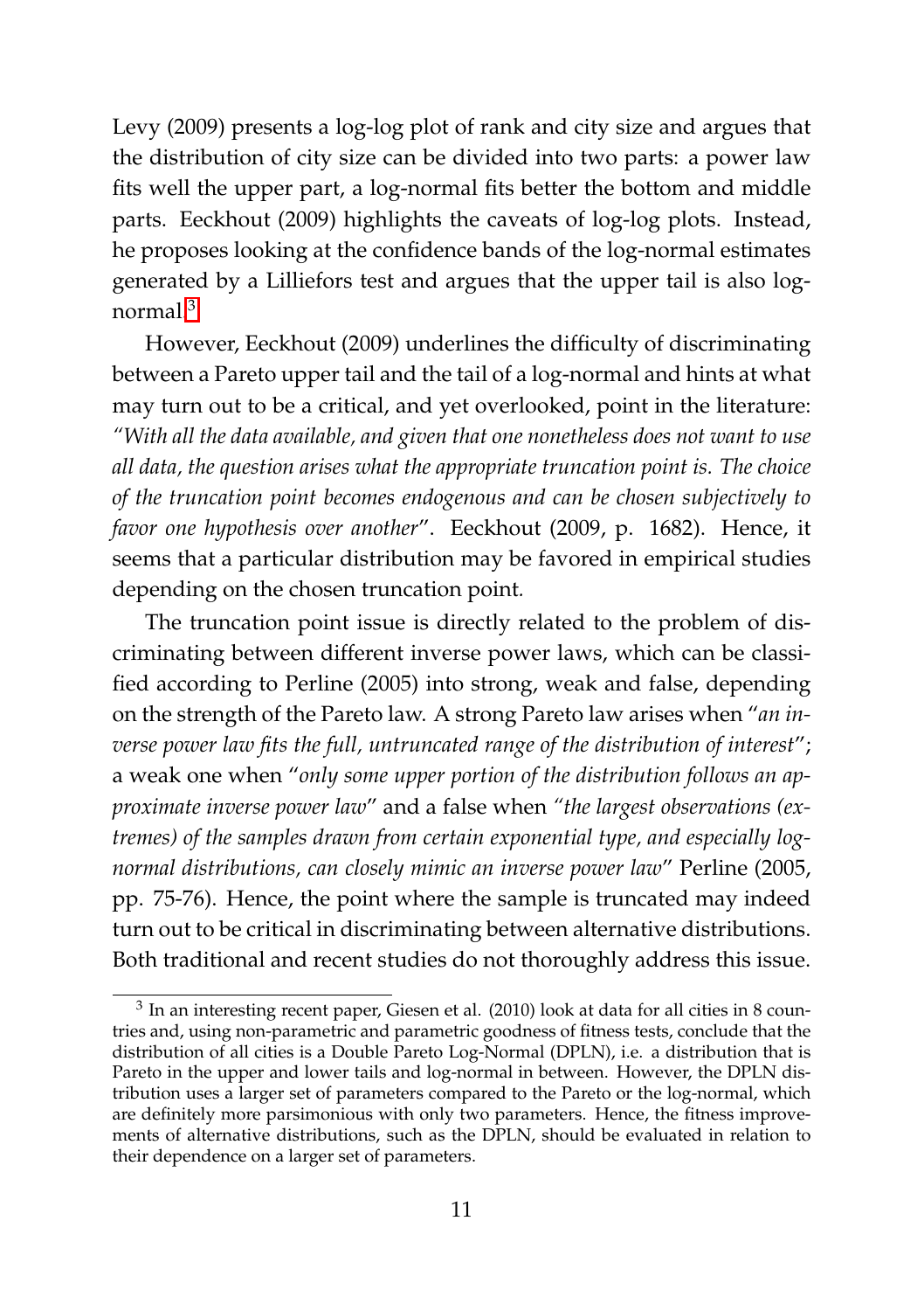Levy (2009) presents a log-log plot of rank and city size and argues that the distribution of city size can be divided into two parts: a power law fits well the upper part, a log-normal fits better the bottom and middle parts. Eeckhout (2009) highlights the caveats of log-log plots. Instead, he proposes looking at the confidence bands of the log-normal estimates generated by a Lilliefors test and argues that the upper tail is also log-normal.[3]

However, Eeckhout (2009) underlines the difficulty of discriminating between a Pareto upper tail and the tail of a log-normal and hints at what may turn out to be a critical, and yet overlooked, point in the literature: *"With all the data available, and given that one nonetheless does not want to use all data, the question arises what the appropriate truncation point is. The choice of the truncation point becomes endogenous and can be chosen subjectively to favor one hypothesis over another*". Eeckhout (2009, p. 1682). Hence, it seems that a particular distribution may be favored in empirical studies depending on the chosen truncation point.

The truncation point issue is directly related to the problem of discriminating between different inverse power laws, which can be classified according to Perline (2005) into strong, weak and false, depending on the strength of the Pareto law. A strong Pareto law arises when "*an inverse power law fits the full, untruncated range of the distribution of interest*"; a weak one when "*only some upper portion of the distribution follows an approximate inverse power law*" and a false when *"the largest observations (extremes) of the samples drawn from certain exponential type, and especially log-normal distributions, can closely mimic an inverse power law*" Perline (2005, pp. 75-76). Hence, the point where the sample is truncated may indeed turn out to be critical in discriminating between alternative distributions. Both traditional and recent studies do not thoroughly address this issue.

---

[3] In an interesting recent paper, Giesen et al. (2010) look at data for all cities in 8 countries and, using non-parametric and parametric goodness of fitness tests, conclude that the distribution of all cities is a Double Pareto Log-Normal (DPLN), i.e. a distribution that is Pareto in the upper and lower tails and log-normal in between. However, the DPLN distribution uses a larger set of parameters compared to the Pareto or the log-normal, which are definitely more parsimonious with only two parameters. Hence, the fitness improvements of alternative distributions, such as the DPLN, should be evaluated in relation to their dependence on a larger set of parameters.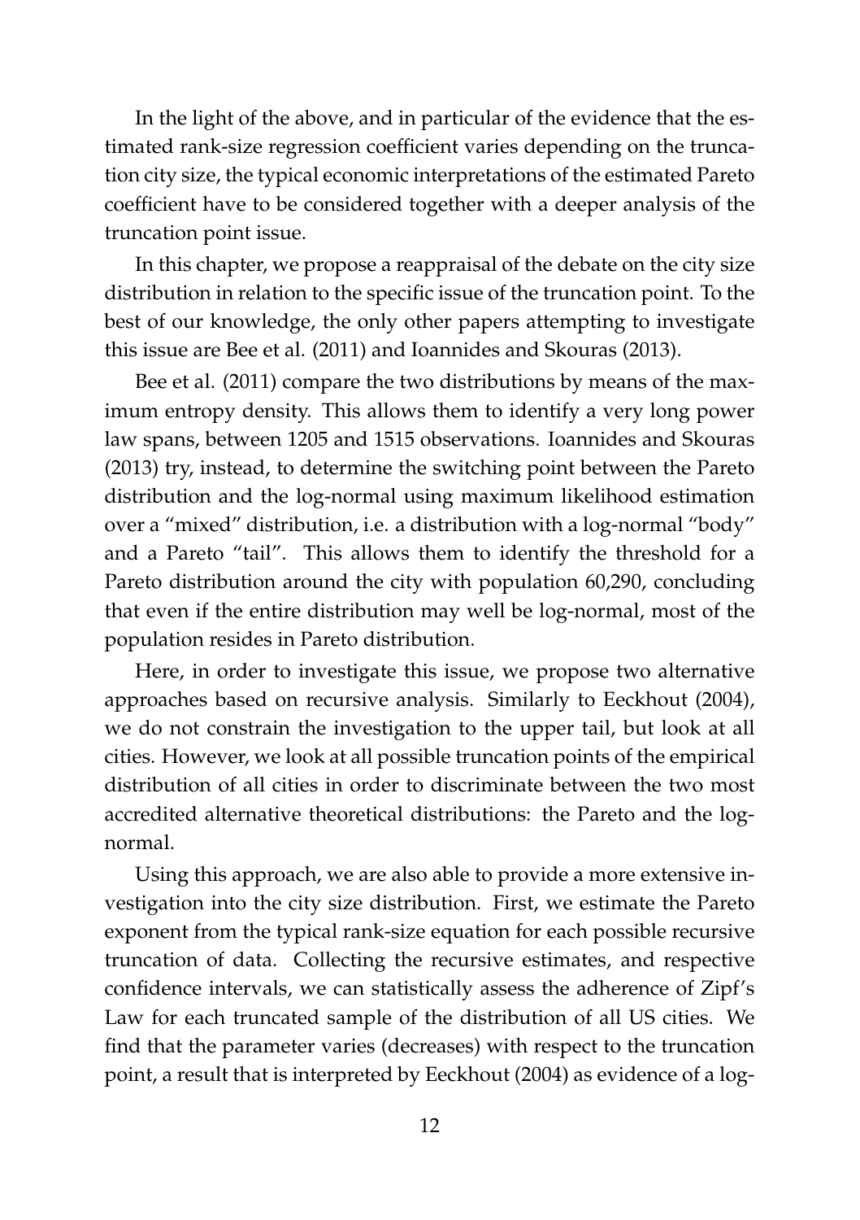In the light of the above, and in particular of the evidence that the estimated rank-size regression coefficient varies depending on the truncation city size, the typical economic interpretations of the estimated Pareto coefficient have to be considered together with a deeper analysis of the truncation point issue.

In this chapter, we propose a reappraisal of the debate on the city size distribution in relation to the specific issue of the truncation point. To the best of our knowledge, the only other papers attempting to investigate this issue are Bee et al. (2011) and Ioannides and Skouras (2013).

Bee et al. (2011) compare the two distributions by means of the maximum entropy density. This allows them to identify a very long power law spans, between 1205 and 1515 observations. Ioannides and Skouras (2013) try, instead, to determine the switching point between the Pareto distribution and the log-normal using maximum likelihood estimation over a "mixed" distribution, i.e. a distribution with a log-normal "body" and a Pareto "tail". This allows them to identify the threshold for a Pareto distribution around the city with population 60,290, concluding that even if the entire distribution may well be log-normal, most of the population resides in Pareto distribution.

Here, in order to investigate this issue, we propose two alternative approaches based on recursive analysis. Similarly to Eeckhout (2004), we do not constrain the investigation to the upper tail, but look at all cities. However, we look at all possible truncation points of the empirical distribution of all cities in order to discriminate between the two most accredited alternative theoretical distributions: the Pareto and the log-normal.

Using this approach, we are also able to provide a more extensive investigation into the city size distribution. First, we estimate the Pareto exponent from the typical rank-size equation for each possible recursive truncation of data. Collecting the recursive estimates, and respective confidence intervals, we can statistically assess the adherence of Zipf's Law for each truncated sample of the distribution of all US cities. We find that the parameter varies (decreases) with respect to the truncation point, a result that is interpreted by Eeckhout (2004) as evidence of a log-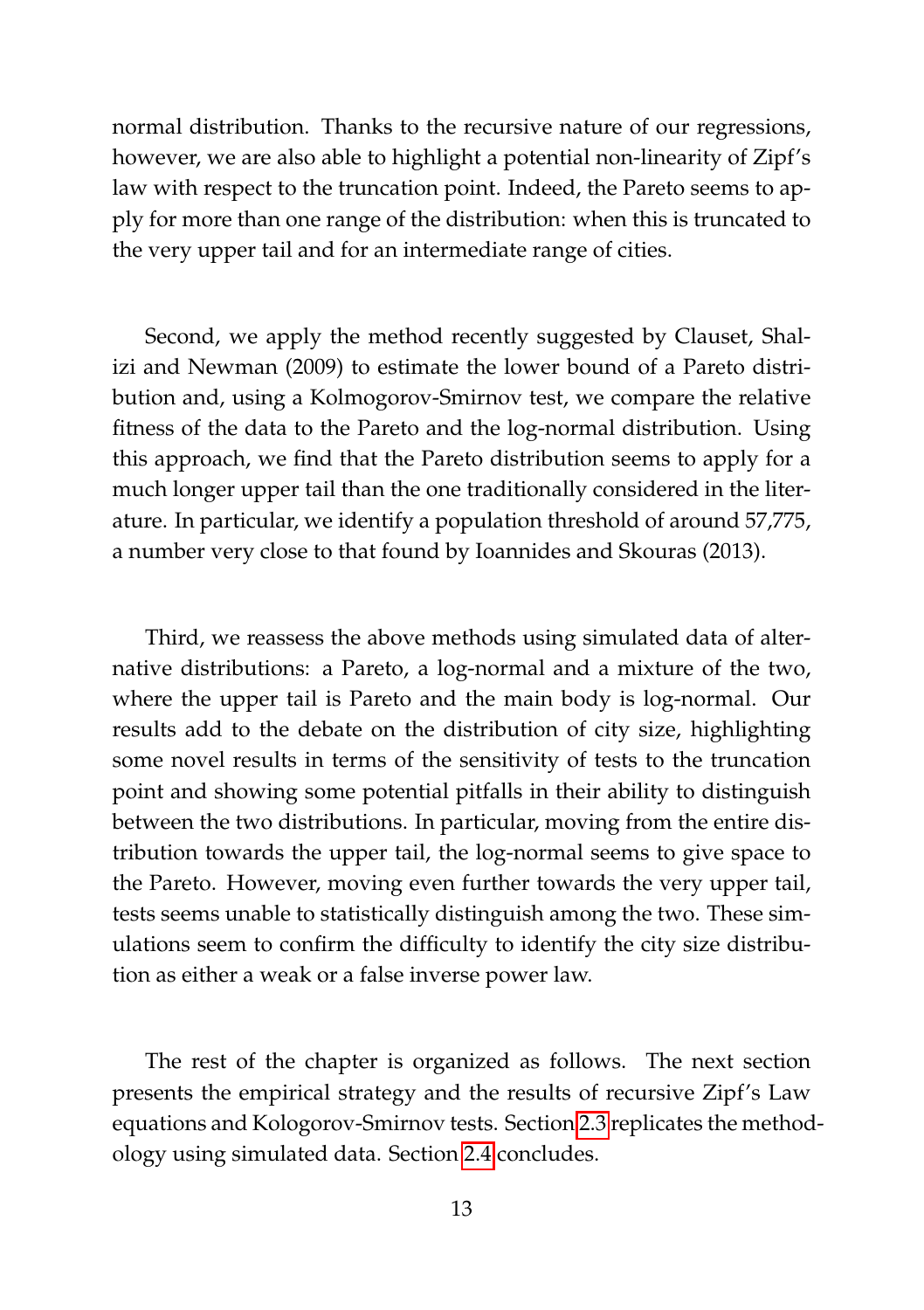normal distribution. Thanks to the recursive nature of our regressions, however, we are also able to highlight a potential non-linearity of Zipf's law with respect to the truncation point. Indeed, the Pareto seems to apply for more than one range of the distribution: when this is truncated to the very upper tail and for an intermediate range of cities.

Second, we apply the method recently suggested by Clauset, Shalizi and Newman (2009) to estimate the lower bound of a Pareto distribution and, using a Kolmogorov-Smirnov test, we compare the relative fitness of the data to the Pareto and the log-normal distribution. Using this approach, we find that the Pareto distribution seems to apply for a much longer upper tail than the one traditionally considered in the literature. In particular, we identify a population threshold of around 57,775, a number very close to that found by Ioannides and Skouras (2013).

Third, we reassess the above methods using simulated data of alternative distributions: a Pareto, a log-normal and a mixture of the two, where the upper tail is Pareto and the main body is log-normal. Our results add to the debate on the distribution of city size, highlighting some novel results in terms of the sensitivity of tests to the truncation point and showing some potential pitfalls in their ability to distinguish between the two distributions. In particular, moving from the entire distribution towards the upper tail, the log-normal seems to give space to the Pareto. However, moving even further towards the very upper tail, tests seems unable to statistically distinguish among the two. These simulations seem to confirm the difficulty to identify the city size distribution as either a weak or a false inverse power law.

The rest of the chapter is organized as follows. The next section presents the empirical strategy and the results of recursive Zipf's Law equations and Kologorov-Smirnov tests. Section 2.3 replicates the methodology using simulated data. Section 2.4 concludes.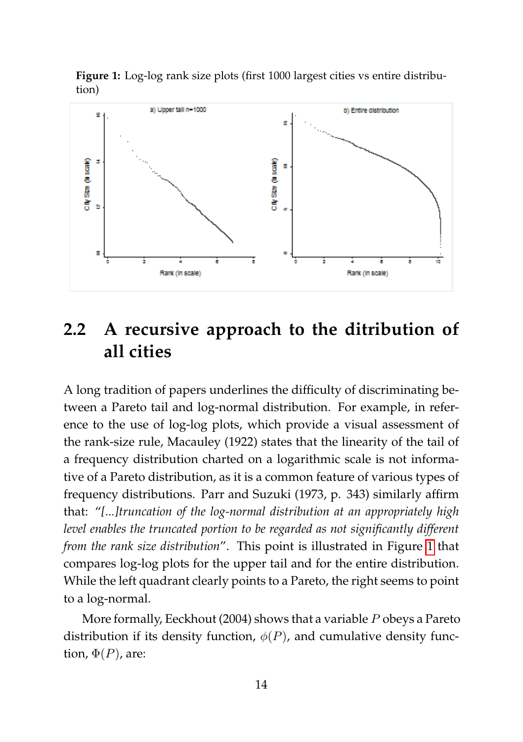**Figure 1:** Log-log rank size plots (first 1000 largest cities vs entire distribution)

## 2.2 A recursive approach to the ditribution of all cities

A long tradition of papers underlines the difficulty of discriminating between a Pareto tail and log-normal distribution. For example, in reference to the use of log-log plots, which provide a visual assessment of the rank-size rule, Macauley (1922) states that the linearity of the tail of a frequency distribution charted on a logarithmic scale is not informative of a Pareto distribution, as it is a common feature of various types of frequency distributions. Parr and Suzuki (1973, p. 343) similarly affirm that: "*[...]truncation of the log-normal distribution at an appropriately high level enables the truncated portion to be regarded as not significantly different from the rank size distribution*". This point is illustrated in Figure 1 that compares log-log plots for the upper tail and for the entire distribution. While the left quadrant clearly points to a Pareto, the right seems to point to a log-normal.

More formally, Eeckhout (2004) shows that a variable $P$ obeys a Pareto distribution if its density function, $\phi(P)$, and cumulative density function, $\Phi(P)$, are: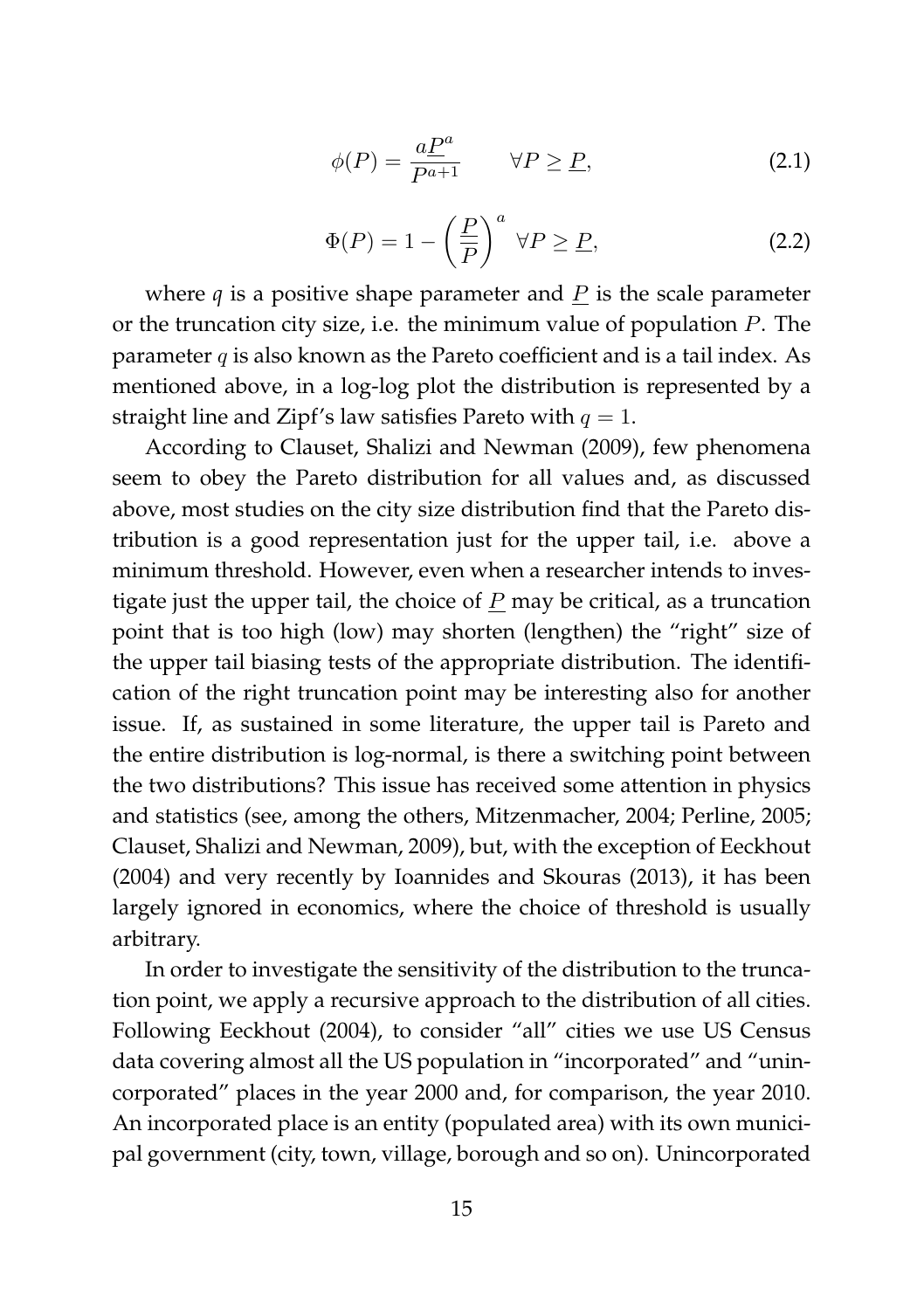$$\phi(P) = \frac{a\underline{P}^a}{P^{a+1}} \qquad \forall P \geq \underline{P}, \tag{2.1}$$

$$\Phi(P) = 1 - \left(\frac{\underline{P}}{P}\right)^a \ \forall P \geq \underline{P}, \tag{2.2}$$

where $q$ is a positive shape parameter and $\underline{P}$ is the scale parameter or the truncation city size, i.e. the minimum value of population $P$. The parameter $q$ is also known as the Pareto coefficient and is a tail index. As mentioned above, in a log-log plot the distribution is represented by a straight line and Zipf's law satisfies Pareto with $q = 1$.

According to Clauset, Shalizi and Newman (2009), few phenomena seem to obey the Pareto distribution for all values and, as discussed above, most studies on the city size distribution find that the Pareto distribution is a good representation just for the upper tail, i.e. above a minimum threshold. However, even when a researcher intends to investigate just the upper tail, the choice of $\underline{P}$ may be critical, as a truncation point that is too high (low) may shorten (lengthen) the "right" size of the upper tail biasing tests of the appropriate distribution. The identification of the right truncation point may be interesting also for another issue. If, as sustained in some literature, the upper tail is Pareto and the entire distribution is log-normal, is there a switching point between the two distributions? This issue has received some attention in physics and statistics (see, among the others, Mitzenmacher, 2004; Perline, 2005; Clauset, Shalizi and Newman, 2009), but, with the exception of Eeckhout (2004) and very recently by Ioannides and Skouras (2013), it has been largely ignored in economics, where the choice of threshold is usually arbitrary.

In order to investigate the sensitivity of the distribution to the truncation point, we apply a recursive approach to the distribution of all cities. Following Eeckhout (2004), to consider "all" cities we use US Census data covering almost all the US population in "incorporated" and "unincorporated" places in the year 2000 and, for comparison, the year 2010. An incorporated place is an entity (populated area) with its own municipal government (city, town, village, borough and so on). Unincorporated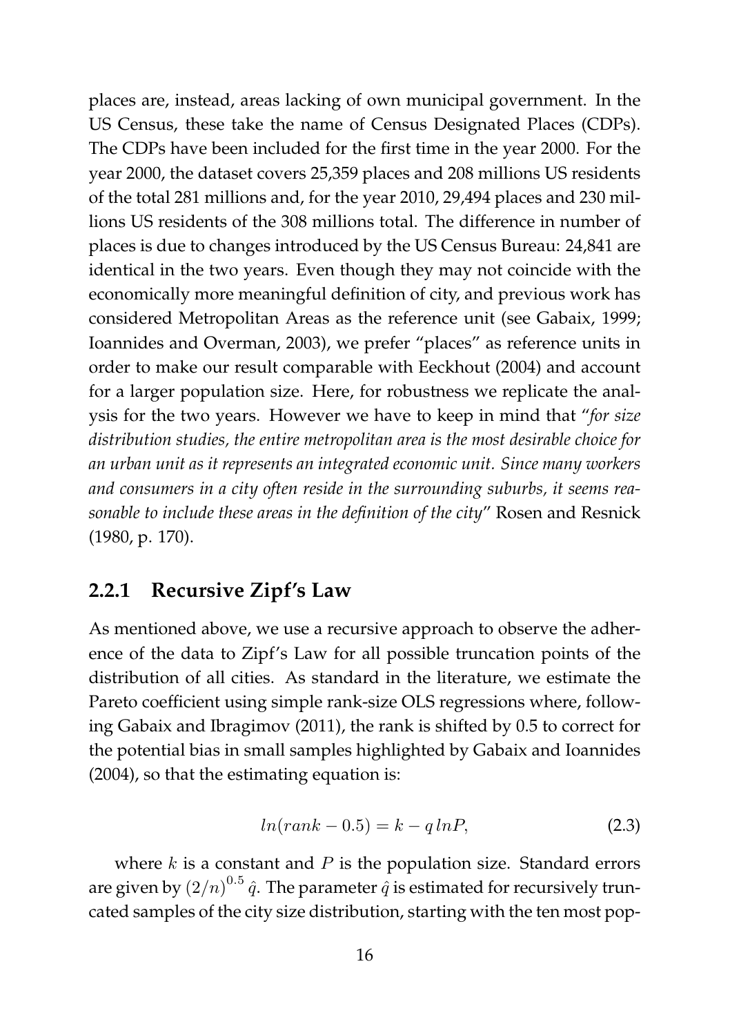places are, instead, areas lacking of own municipal government. In the US Census, these take the name of Census Designated Places (CDPs). The CDPs have been included for the first time in the year 2000. For the year 2000, the dataset covers 25,359 places and 208 millions US residents of the total 281 millions and, for the year 2010, 29,494 places and 230 millions US residents of the 308 millions total. The difference in number of places is due to changes introduced by the US Census Bureau: 24,841 are identical in the two years. Even though they may not coincide with the economically more meaningful definition of city, and previous work has considered Metropolitan Areas as the reference unit (see Gabaix, 1999; Ioannides and Overman, 2003), we prefer "places" as reference units in order to make our result comparable with Eeckhout (2004) and account for a larger population size. Here, for robustness we replicate the analysis for the two years. However we have to keep in mind that "*for size distribution studies, the entire metropolitan area is the most desirable choice for an urban unit as it represents an integrated economic unit. Since many workers and consumers in a city often reside in the surrounding suburbs, it seems reasonable to include these areas in the definition of the city*" Rosen and Resnick (1980, p. 170).

### 2.2.1 Recursive Zipf's Law

As mentioned above, we use a recursive approach to observe the adherence of the data to Zipf's Law for all possible truncation points of the distribution of all cities. As standard in the literature, we estimate the Pareto coefficient using simple rank-size OLS regressions where, following Gabaix and Ibragimov (2011), the rank is shifted by 0.5 to correct for the potential bias in small samples highlighted by Gabaix and Ioannides (2004), so that the estimating equation is:

$$ln(rank - 0.5) = k - q\, lnP, \tag{2.3}$$

where $k$ is a constant and $P$ is the population size. Standard errors are given by $(2/n)^{0.5}\,\hat{q}$. The parameter $\hat{q}$ is estimated for recursively truncated samples of the city size distribution, starting with the ten most pop-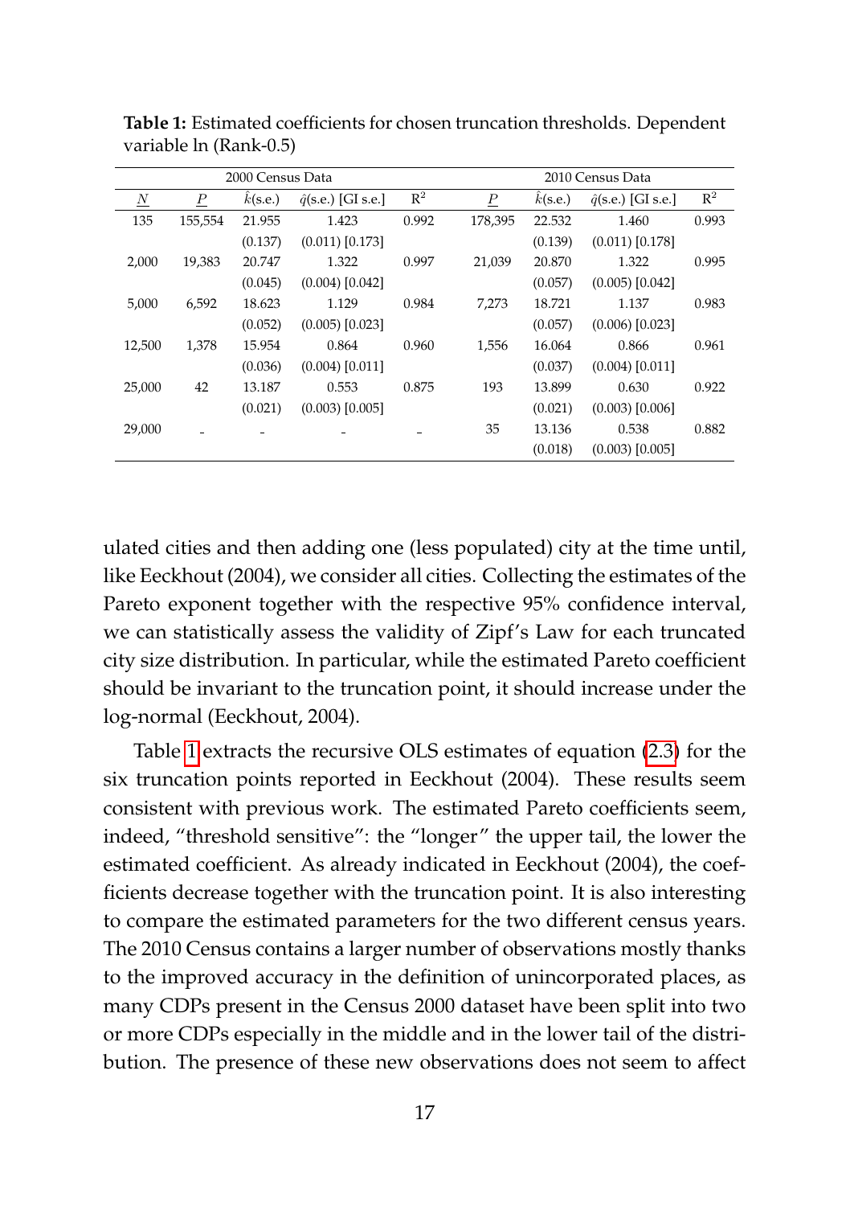**Table 1:** Estimated coefficients for chosen truncation thresholds. Dependent variable ln (Rank-0.5)

| | 2000 Census Data | | | | 2010 Census Data | | | |
|---|---|---|---|---|---|---|---|---|
| $\underline{N}$ | $\underline{P}$ | $\hat{k}$(s.e.) | $\hat{q}$(s.e.) [GI s.e.] | $R^2$ | $\underline{P}$ | $\hat{k}$(s.e.) | $\hat{q}$(s.e.) [GI s.e.] | $R^2$ |
| 135 | 155,554 | 21.955 | 1.423 | 0.992 | 178,395 | 22.532 | 1.460 | 0.993 |
| | | (0.137) | (0.011) [0.173] | | | (0.139) | (0.011) [0.178] | |
| 2,000 | 19,383 | 20.747 | 1.322 | 0.997 | 21,039 | 20.870 | 1.322 | 0.995 |
| | | (0.045) | (0.004) [0.042] | | | (0.057) | (0.005) [0.042] | |
| 5,000 | 6,592 | 18.623 | 1.129 | 0.984 | 7,273 | 18.721 | 1.137 | 0.983 |
| | | (0.052) | (0.005) [0.023] | | | (0.057) | (0.006) [0.023] | |
| 12,500 | 1,378 | 15.954 | 0.864 | 0.960 | 1,556 | 16.064 | 0.866 | 0.961 |
| | | (0.036) | (0.004) [0.011] | | | (0.037) | (0.004) [0.011] | |
| 25,000 | 42 | 13.187 | 0.553 | 0.875 | 193 | 13.899 | 0.630 | 0.922 |
| | | (0.021) | (0.003) [0.005] | | | (0.021) | (0.003) [0.006] | |
| 29,000 | - | - | - | - | 35 | 13.136 | 0.538 | 0.882 |
| | | | | | | (0.018) | (0.003) [0.005] | |

ulated cities and then adding one (less populated) city at the time until, like Eeckhout (2004), we consider all cities. Collecting the estimates of the Pareto exponent together with the respective 95% confidence interval, we can statistically assess the validity of Zipf's Law for each truncated city size distribution. In particular, while the estimated Pareto coefficient should be invariant to the truncation point, it should increase under the log-normal (Eeckhout, 2004).

Table 1 extracts the recursive OLS estimates of equation (2.3) for the six truncation points reported in Eeckhout (2004). These results seem consistent with previous work. The estimated Pareto coefficients seem, indeed, "threshold sensitive": the "longer" the upper tail, the lower the estimated coefficient. As already indicated in Eeckhout (2004), the coefficients decrease together with the truncation point. It is also interesting to compare the estimated parameters for the two different census years. The 2010 Census contains a larger number of observations mostly thanks to the improved accuracy in the definition of unincorporated places, as many CDPs present in the Census 2000 dataset have been split into two or more CDPs especially in the middle and in the lower tail of the distribution. The presence of these new observations does not seem to affect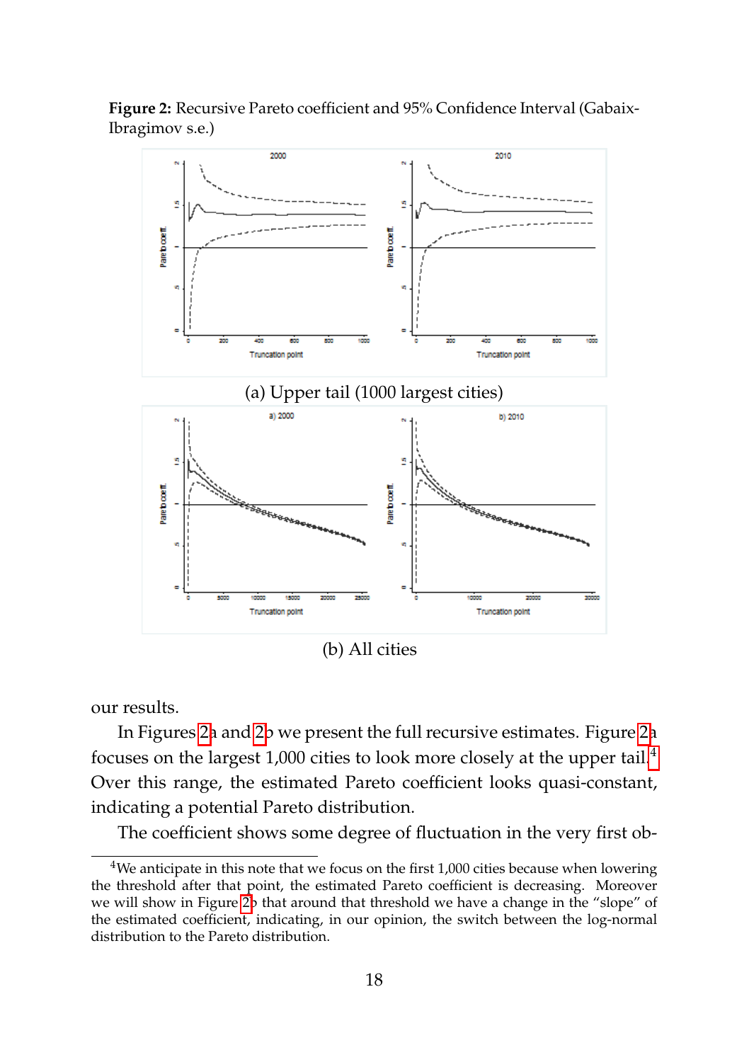**Figure 2:** Recursive Pareto coefficient and 95% Confidence Interval (Gabaix-Ibragimov s.e.)

(a) Upper tail (1000 largest cities)

(b) All cities

our results.

In Figures 2a and 2b we present the full recursive estimates. Figure 2a focuses on the largest 1,000 cities to look more closely at the upper tail.[4] Over this range, the estimated Pareto coefficient looks quasi-constant, indicating a potential Pareto distribution.

The coefficient shows some degree of fluctuation in the very first ob-

---

[4]We anticipate in this note that we focus on the first 1,000 cities because when lowering the threshold after that point, the estimated Pareto coefficient is decreasing. Moreover we will show in Figure 2b that around that threshold we have a change in the "slope" of the estimated coefficient, indicating, in our opinion, the switch between the log-normal distribution to the Pareto distribution.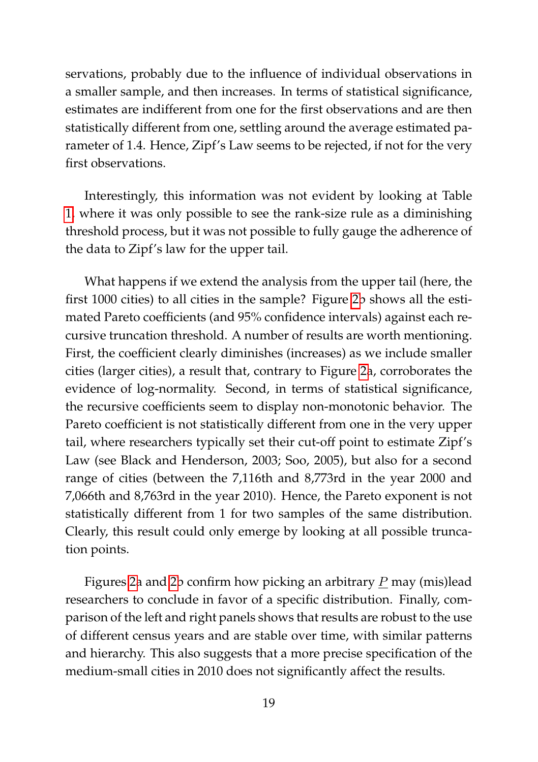servations, probably due to the influence of individual observations in a smaller sample, and then increases. In terms of statistical significance, estimates are indifferent from one for the first observations and are then statistically different from one, settling around the average estimated parameter of 1.4. Hence, Zipf's Law seems to be rejected, if not for the very first observations.

Interestingly, this information was not evident by looking at Table 1, where it was only possible to see the rank-size rule as a diminishing threshold process, but it was not possible to fully gauge the adherence of the data to Zipf's law for the upper tail.

What happens if we extend the analysis from the upper tail (here, the first 1000 cities) to all cities in the sample? Figure 2b shows all the estimated Pareto coefficients (and 95% confidence intervals) against each recursive truncation threshold. A number of results are worth mentioning. First, the coefficient clearly diminishes (increases) as we include smaller cities (larger cities), a result that, contrary to Figure 2a, corroborates the evidence of log-normality. Second, in terms of statistical significance, the recursive coefficients seem to display non-monotonic behavior. The Pareto coefficient is not statistically different from one in the very upper tail, where researchers typically set their cut-off point to estimate Zipf's Law (see Black and Henderson, 2003; Soo, 2005), but also for a second range of cities (between the 7,116th and 8,773rd in the year 2000 and 7,066th and 8,763rd in the year 2010). Hence, the Pareto exponent is not statistically different from 1 for two samples of the same distribution. Clearly, this result could only emerge by looking at all possible truncation points.

Figures 2a and 2b confirm how picking an arbitrary $\underline{P}$ may (mis)lead researchers to conclude in favor of a specific distribution. Finally, comparison of the left and right panels shows that results are robust to the use of different census years and are stable over time, with similar patterns and hierarchy. This also suggests that a more precise specification of the medium-small cities in 2010 does not significantly affect the results.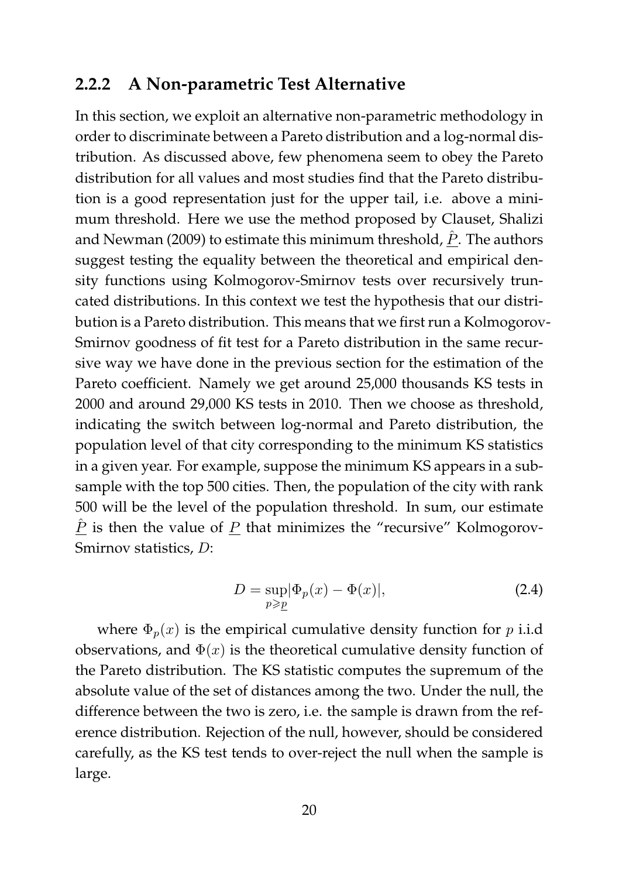### 2.2.2 A Non-parametric Test Alternative

In this section, we exploit an alternative non-parametric methodology in order to discriminate between a Pareto distribution and a log-normal distribution. As discussed above, few phenomena seem to obey the Pareto distribution for all values and most studies find that the Pareto distribution is a good representation just for the upper tail, i.e. above a minimum threshold. Here we use the method proposed by Clauset, Shalizi and Newman (2009) to estimate this minimum threshold, $\hat{\underline{P}}$. The authors suggest testing the equality between the theoretical and empirical density functions using Kolmogorov-Smirnov tests over recursively truncated distributions. In this context we test the hypothesis that our distribution is a Pareto distribution. This means that we first run a Kolmogorov-Smirnov goodness of fit test for a Pareto distribution in the same recursive way we have done in the previous section for the estimation of the Pareto coefficient. Namely we get around 25,000 thousands KS tests in 2000 and around 29,000 KS tests in 2010. Then we choose as threshold, indicating the switch between log-normal and Pareto distribution, the population level of that city corresponding to the minimum KS statistics in a given year. For example, suppose the minimum KS appears in a subsample with the top 500 cities. Then, the population of the city with rank 500 will be the level of the population threshold. In sum, our estimate $\hat{\underline{P}}$ is then the value of $\underline{P}$ that minimizes the "recursive" Kolmogorov-Smirnov statistics, $D$:

$$D = \sup_{p \geqslant \underline{p}} |\Phi_p(x) - \Phi(x)|, \tag{2.4}$$

where $\Phi_p(x)$ is the empirical cumulative density function for $p$ i.i.d observations, and $\Phi(x)$ is the theoretical cumulative density function of the Pareto distribution. The KS statistic computes the supremum of the absolute value of the set of distances among the two. Under the null, the difference between the two is zero, i.e. the sample is drawn from the reference distribution. Rejection of the null, however, should be considered carefully, as the KS test tends to over-reject the null when the sample is large.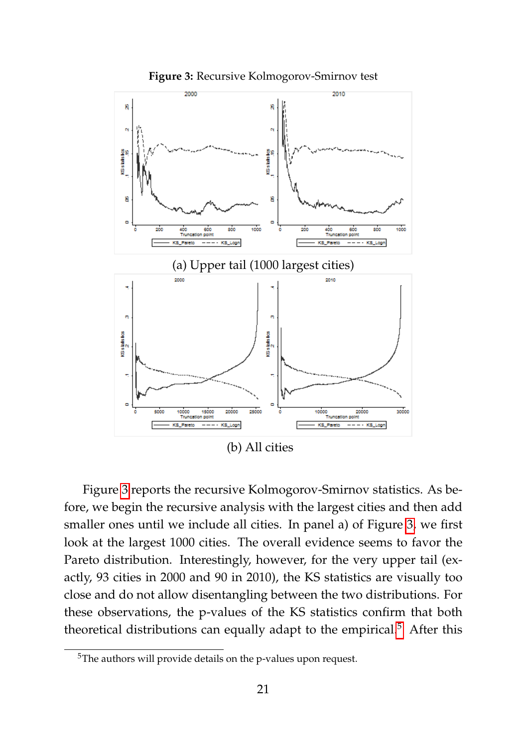**Figure 3:** Recursive Kolmogorov-Smirnov test

(a) Upper tail (1000 largest cities)

(b) All cities

Figure 3 reports the recursive Kolmogorov-Smirnov statistics. As before, we begin the recursive analysis with the largest cities and then add smaller ones until we include all cities. In panel a) of Figure 3, we first look at the largest 1000 cities. The overall evidence seems to favor the Pareto distribution. Interestingly, however, for the very upper tail (exactly, 93 cities in 2000 and 90 in 2010), the KS statistics are visually too close and do not allow disentangling between the two distributions. For these observations, the p-values of the KS statistics confirm that both theoretical distributions can equally adapt to the empirical.[5] After this

[5]The authors will provide details on the p-values upon request.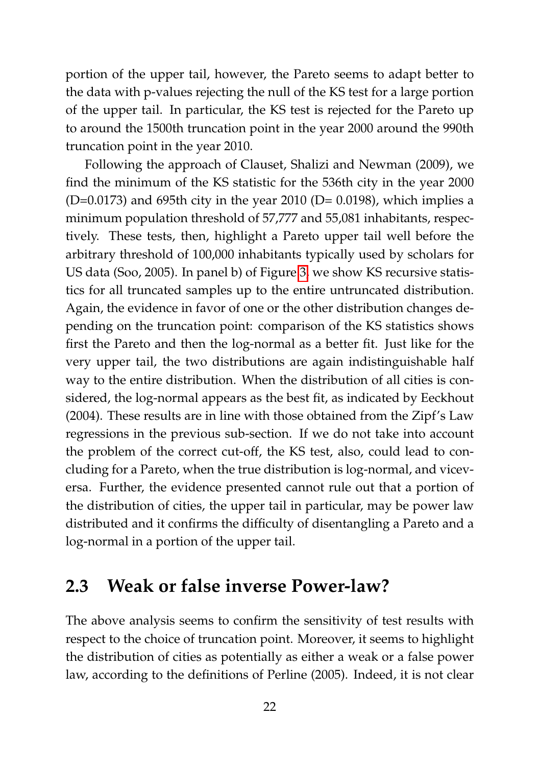portion of the upper tail, however, the Pareto seems to adapt better to the data with p-values rejecting the null of the KS test for a large portion of the upper tail. In particular, the KS test is rejected for the Pareto up to around the 1500th truncation point in the year 2000 around the 990th truncation point in the year 2010.

Following the approach of Clauset, Shalizi and Newman (2009), we find the minimum of the KS statistic for the 536th city in the year 2000 (D=0.0173) and 695th city in the year 2010 (D= 0.0198), which implies a minimum population threshold of 57,777 and 55,081 inhabitants, respectively. These tests, then, highlight a Pareto upper tail well before the arbitrary threshold of 100,000 inhabitants typically used by scholars for US data (Soo, 2005). In panel b) of Figure 3, we show KS recursive statistics for all truncated samples up to the entire untruncated distribution. Again, the evidence in favor of one or the other distribution changes depending on the truncation point: comparison of the KS statistics shows first the Pareto and then the log-normal as a better fit. Just like for the very upper tail, the two distributions are again indistinguishable half way to the entire distribution. When the distribution of all cities is considered, the log-normal appears as the best fit, as indicated by Eeckhout (2004). These results are in line with those obtained from the Zipf's Law regressions in the previous sub-section. If we do not take into account the problem of the correct cut-off, the KS test, also, could lead to concluding for a Pareto, when the true distribution is log-normal, and viceversa. Further, the evidence presented cannot rule out that a portion of the distribution of cities, the upper tail in particular, may be power law distributed and it confirms the difficulty of disentangling a Pareto and a log-normal in a portion of the upper tail.

## 2.3 Weak or false inverse Power-law?

The above analysis seems to confirm the sensitivity of test results with respect to the choice of truncation point. Moreover, it seems to highlight the distribution of cities as potentially as either a weak or a false power law, according to the definitions of Perline (2005). Indeed, it is not clear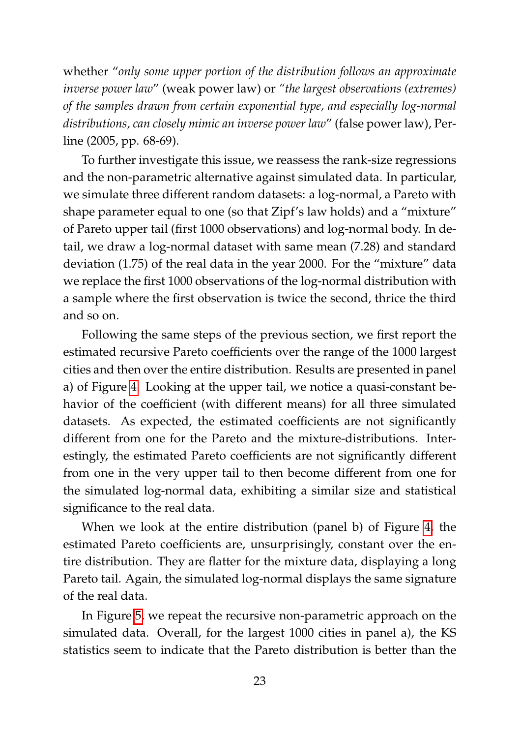whether "*only some upper portion of the distribution follows an approximate inverse power law*" (weak power law) or *"the largest observations (extremes) of the samples drawn from certain exponential type, and especially log-normal distributions, can closely mimic an inverse power law*" (false power law), Perline (2005, pp. 68-69).

To further investigate this issue, we reassess the rank-size regressions and the non-parametric alternative against simulated data. In particular, we simulate three different random datasets: a log-normal, a Pareto with shape parameter equal to one (so that Zipf's law holds) and a "mixture" of Pareto upper tail (first 1000 observations) and log-normal body. In detail, we draw a log-normal dataset with same mean (7.28) and standard deviation (1.75) of the real data in the year 2000. For the "mixture" data we replace the first 1000 observations of the log-normal distribution with a sample where the first observation is twice the second, thrice the third and so on.

Following the same steps of the previous section, we first report the estimated recursive Pareto coefficients over the range of the 1000 largest cities and then over the entire distribution. Results are presented in panel a) of Figure 4. Looking at the upper tail, we notice a quasi-constant behavior of the coefficient (with different means) for all three simulated datasets. As expected, the estimated coefficients are not significantly different from one for the Pareto and the mixture-distributions. Interestingly, the estimated Pareto coefficients are not significantly different from one in the very upper tail to then become different from one for the simulated log-normal data, exhibiting a similar size and statistical significance to the real data.

When we look at the entire distribution (panel b) of Figure 4, the estimated Pareto coefficients are, unsurprisingly, constant over the entire distribution. They are flatter for the mixture data, displaying a long Pareto tail. Again, the simulated log-normal displays the same signature of the real data.

In Figure 5, we repeat the recursive non-parametric approach on the simulated data. Overall, for the largest 1000 cities in panel a), the KS statistics seem to indicate that the Pareto distribution is better than the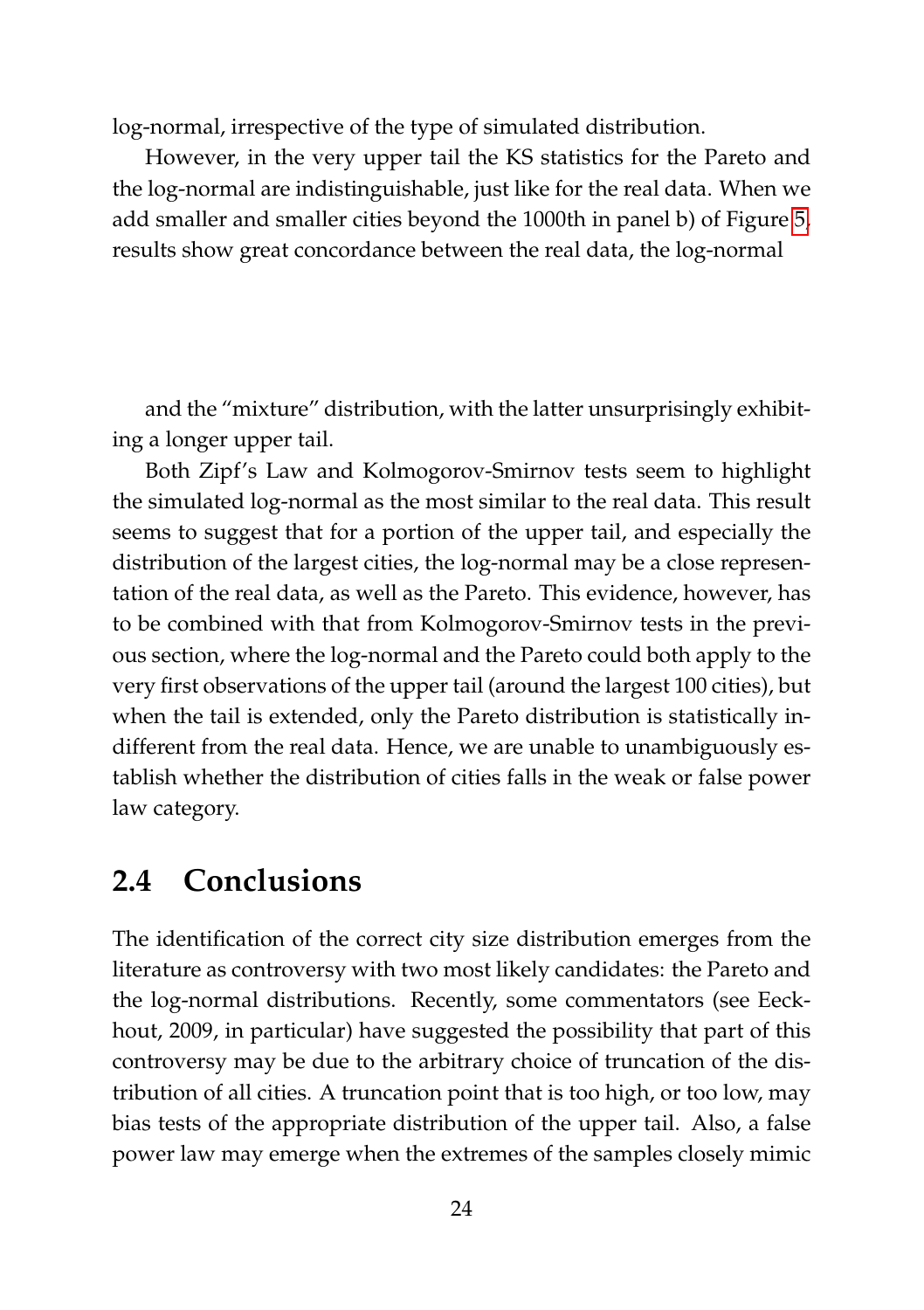log-normal, irrespective of the type of simulated distribution.

However, in the very upper tail the KS statistics for the Pareto and the log-normal are indistinguishable, just like for the real data. When we add smaller and smaller cities beyond the 1000th in panel b) of Figure 5, results show great concordance between the real data, the log-normal

and the "mixture" distribution, with the latter unsurprisingly exhibiting a longer upper tail.

Both Zipf's Law and Kolmogorov-Smirnov tests seem to highlight the simulated log-normal as the most similar to the real data. This result seems to suggest that for a portion of the upper tail, and especially the distribution of the largest cities, the log-normal may be a close representation of the real data, as well as the Pareto. This evidence, however, has to be combined with that from Kolmogorov-Smirnov tests in the previous section, where the log-normal and the Pareto could both apply to the very first observations of the upper tail (around the largest 100 cities), but when the tail is extended, only the Pareto distribution is statistically indifferent from the real data. Hence, we are unable to unambiguously establish whether the distribution of cities falls in the weak or false power law category.

## 2.4 Conclusions

The identification of the correct city size distribution emerges from the literature as controversy with two most likely candidates: the Pareto and the log-normal distributions. Recently, some commentators (see Eeckhout, 2009, in particular) have suggested the possibility that part of this controversy may be due to the arbitrary choice of truncation of the distribution of all cities. A truncation point that is too high, or too low, may bias tests of the appropriate distribution of the upper tail. Also, a false power law may emerge when the extremes of the samples closely mimic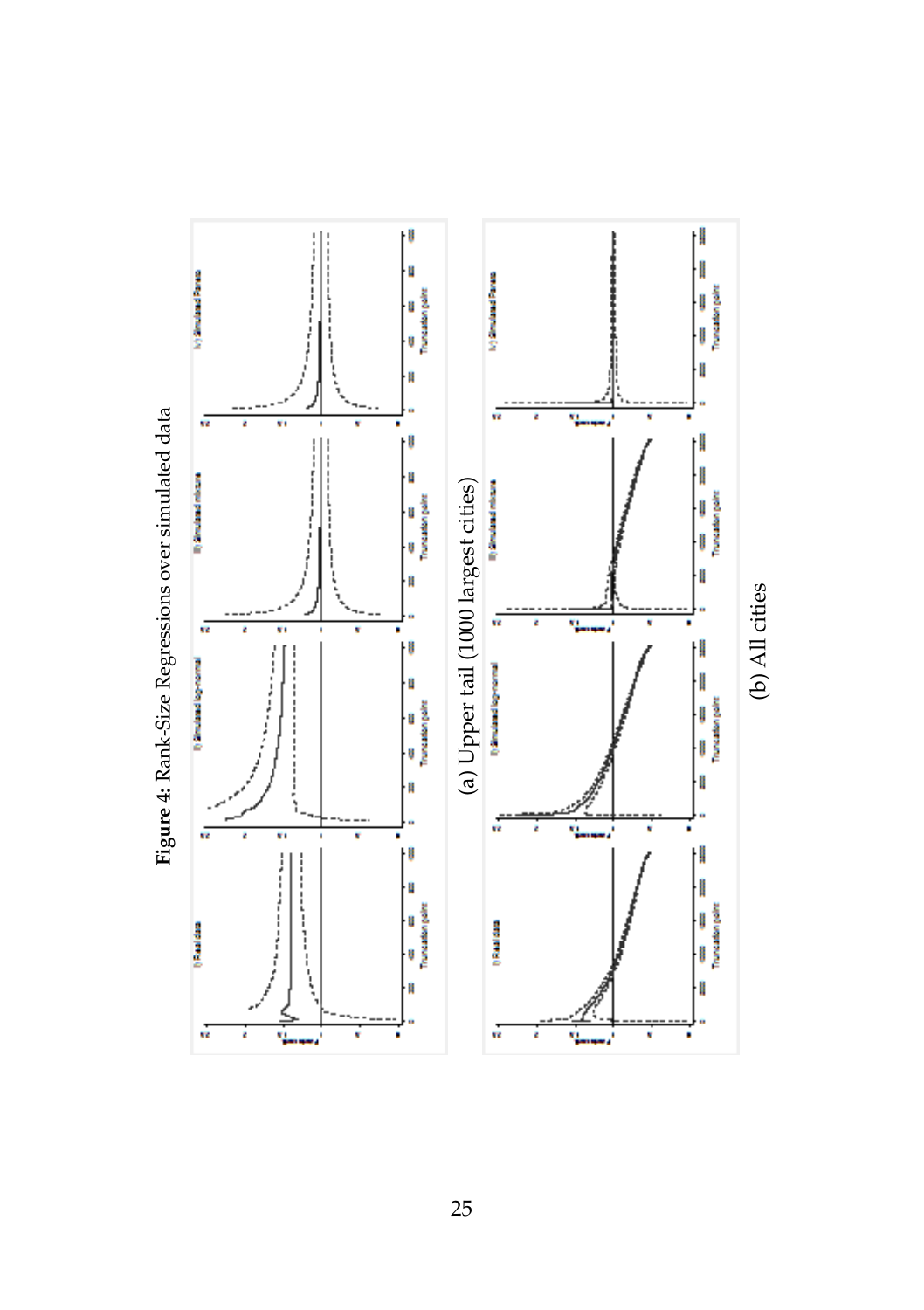**Figure 4:** Rank-Size Regressions over simulated data

(a) Upper tail (1000 largest cities)

(b) All cities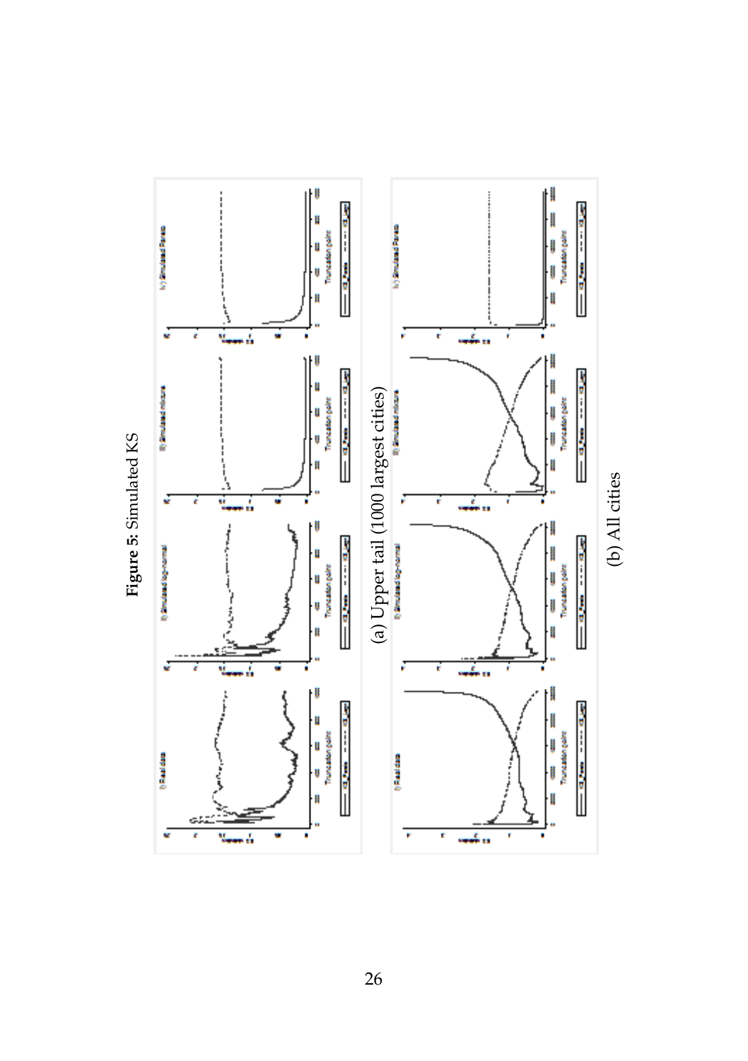**Figure 5:** Simulated KS

(a) Upper tail (1000 largest cities)

(b) All cities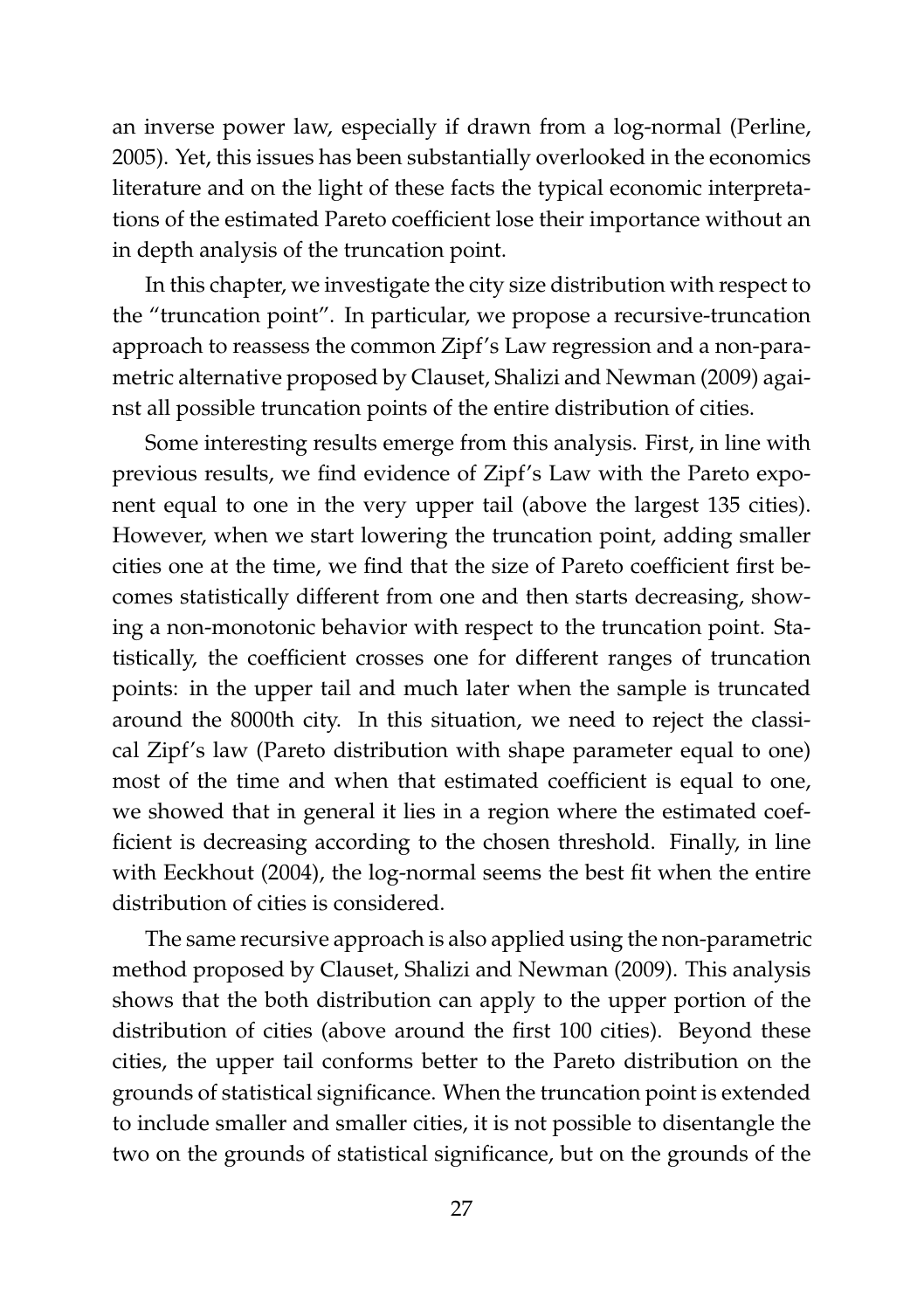an inverse power law, especially if drawn from a log-normal (Perline, 2005). Yet, this issues has been substantially overlooked in the economics literature and on the light of these facts the typical economic interpretations of the estimated Pareto coefficient lose their importance without an in depth analysis of the truncation point.

In this chapter, we investigate the city size distribution with respect to the "truncation point". In particular, we propose a recursive-truncation approach to reassess the common Zipf's Law regression and a non-parametric alternative proposed by Clauset, Shalizi and Newman (2009) against all possible truncation points of the entire distribution of cities.

Some interesting results emerge from this analysis. First, in line with previous results, we find evidence of Zipf's Law with the Pareto exponent equal to one in the very upper tail (above the largest 135 cities). However, when we start lowering the truncation point, adding smaller cities one at the time, we find that the size of Pareto coefficient first becomes statistically different from one and then starts decreasing, showing a non-monotonic behavior with respect to the truncation point. Statistically, the coefficient crosses one for different ranges of truncation points: in the upper tail and much later when the sample is truncated around the 8000th city. In this situation, we need to reject the classical Zipf's law (Pareto distribution with shape parameter equal to one) most of the time and when that estimated coefficient is equal to one, we showed that in general it lies in a region where the estimated coefficient is decreasing according to the chosen threshold. Finally, in line with Eeckhout (2004), the log-normal seems the best fit when the entire distribution of cities is considered.

The same recursive approach is also applied using the non-parametric method proposed by Clauset, Shalizi and Newman (2009). This analysis shows that the both distribution can apply to the upper portion of the distribution of cities (above around the first 100 cities). Beyond these cities, the upper tail conforms better to the Pareto distribution on the grounds of statistical significance. When the truncation point is extended to include smaller and smaller cities, it is not possible to disentangle the two on the grounds of statistical significance, but on the grounds of the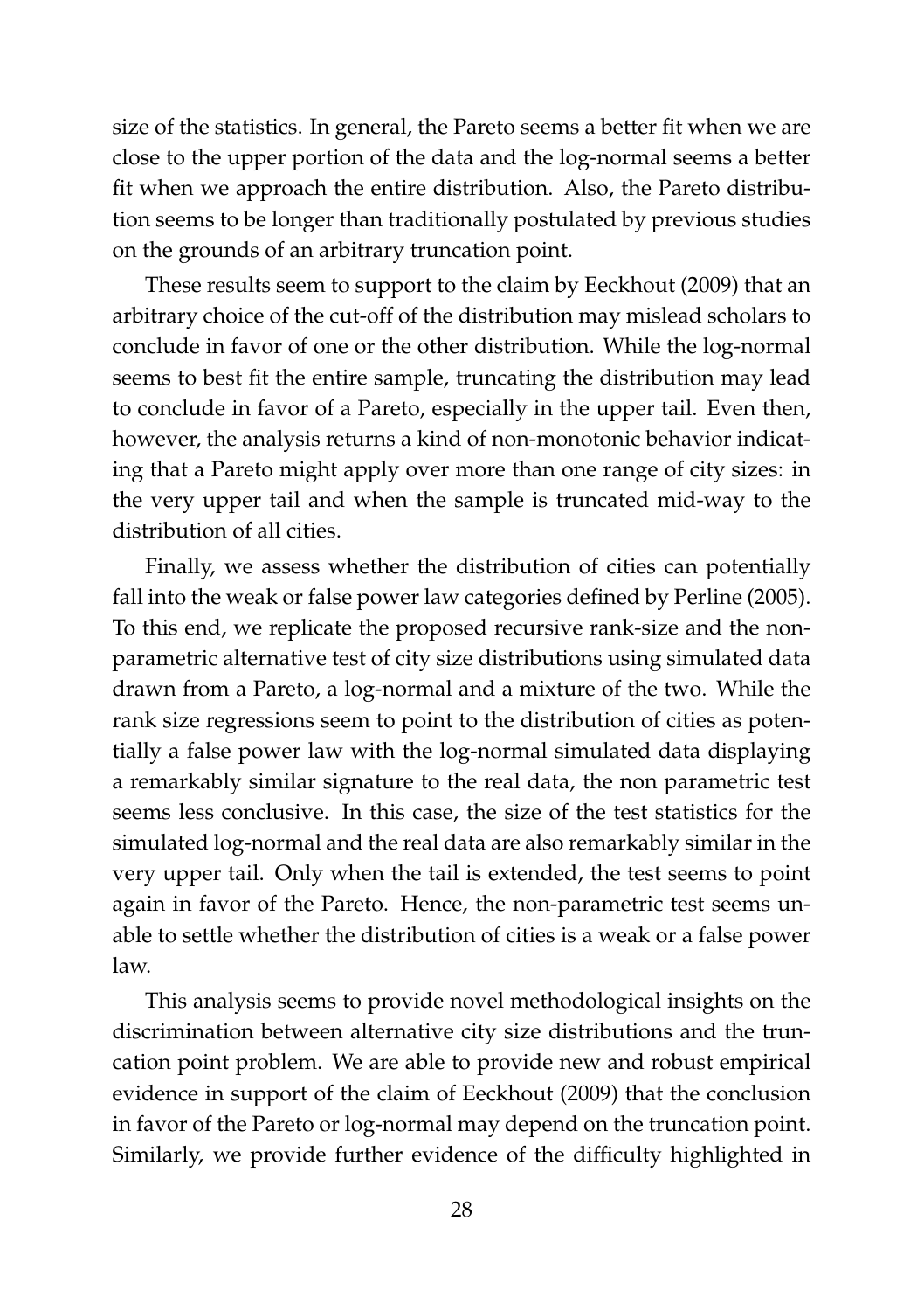size of the statistics. In general, the Pareto seems a better fit when we are close to the upper portion of the data and the log-normal seems a better fit when we approach the entire distribution. Also, the Pareto distribution seems to be longer than traditionally postulated by previous studies on the grounds of an arbitrary truncation point.

These results seem to support to the claim by Eeckhout (2009) that an arbitrary choice of the cut-off of the distribution may mislead scholars to conclude in favor of one or the other distribution. While the log-normal seems to best fit the entire sample, truncating the distribution may lead to conclude in favor of a Pareto, especially in the upper tail. Even then, however, the analysis returns a kind of non-monotonic behavior indicating that a Pareto might apply over more than one range of city sizes: in the very upper tail and when the sample is truncated mid-way to the distribution of all cities.

Finally, we assess whether the distribution of cities can potentially fall into the weak or false power law categories defined by Perline (2005). To this end, we replicate the proposed recursive rank-size and the non-parametric alternative test of city size distributions using simulated data drawn from a Pareto, a log-normal and a mixture of the two. While the rank size regressions seem to point to the distribution of cities as potentially a false power law with the log-normal simulated data displaying a remarkably similar signature to the real data, the non parametric test seems less conclusive. In this case, the size of the test statistics for the simulated log-normal and the real data are also remarkably similar in the very upper tail. Only when the tail is extended, the test seems to point again in favor of the Pareto. Hence, the non-parametric test seems unable to settle whether the distribution of cities is a weak or a false power law.

This analysis seems to provide novel methodological insights on the discrimination between alternative city size distributions and the truncation point problem. We are able to provide new and robust empirical evidence in support of the claim of Eeckhout (2009) that the conclusion in favor of the Pareto or log-normal may depend on the truncation point. Similarly, we provide further evidence of the difficulty highlighted in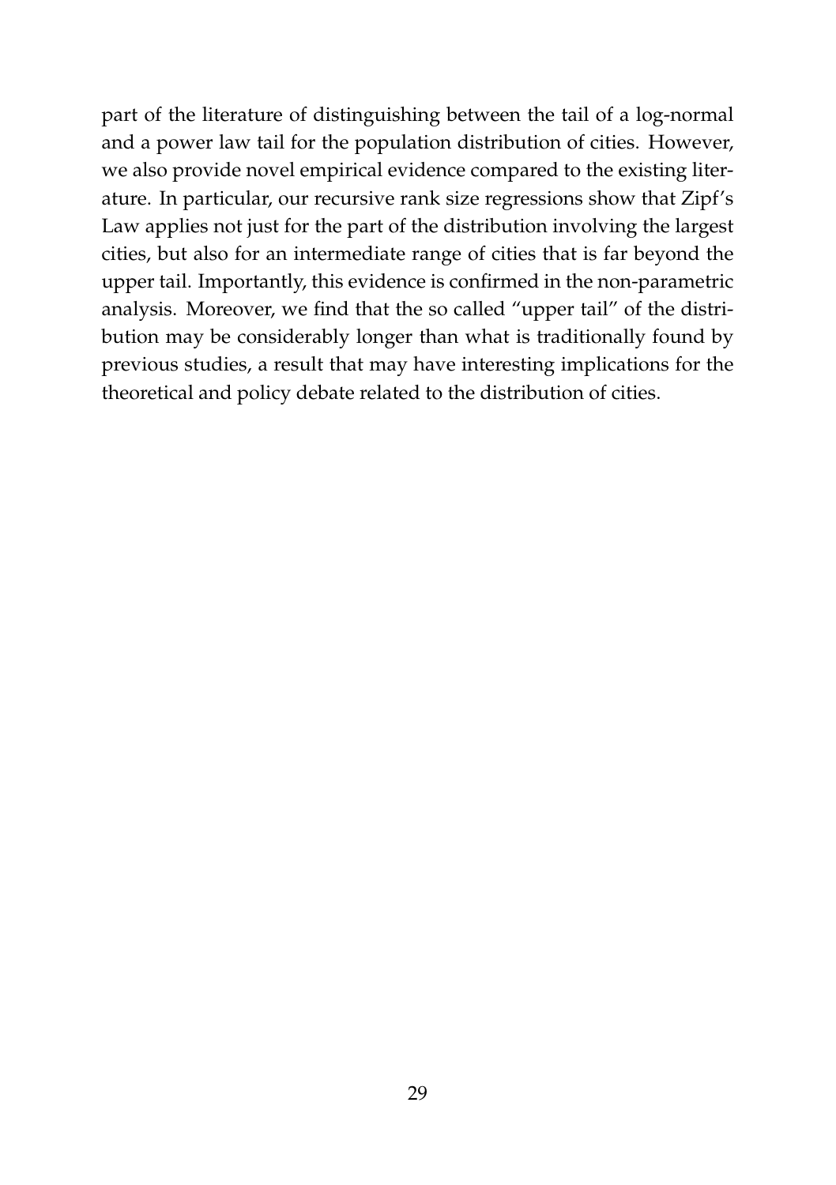part of the literature of distinguishing between the tail of a log-normal and a power law tail for the population distribution of cities. However, we also provide novel empirical evidence compared to the existing literature. In particular, our recursive rank size regressions show that Zipf's Law applies not just for the part of the distribution involving the largest cities, but also for an intermediate range of cities that is far beyond the upper tail. Importantly, this evidence is confirmed in the non-parametric analysis. Moreover, we find that the so called "upper tail" of the distribution may be considerably longer than what is traditionally found by previous studies, a result that may have interesting implications for the theoretical and policy debate related to the distribution of cities.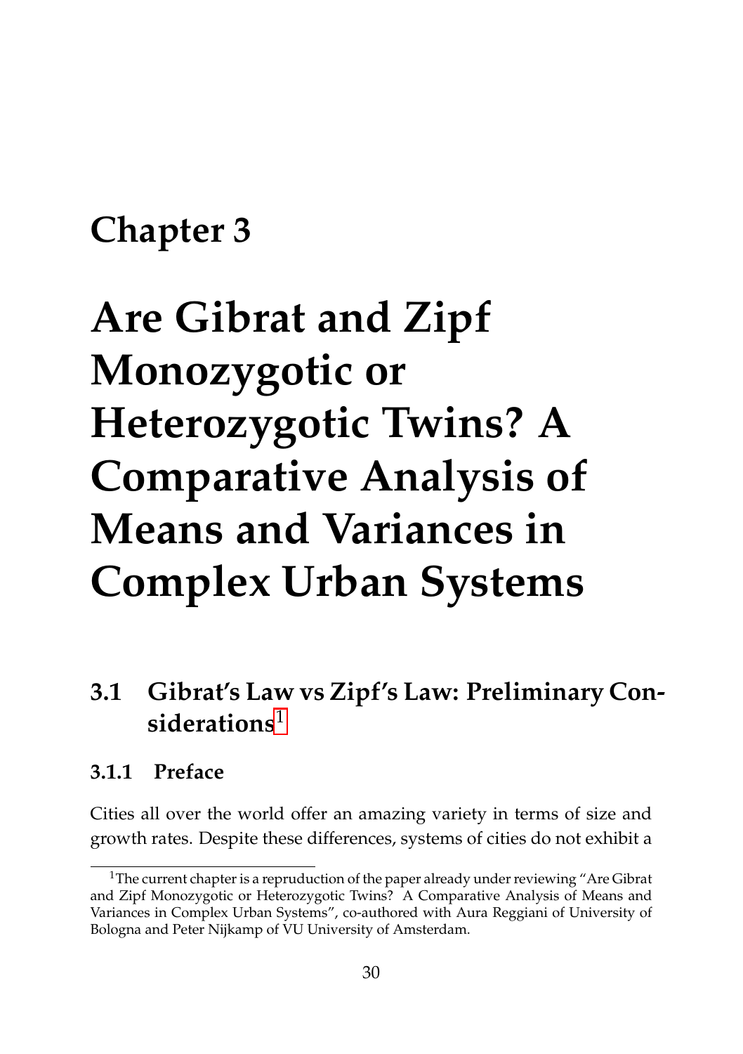# Chapter 3

# Are Gibrat and Zipf Monozygotic or Heterozygotic Twins? A Comparative Analysis of Means and Variances in Complex Urban Systems

## 3.1 Gibrat's Law vs Zipf's Law: Preliminary Considerations[1]

### 3.1.1 Preface

Cities all over the world offer an amazing variety in terms of size and growth rates. Despite these differences, systems of cities do not exhibit a

[1]The current chapter is a repruduction of the paper already under reviewing "Are Gibrat and Zipf Monozygotic or Heterozygotic Twins? A Comparative Analysis of Means and Variances in Complex Urban Systems", co-authored with Aura Reggiani of University of Bologna and Peter Nijkamp of VU University of Amsterdam.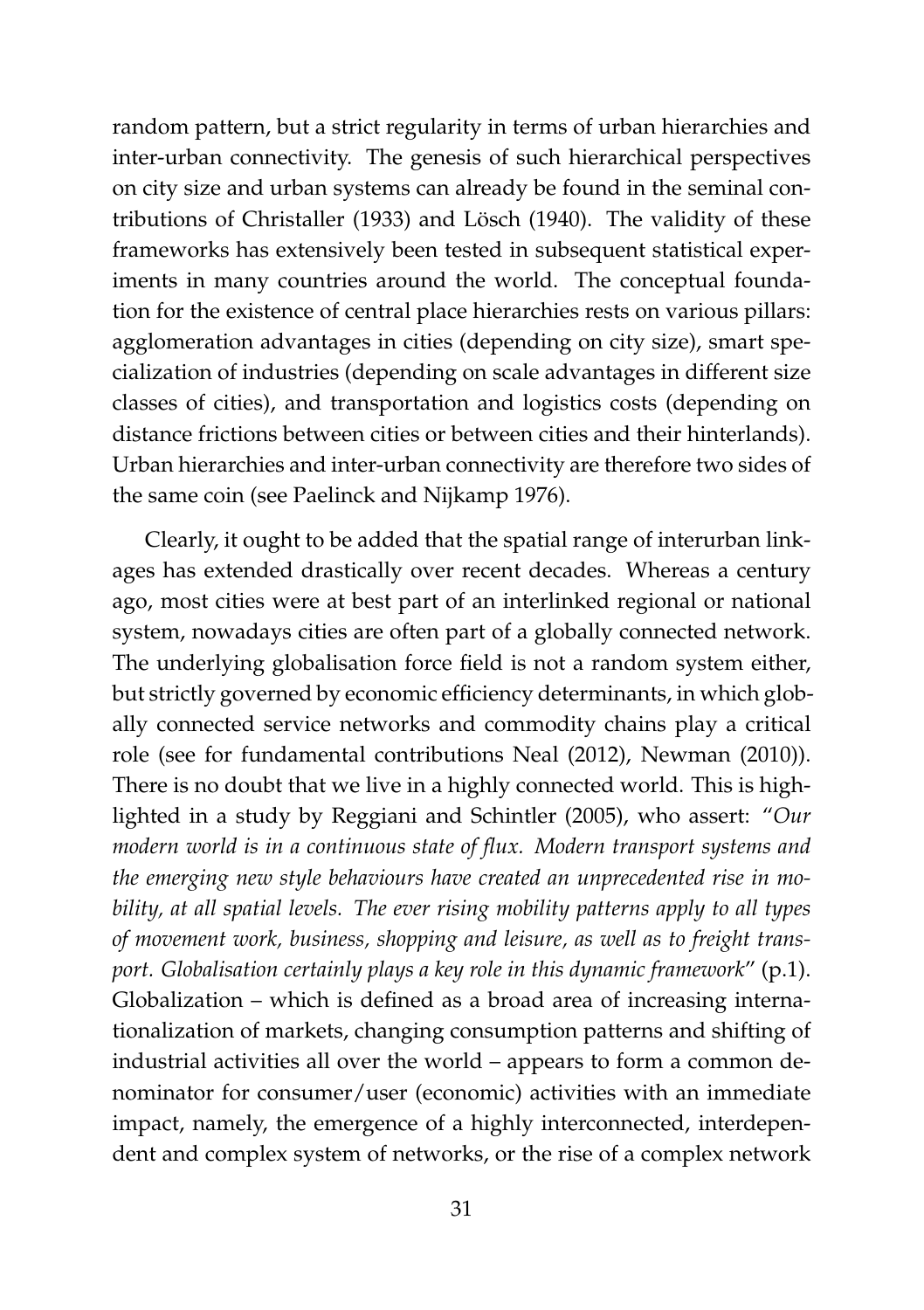random pattern, but a strict regularity in terms of urban hierarchies and inter-urban connectivity. The genesis of such hierarchical perspectives on city size and urban systems can already be found in the seminal contributions of Christaller (1933) and Lösch (1940). The validity of these frameworks has extensively been tested in subsequent statistical experiments in many countries around the world. The conceptual foundation for the existence of central place hierarchies rests on various pillars: agglomeration advantages in cities (depending on city size), smart specialization of industries (depending on scale advantages in different size classes of cities), and transportation and logistics costs (depending on distance frictions between cities or between cities and their hinterlands). Urban hierarchies and inter-urban connectivity are therefore two sides of the same coin (see Paelinck and Nijkamp 1976).

Clearly, it ought to be added that the spatial range of interurban linkages has extended drastically over recent decades. Whereas a century ago, most cities were at best part of an interlinked regional or national system, nowadays cities are often part of a globally connected network. The underlying globalisation force field is not a random system either, but strictly governed by economic efficiency determinants, in which globally connected service networks and commodity chains play a critical role (see for fundamental contributions Neal (2012), Newman (2010)). There is no doubt that we live in a highly connected world. This is highlighted in a study by Reggiani and Schintler (2005), who assert: "*Our modern world is in a continuous state of flux. Modern transport systems and the emerging new style behaviours have created an unprecedented rise in mobility, at all spatial levels. The ever rising mobility patterns apply to all types of movement work, business, shopping and leisure, as well as to freight transport. Globalisation certainly plays a key role in this dynamic framework*" (p.1). Globalization – which is defined as a broad area of increasing internationalization of markets, changing consumption patterns and shifting of industrial activities all over the world – appears to form a common denominator for consumer/user (economic) activities with an immediate impact, namely, the emergence of a highly interconnected, interdependent and complex system of networks, or the rise of a complex network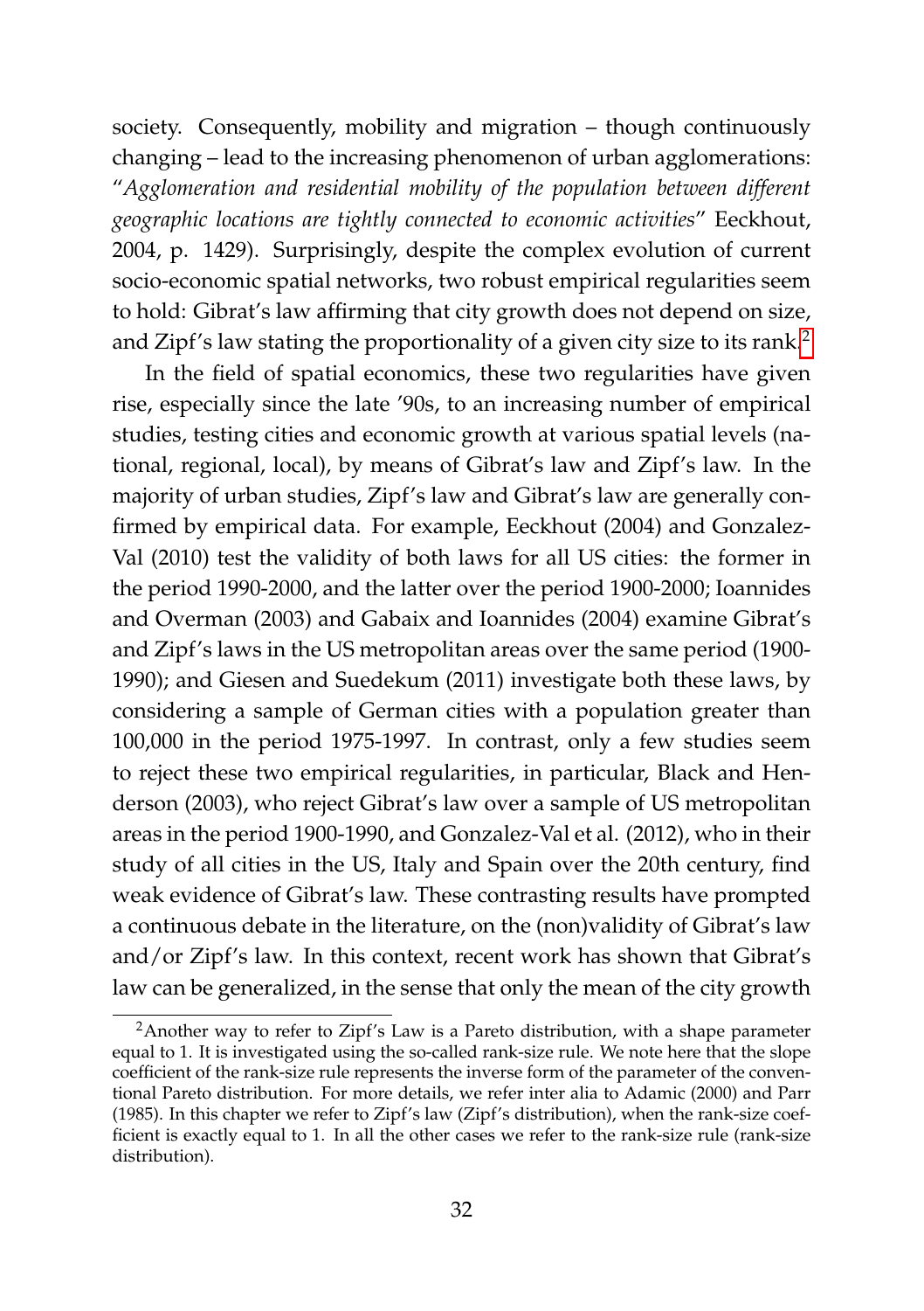society. Consequently, mobility and migration – though continuously changing – lead to the increasing phenomenon of urban agglomerations: "*Agglomeration and residential mobility of the population between different geographic locations are tightly connected to economic activities*" Eeckhout, 2004, p. 1429). Surprisingly, despite the complex evolution of current socio-economic spatial networks, two robust empirical regularities seem to hold: Gibrat's law affirming that city growth does not depend on size, and Zipf's law stating the proportionality of a given city size to its rank.[2]

In the field of spatial economics, these two regularities have given rise, especially since the late '90s, to an increasing number of empirical studies, testing cities and economic growth at various spatial levels (national, regional, local), by means of Gibrat's law and Zipf's law. In the majority of urban studies, Zipf's law and Gibrat's law are generally confirmed by empirical data. For example, Eeckhout (2004) and Gonzalez-Val (2010) test the validity of both laws for all US cities: the former in the period 1990-2000, and the latter over the period 1900-2000; Ioannides and Overman (2003) and Gabaix and Ioannides (2004) examine Gibrat's and Zipf's laws in the US metropolitan areas over the same period (1900-1990); and Giesen and Suedekum (2011) investigate both these laws, by considering a sample of German cities with a population greater than 100,000 in the period 1975-1997. In contrast, only a few studies seem to reject these two empirical regularities, in particular, Black and Henderson (2003), who reject Gibrat's law over a sample of US metropolitan areas in the period 1900-1990, and Gonzalez-Val et al. (2012), who in their study of all cities in the US, Italy and Spain over the 20th century, find weak evidence of Gibrat's law. These contrasting results have prompted a continuous debate in the literature, on the (non)validity of Gibrat's law and/or Zipf's law. In this context, recent work has shown that Gibrat's law can be generalized, in the sense that only the mean of the city growth

[2] Another way to refer to Zipf's Law is a Pareto distribution, with a shape parameter equal to 1. It is investigated using the so-called rank-size rule. We note here that the slope coefficient of the rank-size rule represents the inverse form of the parameter of the conventional Pareto distribution. For more details, we refer inter alia to Adamic (2000) and Parr (1985). In this chapter we refer to Zipf's law (Zipf's distribution), when the rank-size coefficient is exactly equal to 1. In all the other cases we refer to the rank-size rule (rank-size distribution).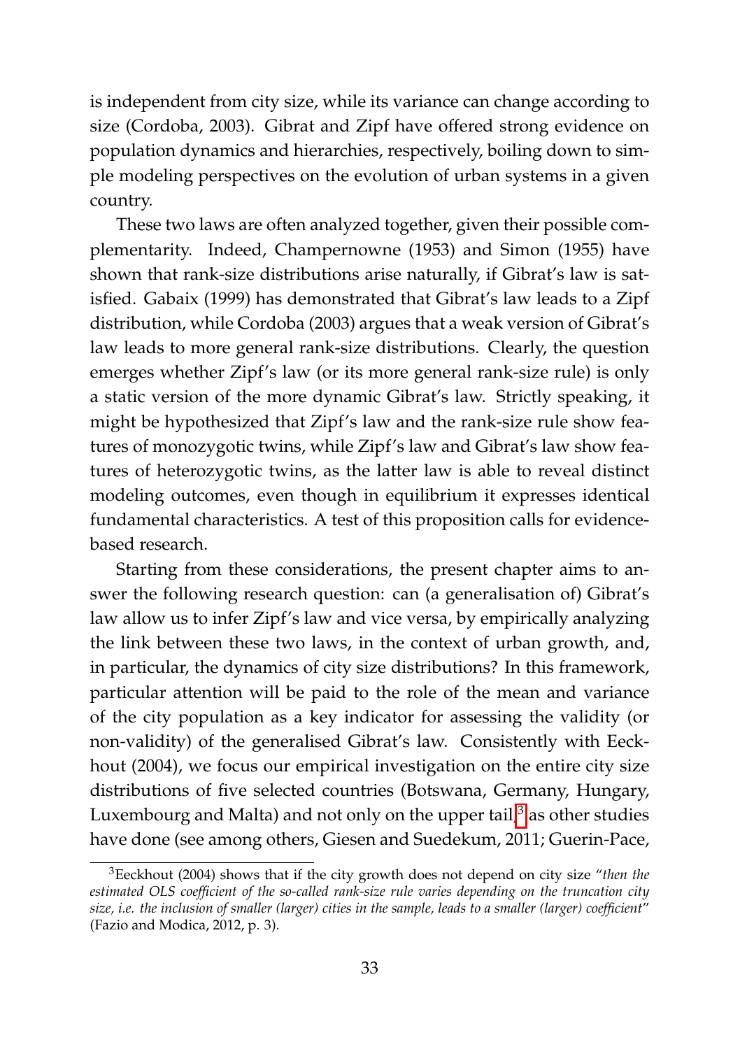is independent from city size, while its variance can change according to size (Cordoba, 2003). Gibrat and Zipf have offered strong evidence on population dynamics and hierarchies, respectively, boiling down to simple modeling perspectives on the evolution of urban systems in a given country.

These two laws are often analyzed together, given their possible complementarity. Indeed, Champernowne (1953) and Simon (1955) have shown that rank-size distributions arise naturally, if Gibrat's law is satisfied. Gabaix (1999) has demonstrated that Gibrat's law leads to a Zipf distribution, while Cordoba (2003) argues that a weak version of Gibrat's law leads to more general rank-size distributions. Clearly, the question emerges whether Zipf's law (or its more general rank-size rule) is only a static version of the more dynamic Gibrat's law. Strictly speaking, it might be hypothesized that Zipf's law and the rank-size rule show features of monozygotic twins, while Zipf's law and Gibrat's law show features of heterozygotic twins, as the latter law is able to reveal distinct modeling outcomes, even though in equilibrium it expresses identical fundamental characteristics. A test of this proposition calls for evidence-based research.

Starting from these considerations, the present chapter aims to answer the following research question: can (a generalisation of) Gibrat's law allow us to infer Zipf's law and vice versa, by empirically analyzing the link between these two laws, in the context of urban growth, and, in particular, the dynamics of city size distributions? In this framework, particular attention will be paid to the role of the mean and variance of the city population as a key indicator for assessing the validity (or non-validity) of the generalised Gibrat's law. Consistently with Eeckhout (2004), we focus our empirical investigation on the entire city size distributions of five selected countries (Botswana, Germany, Hungary, Luxembourg and Malta) and not only on the upper tail,[3] as other studies have done (see among others, Giesen and Suedekum, 2011; Guerin-Pace,

[3] Eeckhout (2004) shows that if the city growth does not depend on city size "*then the estimated OLS coefficient of the so-called rank-size rule varies depending on the truncation city size, i.e. the inclusion of smaller (larger) cities in the sample, leads to a smaller (larger) coefficient*" (Fazio and Modica, 2012, p. 3).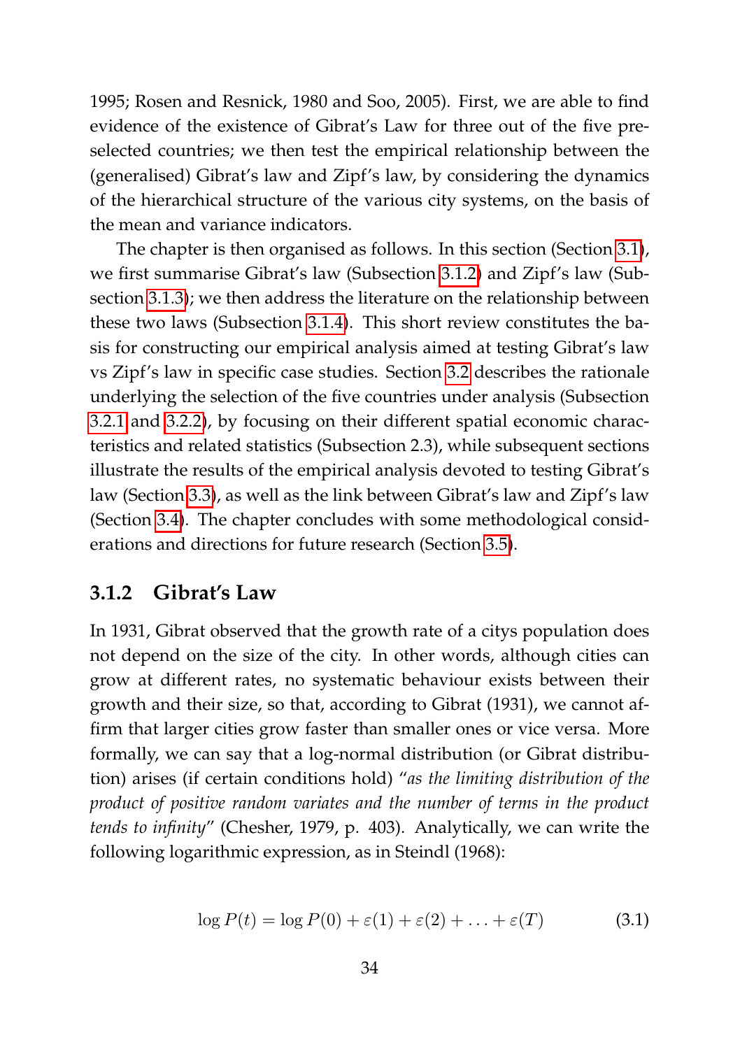1995; Rosen and Resnick, 1980 and Soo, 2005). First, we are able to find evidence of the existence of Gibrat's Law for three out of the five pre-selected countries; we then test the empirical relationship between the (generalised) Gibrat's law and Zipf's law, by considering the dynamics of the hierarchical structure of the various city systems, on the basis of the mean and variance indicators.

The chapter is then organised as follows. In this section (Section 3.1), we first summarise Gibrat's law (Subsection 3.1.2) and Zipf's law (Subsection 3.1.3); we then address the literature on the relationship between these two laws (Subsection 3.1.4). This short review constitutes the basis for constructing our empirical analysis aimed at testing Gibrat's law vs Zipf's law in specific case studies. Section 3.2 describes the rationale underlying the selection of the five countries under analysis (Subsection 3.2.1 and 3.2.2), by focusing on their different spatial economic characteristics and related statistics (Subsection 2.3), while subsequent sections illustrate the results of the empirical analysis devoted to testing Gibrat's law (Section 3.3), as well as the link between Gibrat's law and Zipf's law (Section 3.4). The chapter concludes with some methodological considerations and directions for future research (Section 3.5).

### 3.1.2 Gibrat's Law

In 1931, Gibrat observed that the growth rate of a citys population does not depend on the size of the city. In other words, although cities can grow at different rates, no systematic behaviour exists between their growth and their size, so that, according to Gibrat (1931), we cannot affirm that larger cities grow faster than smaller ones or vice versa. More formally, we can say that a log-normal distribution (or Gibrat distribution) arises (if certain conditions hold) "*as the limiting distribution of the product of positive random variates and the number of terms in the product tends to infinity*" (Chesher, 1979, p. 403). Analytically, we can write the following logarithmic expression, as in Steindl (1968):

$$\log P(t) = \log P(0) + \varepsilon(1) + \varepsilon(2) + \ldots + \varepsilon(T) \tag{3.1}$$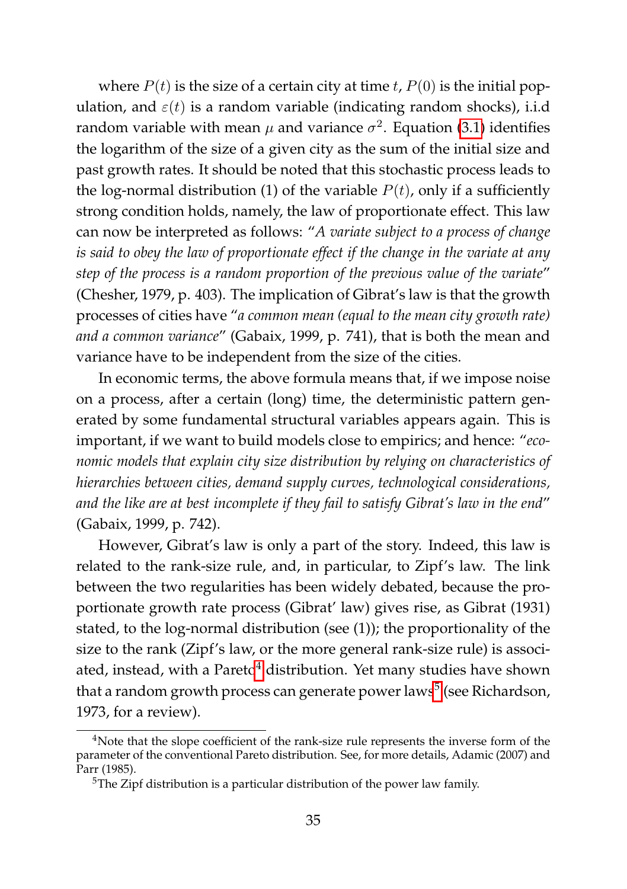where $P(t)$ is the size of a certain city at time $t$, $P(0)$ is the initial population, and $\varepsilon(t)$ is a random variable (indicating random shocks), i.i.d random variable with mean $\mu$ and variance $\sigma^2$. Equation (3.1) identifies the logarithm of the size of a given city as the sum of the initial size and past growth rates. It should be noted that this stochastic process leads to the log-normal distribution (1) of the variable $P(t)$, only if a sufficiently strong condition holds, namely, the law of proportionate effect. This law can now be interpreted as follows: "*A variate subject to a process of change is said to obey the law of proportionate effect if the change in the variate at any step of the process is a random proportion of the previous value of the variate*" (Chesher, 1979, p. 403). The implication of Gibrat's law is that the growth processes of cities have "*a common mean (equal to the mean city growth rate) and a common variance*" (Gabaix, 1999, p. 741), that is both the mean and variance have to be independent from the size of the cities.

In economic terms, the above formula means that, if we impose noise on a process, after a certain (long) time, the deterministic pattern generated by some fundamental structural variables appears again. This is important, if we want to build models close to empirics; and hence: "*economic models that explain city size distribution by relying on characteristics of hierarchies between cities, demand supply curves, technological considerations, and the like are at best incomplete if they fail to satisfy Gibrat's law in the end*" (Gabaix, 1999, p. 742).

However, Gibrat's law is only a part of the story. Indeed, this law is related to the rank-size rule, and, in particular, to Zipf's law. The link between the two regularities has been widely debated, because the proportionate growth rate process (Gibrat' law) gives rise, as Gibrat (1931) stated, to the log-normal distribution (see (1)); the proportionality of the size to the rank (Zipf's law, or the more general rank-size rule) is associated, instead, with a Pareto[4] distribution. Yet many studies have shown that a random growth process can generate power laws[5] (see Richardson, 1973, for a review).

[4] Note that the slope coefficient of the rank-size rule represents the inverse form of the parameter of the conventional Pareto distribution. See, for more details, Adamic (2007) and Parr (1985).

[5] The Zipf distribution is a particular distribution of the power law family.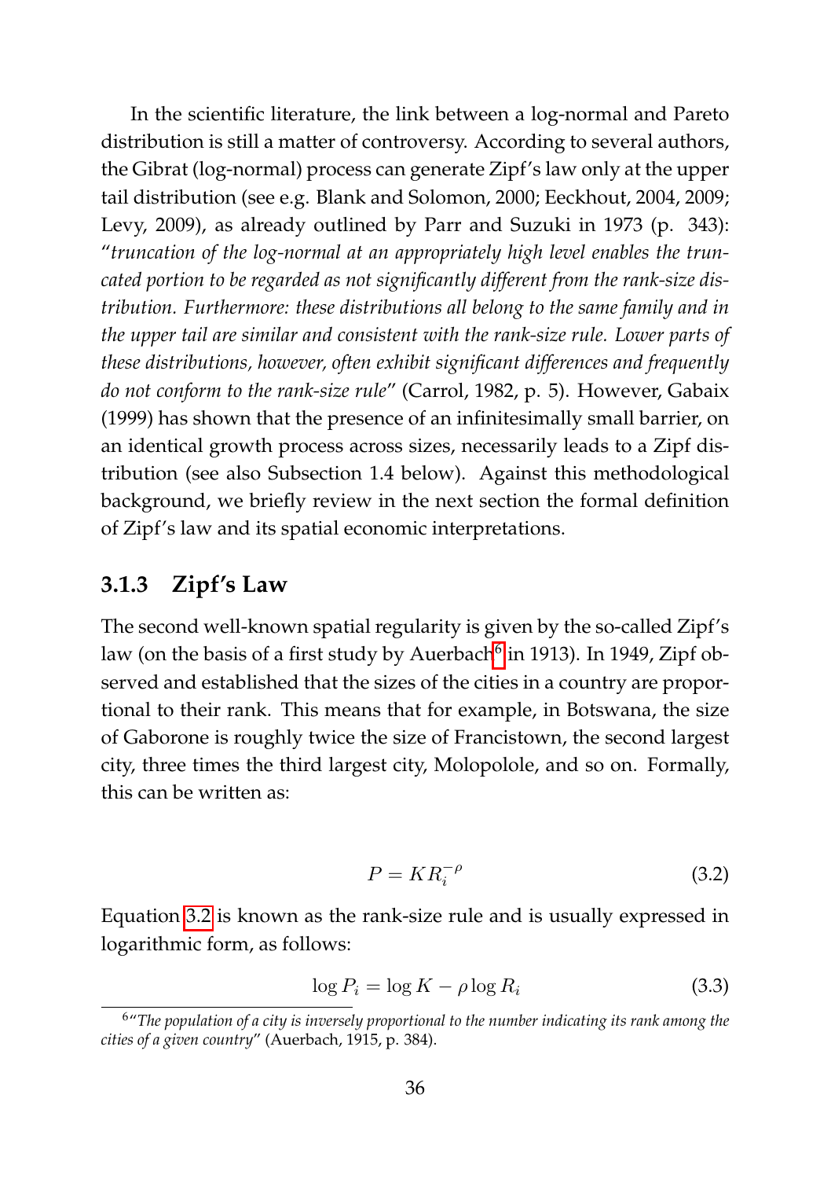In the scientific literature, the link between a log-normal and Pareto distribution is still a matter of controversy. According to several authors, the Gibrat (log-normal) process can generate Zipf's law only at the upper tail distribution (see e.g. Blank and Solomon, 2000; Eeckhout, 2004, 2009; Levy, 2009), as already outlined by Parr and Suzuki in 1973 (p. 343): "*truncation of the log-normal at an appropriately high level enables the truncated portion to be regarded as not significantly different from the rank-size distribution. Furthermore: these distributions all belong to the same family and in the upper tail are similar and consistent with the rank-size rule. Lower parts of these distributions, however, often exhibit significant differences and frequently do not conform to the rank-size rule*" (Carrol, 1982, p. 5). However, Gabaix (1999) has shown that the presence of an infinitesimally small barrier, on an identical growth process across sizes, necessarily leads to a Zipf distribution (see also Subsection 1.4 below). Against this methodological background, we briefly review in the next section the formal definition of Zipf's law and its spatial economic interpretations.

### 3.1.3 Zipf's Law

The second well-known spatial regularity is given by the so-called Zipf's law (on the basis of a first study by Auerbach[6] in 1913). In 1949, Zipf observed and established that the sizes of the cities in a country are proportional to their rank. This means that for example, in Botswana, the size of Gaborone is roughly twice the size of Francistown, the second largest city, three times the third largest city, Molopolole, and so on. Formally, this can be written as:

$$P = KR_i^{-\rho} \tag{3.2}$$

Equation 3.2 is known as the rank-size rule and is usually expressed in logarithmic form, as follows:

$$\log P_i = \log K - \rho \log R_i \tag{3.3}$$

[6] "*The population of a city is inversely proportional to the number indicating its rank among the cities of a given country*" (Auerbach, 1915, p. 384).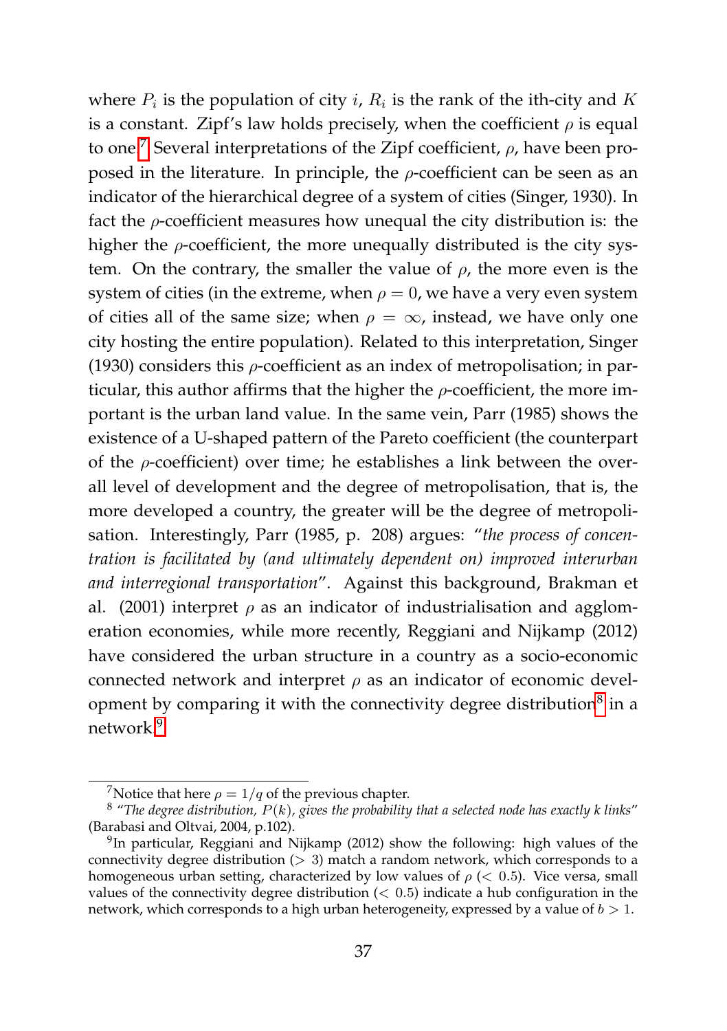where $P_i$ is the population of city $i$, $R_i$ is the rank of the ith-city and $K$ is a constant. Zipf's law holds precisely, when the coefficient $\rho$ is equal to one.[7] Several interpretations of the Zipf coefficient, $\rho$, have been proposed in the literature. In principle, the $\rho$-coefficient can be seen as an indicator of the hierarchical degree of a system of cities (Singer, 1930). In fact the $\rho$-coefficient measures how unequal the city distribution is: the higher the $\rho$-coefficient, the more unequally distributed is the city system. On the contrary, the smaller the value of $\rho$, the more even is the system of cities (in the extreme, when $\rho = 0$, we have a very even system of cities all of the same size; when $\rho = \infty$, instead, we have only one city hosting the entire population). Related to this interpretation, Singer (1930) considers this $\rho$-coefficient as an index of metropolisation; in particular, this author affirms that the higher the $\rho$-coefficient, the more important is the urban land value. In the same vein, Parr (1985) shows the existence of a U-shaped pattern of the Pareto coefficient (the counterpart of the $\rho$-coefficient) over time; he establishes a link between the overall level of development and the degree of metropolisation, that is, the more developed a country, the greater will be the degree of metropolisation. Interestingly, Parr (1985, p. 208) argues: "*the process of concentration is facilitated by (and ultimately dependent on) improved interurban and interregional transportation*". Against this background, Brakman et al. (2001) interpret $\rho$ as an indicator of industrialisation and agglomeration economies, while more recently, Reggiani and Nijkamp (2012) have considered the urban structure in a country as a socio-economic connected network and interpret $\rho$ as an indicator of economic development by comparing it with the connectivity degree distribution[8] in a network.[9]

---

[7] Notice that here $\rho = 1/q$ of the previous chapter.

[8] "*The degree distribution, $P(k)$, gives the probability that a selected node has exactly k links*" (Barabasi and Oltvai, 2004, p.102).

[9] In particular, Reggiani and Nijkamp (2012) show the following: high values of the connectivity degree distribution ($> 3$) match a random network, which corresponds to a homogeneous urban setting, characterized by low values of $\rho$ ($< 0.5$). Vice versa, small values of the connectivity degree distribution ($< 0.5$) indicate a hub configuration in the network, which corresponds to a high urban heterogeneity, expressed by a value of $b > 1$.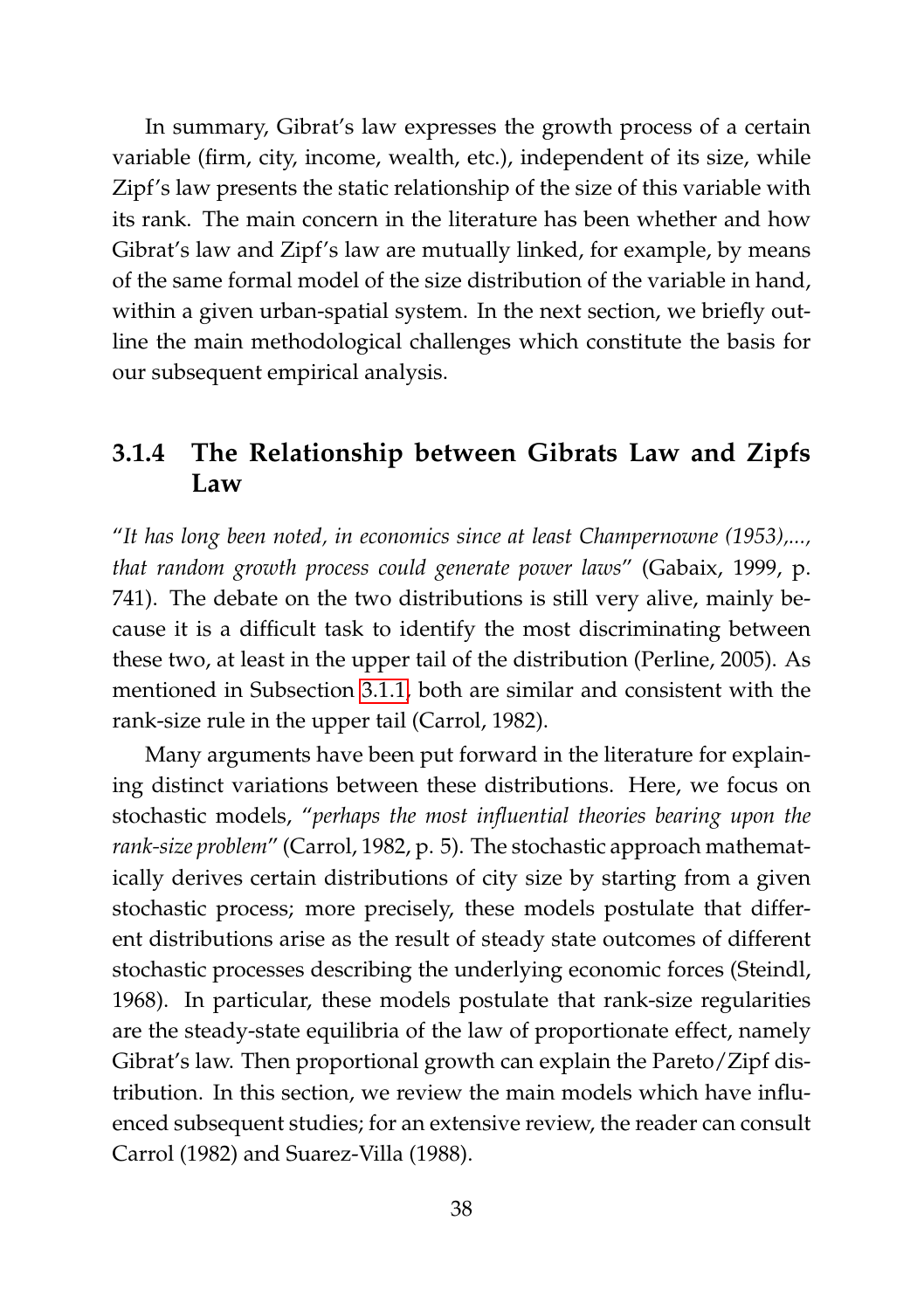In summary, Gibrat's law expresses the growth process of a certain variable (firm, city, income, wealth, etc.), independent of its size, while Zipf's law presents the static relationship of the size of this variable with its rank. The main concern in the literature has been whether and how Gibrat's law and Zipf's law are mutually linked, for example, by means of the same formal model of the size distribution of the variable in hand, within a given urban-spatial system. In the next section, we briefly outline the main methodological challenges which constitute the basis for our subsequent empirical analysis.

### 3.1.4 The Relationship between Gibrats Law and Zipfs Law

"*It has long been noted, in economics since at least Champernowne (1953),..., that random growth process could generate power laws*" (Gabaix, 1999, p. 741). The debate on the two distributions is still very alive, mainly because it is a difficult task to identify the most discriminating between these two, at least in the upper tail of the distribution (Perline, 2005). As mentioned in Subsection 3.1.1, both are similar and consistent with the rank-size rule in the upper tail (Carrol, 1982).

Many arguments have been put forward in the literature for explaining distinct variations between these distributions. Here, we focus on stochastic models, "*perhaps the most influential theories bearing upon the rank-size problem*" (Carrol, 1982, p. 5). The stochastic approach mathematically derives certain distributions of city size by starting from a given stochastic process; more precisely, these models postulate that different distributions arise as the result of steady state outcomes of different stochastic processes describing the underlying economic forces (Steindl, 1968). In particular, these models postulate that rank-size regularities are the steady-state equilibria of the law of proportionate effect, namely Gibrat's law. Then proportional growth can explain the Pareto/Zipf distribution. In this section, we review the main models which have influenced subsequent studies; for an extensive review, the reader can consult Carrol (1982) and Suarez-Villa (1988).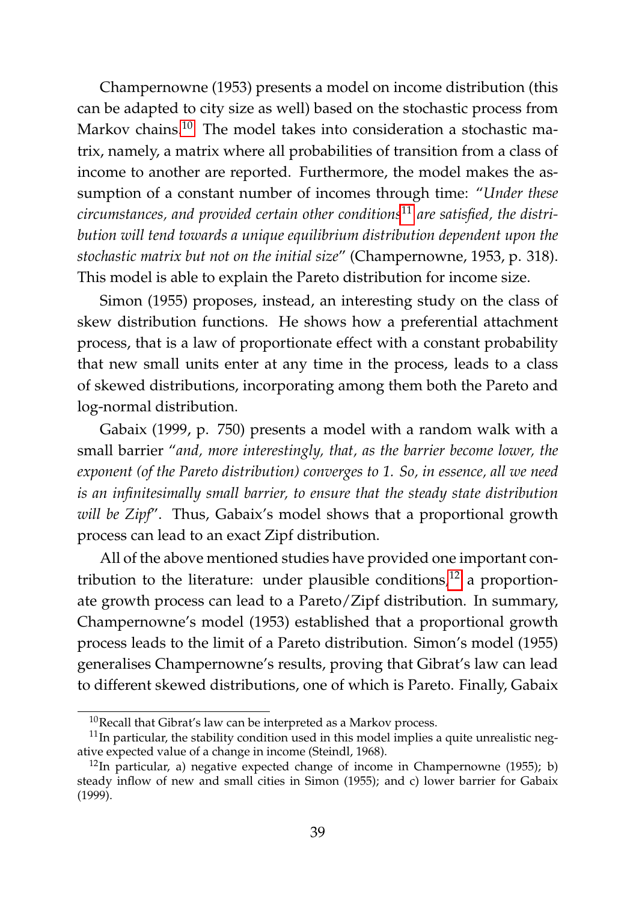Champernowne (1953) presents a model on income distribution (this can be adapted to city size as well) based on the stochastic process from Markov chains.[10] The model takes into consideration a stochastic matrix, namely, a matrix where all probabilities of transition from a class of income to another are reported. Furthermore, the model makes the assumption of a constant number of incomes through time: "*Under these circumstances, and provided certain other conditions*[11] *are satisfied, the distribution will tend towards a unique equilibrium distribution dependent upon the stochastic matrix but not on the initial size*" (Champernowne, 1953, p. 318). This model is able to explain the Pareto distribution for income size.

Simon (1955) proposes, instead, an interesting study on the class of skew distribution functions. He shows how a preferential attachment process, that is a law of proportionate effect with a constant probability that new small units enter at any time in the process, leads to a class of skewed distributions, incorporating among them both the Pareto and log-normal distribution.

Gabaix (1999, p. 750) presents a model with a random walk with a small barrier "*and, more interestingly, that, as the barrier become lower, the exponent (of the Pareto distribution) converges to 1. So, in essence, all we need is an infinitesimally small barrier, to ensure that the steady state distribution will be Zipf*". Thus, Gabaix's model shows that a proportional growth process can lead to an exact Zipf distribution.

All of the above mentioned studies have provided one important contribution to the literature: under plausible conditions,[12] a proportionate growth process can lead to a Pareto/Zipf distribution. In summary, Champernowne's model (1953) established that a proportional growth process leads to the limit of a Pareto distribution. Simon's model (1955) generalises Champernowne's results, proving that Gibrat's law can lead to different skewed distributions, one of which is Pareto. Finally, Gabaix

[10] Recall that Gibrat's law can be interpreted as a Markov process.

[11] In particular, the stability condition used in this model implies a quite unrealistic negative expected value of a change in income (Steindl, 1968).

[12] In particular, a) negative expected change of income in Champernowne (1955); b) steady inflow of new and small cities in Simon (1955); and c) lower barrier for Gabaix (1999).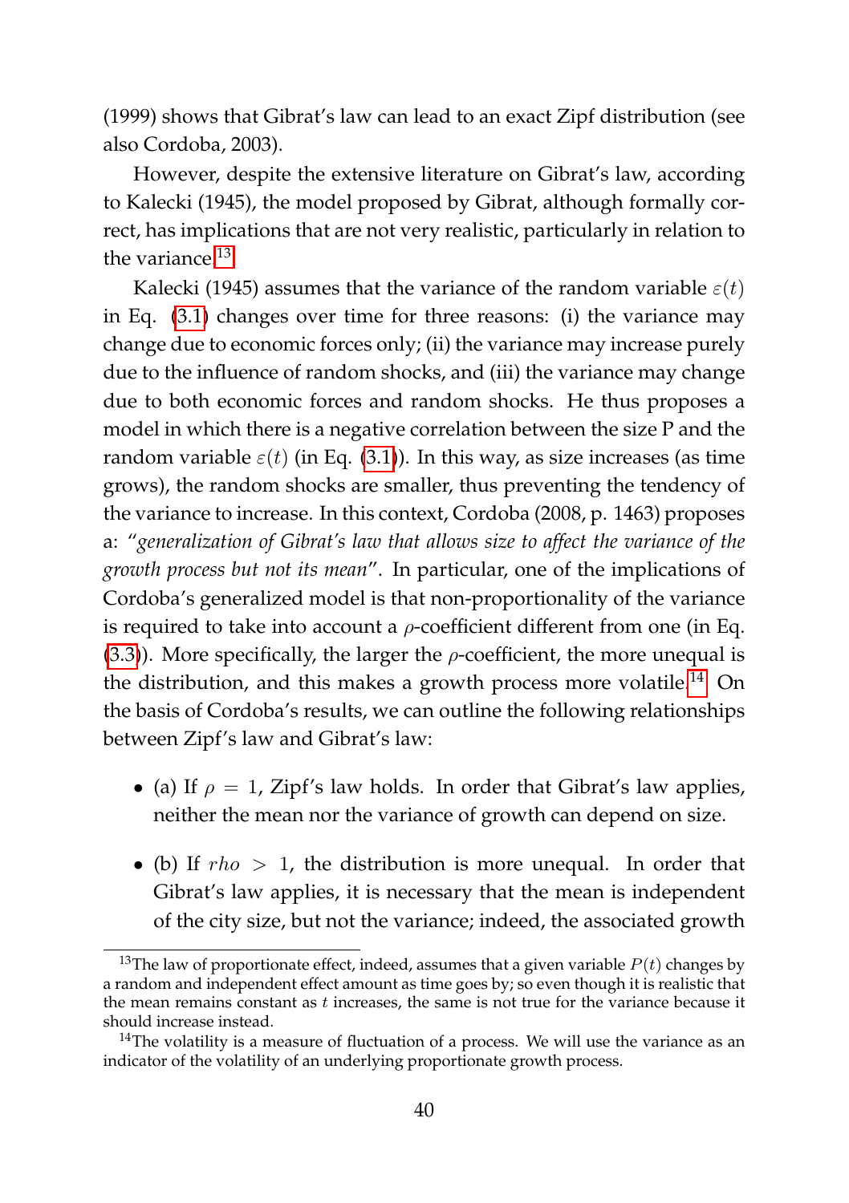(1999) shows that Gibrat's law can lead to an exact Zipf distribution (see also Cordoba, 2003).

However, despite the extensive literature on Gibrat's law, according to Kalecki (1945), the model proposed by Gibrat, although formally correct, has implications that are not very realistic, particularly in relation to the variance.[13]

Kalecki (1945) assumes that the variance of the random variable $\varepsilon(t)$ in Eq. (3.1) changes over time for three reasons: (i) the variance may change due to economic forces only; (ii) the variance may increase purely due to the influence of random shocks, and (iii) the variance may change due to both economic forces and random shocks. He thus proposes a model in which there is a negative correlation between the size P and the random variable $\varepsilon(t)$ (in Eq. (3.1)). In this way, as size increases (as time grows), the random shocks are smaller, thus preventing the tendency of the variance to increase. In this context, Cordoba (2008, p. 1463) proposes a: "*generalization of Gibrat's law that allows size to affect the variance of the growth process but not its mean*". In particular, one of the implications of Cordoba's generalized model is that non-proportionality of the variance is required to take into account a $\rho$-coefficient different from one (in Eq. (3.3)). More specifically, the larger the $\rho$-coefficient, the more unequal is the distribution, and this makes a growth process more volatile.[14] On the basis of Cordoba's results, we can outline the following relationships between Zipf's law and Gibrat's law:

- (a) If $\rho = 1$, Zipf's law holds. In order that Gibrat's law applies, neither the mean nor the variance of growth can depend on size.
- (b) If $rho > 1$, the distribution is more unequal. In order that Gibrat's law applies, it is necessary that the mean is independent of the city size, but not the variance; indeed, the associated growth

[13] The law of proportionate effect, indeed, assumes that a given variable $P(t)$ changes by a random and independent effect amount as time goes by; so even though it is realistic that the mean remains constant as $t$ increases, the same is not true for the variance because it should increase instead.

[14] The volatility is a measure of fluctuation of a process. We will use the variance as an indicator of the volatility of an underlying proportionate growth process.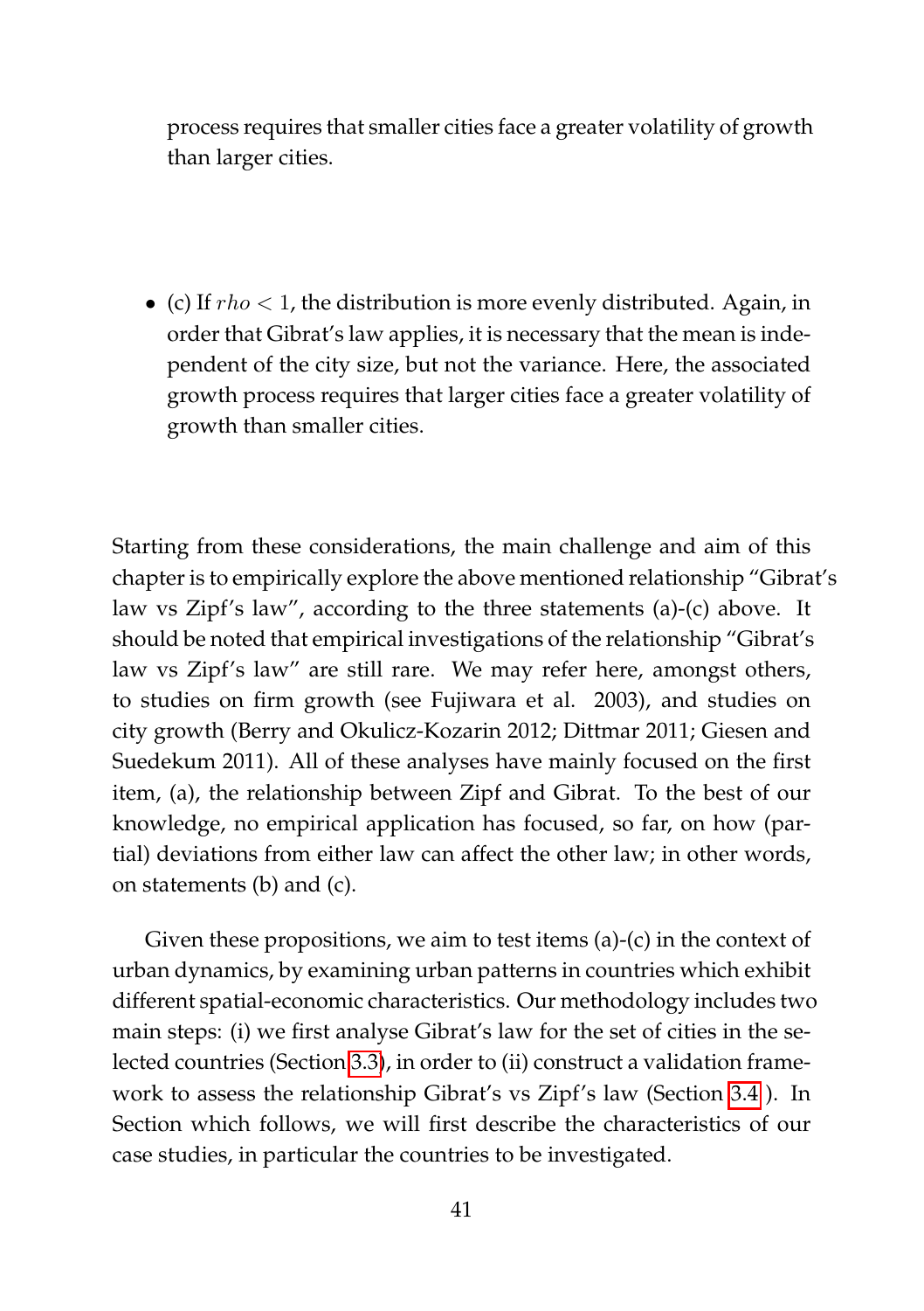process requires that smaller cities face a greater volatility of growth than larger cities.

- (c) If $rho < 1$, the distribution is more evenly distributed. Again, in order that Gibrat's law applies, it is necessary that the mean is independent of the city size, but not the variance. Here, the associated growth process requires that larger cities face a greater volatility of growth than smaller cities.

Starting from these considerations, the main challenge and aim of this chapter is to empirically explore the above mentioned relationship "Gibrat's law vs Zipf's law", according to the three statements (a)-(c) above. It should be noted that empirical investigations of the relationship "Gibrat's law vs Zipf's law" are still rare. We may refer here, amongst others, to studies on firm growth (see Fujiwara et al. 2003), and studies on city growth (Berry and Okulicz-Kozarin 2012; Dittmar 2011; Giesen and Suedekum 2011). All of these analyses have mainly focused on the first item, (a), the relationship between Zipf and Gibrat. To the best of our knowledge, no empirical application has focused, so far, on how (partial) deviations from either law can affect the other law; in other words, on statements (b) and (c).

Given these propositions, we aim to test items (a)-(c) in the context of urban dynamics, by examining urban patterns in countries which exhibit different spatial-economic characteristics. Our methodology includes two main steps: (i) we first analyse Gibrat's law for the set of cities in the selected countries (Section 3.3), in order to (ii) construct a validation framework to assess the relationship Gibrat's vs Zipf's law (Section 3.4 ). In Section which follows, we will first describe the characteristics of our case studies, in particular the countries to be investigated.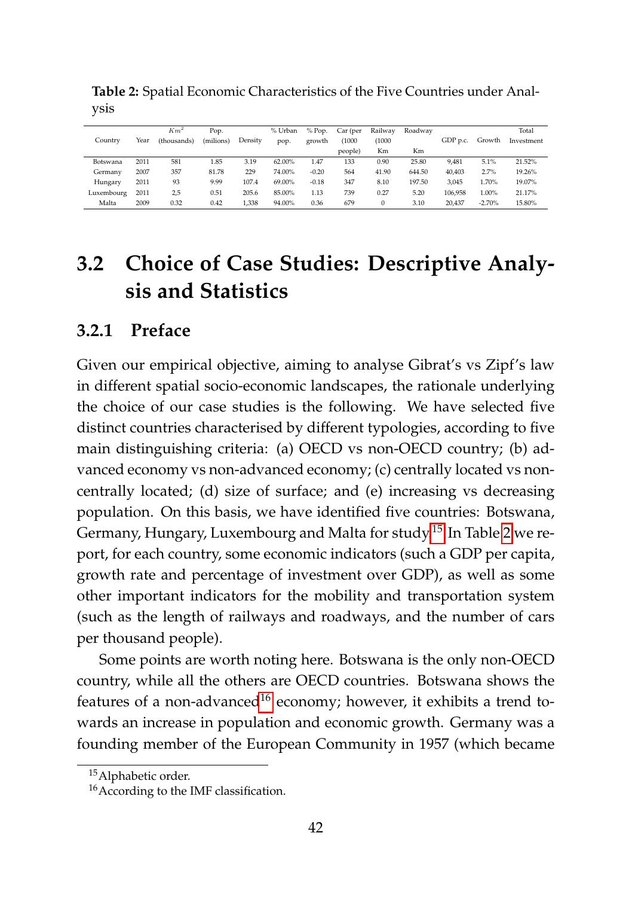**Table 2:** Spatial Economic Characteristics of the Five Countries under Analysis

| Country | Year | $Km^2$ (thousands) | Pop. (milions) | Density | % Urban pop. | % Pop. growth | Car (per (1000 people) | Railway (1000 Km | Roadway Km | GDP p.c. | Growth | Total Investment |
|---|---|---|---|---|---|---|---|---|---|---|---|---|
| Botswana | 2011 | 581 | 1.85 | 3.19 | 62.00% | 1.47 | 133 | 0.90 | 25.80 | 9,481 | 5.1% | 21.52% |
| Germany | 2007 | 357 | 81.78 | 229 | 74.00% | -0.20 | 564 | 41.90 | 644.50 | 40,403 | 2.7% | 19.26% |
| Hungary | 2011 | 93 | 9.99 | 107.4 | 69.00% | -0.18 | 347 | 8.10 | 197.50 | 3,045 | 1.70% | 19.07% |
| Luxembourg | 2011 | 2,5 | 0.51 | 205.6 | 85.00% | 1.13 | 739 | 0.27 | 5.20 | 106,958 | 1.00% | 21.17% |
| Malta | 2009 | 0.32 | 0.42 | 1,338 | 94.00% | 0.36 | 679 | 0 | 3.10 | 20,437 | -2.70% | 15.80% |

## 3.2 Choice of Case Studies: Descriptive Analysis and Statistics

### 3.2.1 Preface

Given our empirical objective, aiming to analyse Gibrat's vs Zipf's law in different spatial socio-economic landscapes, the rationale underlying the choice of our case studies is the following. We have selected five distinct countries characterised by different typologies, according to five main distinguishing criteria: (a) OECD vs non-OECD country; (b) advanced economy vs non-advanced economy; (c) centrally located vs non-centrally located; (d) size of surface; and (e) increasing vs decreasing population. On this basis, we have identified five countries: Botswana, Germany, Hungary, Luxembourg and Malta for study[15] In Table 2 we report, for each country, some economic indicators (such a GDP per capita, growth rate and percentage of investment over GDP), as well as some other important indicators for the mobility and transportation system (such as the length of railways and roadways, and the number of cars per thousand people).

Some points are worth noting here. Botswana is the only non-OECD country, while all the others are OECD countries. Botswana shows the features of a non-advanced[16] economy; however, it exhibits a trend towards an increase in population and economic growth. Germany was a founding member of the European Community in 1957 (which became

[15] Alphabetic order.

[16] According to the IMF classification.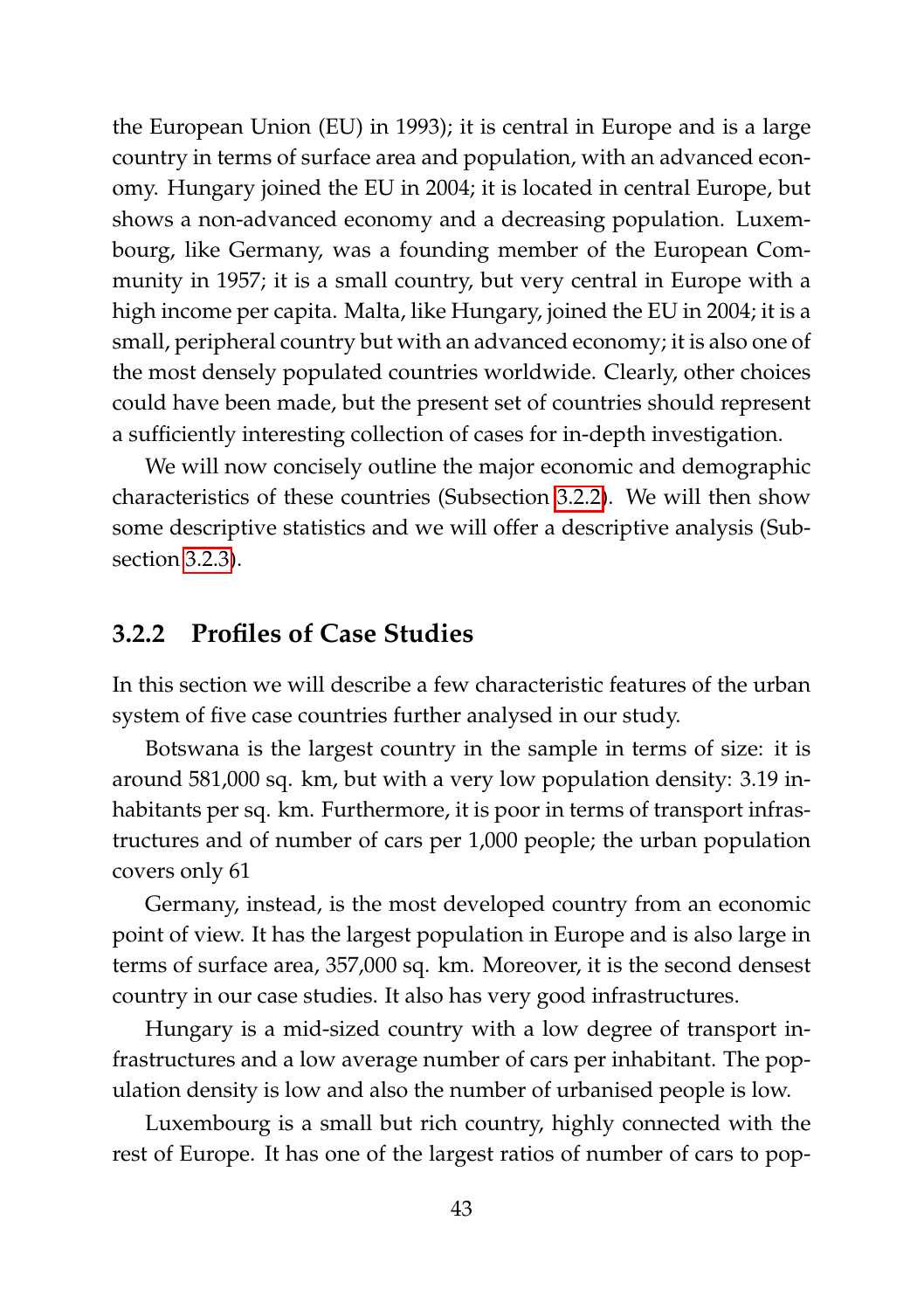the European Union (EU) in 1993); it is central in Europe and is a large country in terms of surface area and population, with an advanced economy. Hungary joined the EU in 2004; it is located in central Europe, but shows a non-advanced economy and a decreasing population. Luxembourg, like Germany, was a founding member of the European Community in 1957; it is a small country, but very central in Europe with a high income per capita. Malta, like Hungary, joined the EU in 2004; it is a small, peripheral country but with an advanced economy; it is also one of the most densely populated countries worldwide. Clearly, other choices could have been made, but the present set of countries should represent a sufficiently interesting collection of cases for in-depth investigation.

We will now concisely outline the major economic and demographic characteristics of these countries (Subsection 3.2.2). We will then show some descriptive statistics and we will offer a descriptive analysis (Subsection 3.2.3).

### 3.2.2 Profiles of Case Studies

In this section we will describe a few characteristic features of the urban system of five case countries further analysed in our study.

Botswana is the largest country in the sample in terms of size: it is around 581,000 sq. km, but with a very low population density: 3.19 inhabitants per sq. km. Furthermore, it is poor in terms of transport infrastructures and of number of cars per 1,000 people; the urban population covers only 61

Germany, instead, is the most developed country from an economic point of view. It has the largest population in Europe and is also large in terms of surface area, 357,000 sq. km. Moreover, it is the second densest country in our case studies. It also has very good infrastructures.

Hungary is a mid-sized country with a low degree of transport infrastructures and a low average number of cars per inhabitant. The population density is low and also the number of urbanised people is low.

Luxembourg is a small but rich country, highly connected with the rest of Europe. It has one of the largest ratios of number of cars to pop-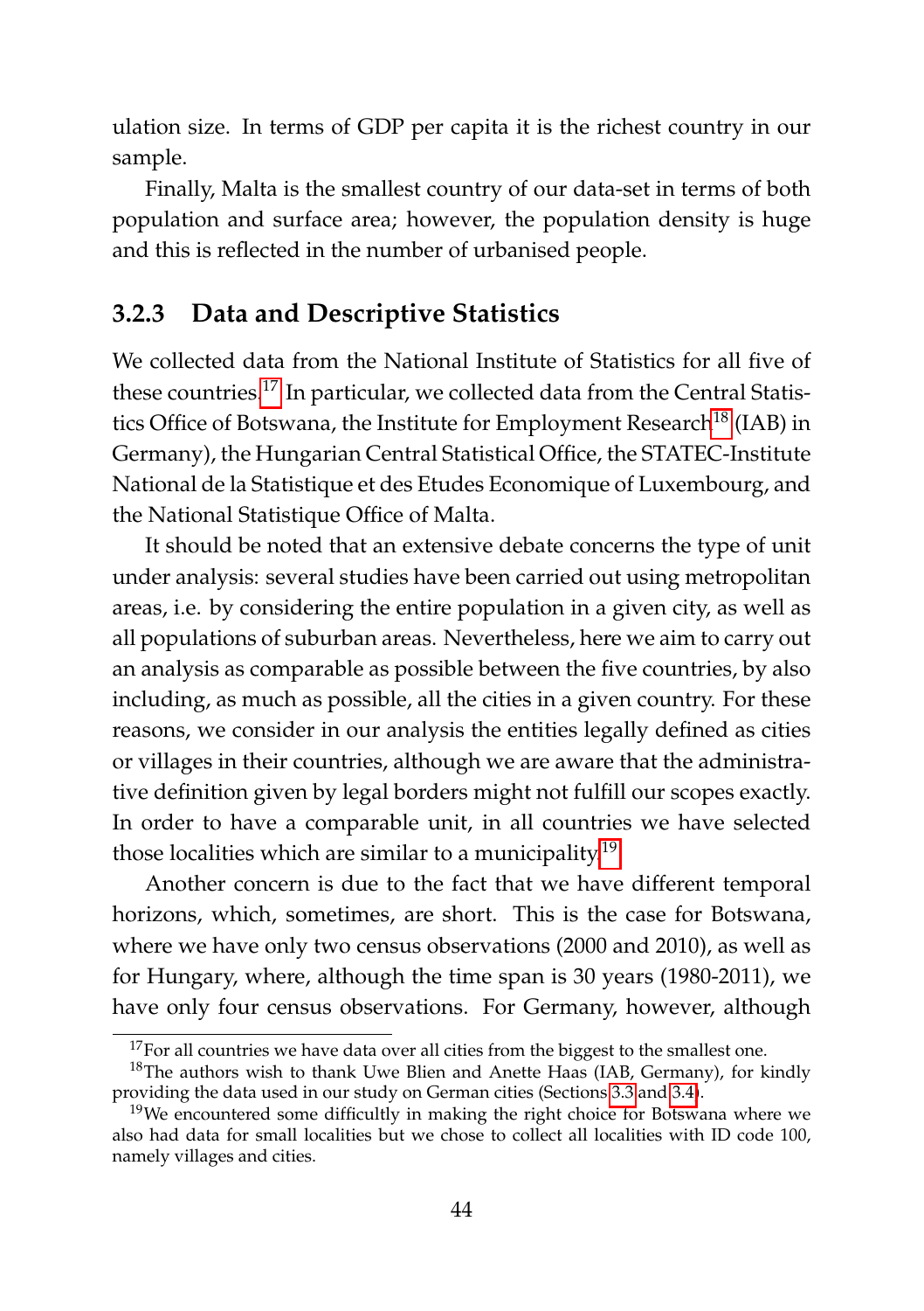ulation size. In terms of GDP per capita it is the richest country in our sample.

Finally, Malta is the smallest country of our data-set in terms of both population and surface area; however, the population density is huge and this is reflected in the number of urbanised people.

### 3.2.3 Data and Descriptive Statistics

We collected data from the National Institute of Statistics for all five of these countries.[17] In particular, we collected data from the Central Statistics Office of Botswana, the Institute for Employment Research[18] (IAB) in Germany), the Hungarian Central Statistical Office, the STATEC-Institute National de la Statistique et des Etudes Economique of Luxembourg, and the National Statistique Office of Malta.

It should be noted that an extensive debate concerns the type of unit under analysis: several studies have been carried out using metropolitan areas, i.e. by considering the entire population in a given city, as well as all populations of suburban areas. Nevertheless, here we aim to carry out an analysis as comparable as possible between the five countries, by also including, as much as possible, all the cities in a given country. For these reasons, we consider in our analysis the entities legally defined as cities or villages in their countries, although we are aware that the administrative definition given by legal borders might not fulfill our scopes exactly. In order to have a comparable unit, in all countries we have selected those localities which are similar to a municipality.[19]

Another concern is due to the fact that we have different temporal horizons, which, sometimes, are short. This is the case for Botswana, where we have only two census observations (2000 and 2010), as well as for Hungary, where, although the time span is 30 years (1980-2011), we have only four census observations. For Germany, however, although

[17] For all countries we have data over all cities from the biggest to the smallest one.

[18] The authors wish to thank Uwe Blien and Anette Haas (IAB, Germany), for kindly providing the data used in our study on German cities (Sections 3.3 and 3.4).

[19] We encountered some difficultly in making the right choice for Botswana where we also had data for small localities but we chose to collect all localities with ID code 100, namely villages and cities.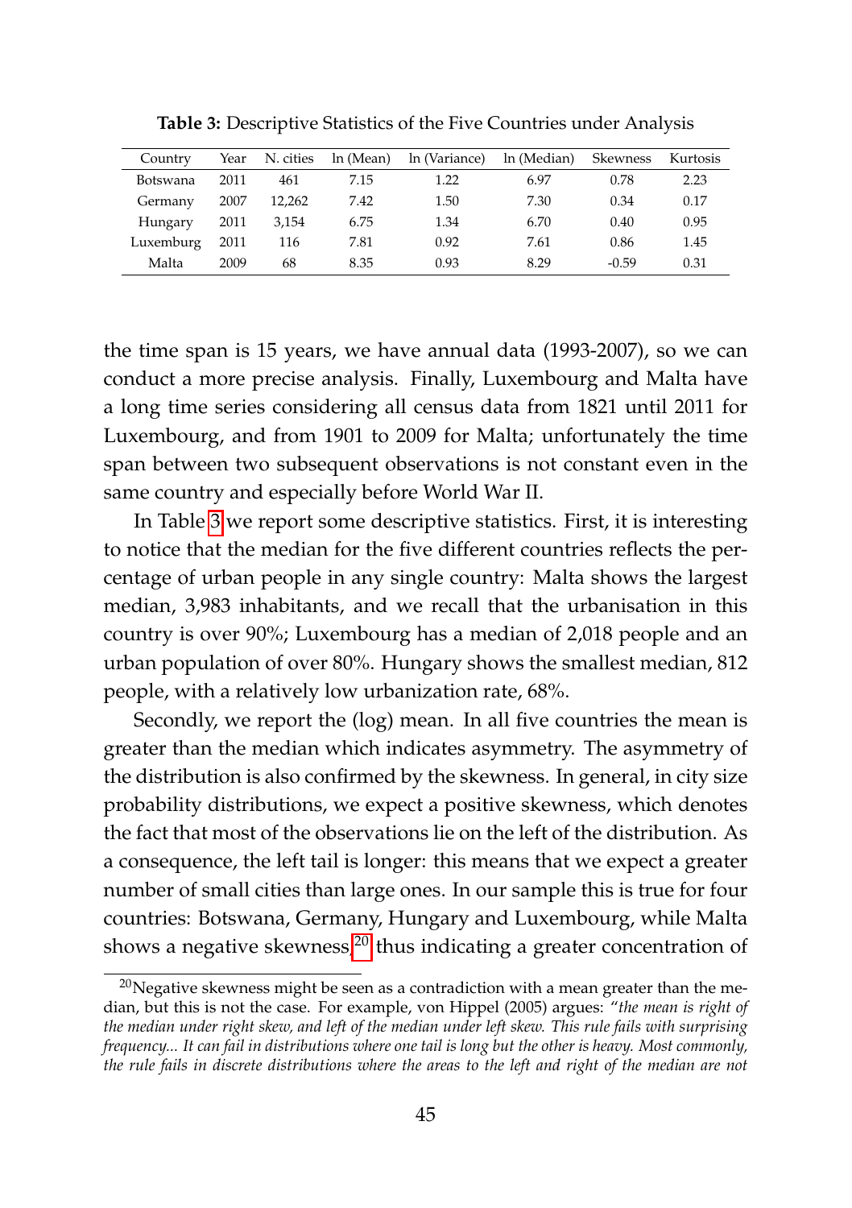**Table 3:** Descriptive Statistics of the Five Countries under Analysis

| Country | Year | N. cities | ln (Mean) | ln (Variance) | ln (Median) | Skewness | Kurtosis |
|---|---|---|---|---|---|---|---|
| Botswana | 2011 | 461 | 7.15 | 1.22 | 6.97 | 0.78 | 2.23 |
| Germany | 2007 | 12,262 | 7.42 | 1.50 | 7.30 | 0.34 | 0.17 |
| Hungary | 2011 | 3,154 | 6.75 | 1.34 | 6.70 | 0.40 | 0.95 |
| Luxemburg | 2011 | 116 | 7.81 | 0.92 | 7.61 | 0.86 | 1.45 |
| Malta | 2009 | 68 | 8.35 | 0.93 | 8.29 | -0.59 | 0.31 |

the time span is 15 years, we have annual data (1993-2007), so we can conduct a more precise analysis. Finally, Luxembourg and Malta have a long time series considering all census data from 1821 until 2011 for Luxembourg, and from 1901 to 2009 for Malta; unfortunately the time span between two subsequent observations is not constant even in the same country and especially before World War II.

In Table 3 we report some descriptive statistics. First, it is interesting to notice that the median for the five different countries reflects the percentage of urban people in any single country: Malta shows the largest median, 3,983 inhabitants, and we recall that the urbanisation in this country is over 90%; Luxembourg has a median of 2,018 people and an urban population of over 80%. Hungary shows the smallest median, 812 people, with a relatively low urbanization rate, 68%.

Secondly, we report the (log) mean. In all five countries the mean is greater than the median which indicates asymmetry. The asymmetry of the distribution is also confirmed by the skewness. In general, in city size probability distributions, we expect a positive skewness, which denotes the fact that most of the observations lie on the left of the distribution. As a consequence, the left tail is longer: this means that we expect a greater number of small cities than large ones. In our sample this is true for four countries: Botswana, Germany, Hungary and Luxembourg, while Malta shows a negative skewness,[20] thus indicating a greater concentration of

[20]Negative skewness might be seen as a contradiction with a mean greater than the median, but this is not the case. For example, von Hippel (2005) argues: "*the mean is right of the median under right skew, and left of the median under left skew. This rule fails with surprising frequency... It can fail in distributions where one tail is long but the other is heavy. Most commonly, the rule fails in discrete distributions where the areas to the left and right of the median are not*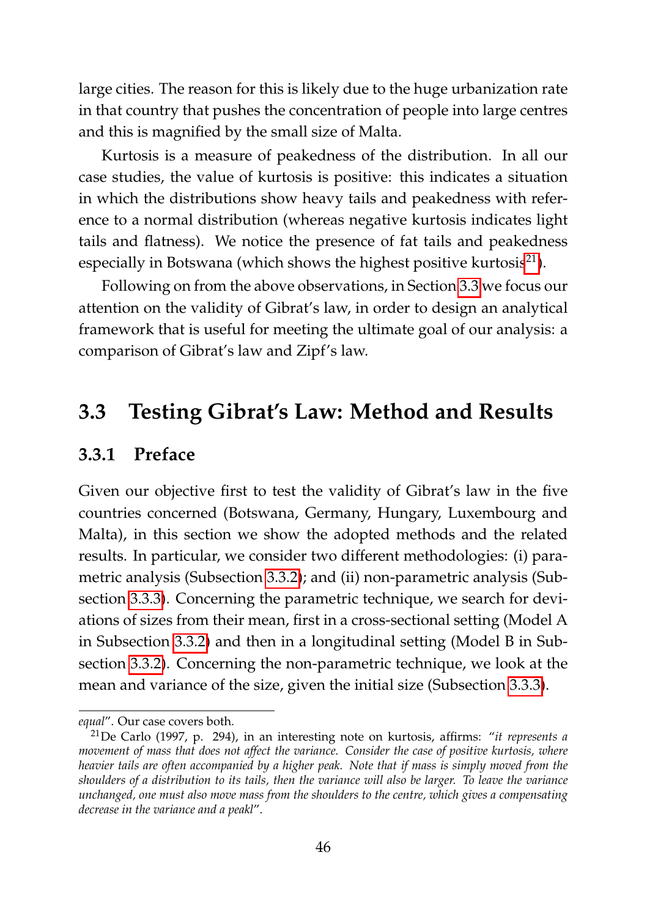large cities. The reason for this is likely due to the huge urbanization rate in that country that pushes the concentration of people into large centres and this is magnified by the small size of Malta.

Kurtosis is a measure of peakedness of the distribution. In all our case studies, the value of kurtosis is positive: this indicates a situation in which the distributions show heavy tails and peakedness with reference to a normal distribution (whereas negative kurtosis indicates light tails and flatness). We notice the presence of fat tails and peakedness especially in Botswana (which shows the highest positive kurtosis[21]).

Following on from the above observations, in Section 3.3 we focus our attention on the validity of Gibrat's law, in order to design an analytical framework that is useful for meeting the ultimate goal of our analysis: a comparison of Gibrat's law and Zipf's law.

## 3.3 Testing Gibrat's Law: Method and Results

### 3.3.1 Preface

Given our objective first to test the validity of Gibrat's law in the five countries concerned (Botswana, Germany, Hungary, Luxembourg and Malta), in this section we show the adopted methods and the related results. In particular, we consider two different methodologies: (i) parametric analysis (Subsection 3.3.2); and (ii) non-parametric analysis (Subsection 3.3.3). Concerning the parametric technique, we search for deviations of sizes from their mean, first in a cross-sectional setting (Model A in Subsection 3.3.2) and then in a longitudinal setting (Model B in Subsection 3.3.2). Concerning the non-parametric technique, we look at the mean and variance of the size, given the initial size (Subsection 3.3.3).

---

*equal*". Our case covers both.

[21] De Carlo (1997, p. 294), in an interesting note on kurtosis, affirms: "*it represents a movement of mass that does not affect the variance. Consider the case of positive kurtosis, where heavier tails are often accompanied by a higher peak. Note that if mass is simply moved from the shoulders of a distribution to its tails, then the variance will also be larger. To leave the variance unchanged, one must also move mass from the shoulders to the centre, which gives a compensating decrease in the variance and a peakl*".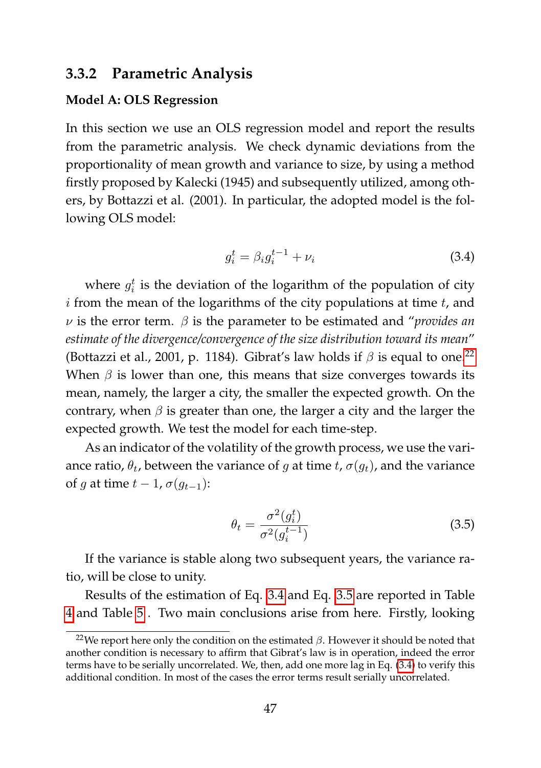### 3.3.2 Parametric Analysis

**Model A: OLS Regression**

In this section we use an OLS regression model and report the results from the parametric analysis. We check dynamic deviations from the proportionality of mean growth and variance to size, by using a method firstly proposed by Kalecki (1945) and subsequently utilized, among others, by Bottazzi et al. (2001). In particular, the adopted model is the following OLS model:

$$g_i^t = \beta_i g_i^{t-1} + \nu_i \tag{3.4}$$

where $g_i^t$ is the deviation of the logarithm of the population of city $i$ from the mean of the logarithms of the city populations at time $t$, and $\nu$ is the error term. $\beta$ is the parameter to be estimated and "*provides an estimate of the divergence/convergence of the size distribution toward its mean*" (Bottazzi et al., 2001, p. 1184). Gibrat's law holds if $\beta$ is equal to one.[22] When $\beta$ is lower than one, this means that size converges towards its mean, namely, the larger a city, the smaller the expected growth. On the contrary, when $\beta$ is greater than one, the larger a city and the larger the expected growth. We test the model for each time-step.

As an indicator of the volatility of the growth process, we use the variance ratio, $\theta_t$, between the variance of $g$ at time $t$, $\sigma(g_t)$, and the variance of $g$ at time $t-1$, $\sigma(g_{t-1})$:

$$\theta_t = \frac{\sigma^2(g_i^t)}{\sigma^2(g_i^{t-1})} \tag{3.5}$$

If the variance is stable along two subsequent years, the variance ratio, will be close to unity.

Results of the estimation of Eq. 3.4 and Eq. 3.5 are reported in Table 4 and Table 5 . Two main conclusions arise from here. Firstly, looking

[22] We report here only the condition on the estimated $\beta$. However it should be noted that another condition is necessary to affirm that Gibrat's law is in operation, indeed the error terms have to be serially uncorrelated. We, then, add one more lag in Eq. (3.4) to verify this additional condition. In most of the cases the error terms result serially uncorrelated.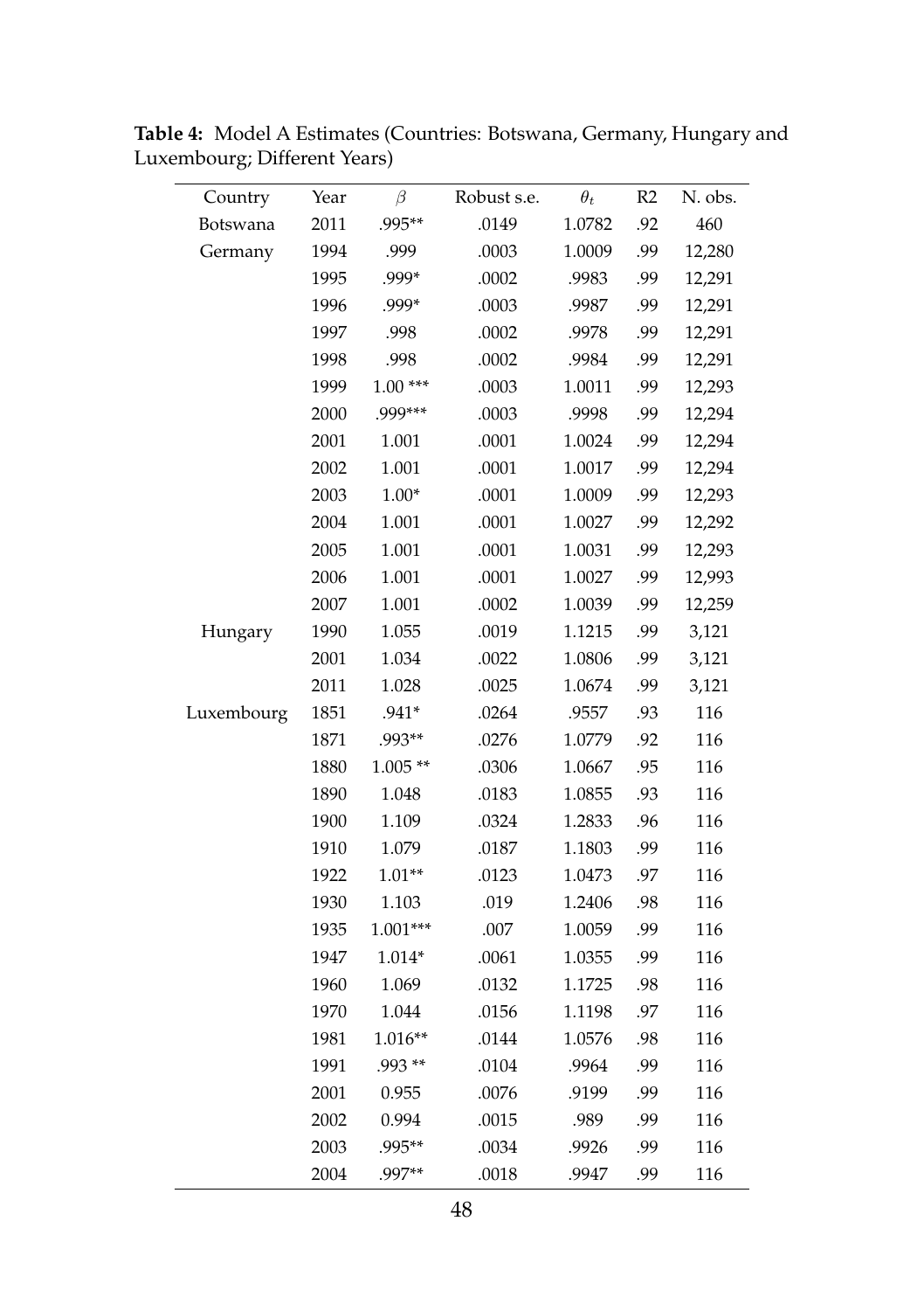**Table 4:** Model A Estimates (Countries: Botswana, Germany, Hungary and Luxembourg; Different Years)

| Country | Year | $\beta$ | Robust s.e. | $\theta_t$ | R2 | N. obs. |
|---|---|---|---|---|---|---|
| Botswana | 2011 | .995** | .0149 | 1.0782 | .92 | 460 |
| Germany | 1994 | .999 | .0003 | 1.0009 | .99 | 12,280 |
| | 1995 | .999* | .0002 | .9983 | .99 | 12,291 |
| | 1996 | .999* | .0003 | .9987 | .99 | 12,291 |
| | 1997 | .998 | .0002 | .9978 | .99 | 12,291 |
| | 1998 | .998 | .0002 | .9984 | .99 | 12,291 |
| | 1999 | 1.00 *** | .0003 | 1.0011 | .99 | 12,293 |
| | 2000 | .999*** | .0003 | .9998 | .99 | 12,294 |
| | 2001 | 1.001 | .0001 | 1.0024 | .99 | 12,294 |
| | 2002 | 1.001 | .0001 | 1.0017 | .99 | 12,294 |
| | 2003 | 1.00* | .0001 | 1.0009 | .99 | 12,293 |
| | 2004 | 1.001 | .0001 | 1.0027 | .99 | 12,292 |
| | 2005 | 1.001 | .0001 | 1.0031 | .99 | 12,293 |
| | 2006 | 1.001 | .0001 | 1.0027 | .99 | 12,993 |
| | 2007 | 1.001 | .0002 | 1.0039 | .99 | 12,259 |
| Hungary | 1990 | 1.055 | .0019 | 1.1215 | .99 | 3,121 |
| | 2001 | 1.034 | .0022 | 1.0806 | .99 | 3,121 |
| | 2011 | 1.028 | .0025 | 1.0674 | .99 | 3,121 |
| Luxembourg | 1851 | .941* | .0264 | .9557 | .93 | 116 |
| | 1871 | .993** | .0276 | 1.0779 | .92 | 116 |
| | 1880 | 1.005 ** | .0306 | 1.0667 | .95 | 116 |
| | 1890 | 1.048 | .0183 | 1.0855 | .93 | 116 |
| | 1900 | 1.109 | .0324 | 1.2833 | .96 | 116 |
| | 1910 | 1.079 | .0187 | 1.1803 | .99 | 116 |
| | 1922 | 1.01** | .0123 | 1.0473 | .97 | 116 |
| | 1930 | 1.103 | .019 | 1.2406 | .98 | 116 |
| | 1935 | 1.001*** | .007 | 1.0059 | .99 | 116 |
| | 1947 | 1.014* | .0061 | 1.0355 | .99 | 116 |
| | 1960 | 1.069 | .0132 | 1.1725 | .98 | 116 |
| | 1970 | 1.044 | .0156 | 1.1198 | .97 | 116 |
| | 1981 | 1.016** | .0144 | 1.0576 | .98 | 116 |
| | 1991 | .993 ** | .0104 | .9964 | .99 | 116 |
| | 2001 | 0.955 | .0076 | .9199 | .99 | 116 |
| | 2002 | 0.994 | .0015 | .989 | .99 | 116 |
| | 2003 | .995** | .0034 | .9926 | .99 | 116 |
| | 2004 | .997** | .0018 | .9947 | .99 | 116 |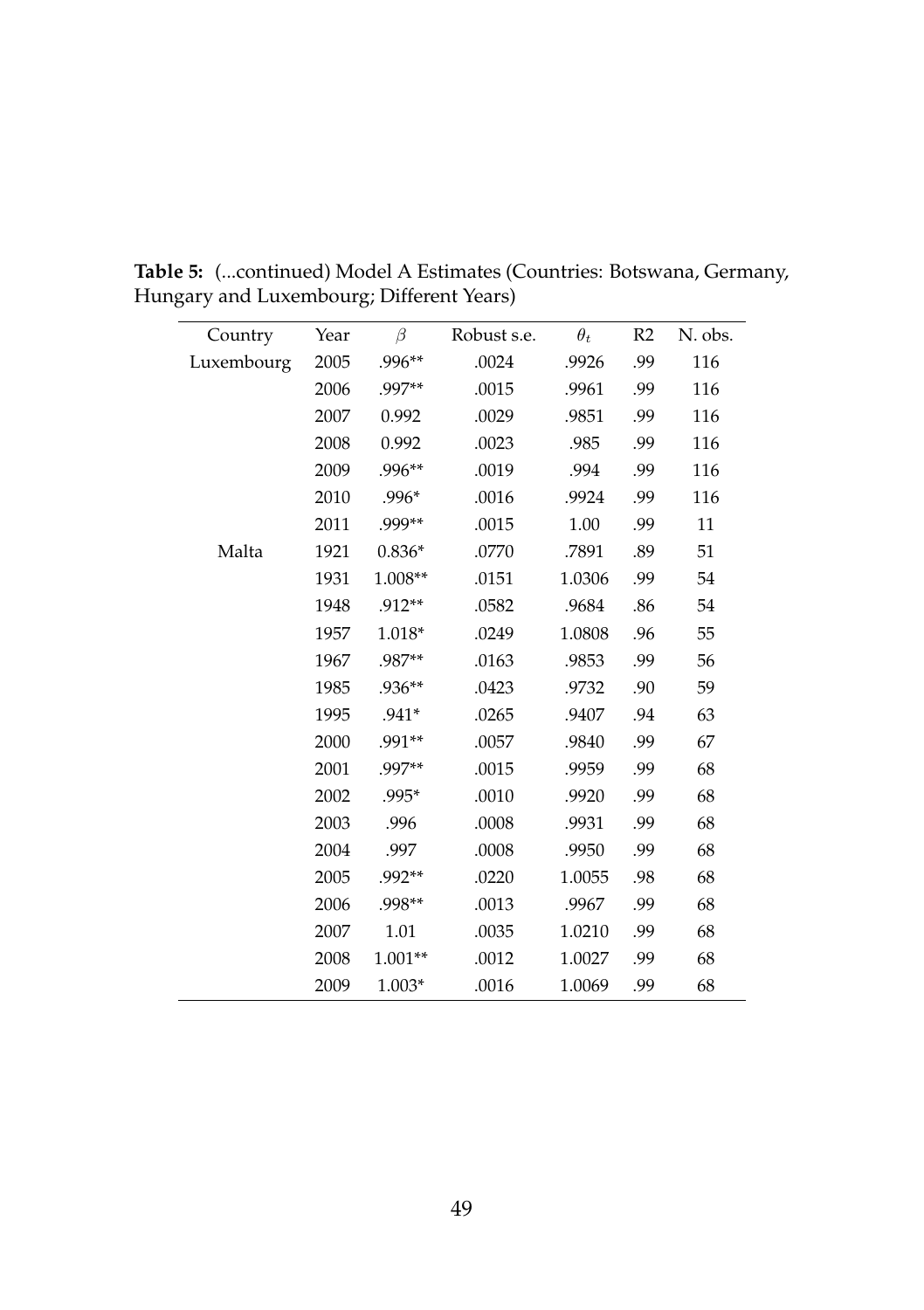**Table 5:** (...continued) Model A Estimates (Countries: Botswana, Germany, Hungary and Luxembourg; Different Years)

| Country | Year | $\beta$ | Robust s.e. | $\theta_t$ | R2 | N. obs. |
|---|---|---|---|---|---|---|
| Luxembourg | 2005 | .996** | .0024 | .9926 | .99 | 116 |
| | 2006 | .997** | .0015 | .9961 | .99 | 116 |
| | 2007 | 0.992 | .0029 | .9851 | .99 | 116 |
| | 2008 | 0.992 | .0023 | .985 | .99 | 116 |
| | 2009 | .996** | .0019 | .994 | .99 | 116 |
| | 2010 | .996* | .0016 | .9924 | .99 | 116 |
| | 2011 | .999** | .0015 | 1.00 | .99 | 11 |
| Malta | 1921 | 0.836* | .0770 | .7891 | .89 | 51 |
| | 1931 | 1.008** | .0151 | 1.0306 | .99 | 54 |
| | 1948 | .912** | .0582 | .9684 | .86 | 54 |
| | 1957 | 1.018* | .0249 | 1.0808 | .96 | 55 |
| | 1967 | .987** | .0163 | .9853 | .99 | 56 |
| | 1985 | .936** | .0423 | .9732 | .90 | 59 |
| | 1995 | .941* | .0265 | .9407 | .94 | 63 |
| | 2000 | .991** | .0057 | .9840 | .99 | 67 |
| | 2001 | .997** | .0015 | .9959 | .99 | 68 |
| | 2002 | .995* | .0010 | .9920 | .99 | 68 |
| | 2003 | .996 | .0008 | .9931 | .99 | 68 |
| | 2004 | .997 | .0008 | .9950 | .99 | 68 |
| | 2005 | .992** | .0220 | 1.0055 | .98 | 68 |
| | 2006 | .998** | .0013 | .9967 | .99 | 68 |
| | 2007 | 1.01 | .0035 | 1.0210 | .99 | 68 |
| | 2008 | 1.001** | .0012 | 1.0027 | .99 | 68 |
| | 2009 | 1.003* | .0016 | 1.0069 | .99 | 68 |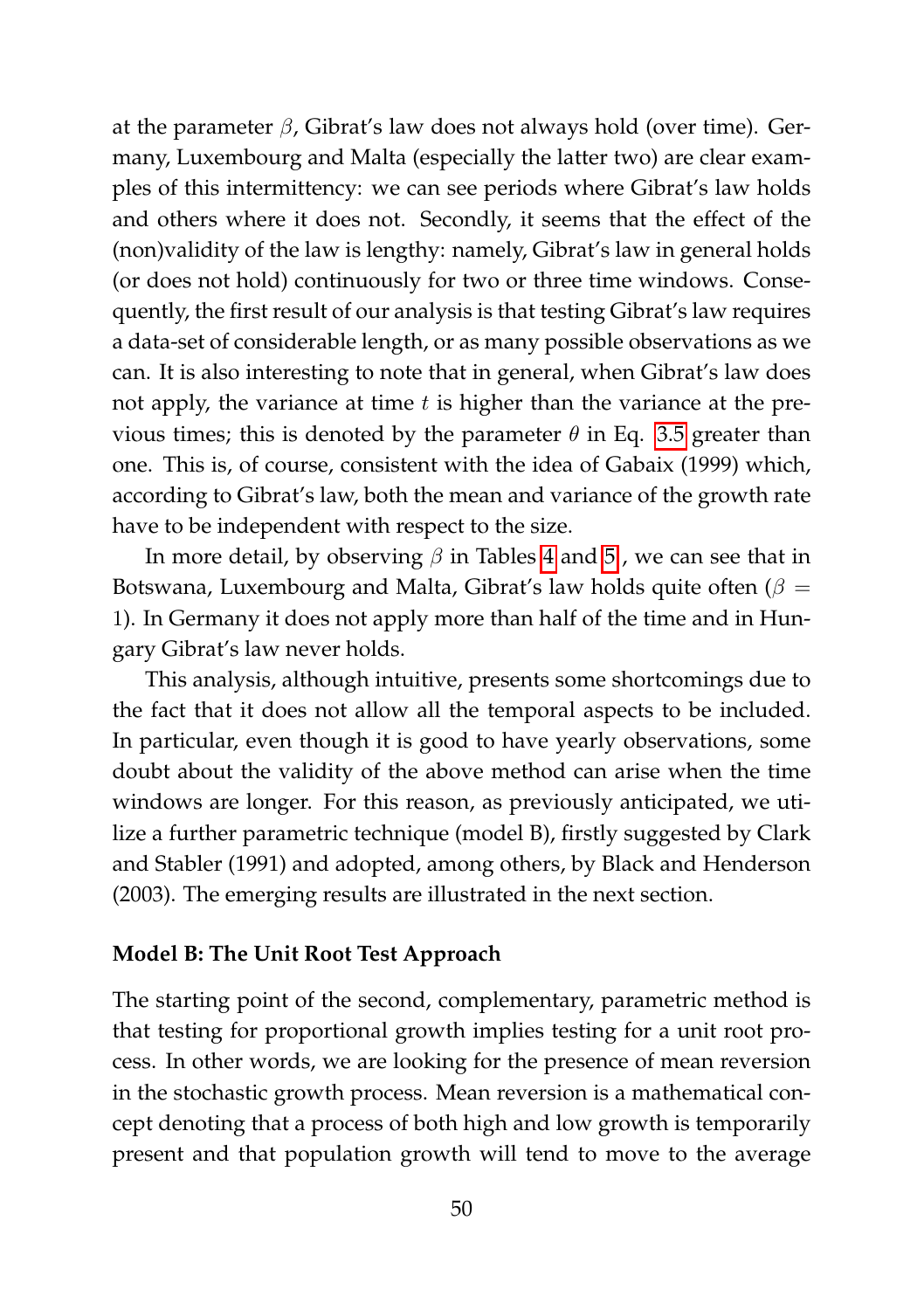at the parameter $\beta$, Gibrat's law does not always hold (over time). Germany, Luxembourg and Malta (especially the latter two) are clear examples of this intermittency: we can see periods where Gibrat's law holds and others where it does not. Secondly, it seems that the effect of the (non)validity of the law is lengthy: namely, Gibrat's law in general holds (or does not hold) continuously for two or three time windows. Consequently, the first result of our analysis is that testing Gibrat's law requires a data-set of considerable length, or as many possible observations as we can. It is also interesting to note that in general, when Gibrat's law does not apply, the variance at time $t$ is higher than the variance at the previous times; this is denoted by the parameter $\theta$ in Eq. 3.5 greater than one. This is, of course, consistent with the idea of Gabaix (1999) which, according to Gibrat's law, both the mean and variance of the growth rate have to be independent with respect to the size.

In more detail, by observing $\beta$ in Tables 4 and 5 , we can see that in Botswana, Luxembourg and Malta, Gibrat's law holds quite often ($\beta = 1$). In Germany it does not apply more than half of the time and in Hungary Gibrat's law never holds.

This analysis, although intuitive, presents some shortcomings due to the fact that it does not allow all the temporal aspects to be included. In particular, even though it is good to have yearly observations, some doubt about the validity of the above method can arise when the time windows are longer. For this reason, as previously anticipated, we utilize a further parametric technique (model B), firstly suggested by Clark and Stabler (1991) and adopted, among others, by Black and Henderson (2003). The emerging results are illustrated in the next section.

**Model B: The Unit Root Test Approach**

The starting point of the second, complementary, parametric method is that testing for proportional growth implies testing for a unit root process. In other words, we are looking for the presence of mean reversion in the stochastic growth process. Mean reversion is a mathematical concept denoting that a process of both high and low growth is temporarily present and that population growth will tend to move to the average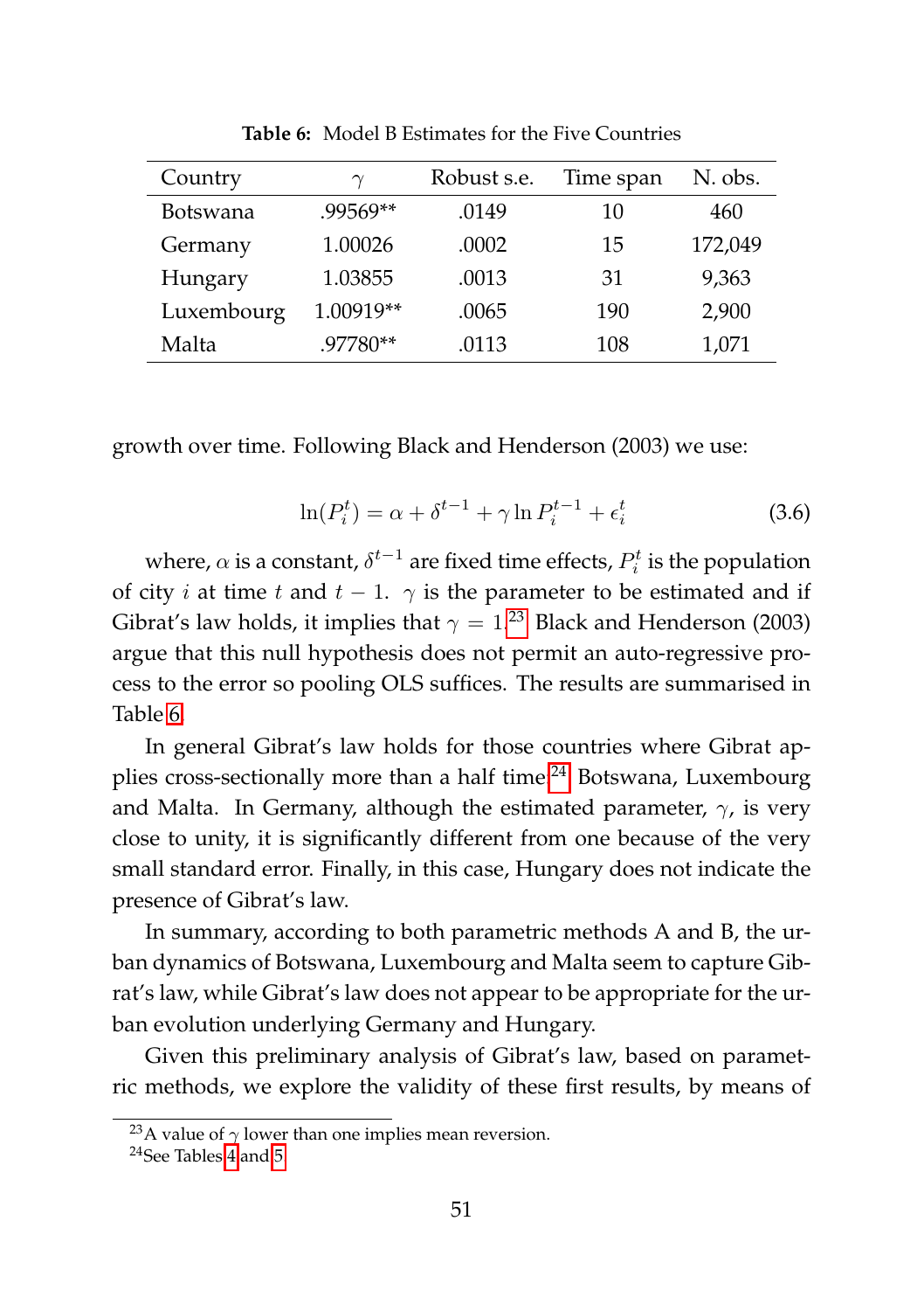**Table 6:** Model B Estimates for the Five Countries

| Country | $\gamma$ | Robust s.e. | Time span | N. obs. |
|---|---|---|---|---|
| Botswana | .99569** | .0149 | 10 | 460 |
| Germany | 1.00026 | .0002 | 15 | 172,049 |
| Hungary | 1.03855 | .0013 | 31 | 9,363 |
| Luxembourg | 1.00919** | .0065 | 190 | 2,900 |
| Malta | .97780** | .0113 | 108 | 1,071 |

growth over time. Following Black and Henderson (2003) we use:

$$\ln(P_i^t) = \alpha + \delta^{t-1} + \gamma \ln P_i^{t-1} + \epsilon_i^t \tag{3.6}$$

where, $\alpha$ is a constant, $\delta^{t-1}$ are fixed time effects, $P_i^t$ is the population of city $i$ at time $t$ and $t-1$. $\gamma$ is the parameter to be estimated and if Gibrat's law holds, it implies that $\gamma = 1$.[23] Black and Henderson (2003) argue that this null hypothesis does not permit an auto-regressive process to the error so pooling OLS suffices. The results are summarised in Table 6.

In general Gibrat's law holds for those countries where Gibrat applies cross-sectionally more than a half time[24] Botswana, Luxembourg and Malta. In Germany, although the estimated parameter, $\gamma$, is very close to unity, it is significantly different from one because of the very small standard error. Finally, in this case, Hungary does not indicate the presence of Gibrat's law.

In summary, according to both parametric methods A and B, the urban dynamics of Botswana, Luxembourg and Malta seem to capture Gibrat's law, while Gibrat's law does not appear to be appropriate for the urban evolution underlying Germany and Hungary.

Given this preliminary analysis of Gibrat's law, based on parametric methods, we explore the validity of these first results, by means of

[23] A value of $\gamma$ lower than one implies mean reversion.

[24] See Tables 4 and 5.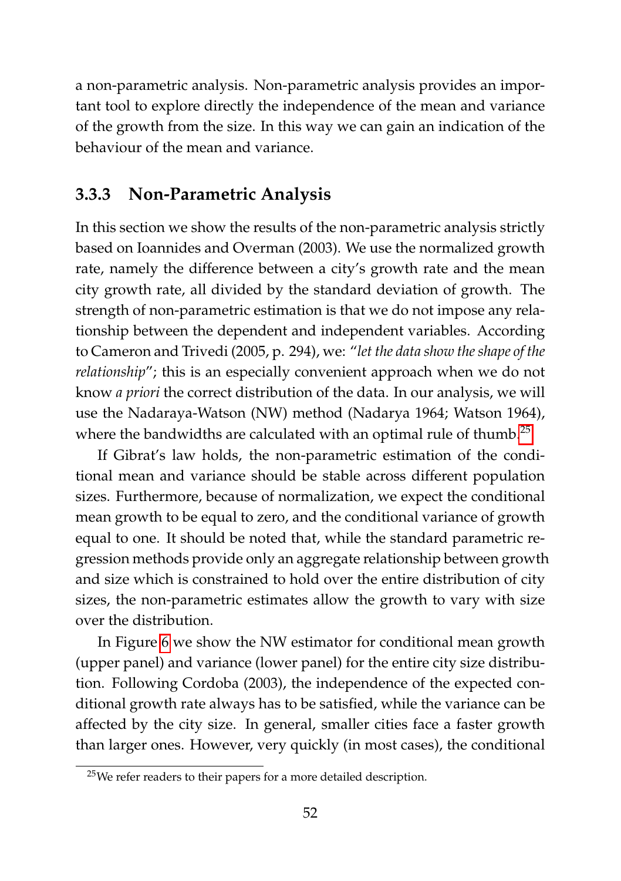a non-parametric analysis. Non-parametric analysis provides an important tool to explore directly the independence of the mean and variance of the growth from the size. In this way we can gain an indication of the behaviour of the mean and variance.

### 3.3.3 Non-Parametric Analysis

In this section we show the results of the non-parametric analysis strictly based on Ioannides and Overman (2003). We use the normalized growth rate, namely the difference between a city's growth rate and the mean city growth rate, all divided by the standard deviation of growth. The strength of non-parametric estimation is that we do not impose any relationship between the dependent and independent variables. According to Cameron and Trivedi (2005, p. 294), we: "*let the data show the shape of the relationship*"; this is an especially convenient approach when we do not know *a priori* the correct distribution of the data. In our analysis, we will use the Nadaraya-Watson (NW) method (Nadarya 1964; Watson 1964), where the bandwidths are calculated with an optimal rule of thumb.[25]

If Gibrat's law holds, the non-parametric estimation of the conditional mean and variance should be stable across different population sizes. Furthermore, because of normalization, we expect the conditional mean growth to be equal to zero, and the conditional variance of growth equal to one. It should be noted that, while the standard parametric regression methods provide only an aggregate relationship between growth and size which is constrained to hold over the entire distribution of city sizes, the non-parametric estimates allow the growth to vary with size over the distribution.

In Figure 6 we show the NW estimator for conditional mean growth (upper panel) and variance (lower panel) for the entire city size distribution. Following Cordoba (2003), the independence of the expected conditional growth rate always has to be satisfied, while the variance can be affected by the city size. In general, smaller cities face a faster growth than larger ones. However, very quickly (in most cases), the conditional

[25] We refer readers to their papers for a more detailed description.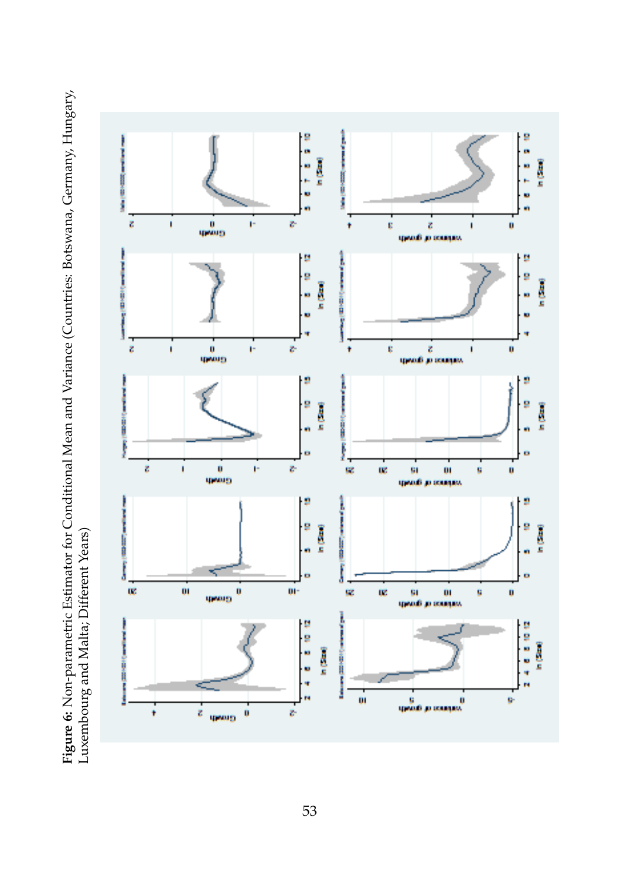**Figure 6:** Non-parametric Estimator for Conditional Mean and Variance (Countries: Botswana, Germany, Hungary, Luxembourg and Malta; Different Years)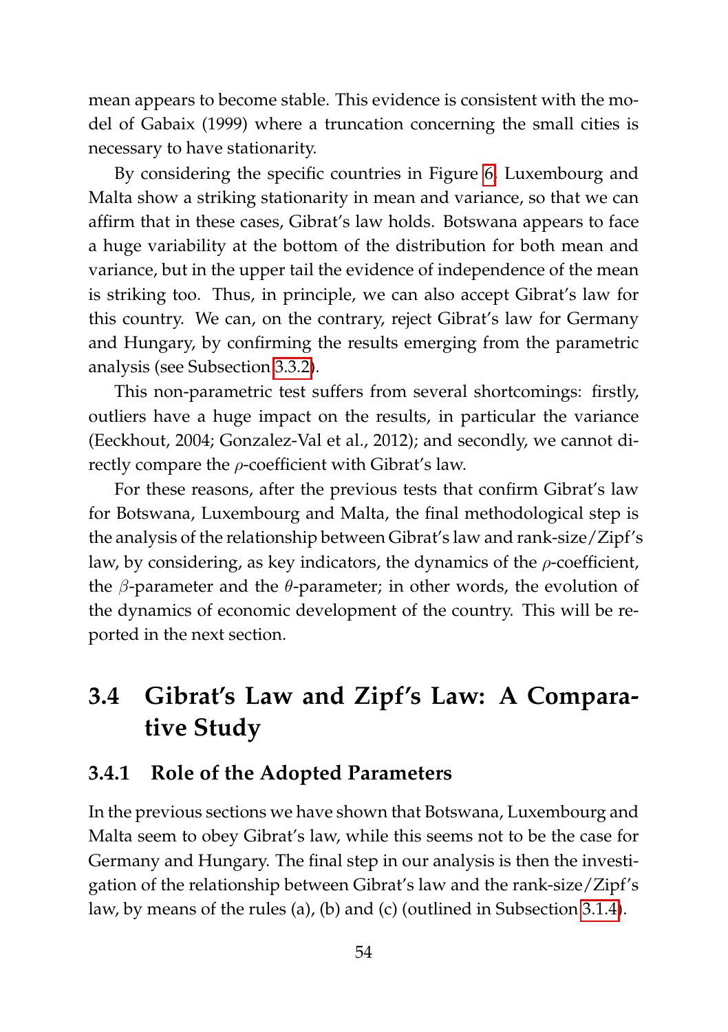mean appears to become stable. This evidence is consistent with the model of Gabaix (1999) where a truncation concerning the small cities is necessary to have stationarity.

By considering the specific countries in Figure 6, Luxembourg and Malta show a striking stationarity in mean and variance, so that we can affirm that in these cases, Gibrat's law holds. Botswana appears to face a huge variability at the bottom of the distribution for both mean and variance, but in the upper tail the evidence of independence of the mean is striking too. Thus, in principle, we can also accept Gibrat's law for this country. We can, on the contrary, reject Gibrat's law for Germany and Hungary, by confirming the results emerging from the parametric analysis (see Subsection 3.3.2).

This non-parametric test suffers from several shortcomings: firstly, outliers have a huge impact on the results, in particular the variance (Eeckhout, 2004; Gonzalez-Val et al., 2012); and secondly, we cannot directly compare the $\rho$-coefficient with Gibrat's law.

For these reasons, after the previous tests that confirm Gibrat's law for Botswana, Luxembourg and Malta, the final methodological step is the analysis of the relationship between Gibrat's law and rank-size/Zipf's law, by considering, as key indicators, the dynamics of the $\rho$-coefficient, the $\beta$-parameter and the $\theta$-parameter; in other words, the evolution of the dynamics of economic development of the country. This will be reported in the next section.

## 3.4 Gibrat's Law and Zipf's Law: A Comparative Study

### 3.4.1 Role of the Adopted Parameters

In the previous sections we have shown that Botswana, Luxembourg and Malta seem to obey Gibrat's law, while this seems not to be the case for Germany and Hungary. The final step in our analysis is then the investigation of the relationship between Gibrat's law and the rank-size/Zipf's law, by means of the rules (a), (b) and (c) (outlined in Subsection 3.1.4).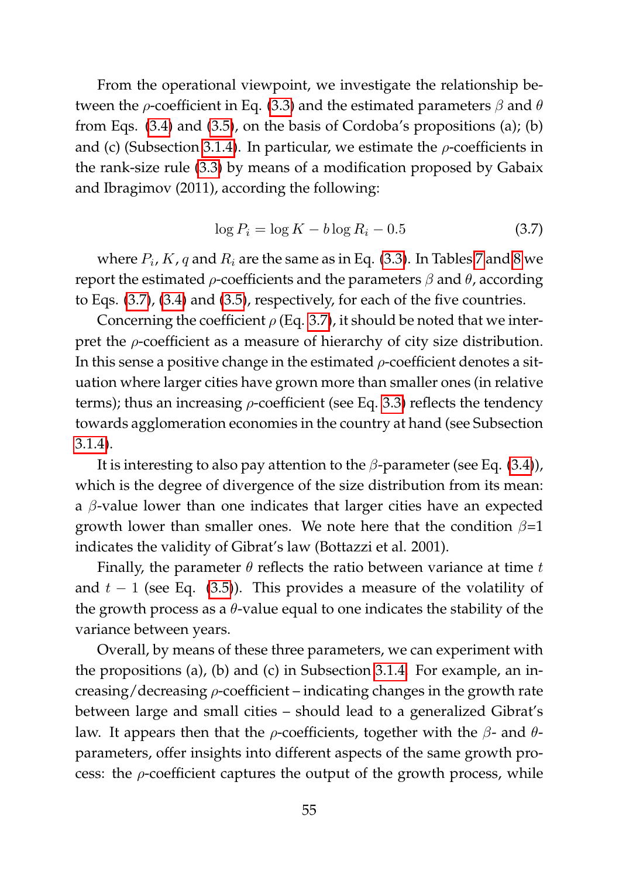From the operational viewpoint, we investigate the relationship between the $\rho$-coefficient in Eq. (3.3) and the estimated parameters $\beta$ and $\theta$ from Eqs. (3.4) and (3.5), on the basis of Cordoba's propositions (a); (b) and (c) (Subsection 3.1.4). In particular, we estimate the $\rho$-coefficients in the rank-size rule (3.3) by means of a modification proposed by Gabaix and Ibragimov (2011), according the following:

$$\log P_i = \log K - b \log R_i - 0.5 \tag{3.7}$$

where $P_i$, $K$, $q$ and $R_i$ are the same as in Eq. (3.3). In Tables 7 and 8 we report the estimated $\rho$-coefficients and the parameters $\beta$ and $\theta$, according to Eqs. (3.7), (3.4) and (3.5), respectively, for each of the five countries.

Concerning the coefficient $\rho$ (Eq. 3.7), it should be noted that we interpret the $\rho$-coefficient as a measure of hierarchy of city size distribution. In this sense a positive change in the estimated $\rho$-coefficient denotes a situation where larger cities have grown more than smaller ones (in relative terms); thus an increasing $\rho$-coefficient (see Eq. 3.3) reflects the tendency towards agglomeration economies in the country at hand (see Subsection 3.1.4).

It is interesting to also pay attention to the $\beta$-parameter (see Eq. (3.4)), which is the degree of divergence of the size distribution from its mean: a $\beta$-value lower than one indicates that larger cities have an expected growth lower than smaller ones. We note here that the condition $\beta$=1 indicates the validity of Gibrat's law (Bottazzi et al. 2001).

Finally, the parameter $\theta$ reflects the ratio between variance at time $t$ and $t-1$ (see Eq. (3.5)). This provides a measure of the volatility of the growth process as a $\theta$-value equal to one indicates the stability of the variance between years.

Overall, by means of these three parameters, we can experiment with the propositions (a), (b) and (c) in Subsection 3.1.4. For example, an increasing/decreasing $\rho$-coefficient – indicating changes in the growth rate between large and small cities – should lead to a generalized Gibrat's law. It appears then that the $\rho$-coefficients, together with the $\beta$- and $\theta$-parameters, offer insights into different aspects of the same growth process: the $\rho$-coefficient captures the output of the growth process, while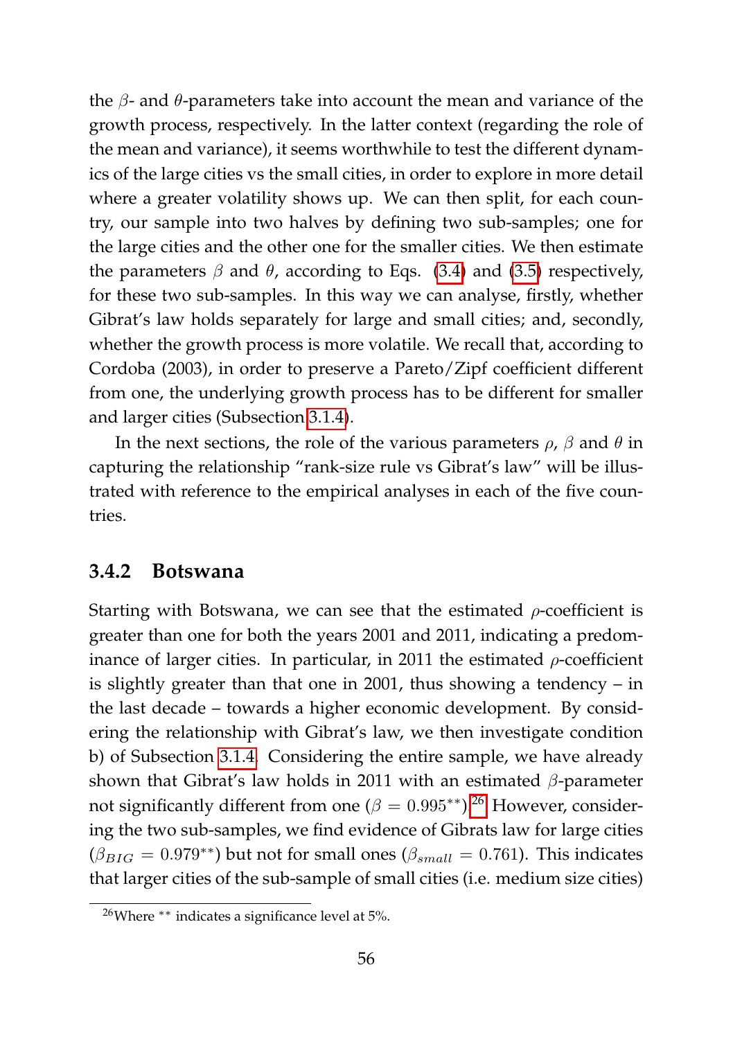the $\beta$- and $\theta$-parameters take into account the mean and variance of the growth process, respectively. In the latter context (regarding the role of the mean and variance), it seems worthwhile to test the different dynamics of the large cities vs the small cities, in order to explore in more detail where a greater volatility shows up. We can then split, for each country, our sample into two halves by defining two sub-samples; one for the large cities and the other one for the smaller cities. We then estimate the parameters $\beta$ and $\theta$, according to Eqs. (3.4) and (3.5) respectively, for these two sub-samples. In this way we can analyse, firstly, whether Gibrat's law holds separately for large and small cities; and, secondly, whether the growth process is more volatile. We recall that, according to Cordoba (2003), in order to preserve a Pareto/Zipf coefficient different from one, the underlying growth process has to be different for smaller and larger cities (Subsection 3.1.4).

In the next sections, the role of the various parameters $\rho$, $\beta$ and $\theta$ in capturing the relationship "rank-size rule vs Gibrat's law" will be illustrated with reference to the empirical analyses in each of the five countries.

### 3.4.2 Botswana

Starting with Botswana, we can see that the estimated $\rho$-coefficient is greater than one for both the years 2001 and 2011, indicating a predominance of larger cities. In particular, in 2011 the estimated $\rho$-coefficient is slightly greater than that one in 2001, thus showing a tendency – in the last decade – towards a higher economic development. By considering the relationship with Gibrat's law, we then investigate condition b) of Subsection 3.1.4. Considering the entire sample, we have already shown that Gibrat's law holds in 2011 with an estimated $\beta$-parameter not significantly different from one ($\beta = 0.995^{**}$).[26] However, considering the two sub-samples, we find evidence of Gibrats law for large cities ($\beta_{BIG} = 0.979^{**}$) but not for small ones ($\beta_{small} = 0.761$). This indicates that larger cities of the sub-sample of small cities (i.e. medium size cities)

[26] Where $^{**}$ indicates a significance level at 5%.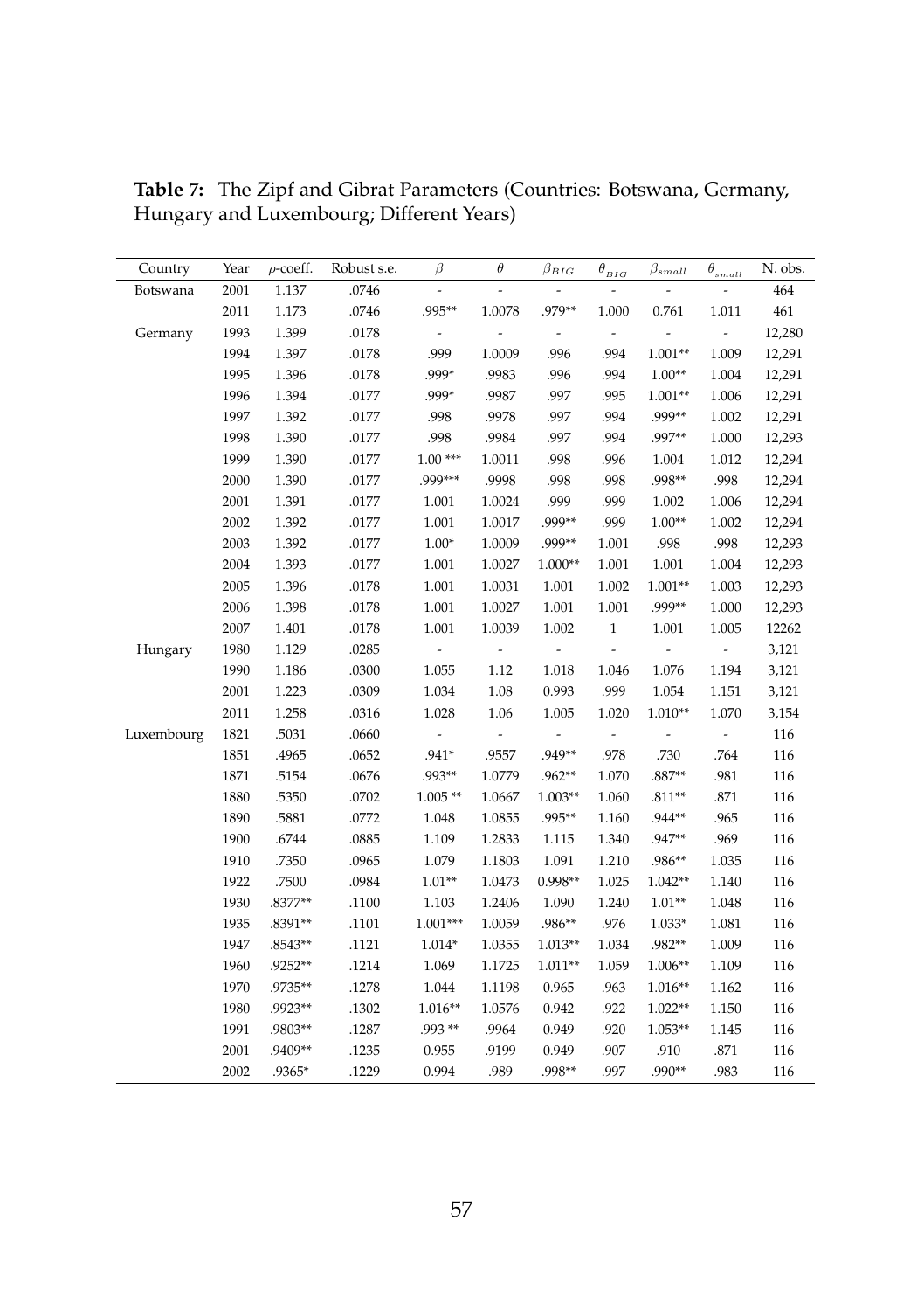**Table 7:** The Zipf and Gibrat Parameters (Countries: Botswana, Germany, Hungary and Luxembourg; Different Years)

| Country | Year | $\rho$-coeff. | Robust s.e. | $\beta$ | $\theta$ | $\beta_{BIG}$ | $\theta_{BIG}$ | $\beta_{small}$ | $\theta_{small}$ | N. obs. |
|---|---|---|---|---|---|---|---|---|---|---|
| Botswana | 2001 | 1.137 | .0746 | - | - | - | - | - | - | 464 |
| | 2011 | 1.173 | .0746 | .995** | 1.0078 | .979** | 1.000 | 0.761 | 1.011 | 461 |
| Germany | 1993 | 1.399 | .0178 | - | - | - | - | - | - | 12,280 |
| | 1994 | 1.397 | .0178 | .999 | 1.0009 | .996 | .994 | 1.001** | 1.009 | 12,291 |
| | 1995 | 1.396 | .0178 | .999* | .9983 | .996 | .994 | 1.00** | 1.004 | 12,291 |
| | 1996 | 1.394 | .0177 | .999* | .9987 | .997 | .995 | 1.001** | 1.006 | 12,291 |
| | 1997 | 1.392 | .0177 | .998 | .9978 | .997 | .994 | .999** | 1.002 | 12,291 |
| | 1998 | 1.390 | .0177 | .998 | .9984 | .997 | .994 | .997** | 1.000 | 12,293 |
| | 1999 | 1.390 | .0177 | 1.00 *** | 1.0011 | .998 | .996 | 1.004 | 1.012 | 12,294 |
| | 2000 | 1.390 | .0177 | .999*** | .9998 | .998 | .998 | .998** | .998 | 12,294 |
| | 2001 | 1.391 | .0177 | 1.001 | 1.0024 | .999 | .999 | 1.002 | 1.006 | 12,294 |
| | 2002 | 1.392 | .0177 | 1.001 | 1.0017 | .999** | .999 | 1.00** | 1.002 | 12,294 |
| | 2003 | 1.392 | .0177 | 1.00* | 1.0009 | .999** | 1.001 | .998 | .998 | 12,293 |
| | 2004 | 1.393 | .0177 | 1.001 | 1.0027 | 1.000** | 1.001 | 1.001 | 1.004 | 12,293 |
| | 2005 | 1.396 | .0178 | 1.001 | 1.0031 | 1.001 | 1.002 | 1.001** | 1.003 | 12,293 |
| | 2006 | 1.398 | .0178 | 1.001 | 1.0027 | 1.001 | 1.001 | .999** | 1.000 | 12,293 |
| | 2007 | 1.401 | .0178 | 1.001 | 1.0039 | 1.002 | 1 | 1.001 | 1.005 | 12262 |
| Hungary | 1980 | 1.129 | .0285 | - | - | - | - | - | - | 3,121 |
| | 1990 | 1.186 | .0300 | 1.055 | 1.12 | 1.018 | 1.046 | 1.076 | 1.194 | 3,121 |
| | 2001 | 1.223 | .0309 | 1.034 | 1.08 | 0.993 | .999 | 1.054 | 1.151 | 3,121 |
| | 2011 | 1.258 | .0316 | 1.028 | 1.06 | 1.005 | 1.020 | 1.010** | 1.070 | 3,154 |
| Luxembourg | 1821 | .5031 | .0660 | - | - | - | - | - | - | 116 |
| | 1851 | .4965 | .0652 | .941* | .9557 | .949** | .978 | .730 | .764 | 116 |
| | 1871 | .5154 | .0676 | .993** | 1.0779 | .962** | 1.070 | .887** | .981 | 116 |
| | 1880 | .5350 | .0702 | 1.005 ** | 1.0667 | 1.003** | 1.060 | .811** | .871 | 116 |
| | 1890 | .5881 | .0772 | 1.048 | 1.0855 | .995** | 1.160 | .944** | .965 | 116 |
| | 1900 | .6744 | .0885 | 1.109 | 1.2833 | 1.115 | 1.340 | .947** | .969 | 116 |
| | 1910 | .7350 | .0965 | 1.079 | 1.1803 | 1.091 | 1.210 | .986** | 1.035 | 116 |
| | 1922 | .7500 | .0984 | 1.01** | 1.0473 | 0.998** | 1.025 | 1.042** | 1.140 | 116 |
| | 1930 | .8377** | .1100 | 1.103 | 1.2406 | 1.090 | 1.240 | 1.01** | 1.048 | 116 |
| | 1935 | .8391** | .1101 | 1.001*** | 1.0059 | .986** | .976 | 1.033* | 1.081 | 116 |
| | 1947 | .8543** | .1121 | 1.014* | 1.0355 | 1.013** | 1.034 | .982** | 1.009 | 116 |
| | 1960 | .9252** | .1214 | 1.069 | 1.1725 | 1.011** | 1.059 | 1.006** | 1.109 | 116 |
| | 1970 | .9735** | .1278 | 1.044 | 1.1198 | 0.965 | .963 | 1.016** | 1.162 | 116 |
| | 1980 | .9923** | .1302 | 1.016** | 1.0576 | 0.942 | .922 | 1.022** | 1.150 | 116 |
| | 1991 | .9803** | .1287 | .993 ** | .9964 | 0.949 | .920 | 1.053** | 1.145 | 116 |
| | 2001 | .9409** | .1235 | 0.955 | .9199 | 0.949 | .907 | .910 | .871 | 116 |
| | 2002 | .9365* | .1229 | 0.994 | .989 | .998** | .997 | .990** | .983 | 116 |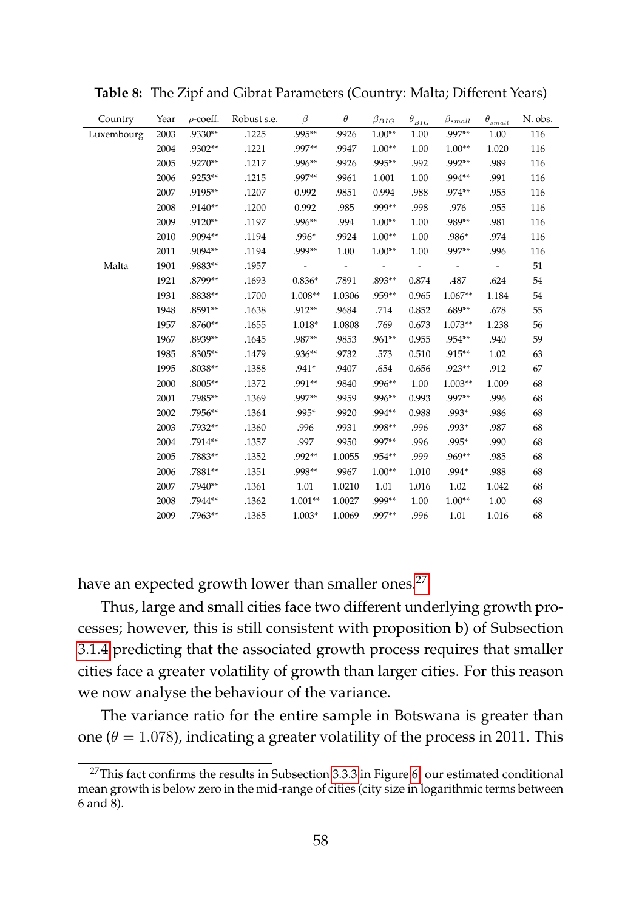**Table 8:** The Zipf and Gibrat Parameters (Country: Malta; Different Years)

| Country | Year | $\rho$-coeff. | Robust s.e. | $\beta$ | $\theta$ | $\beta_{BIG}$ | $\theta_{BIG}$ | $\beta_{small}$ | $\theta_{small}$ | N. obs. |
|---|---|---|---|---|---|---|---|---|---|---|
| Luxembourg | 2003 | .9330** | .1225 | .995** | .9926 | 1.00** | 1.00 | .997** | 1.00 | 116 |
| | 2004 | .9302** | .1221 | .997** | .9947 | 1.00** | 1.00 | 1.00** | 1.020 | 116 |
| | 2005 | .9270** | .1217 | .996** | .9926 | .995** | .992 | .992** | .989 | 116 |
| | 2006 | .9253** | .1215 | .997** | .9961 | 1.001 | 1.00 | .994** | .991 | 116 |
| | 2007 | .9195** | .1207 | 0.992 | .9851 | 0.994 | .988 | .974** | .955 | 116 |
| | 2008 | .9140** | .1200 | 0.992 | .985 | .999** | .998 | .976 | .955 | 116 |
| | 2009 | .9120** | .1197 | .996** | .994 | 1.00** | 1.00 | .989** | .981 | 116 |
| | 2010 | .9094** | .1194 | .996* | .9924 | 1.00** | 1.00 | .986* | .974 | 116 |
| | 2011 | .9094** | .1194 | .999** | 1.00 | 1.00** | 1.00 | .997** | .996 | 116 |
| Malta | 1901 | .9883** | .1957 | - | - | - | - | - | - | 51 |
| | 1921 | .8799** | .1693 | 0.836* | .7891 | .893** | 0.874 | .487 | .624 | 54 |
| | 1931 | .8838** | .1700 | 1.008** | 1.0306 | .959** | 0.965 | 1.067** | 1.184 | 54 |
| | 1948 | .8591** | .1638 | .912** | .9684 | .714 | 0.852 | .689** | .678 | 55 |
| | 1957 | .8760** | .1655 | 1.018* | 1.0808 | .769 | 0.673 | 1.073** | 1.238 | 56 |
| | 1967 | .8939** | .1645 | .987** | .9853 | .961** | 0.955 | .954** | .940 | 59 |
| | 1985 | .8305** | .1479 | .936** | .9732 | .573 | 0.510 | .915** | 1.02 | 63 |
| | 1995 | .8038** | .1388 | .941* | .9407 | .654 | 0.656 | .923** | .912 | 67 |
| | 2000 | .8005** | .1372 | .991** | .9840 | .996** | 1.00 | 1.003** | 1.009 | 68 |
| | 2001 | .7985** | .1369 | .997** | .9959 | .996** | 0.993 | .997** | .996 | 68 |
| | 2002 | .7956** | .1364 | .995* | .9920 | .994** | 0.988 | .993* | .986 | 68 |
| | 2003 | .7932** | .1360 | .996 | .9931 | .998** | .996 | .993* | .987 | 68 |
| | 2004 | .7914** | .1357 | .997 | .9950 | .997** | .996 | .995* | .990 | 68 |
| | 2005 | .7883** | .1352 | .992** | 1.0055 | .954** | .999 | .969** | .985 | 68 |
| | 2006 | .7881** | .1351 | .998** | .9967 | 1.00** | 1.010 | .994* | .988 | 68 |
| | 2007 | .7940** | .1361 | 1.01 | 1.0210 | 1.01 | 1.016 | 1.02 | 1.042 | 68 |
| | 2008 | .7944** | .1362 | 1.001** | 1.0027 | .999** | 1.00 | 1.00** | 1.00 | 68 |
| | 2009 | .7963** | .1365 | 1.003* | 1.0069 | .997** | .996 | 1.01 | 1.016 | 68 |

have an expected growth lower than smaller ones.[27]

Thus, large and small cities face two different underlying growth processes; however, this is still consistent with proposition b) of Subsection 3.1.4 predicting that the associated growth process requires that smaller cities face a greater volatility of growth than larger cities. For this reason we now analyse the behaviour of the variance.

The variance ratio for the entire sample in Botswana is greater than one ($\theta = 1.078$), indicating a greater volatility of the process in 2011. This

[27] This fact confirms the results in Subsection 3.3.3 in Figure 6: our estimated conditional mean growth is below zero in the mid-range of cities (city size in logarithmic terms between 6 and 8).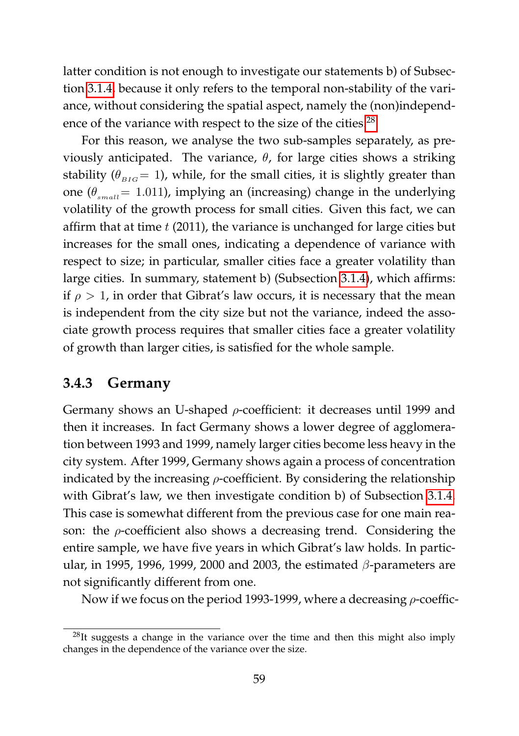latter condition is not enough to investigate our statements b) of Subsection 3.1.4, because it only refers to the temporal non-stability of the variance, without considering the spatial aspect, namely the (non)independence of the variance with respect to the size of the cities.[28]

For this reason, we analyse the two sub-samples separately, as previously anticipated. The variance, $\theta$, for large cities shows a striking stability ($\theta_{BIG} = 1$), while, for the small cities, it is slightly greater than one ($\theta_{small} = 1.011$), implying an (increasing) change in the underlying volatility of the growth process for small cities. Given this fact, we can affirm that at time $t$ (2011), the variance is unchanged for large cities but increases for the small ones, indicating a dependence of variance with respect to size; in particular, smaller cities face a greater volatility than large cities. In summary, statement b) (Subsection 3.1.4), which affirms: if $\rho > 1$, in order that Gibrat's law occurs, it is necessary that the mean is independent from the city size but not the variance, indeed the associate growth process requires that smaller cities face a greater volatility of growth than larger cities, is satisfied for the whole sample.

### 3.4.3 Germany

Germany shows an U-shaped $\rho$-coefficient: it decreases until 1999 and then it increases. In fact Germany shows a lower degree of agglomeration between 1993 and 1999, namely larger cities become less heavy in the city system. After 1999, Germany shows again a process of concentration indicated by the increasing $\rho$-coefficient. By considering the relationship with Gibrat's law, we then investigate condition b) of Subsection 3.1.4. This case is somewhat different from the previous case for one main reason: the $\rho$-coefficient also shows a decreasing trend. Considering the entire sample, we have five years in which Gibrat's law holds. In particular, in 1995, 1996, 1999, 2000 and 2003, the estimated $\beta$-parameters are not significantly different from one.

Now if we focus on the period 1993-1999, where a decreasing $\rho$-coeffic-

[28] It suggests a change in the variance over the time and then this might also imply changes in the dependence of the variance over the size.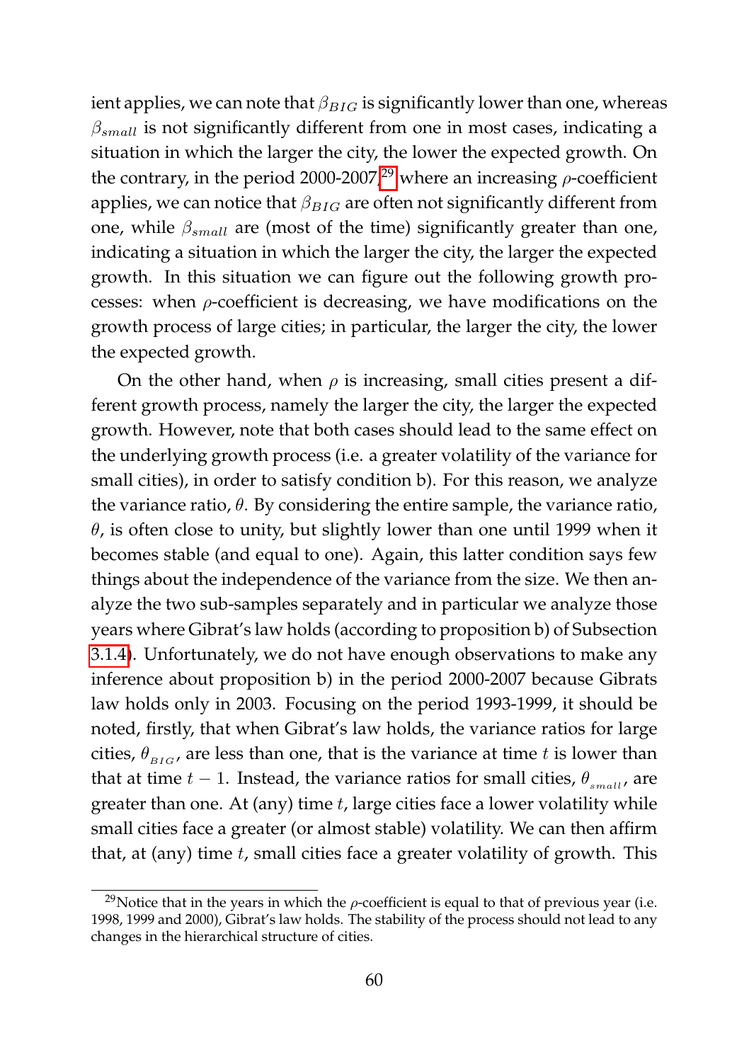ient applies, we can note that $\beta_{BIG}$ is significantly lower than one, whereas $\beta_{small}$ is not significantly different from one in most cases, indicating a situation in which the larger the city, the lower the expected growth. On the contrary, in the period 2000-2007,[29] where an increasing $\rho$-coefficient applies, we can notice that $\beta_{BIG}$ are often not significantly different from one, while $\beta_{small}$ are (most of the time) significantly greater than one, indicating a situation in which the larger the city, the larger the expected growth. In this situation we can figure out the following growth processes: when $\rho$-coefficient is decreasing, we have modifications on the growth process of large cities; in particular, the larger the city, the lower the expected growth.

On the other hand, when $\rho$ is increasing, small cities present a different growth process, namely the larger the city, the larger the expected growth. However, note that both cases should lead to the same effect on the underlying growth process (i.e. a greater volatility of the variance for small cities), in order to satisfy condition b). For this reason, we analyze the variance ratio, $\theta$. By considering the entire sample, the variance ratio, $\theta$, is often close to unity, but slightly lower than one until 1999 when it becomes stable (and equal to one). Again, this latter condition says few things about the independence of the variance from the size. We then analyze the two sub-samples separately and in particular we analyze those years where Gibrat's law holds (according to proposition b) of Subsection 3.1.4). Unfortunately, we do not have enough observations to make any inference about proposition b) in the period 2000-2007 because Gibrats law holds only in 2003. Focusing on the period 1993-1999, it should be noted, firstly, that when Gibrat's law holds, the variance ratios for large cities, $\theta_{_{BIG}}$, are less than one, that is the variance at time $t$ is lower than that at time $t-1$. Instead, the variance ratios for small cities, $\theta_{_{small}}$, are greater than one. At (any) time $t$, large cities face a lower volatility while small cities face a greater (or almost stable) volatility. We can then affirm that, at (any) time $t$, small cities face a greater volatility of growth. This

[29] Notice that in the years in which the $\rho$-coefficient is equal to that of previous year (i.e. 1998, 1999 and 2000), Gibrat's law holds. The stability of the process should not lead to any changes in the hierarchical structure of cities.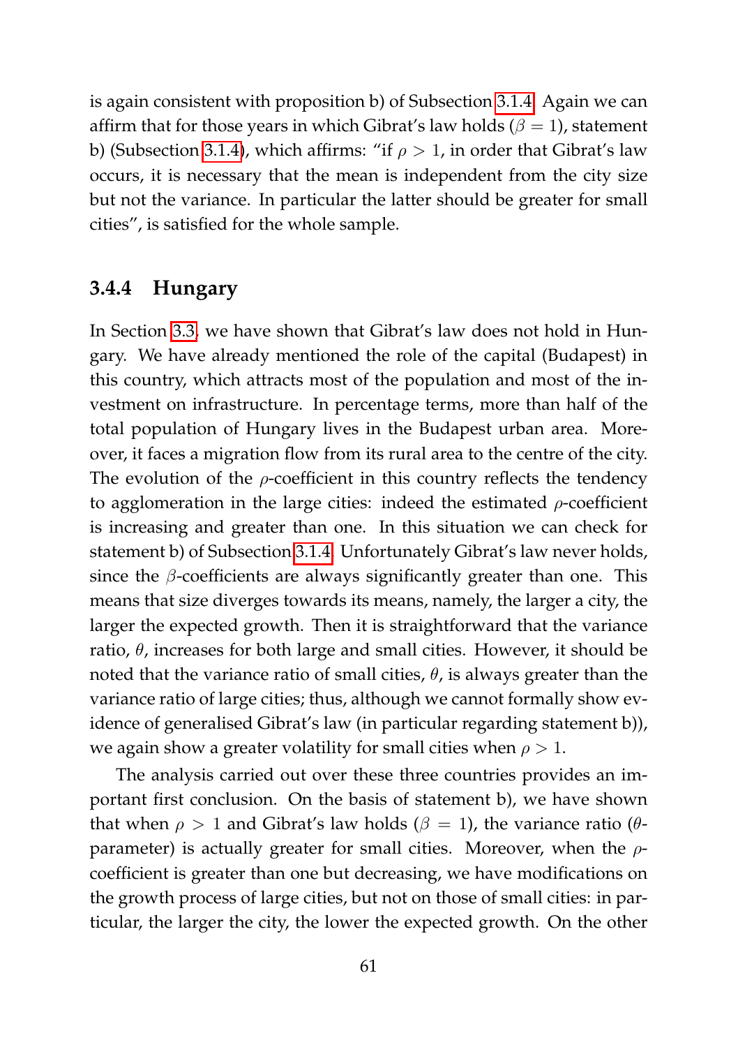is again consistent with proposition b) of Subsection 3.1.4. Again we can affirm that for those years in which Gibrat's law holds ($\beta = 1$), statement b) (Subsection 3.1.4), which affirms: "if $\rho > 1$, in order that Gibrat's law occurs, it is necessary that the mean is independent from the city size but not the variance. In particular the latter should be greater for small cities", is satisfied for the whole sample.

### 3.4.4 Hungary

In Section 3.3, we have shown that Gibrat's law does not hold in Hungary. We already mentioned the role of the capital (Budapest) in this country, which attracts most of the population and most of the investment on infrastructure. In percentage terms, more than half of the total population of Hungary lives in the Budapest urban area. Moreover, it faces a migration flow from its rural area to the centre of the city. The evolution of the $\rho$-coefficient in this country reflects the tendency to agglomeration in the large cities: indeed the estimated $\rho$-coefficient is increasing and greater than one. In this situation we can check for statement b) of Subsection 3.1.4. Unfortunately Gibrat's law never holds, since the $\beta$-coefficients are always significantly greater than one. This means that size diverges towards its means, namely, the larger a city, the larger the expected growth. Then it is straightforward that the variance ratio, $\theta$, increases for both large and small cities. However, it should be noted that the variance ratio of small cities, $\theta$, is always greater than the variance ratio of large cities; thus, although we cannot formally show evidence of generalised Gibrat's law (in particular regarding statement b)), we again show a greater volatility for small cities when $\rho > 1$.

The analysis carried out over these three countries provides an important first conclusion. On the basis of statement b), we have shown that when $\rho > 1$ and Gibrat's law holds ($\beta = 1$), the variance ratio ($\theta$-parameter) is actually greater for small cities. Moreover, when the $\rho$-coefficient is greater than one but decreasing, we have modifications on the growth process of large cities, but not on those of small cities: in particular, the larger the city, the lower the expected growth. On the other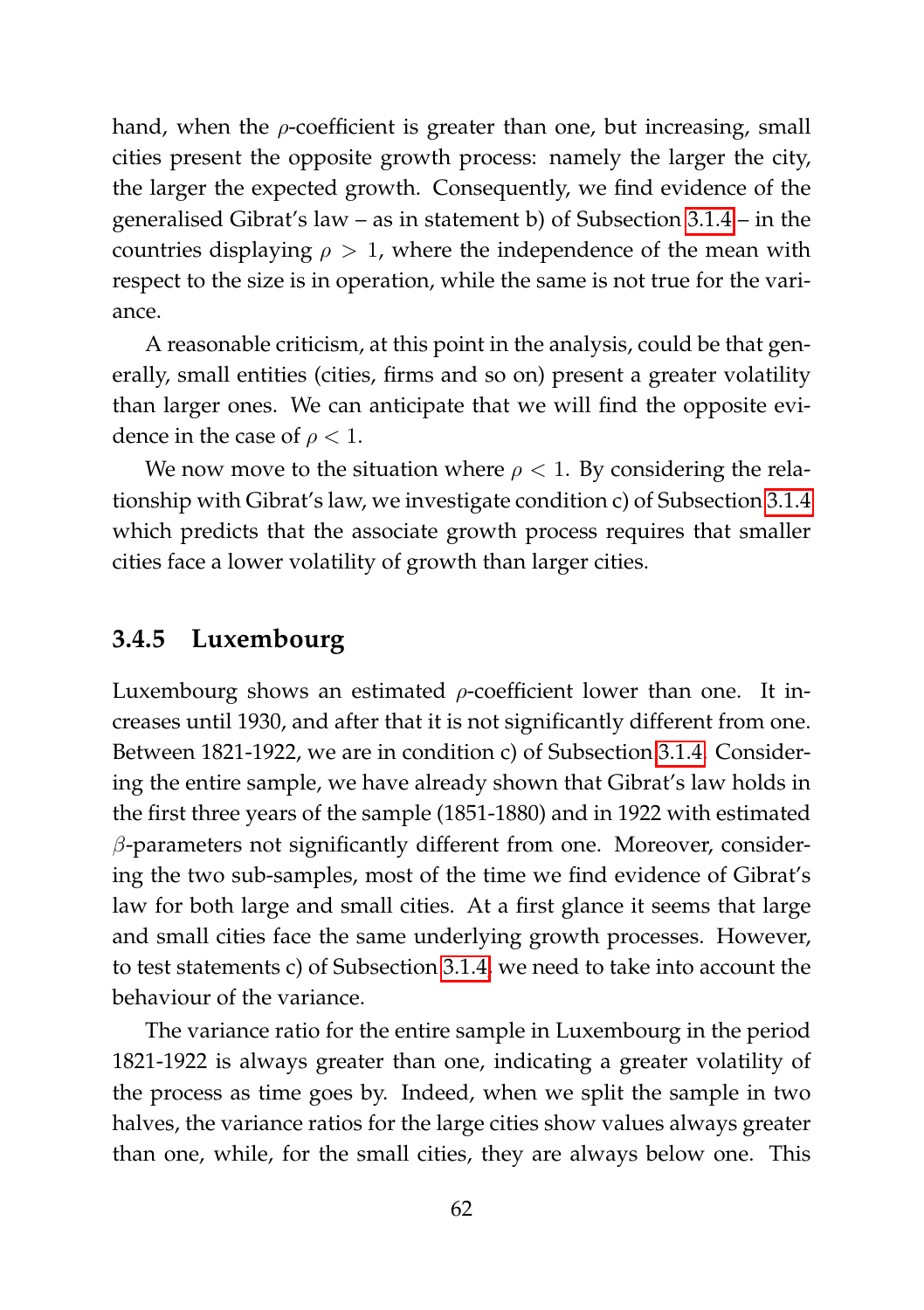hand, when the $\rho$-coefficient is greater than one, but increasing, small cities present the opposite growth process: namely the larger the city, the larger the expected growth. Consequently, we find evidence of the generalised Gibrat's law – as in statement b) of Subsection 3.1.4 – in the countries displaying $\rho > 1$, where the independence of the mean with respect to the size is in operation, while the same is not true for the variance.

A reasonable criticism, at this point in the analysis, could be that generally, small entities (cities, firms and so on) present a greater volatility than larger ones. We can anticipate that we will find the opposite evidence in the case of $\rho < 1$.

We now move to the situation where $\rho < 1$. By considering the relationship with Gibrat's law, we investigate condition c) of Subsection 3.1.4 which predicts that the associate growth process requires that smaller cities face a lower volatility of growth than larger cities.

### 3.4.5 Luxembourg

Luxembourg shows an estimated $\rho$-coefficient lower than one. It increases until 1930, and after that it is not significantly different from one. Between 1821-1922, we are in condition c) of Subsection 3.1.4. Considering the entire sample, we have already shown that Gibrat's law holds in the first three years of the sample (1851-1880) and in 1922 with estimated $\beta$-parameters not significantly different from one. Moreover, considering the two sub-samples, most of the time we find evidence of Gibrat's law for both large and small cities. At a first glance it seems that large and small cities face the same underlying growth processes. However, to test statements c) of Subsection 3.1.4, we need to take into account the behaviour of the variance.

The variance ratio for the entire sample in Luxembourg in the period 1821-1922 is always greater than one, indicating a greater volatility of the process as time goes by. Indeed, when we split the sample in two halves, the variance ratios for the large cities show values always greater than one, while, for the small cities, they are always below one. This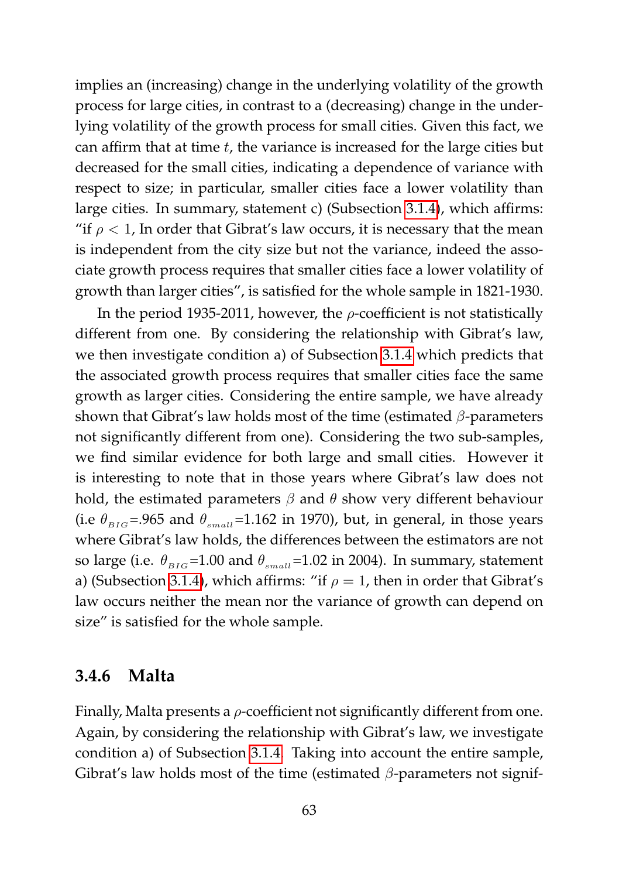implies an (increasing) change in the underlying volatility of the growth process for large cities, in contrast to a (decreasing) change in the underlying volatility of the growth process for small cities. Given this fact, we can affirm that at time $t$, the variance is increased for the large cities but decreased for the small cities, indicating a dependence of variance with respect to size; in particular, smaller cities face a lower volatility than large cities. In summary, statement c) (Subsection 3.1.4), which affirms: "if $\rho < 1$, In order that Gibrat's law occurs, it is necessary that the mean is independent from the city size but not the variance, indeed the associate growth process requires that smaller cities face a lower volatility of growth than larger cities", is satisfied for the whole sample in 1821-1930.

In the period 1935-2011, however, the $\rho$-coefficient is not statistically different from one. By considering the relationship with Gibrat's law, we then investigate condition a) of Subsection 3.1.4 which predicts that the associated growth process requires that smaller cities face the same growth as larger cities. Considering the entire sample, we have already shown that Gibrat's law holds most of the time (estimated $\beta$-parameters not significantly different from one). Considering the two sub-samples, we find similar evidence for both large and small cities. However it is interesting to note that in those years where Gibrat's law does not hold, the estimated parameters $\beta$ and $\theta$ show very different behaviour (i.e $\theta_{_{BIG}}$=.965 and $\theta_{_{small}}$=1.162 in 1970), but, in general, in those years where Gibrat's law holds, the differences between the estimators are not so large (i.e. $\theta_{_{BIG}}$=1.00 and $\theta_{_{small}}$=1.02 in 2004). In summary, statement a) (Subsection 3.1.4), which affirms: "if $\rho = 1$, then in order that Gibrat's law occurs neither the mean nor the variance of growth can depend on size" is satisfied for the whole sample.

### 3.4.6 Malta

Finally, Malta presents a $\rho$-coefficient not significantly different from one. Again, by considering the relationship with Gibrat's law, we investigate condition a) of Subsection 3.1.4. Taking into account the entire sample, Gibrat's law holds most of the time (estimated $\beta$-parameters not signif-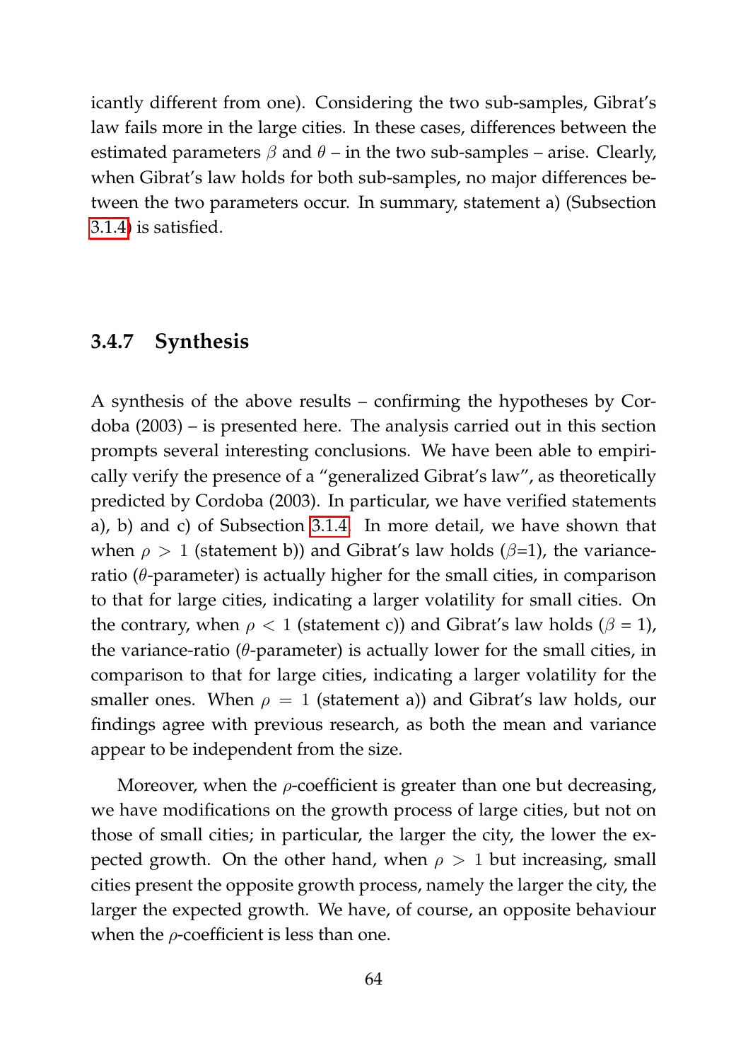icantly different from one). Considering the two sub-samples, Gibrat's law fails more in the large cities. In these cases, differences between the estimated parameters $\beta$ and $\theta$ – in the two sub-samples – arise. Clearly, when Gibrat's law holds for both sub-samples, no major differences between the two parameters occur. In summary, statement a) (Subsection 3.1.4) is satisfied.

### 3.4.7 Synthesis

A synthesis of the above results – confirming the hypotheses by Cordoba (2003) – is presented here. The analysis carried out in this section prompts several interesting conclusions. We have been able to empirically verify the presence of a "generalized Gibrat's law", as theoretically predicted by Cordoba (2003). In particular, we have verified statements a), b) and c) of Subsection 3.1.4. In more detail, we have shown that when $\rho > 1$ (statement b)) and Gibrat's law holds ($\beta$=1), the variance-ratio ($\theta$-parameter) is actually higher for the small cities, in comparison to that for large cities, indicating a larger volatility for small cities. On the contrary, when $\rho < 1$ (statement c)) and Gibrat's law holds ($\beta = 1$), the variance-ratio ($\theta$-parameter) is actually lower for the small cities, in comparison to that for large cities, indicating a larger volatility for the smaller ones. When $\rho = 1$ (statement a)) and Gibrat's law holds, our findings agree with previous research, as both the mean and variance appear to be independent from the size.

Moreover, when the $\rho$-coefficient is greater than one but decreasing, we have modifications on the growth process of large cities, but not on those of small cities; in particular, the larger the city, the lower the expected growth. On the other hand, when $\rho > 1$ but increasing, small cities present the opposite growth process, namely the larger the city, the larger the expected growth. We have, of course, an opposite behaviour when the $\rho$-coefficient is less than one.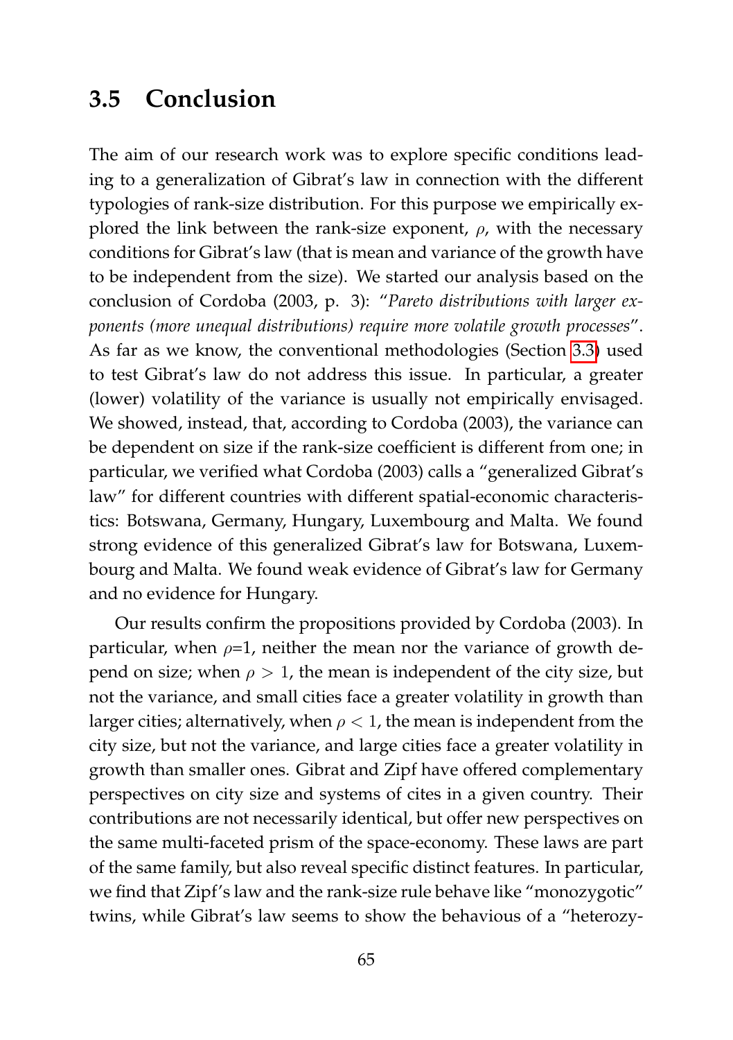## 3.5 Conclusion

The aim of our research work was to explore specific conditions leading to a generalization of Gibrat's law in connection with the different typologies of rank-size distribution. For this purpose we empirically explored the link between the rank-size exponent, $\rho$, with the necessary conditions for Gibrat's law (that is mean and variance of the growth have to be independent from the size). We started our analysis based on the conclusion of Cordoba (2003, p. 3): "*Pareto distributions with larger exponents (more unequal distributions) require more volatile growth processes*". As far as we know, the conventional methodologies (Section 3.3) used to test Gibrat's law do not address this issue. In particular, a greater (lower) volatility of the variance is usually not empirically envisaged. We showed, instead, that, according to Cordoba (2003), the variance can be dependent on size if the rank-size coefficient is different from one; in particular, we verified what Cordoba (2003) calls a "generalized Gibrat's law" for different countries with different spatial-economic characteristics: Botswana, Germany, Hungary, Luxembourg and Malta. We found strong evidence of this generalized Gibrat's law for Botswana, Luxembourg and Malta. We found weak evidence of Gibrat's law for Germany and no evidence for Hungary.

Our results confirm the propositions provided by Cordoba (2003). In particular, when $\rho$=1, neither the mean nor the variance of growth depend on size; when $\rho > 1$, the mean is independent of the city size, but not the variance, and small cities face a greater volatility in growth than larger cities; alternatively, when $\rho < 1$, the mean is independent from the city size, but not the variance, and large cities face a greater volatility in growth than smaller ones. Gibrat and Zipf have offered complementary perspectives on city size and systems of cites in a given country. Their contributions are not necessarily identical, but offer new perspectives on the same multi-faceted prism of the space-economy. These laws are part of the same family, but also reveal specific distinct features. In particular, we find that Zipf's law and the rank-size rule behave like "monozygotic" twins, while Gibrat's law seems to show the behavious of a "heterozy-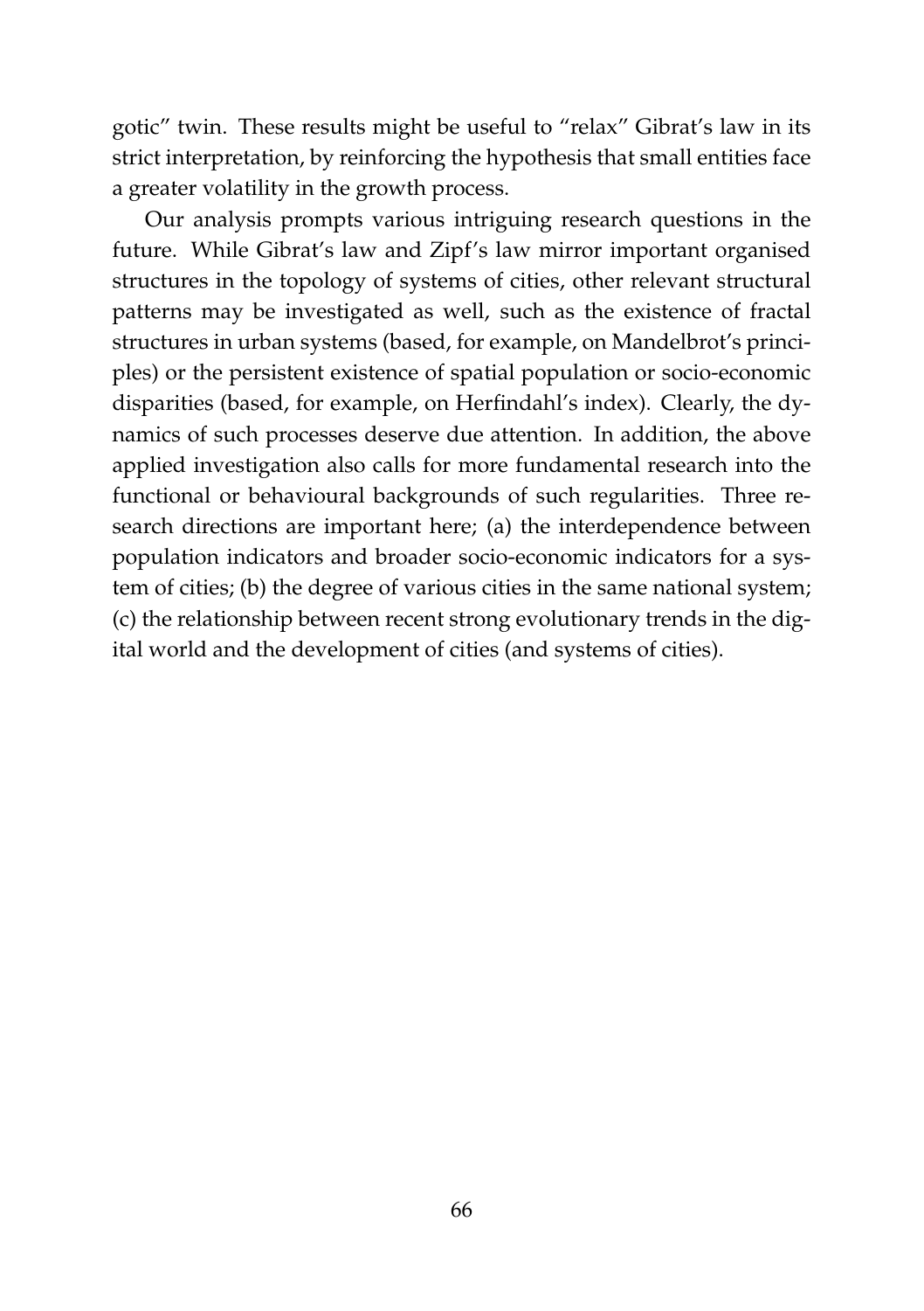gotic" twin. These results might be useful to "relax" Gibrat's law in its strict interpretation, by reinforcing the hypothesis that small entities face a greater volatility in the growth process.

Our analysis prompts various intriguing research questions in the future. While Gibrat's law and Zipf's law mirror important organised structures in the topology of systems of cities, other relevant structural patterns may be investigated as well, such as the existence of fractal structures in urban systems (based, for example, on Mandelbrot's principles) or the persistent existence of spatial population or socio-economic disparities (based, for example, on Herfindahl's index). Clearly, the dynamics of such processes deserve due attention. In addition, the above applied investigation also calls for more fundamental research into the functional or behavioural backgrounds of such regularities. Three research directions are important here; (a) the interdependence between population indicators and broader socio-economic indicators for a system of cities; (b) the degree of various cities in the same national system; (c) the relationship between recent strong evolutionary trends in the digital world and the development of cities (and systems of cities).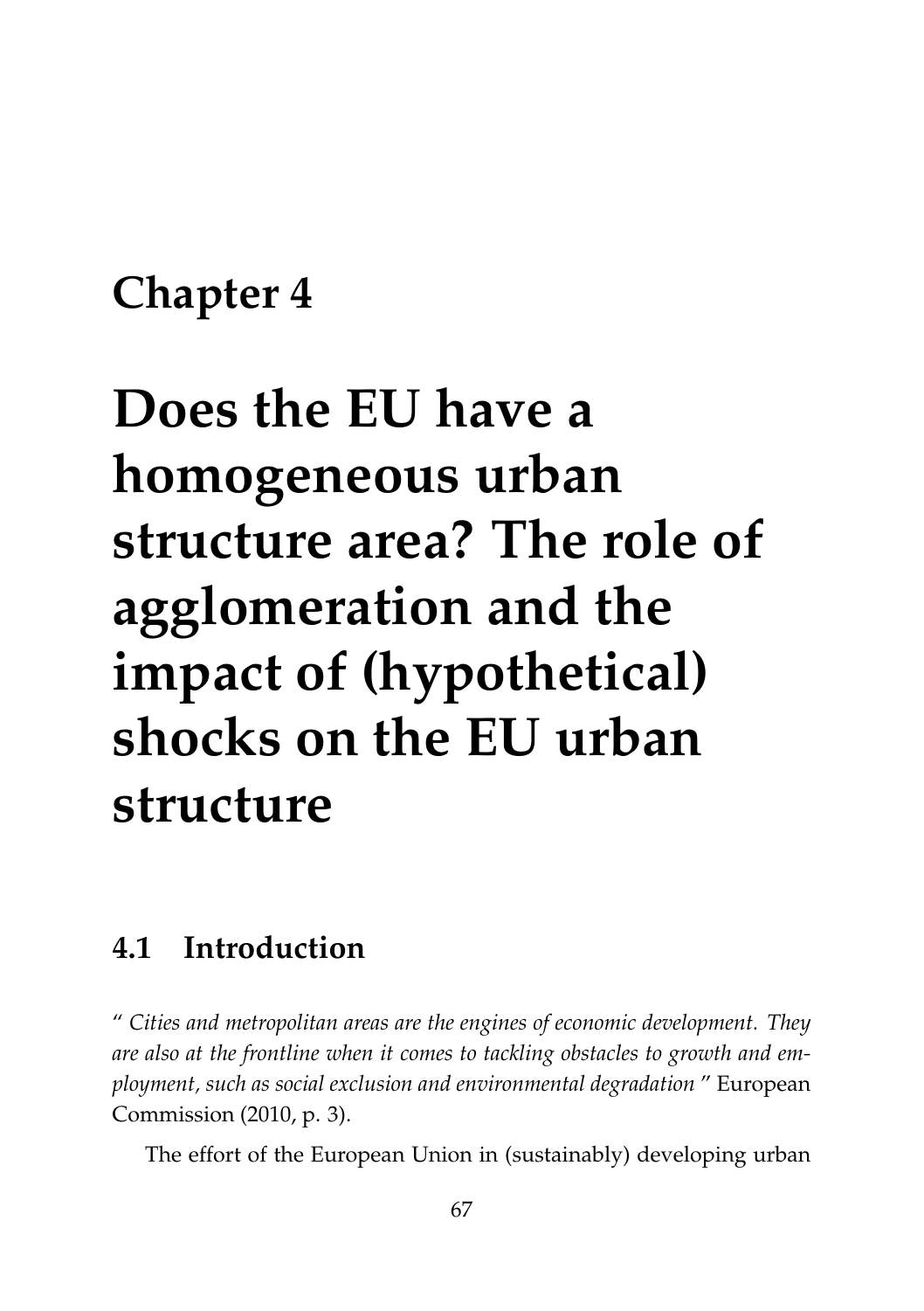# Chapter 4

# Does the EU have a homogeneous urban structure area? The role of agglomeration and the impact of (hypothetical) shocks on the EU urban structure

## 4.1 Introduction

" *Cities and metropolitan areas are the engines of economic development. They are also at the frontline when it comes to tackling obstacles to growth and employment, such as social exclusion and environmental degradation* " European Commission (2010, p. 3).

The effort of the European Union in (sustainably) developing urban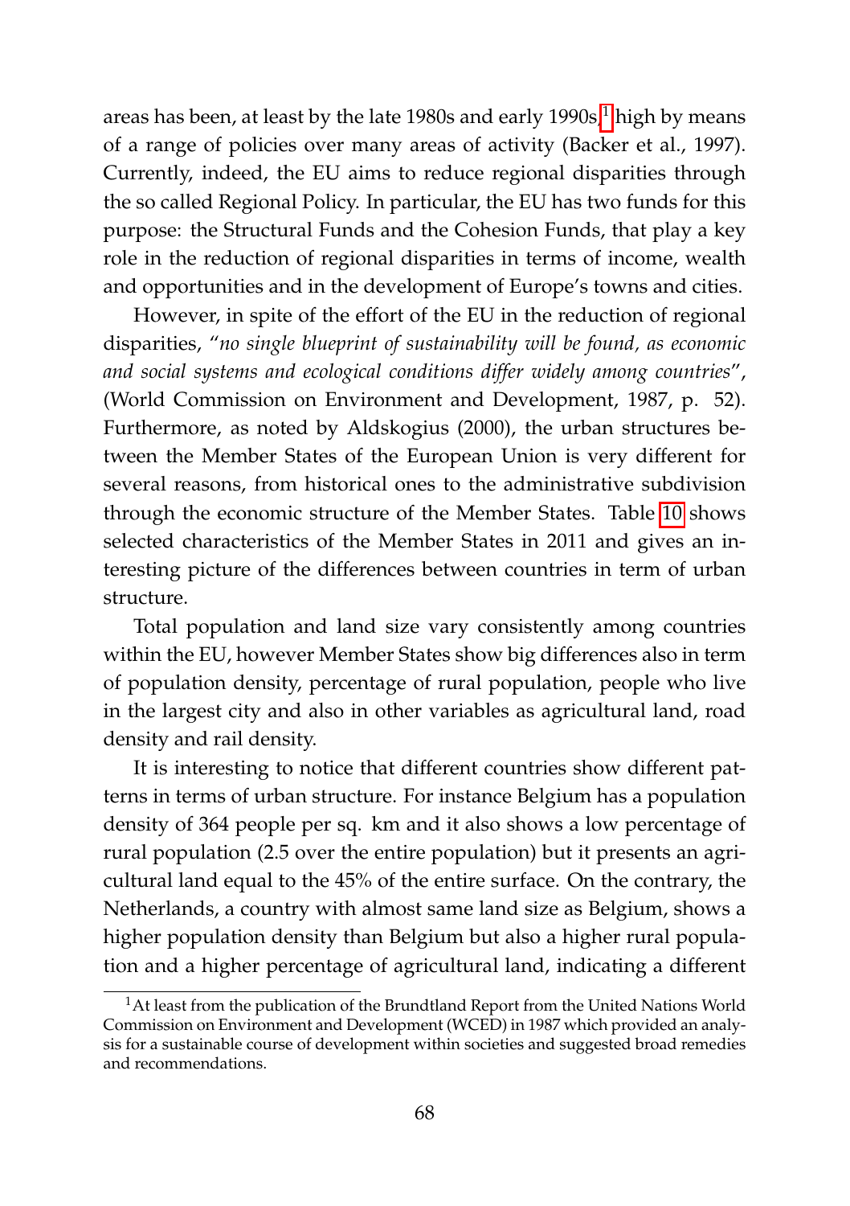areas has been, at least by the late 1980s and early 1990s,[1] high by means of a range of policies over many areas of activity (Backer et al., 1997). Currently, indeed, the EU aims to reduce regional disparities through the so called Regional Policy. In particular, the EU has two funds for this purpose: the Structural Funds and the Cohesion Funds, that play a key role in the reduction of regional disparities in terms of income, wealth and opportunities and in the development of Europe's towns and cities.

However, in spite of the effort of the EU in the reduction of regional disparities, "*no single blueprint of sustainability will be found, as economic and social systems and ecological conditions differ widely among countries*", (World Commission on Environment and Development, 1987, p. 52). Furthermore, as noted by Aldskogius (2000), the urban structures between the Member States of the European Union is very different for several reasons, from historical ones to the administrative subdivision through the economic structure of the Member States. Table 10 shows selected characteristics of the Member States in 2011 and gives an interesting picture of the differences between countries in term of urban structure.

Total population and land size vary consistently among countries within the EU, however Member States show big differences also in term of population density, percentage of rural population, people who live in the largest city and also in other variables as agricultural land, road density and rail density.

It is interesting to notice that different countries show different patterns in terms of urban structure. For instance Belgium has a population density of 364 people per sq. km and it also shows a low percentage of rural population (2.5 over the entire population) but it presents an agricultural land equal to the 45% of the entire surface. On the contrary, the Netherlands, a country with almost same land size as Belgium, shows a higher population density than Belgium but also a higher rural population and a higher percentage of agricultural land, indicating a different

[1] At least from the publication of the Brundtland Report from the United Nations World Commission on Environment and Development (WCED) in 1987 which provided an analysis for a sustainable course of development within societies and suggested broad remedies and recommendations.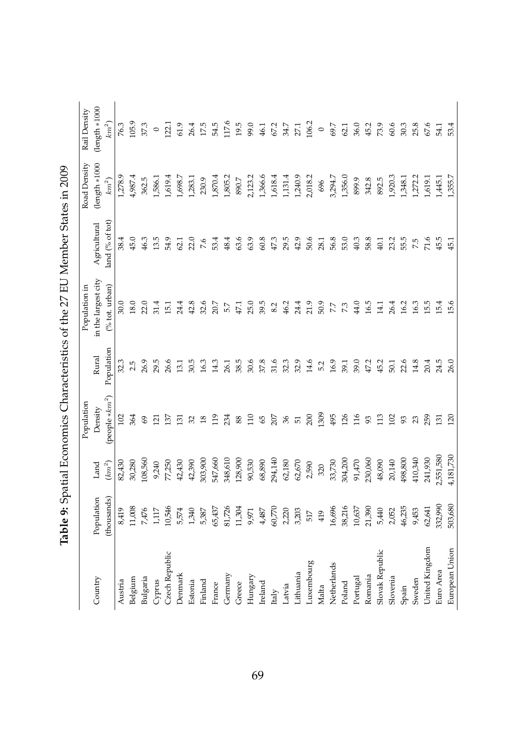**Table 9:** Spatial Economics Characteristics of the 27 EU Member States in 2009

| Country | Population (thousands) | Land ($km^2$) | Population Density (people $*km^2$) | Rural Population | Population in the largest city (% tot. urban) | Agricultural land (% of tot) | Road Density (length $*1000$ $km^2$) | Rail Density (length $*1000$ $km^2$) |
|---|---|---|---|---|---|---|---|---|
| Austria | 8,419 | 82,430 | 102 | 32.3 | 30.0 | 38.4 | 1,278.9 | 76.3 |
| Belgium | 11,008 | 30,280 | 364 | 2.5 | 18.0 | 45.0 | 4,987.4 | 105.9 |
| Bulgaria | 7,476 | 108,560 | 69 | 26.9 | 22.0 | 46.3 | 362.5 | 37.3 |
| Cyprus | 1,117 | 9,240 | 121 | 29.5 | 31.4 | 13.5 | 1,586.1 | 0 |
| Czech Republic | 10,546 | 77,250 | 137 | 26.6 | 15.1 | 54.9 | 1,619.4 | 122.1 |
| Denmark | 5,574 | 42,430 | 131 | 13.1 | 24.4 | 62.1 | 1,698.7 | 61.9 |
| Estonia | 1,340 | 42,390 | 32 | 30.5 | 42.8 | 22.0 | 1,283.1 | 26.4 |
| Finland | 5,387 | 303,900 | 18 | 16.3 | 32.6 | 7.6 | 230.9 | 17.5 |
| France | 65,437 | 547,660 | 119 | 14.3 | 20.7 | 53.4 | 1,870.4 | 54.5 |
| Germany | 81,726 | 348,610 | 234 | 26.1 | 5.7 | 48.4 | 1,805.2 | 117.6 |
| Greece | 11,304 | 128,900 | 88 | 38.5 | 47.1 | 63.6 | 890.7 | 19.5 |
| Hungary | 9,971 | 90,530 | 110 | 30.6 | 25.0 | 63.9 | 2,123.2 | 99.0 |
| Ireland | 4,487 | 68,890 | 65 | 37.8 | 39.5 | 60.8 | 1,366.6 | 46.1 |
| Italy | 60,770 | 294,140 | 207 | 31.6 | 8.2 | 47.3 | 1,618.4 | 67.2 |
| Latvia | 2,220 | 62,180 | 36 | 32.3 | 46.2 | 29.5 | 1,131.4 | 34.7 |
| Lithuania | 3,203 | 62,670 | 51 | 32.9 | 24.4 | 42.9 | 1,240.9 | 27.1 |
| Luxembourg | 517 | 2,590 | 200 | 14.6 | 21.9 | 50.6 | 2,018.2 | 106.2 |
| Malta | 419 | 320 | 1309 | 5.2 | 50.9 | 28.1 | 696 | 0 |
| Netherlands | 16,696 | 33,730 | 495 | 16.9 | 7.7 | 56.8 | 3,294.7 | 69.7 |
| Poland | 38,216 | 304,200 | 126 | 39.1 | 7.3 | 53.0 | 1,356.0 | 62.1 |
| Portugal | 10,637 | 91,470 | 116 | 39.0 | 44.0 | 40.3 | 899.9 | 36.0 |
| Romania | 21,390 | 230,060 | 93 | 47.2 | 16.5 | 58.8 | 342.8 | 45.2 |
| Slovak Republic | 5,440 | 48,090 | 113 | 45.2 | 14.1 | 40.1 | 892.5 | 73.9 |
| Slovenia | 2,052 | 20,140 | 102 | 50.1 | 26.4 | 23.2 | 1,920.3 | 60.6 |
| Spain | 46,235 | 498,800 | 93 | 22.6 | 16.2 | 55.5 | 1,348.1 | 30.3 |
| Sweden | 9,453 | 410,340 | 23 | 14.8 | 16.3 | 7.5 | 1,272.2 | 25.8 |
| United Kingdom | 62,641 | 241,930 | 259 | 20.4 | 15.5 | 71.6 | 1,619.1 | 67.6 |
| Euro Area | 332,990 | 2,551,580 | 131 | 24.5 | 15.4 | 45.5 | 1,445.1 | 54.1 |
| European Union | 503,680 | 4,181,730 | 120 | 26.0 | 15.6 | 45.1 | 1,355.7 | 53.4 |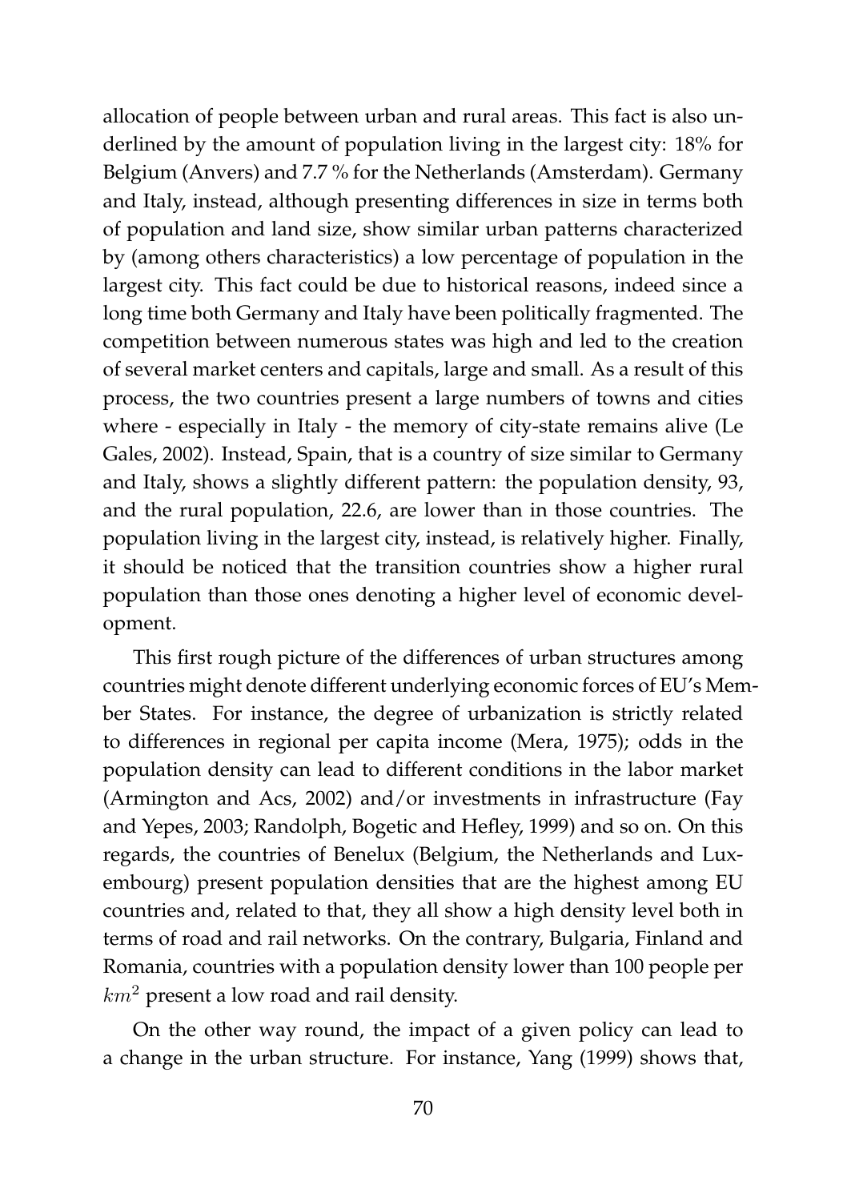allocation of people between urban and rural areas. This fact is also underlined by the amount of population living in the largest city: 18% for Belgium (Anvers) and 7.7 % for the Netherlands (Amsterdam). Germany and Italy, instead, although presenting differences in size in terms both of population and land size, show similar urban patterns characterized by (among others characteristics) a low percentage of population in the largest city. This fact could be due to historical reasons, indeed since a long time both Germany and Italy have been politically fragmented. The competition between numerous states was high and led to the creation of several market centers and capitals, large and small. As a result of this process, the two countries present a large numbers of towns and cities where - especially in Italy - the memory of city-state remains alive (Le Gales, 2002). Instead, Spain, that is a country of size similar to Germany and Italy, shows a slightly different pattern: the population density, 93, and the rural population, 22.6, are lower than in those countries. The population living in the largest city, instead, is relatively higher. Finally, it should be noticed that the transition countries show a higher rural population than those ones denoting a higher level of economic development.

This first rough picture of the differences of urban structures among countries might denote different underlying economic forces of EU's Member States. For instance, the degree of urbanization is strictly related to differences in regional per capita income (Mera, 1975); odds in the population density can lead to different conditions in the labor market (Armington and Acs, 2002) and/or investments in infrastructure (Fay and Yepes, 2003; Randolph, Bogetic and Hefley, 1999) and so on. On this regards, the countries of Benelux (Belgium, the Netherlands and Luxembourg) present population densities that are the highest among EU countries and, related to that, they all show a high density level both in terms of road and rail networks. On the contrary, Bulgaria, Finland and Romania, countries with a population density lower than 100 people per $km^2$ present a low road and rail density.

On the other way round, the impact of a given policy can lead to a change in the urban structure. For instance, Yang (1999) shows that,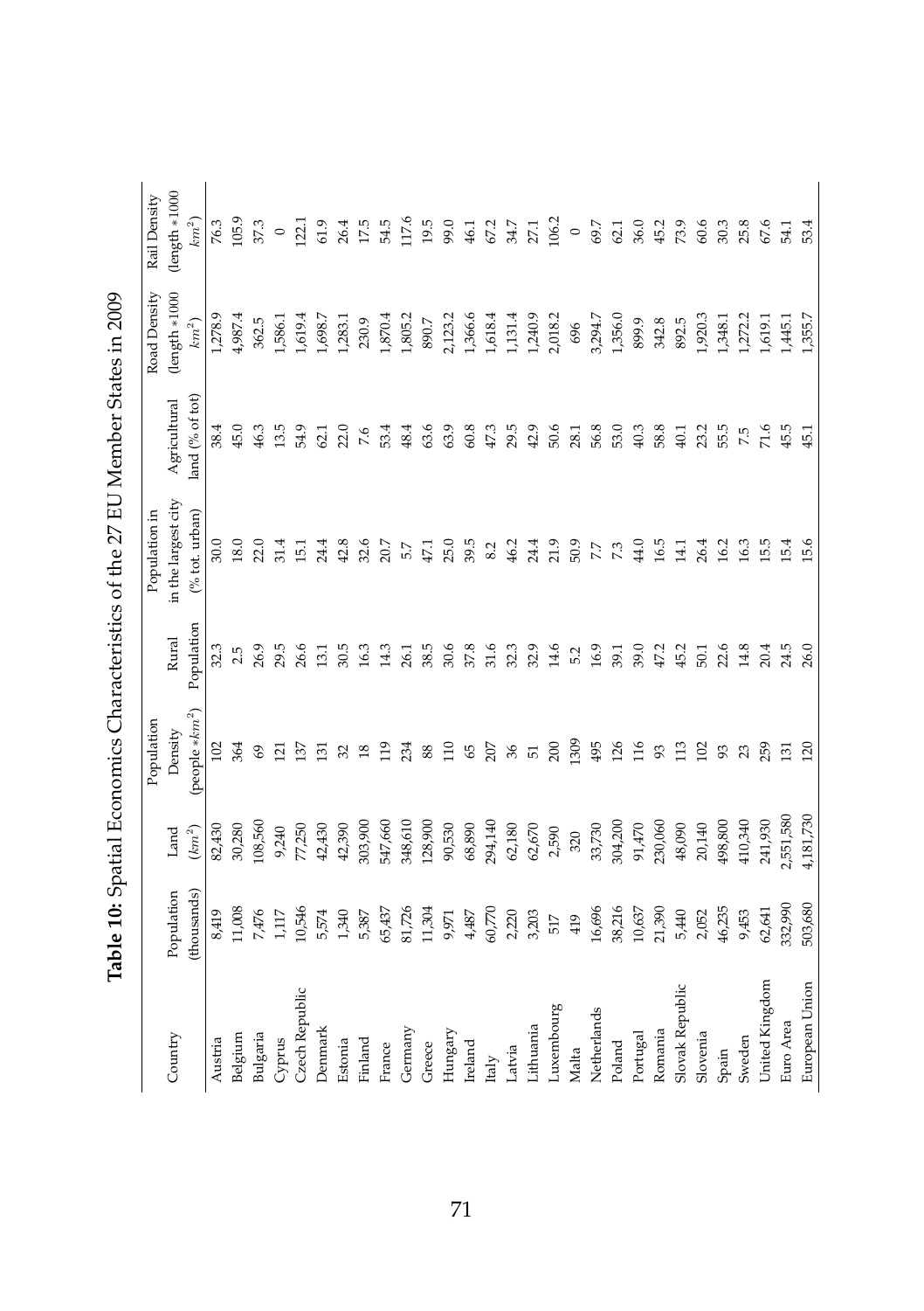**Table 10:** Spatial Economics Characteristics of the 27 EU Member States in 2009

| Country | Population (thousands) | Land ($km^2$) | Population Density (people $*km^2$) | Rural Population | Population in the largest city (% tot. urban) | Agricultural land (% of tot) | Road Density (length $*1000$ $km^2$) | Rail Density (length $*1000$ $km^2$) |
|---|---|---|---|---|---|---|---|---|
| Austria | 8,419 | 82,430 | 102 | 32.3 | 30.0 | 38.4 | 1,278.9 | 76.3 |
| Belgium | 11,008 | 30,280 | 364 | 2.5 | 18.0 | 45.0 | 4,987.4 | 105.9 |
| Bulgaria | 7,476 | 108,560 | 69 | 26.9 | 22.0 | 46.3 | 362.5 | 37.3 |
| Cyprus | 1,117 | 9,240 | 121 | 29.5 | 31.4 | 13.5 | 1,586.1 | 0 |
| Czech Republic | 10,546 | 77,250 | 137 | 26.6 | 15.1 | 54.9 | 1,619.4 | 122.1 |
| Denmark | 5,574 | 42,430 | 131 | 13.1 | 24.4 | 62.1 | 1,698.7 | 61.9 |
| Estonia | 1,340 | 42,390 | 32 | 30.5 | 42.8 | 22.0 | 1,283.1 | 26.4 |
| Finland | 5,387 | 303,900 | 18 | 16.3 | 32.6 | 7.6 | 230.9 | 17.5 |
| France | 65,437 | 547,660 | 119 | 14.3 | 20.7 | 53.4 | 1,870.4 | 54.5 |
| Germany | 81,726 | 348,610 | 234 | 26.1 | 5.7 | 48.4 | 1,805.2 | 117.6 |
| Greece | 11,304 | 128,900 | 88 | 38.5 | 47.1 | 63.6 | 890.7 | 19.5 |
| Hungary | 9,971 | 90,530 | 110 | 30.6 | 25.0 | 63.9 | 2,123.2 | 99.0 |
| Ireland | 4,487 | 68,890 | 65 | 37.8 | 39.5 | 60.8 | 1,366.6 | 46.1 |
| Italy | 60,770 | 294,140 | 207 | 31.6 | 8.2 | 47.3 | 1,618.4 | 67.2 |
| Latvia | 2,220 | 62,180 | 36 | 32.3 | 46.2 | 29.5 | 1,131.4 | 34.7 |
| Lithuania | 3,203 | 62,670 | 51 | 32.9 | 24.4 | 42.9 | 1,240.9 | 27.1 |
| Luxembourg | 517 | 2,590 | 200 | 14.6 | 21.9 | 50.6 | 2,018.2 | 106.2 |
| Malta | 419 | 320 | 1309 | 5.2 | 50.9 | 28.1 | 696 | 0 |
| Netherlands | 16,696 | 33,730 | 495 | 16.9 | 7.7 | 56.8 | 3,294.7 | 69.7 |
| Poland | 38,216 | 304,200 | 126 | 39.1 | 7.3 | 53.0 | 1,356.0 | 62.1 |
| Portugal | 10,637 | 91,470 | 116 | 39.0 | 44.0 | 40.3 | 899.9 | 36.0 |
| Romania | 21,390 | 230,060 | 93 | 47.2 | 16.5 | 58.8 | 342.8 | 45.2 |
| Slovak Republic | 5,440 | 48,090 | 113 | 45.2 | 14.1 | 40.1 | 892.5 | 73.9 |
| Slovenia | 2,052 | 20,140 | 102 | 50.1 | 26.4 | 23.2 | 1,920.3 | 60.6 |
| Spain | 46,235 | 498,800 | 93 | 22.6 | 16.2 | 55.5 | 1,348.1 | 30.3 |
| Sweden | 9,453 | 410,340 | 23 | 14.8 | 16.3 | 7.5 | 1,272.2 | 25.8 |
| United Kingdom | 62,641 | 241,930 | 259 | 20.4 | 15.5 | 71.6 | 1,619.1 | 67.6 |
| Euro Area | 332,990 | 2,551,580 | 131 | 24.5 | 15.4 | 45.5 | 1,445.1 | 54.1 |
| European Union | 503,680 | 4,181,730 | 120 | 26.0 | 15.6 | 45.1 | 1,355.7 | 53.4 |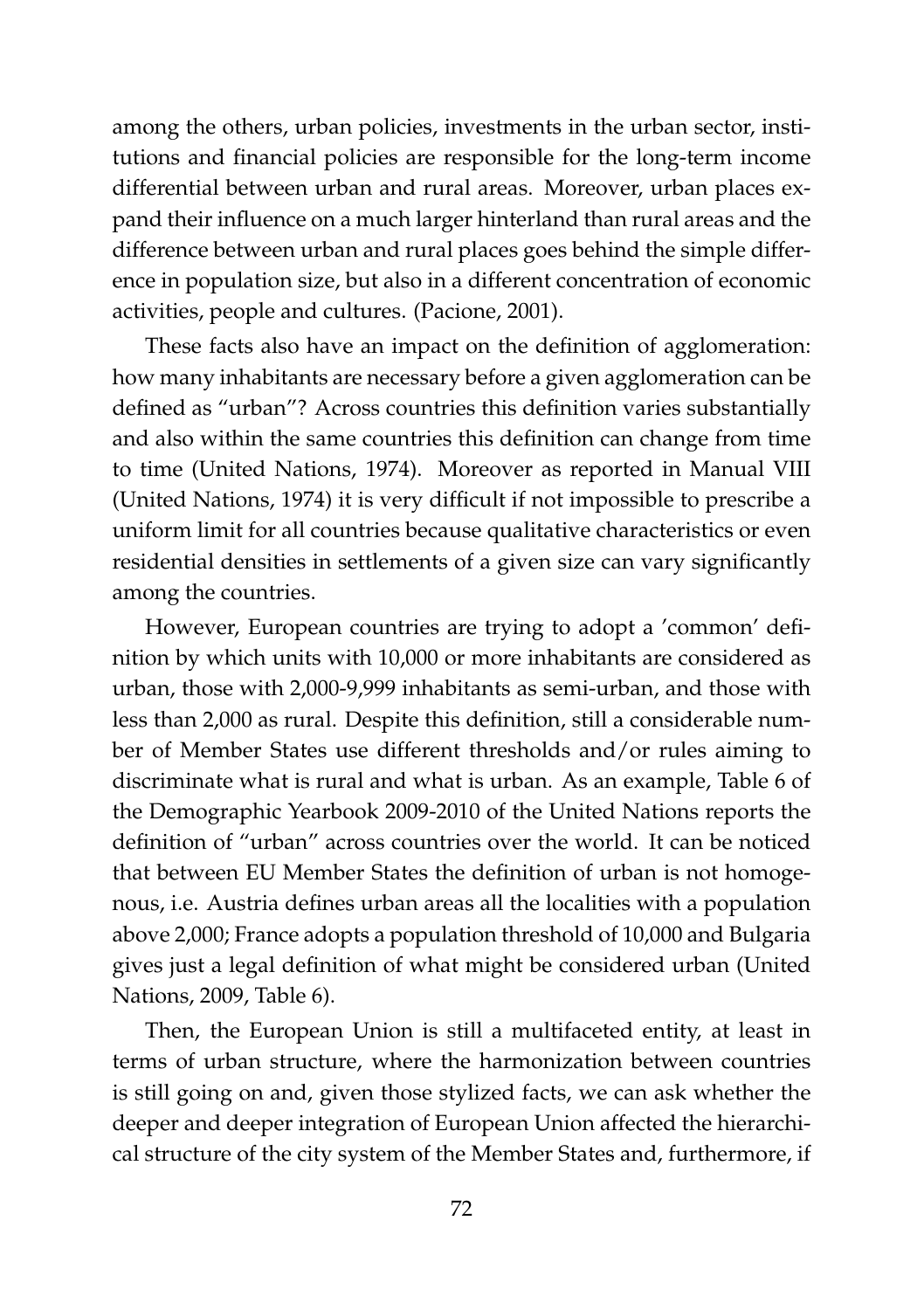among the others, urban policies, investments in the urban sector, institutions and financial policies are responsible for the long-term income differential between urban and rural areas. Moreover, urban places expand their influence on a much larger hinterland than rural areas and the difference between urban and rural places goes behind the simple difference in population size, but also in a different concentration of economic activities, people and cultures. (Pacione, 2001).

These facts also have an impact on the definition of agglomeration: how many inhabitants are necessary before a given agglomeration can be defined as "urban"? Across countries this definition varies substantially and also within the same countries this definition can change from time to time (United Nations, 1974). Moreover as reported in Manual VIII (United Nations, 1974) it is very difficult if not impossible to prescribe a uniform limit for all countries because qualitative characteristics or even residential densities in settlements of a given size can vary significantly among the countries.

However, European countries are trying to adopt a 'common' definition by which units with 10,000 or more inhabitants are considered as urban, those with 2,000-9,999 inhabitants as semi-urban, and those with less than 2,000 as rural. Despite this definition, still a considerable number of Member States use different thresholds and/or rules aiming to discriminate what is rural and what is urban. As an example, Table 6 of the Demographic Yearbook 2009-2010 of the United Nations reports the definition of "urban" across countries over the world. It can be noticed that between EU Member States the definition of urban is not homogenous, i.e. Austria defines urban areas all the localities with a population above 2,000; France adopts a population threshold of 10,000 and Bulgaria gives just a legal definition of what might be considered urban (United Nations, 2009, Table 6).

Then, the European Union is still a multifaceted entity, at least in terms of urban structure, where the harmonization between countries is still going on and, given those stylized facts, we can ask whether the deeper and deeper integration of European Union affected the hierarchical structure of the city system of the Member States and, furthermore, if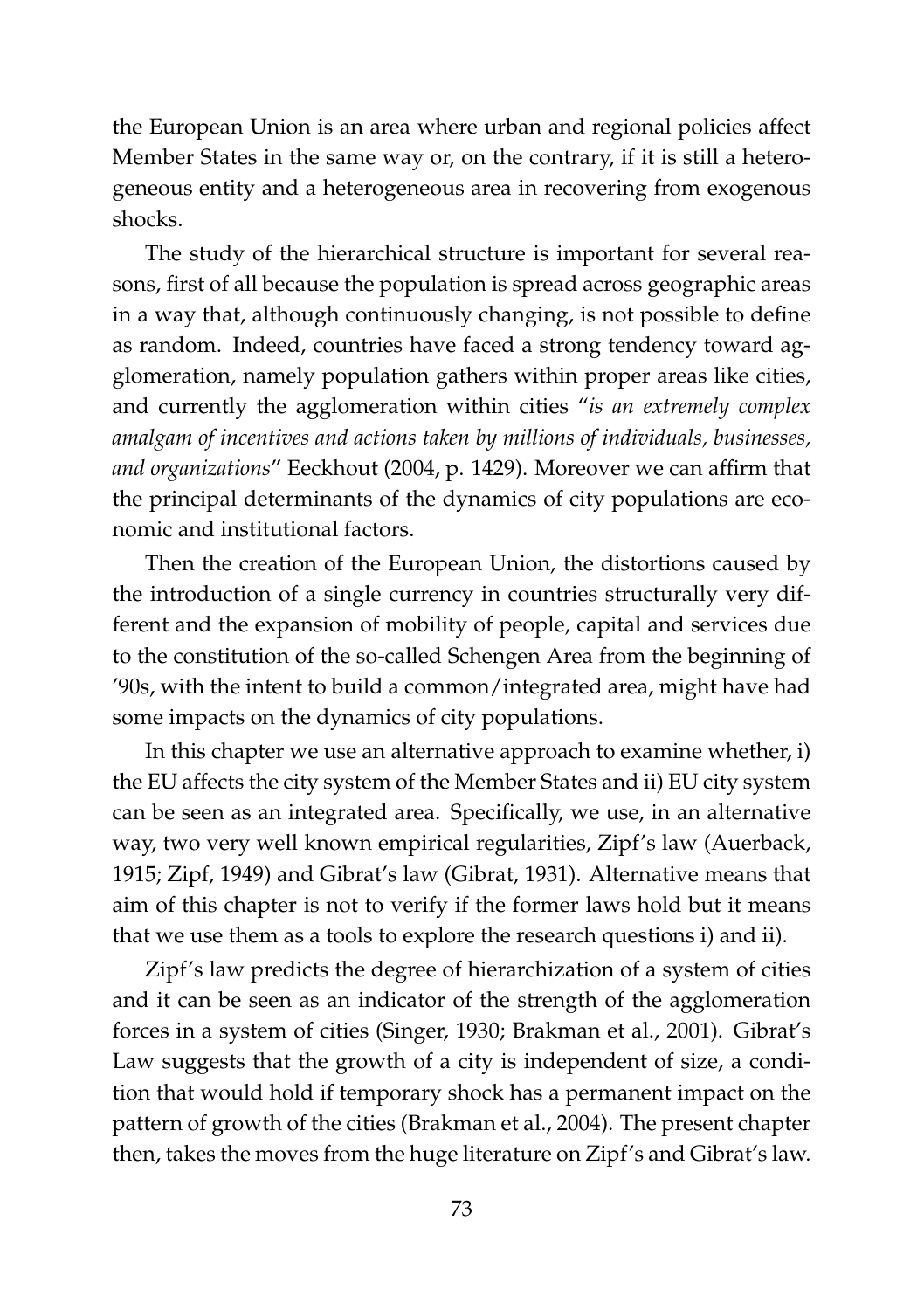the European Union is an area where urban and regional policies affect Member States in the same way or, on the contrary, if it is still a heterogeneous entity and a heterogeneous area in recovering from exogenous shocks.

The study of the hierarchical structure is important for several reasons, first of all because the population is spread across geographic areas in a way that, although continuously changing, is not possible to define as random. Indeed, countries have faced a strong tendency toward agglomeration, namely population gathers within proper areas like cities, and currently the agglomeration within cities "*is an extremely complex amalgam of incentives and actions taken by millions of individuals, businesses, and organizations*" Eeckhout (2004, p. 1429). Moreover we can affirm that the principal determinants of the dynamics of city populations are economic and institutional factors.

Then the creation of the European Union, the distortions caused by the introduction of a single currency in countries structurally very different and the expansion of mobility of people, capital and services due to the constitution of the so-called Schengen Area from the beginning of '90s, with the intent to build a common/integrated area, might have had some impacts on the dynamics of city populations.

In this chapter we use an alternative approach to examine whether, i) the EU affects the city system of the Member States and ii) EU city system can be seen as an integrated area. Specifically, we use, in an alternative way, two very well known empirical regularities, Zipf's law (Auerback, 1915; Zipf, 1949) and Gibrat's law (Gibrat, 1931). Alternative means that aim of this chapter is not to verify if the former laws hold but it means that we use them as a tools to explore the research questions i) and ii).

Zipf's law predicts the degree of hierarchization of a system of cities and it can be seen as an indicator of the strength of the agglomeration forces in a system of cities (Singer, 1930; Brakman et al., 2001). Gibrat's Law suggests that the growth of a city is independent of size, a condition that would hold if temporary shock has a permanent impact on the pattern of growth of the cities (Brakman et al., 2004). The present chapter then, takes the moves from the huge literature on Zipf's and Gibrat's law.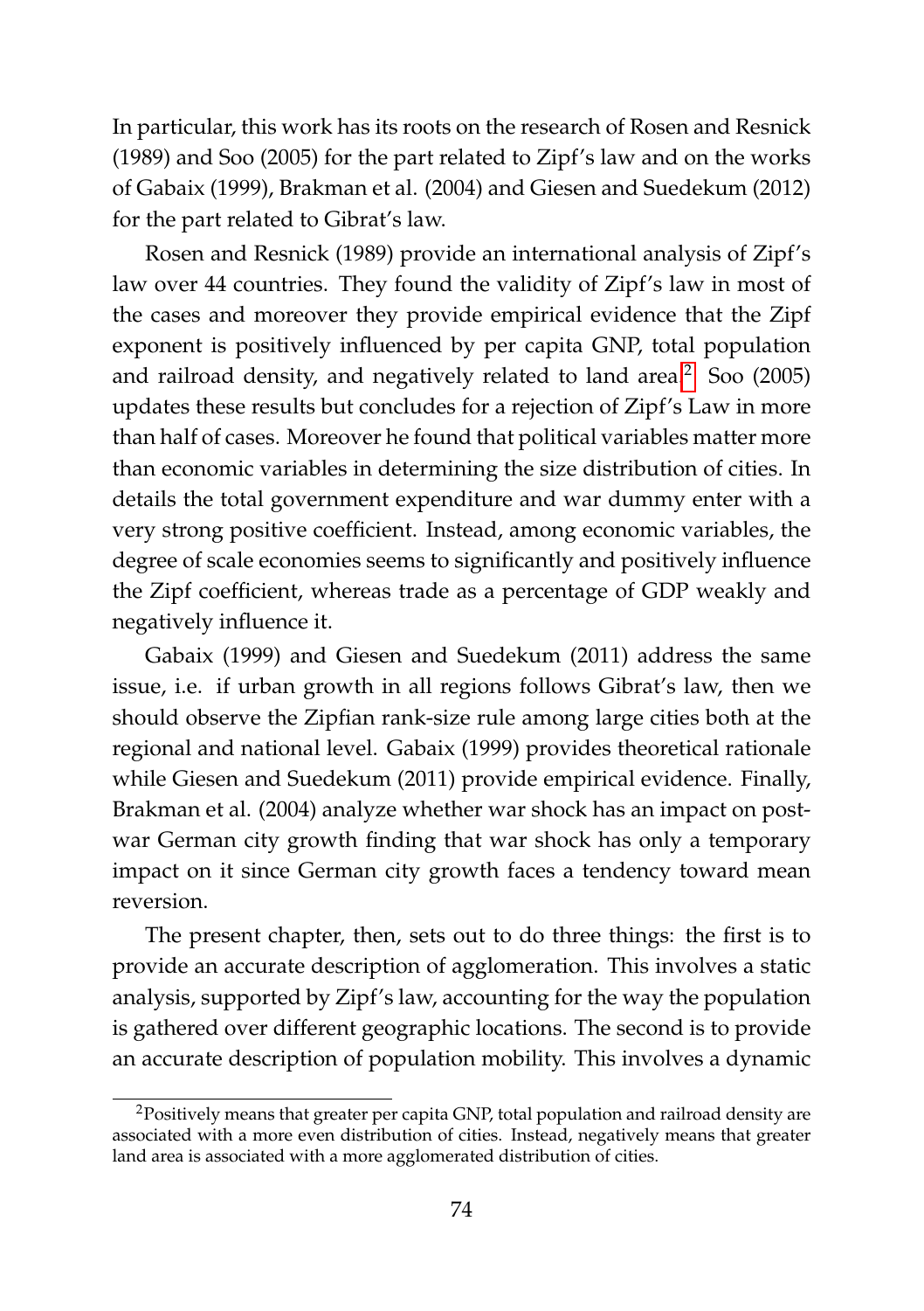In particular, this work has its roots on the research of Rosen and Resnick (1989) and Soo (2005) for the part related to Zipf's law and on the works of Gabaix (1999), Brakman et al. (2004) and Giesen and Suedekum (2012) for the part related to Gibrat's law.

Rosen and Resnick (1989) provide an international analysis of Zipf's law over 44 countries. They found the validity of Zipf's law in most of the cases and moreover they provide empirical evidence that the Zipf exponent is positively influenced by per capita GNP, total population and railroad density, and negatively related to land area.[2] Soo (2005) updates these results but concludes for a rejection of Zipf's Law in more than half of cases. Moreover he found that political variables matter more than economic variables in determining the size distribution of cities. In details the total government expenditure and war dummy enter with a very strong positive coefficient. Instead, among economic variables, the degree of scale economies seems to significantly and positively influence the Zipf coefficient, whereas trade as a percentage of GDP weakly and negatively influence it.

Gabaix (1999) and Giesen and Suedekum (2011) address the same issue, i.e. if urban growth in all regions follows Gibrat's law, then we should observe the Zipfian rank-size rule among large cities both at the regional and national level. Gabaix (1999) provides theoretical rationale while Giesen and Suedekum (2011) provide empirical evidence. Finally, Brakman et al. (2004) analyze whether war shock has an impact on post-war German city growth finding that war shock has only a temporary impact on it since German city growth faces a tendency toward mean reversion.

The present chapter, then, sets out to do three things: the first is to provide an accurate description of agglomeration. This involves a static analysis, supported by Zipf's law, accounting for the way the population is gathered over different geographic locations. The second is to provide an accurate description of population mobility. This involves a dynamic

[2] Positively means that greater per capita GNP, total population and railroad density are associated with a more even distribution of cities. Instead, negatively means that greater land area is associated with a more agglomerated distribution of cities.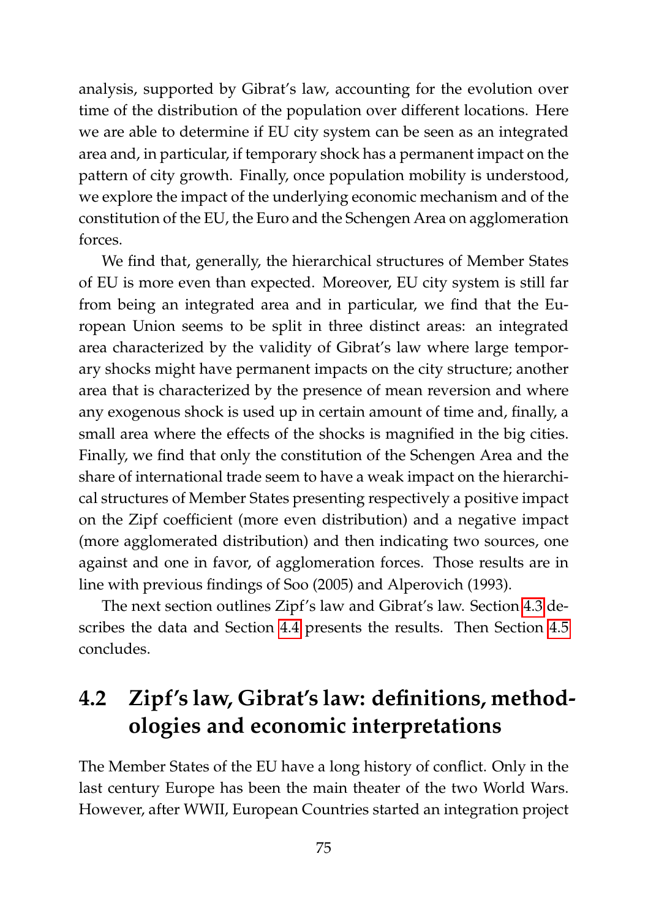analysis, supported by Gibrat's law, accounting for the evolution over time of the distribution of the population over different locations. Here we are able to determine if EU city system can be seen as an integrated area and, in particular, if temporary shock has a permanent impact on the pattern of city growth. Finally, once population mobility is understood, we explore the impact of the underlying economic mechanism and of the constitution of the EU, the Euro and the Schengen Area on agglomeration forces.

We find that, generally, the hierarchical structures of Member States of EU is more even than expected. Moreover, EU city system is still far from being an integrated area and in particular, we find that the European Union seems to be split in three distinct areas: an integrated area characterized by the validity of Gibrat's law where large temporary shocks might have permanent impacts on the city structure; another area that is characterized by the presence of mean reversion and where any exogenous shock is used up in certain amount of time and, finally, a small area where the effects of the shocks is magnified in the big cities. Finally, we find that only the constitution of the Schengen Area and the share of international trade seem to have a weak impact on the hierarchical structures of Member States presenting respectively a positive impact on the Zipf coefficient (more even distribution) and a negative impact (more agglomerated distribution) and then indicating two sources, one against and one in favor, of agglomeration forces. Those results are in line with previous findings of Soo (2005) and Alperovich (1993).

The next section outlines Zipf's law and Gibrat's law. Section 4.3 describes the data and Section 4.4 presents the results. Then Section 4.5 concludes.

## 4.2 Zipf's law, Gibrat's law: definitions, methodologies and economic interpretations

The Member States of the EU have a long history of conflict. Only in the last century Europe has been the main theater of the two World Wars. However, after WWII, European Countries started an integration project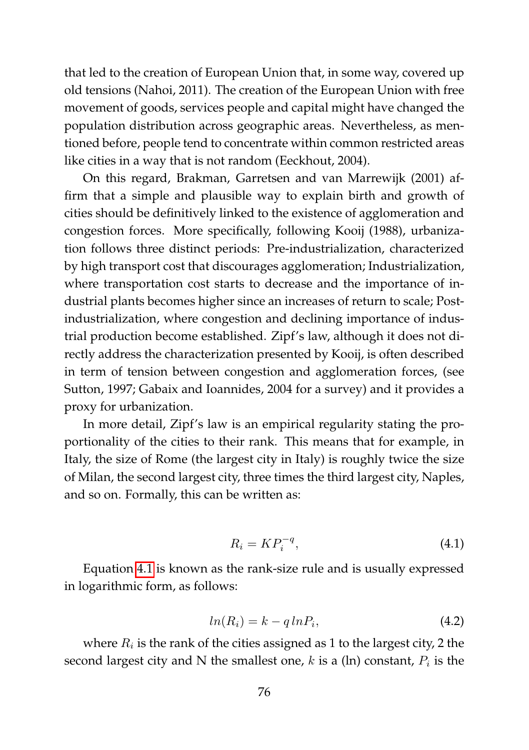that led to the creation of European Union that, in some way, covered up old tensions (Nahoi, 2011). The creation of the European Union with free movement of goods, services people and capital might have changed the population distribution across geographic areas. Nevertheless, as mentioned before, people tend to concentrate within common restricted areas like cities in a way that is not random (Eeckhout, 2004).

On this regard, Brakman, Garretsen and van Marrewijk (2001) affirm that a simple and plausible way to explain birth and growth of cities should be definitively linked to the existence of agglomeration and congestion forces. More specifically, following Kooij (1988), urbanization follows three distinct periods: Pre-industrialization, characterized by high transport cost that discourages agglomeration; Industrialization, where transportation cost starts to decrease and the importance of industrial plants becomes higher since an increases of return to scale; Post-industrialization, where congestion and declining importance of industrial production become established. Zipf's law, although it does not directly address the characterization presented by Kooij, is often described in term of tension between congestion and agglomeration forces, (see Sutton, 1997; Gabaix and Ioannides, 2004 for a survey) and it provides a proxy for urbanization.

In more detail, Zipf's law is an empirical regularity stating the proportionality of the cities to their rank. This means that for example, in Italy, the size of Rome (the largest city in Italy) is roughly twice the size of Milan, the second largest city, three times the third largest city, Naples, and so on. Formally, this can be written as:

$$R_i = KP_i^{-q}, \tag{4.1}$$

Equation 4.1 is known as the rank-size rule and is usually expressed in logarithmic form, as follows:

$$ln(R_i) = k - q\,lnP_i, \tag{4.2}$$

where $R_i$ is the rank of the cities assigned as 1 to the largest city, 2 the second largest city and N the smallest one, $k$ is a (ln) constant, $P_i$ is the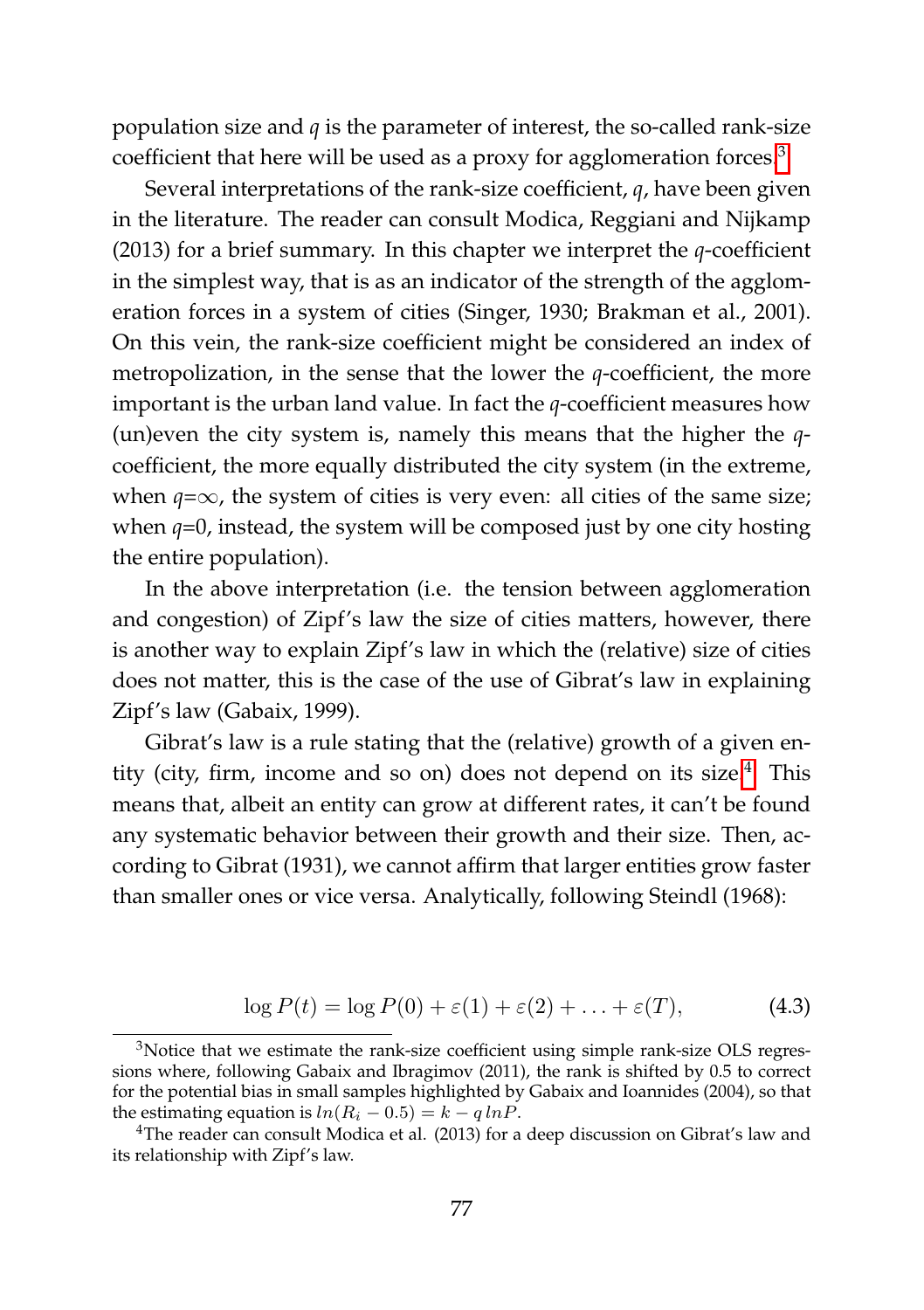population size and $q$ is the parameter of interest, the so-called rank-size coefficient that here will be used as a proxy for agglomeration forces.[3]

Several interpretations of the rank-size coefficient, $q$, have been given in the literature. The reader can consult Modica, Reggiani and Nijkamp (2013) for a brief summary. In this chapter we interpret the $q$-coefficient in the simplest way, that is as an indicator of the strength of the agglomeration forces in a system of cities (Singer, 1930; Brakman et al., 2001). On this vein, the rank-size coefficient might be considered an index of metropolization, in the sense that the lower the $q$-coefficient, the more important is the urban land value. In fact the $q$-coefficient measures how (un)even the city system is, namely this means that the higher the $q$-coefficient, the more equally distributed the city system (in the extreme, when $q$=$\infty$, the system of cities is very even: all cities of the same size; when $q$=0, instead, the system will be composed just by one city hosting the entire population).

In the above interpretation (i.e. the tension between agglomeration and congestion) of Zipf's law the size of cities matters, however, there is another way to explain Zipf's law in which the (relative) size of cities does not matter, this is the case of the use of Gibrat's law in explaining Zipf's law (Gabaix, 1999).

Gibrat's law is a rule stating that the (relative) growth of a given entity (city, firm, income and so on) does not depend on its size.[4] This means that, albeit an entity can grow at different rates, it can't be found any systematic behavior between their growth and their size. Then, according to Gibrat (1931), we cannot affirm that larger entities grow faster than smaller ones or vice versa. Analytically, following Steindl (1968):

$$\log P(t) = \log P(0) + \varepsilon(1) + \varepsilon(2) + \ldots + \varepsilon(T), \tag{4.3}$$

---

[3] Notice that we estimate the rank-size coefficient using simple rank-size OLS regressions where, following Gabaix and Ibragimov (2011), the rank is shifted by 0.5 to correct for the potential bias in small samples highlighted by Gabaix and Ioannides (2004), so that the estimating equation is $ln(R_i - 0.5) = k - q\, lnP$.

[4] The reader can consult Modica et al. (2013) for a deep discussion on Gibrat's law and its relationship with Zipf's law.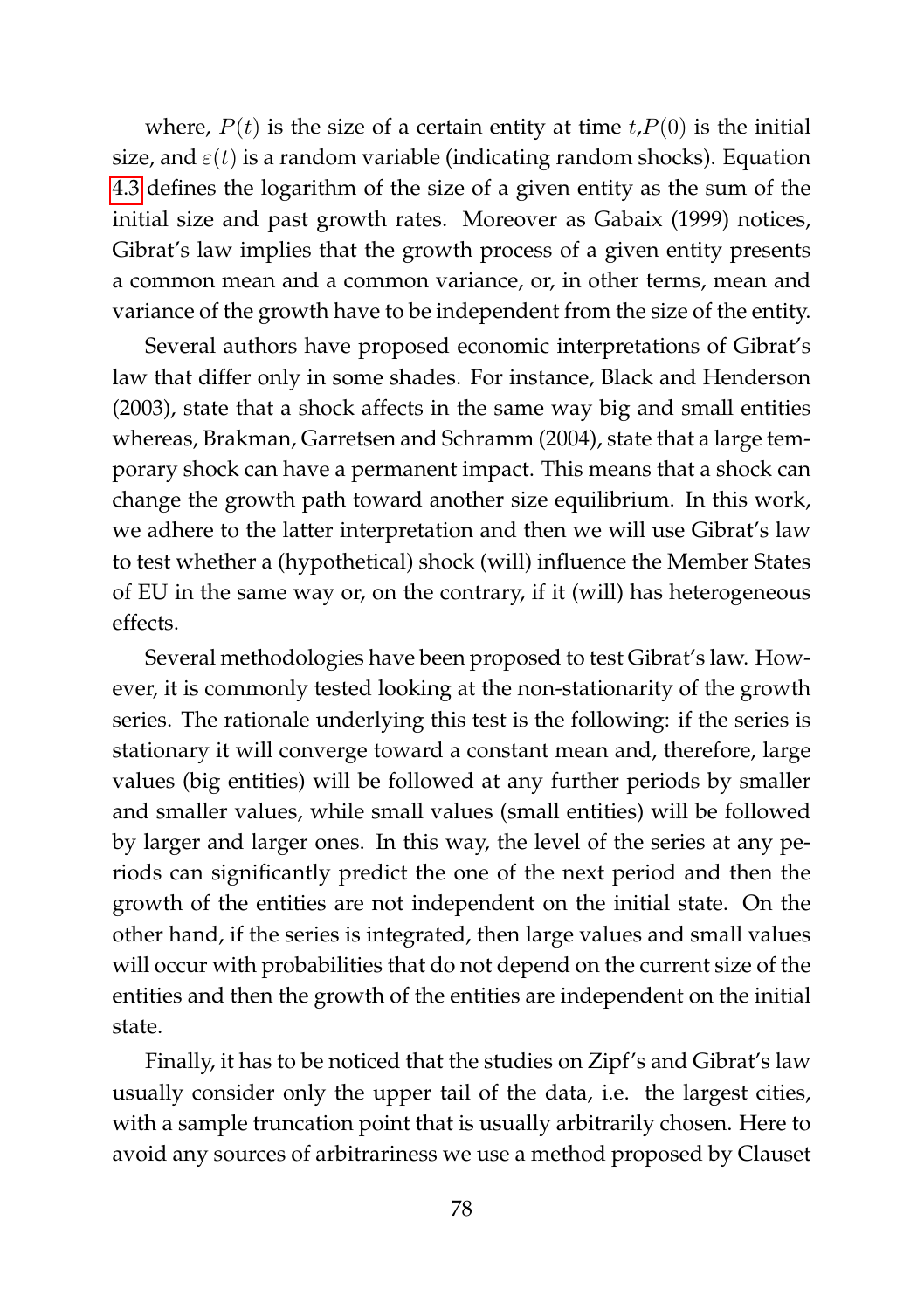where, $P(t)$ is the size of a certain entity at time $t$,$P(0)$ is the initial size, and $\varepsilon(t)$ is a random variable (indicating random shocks). Equation 4.3 defines the logarithm of the size of a given entity as the sum of the initial size and past growth rates. Moreover as Gabaix (1999) notices, Gibrat's law implies that the growth process of a given entity presents a common mean and a common variance, or, in other terms, mean and variance of the growth have to be independent from the size of the entity.

Several authors have proposed economic interpretations of Gibrat's law that differ only in some shades. For instance, Black and Henderson (2003), state that a shock affects in the same way big and small entities whereas, Brakman, Garretsen and Schramm (2004), state that a large temporary shock can have a permanent impact. This means that a shock can change the growth path toward another size equilibrium. In this work, we adhere to the latter interpretation and then we will use Gibrat's law to test whether a (hypothetical) shock (will) influence the Member States of EU in the same way or, on the contrary, if it (will) has heterogeneous effects.

Several methodologies have been proposed to test Gibrat's law. However, it is commonly tested looking at the non-stationarity of the growth series. The rationale underlying this test is the following: if the series is stationary it will converge toward a constant mean and, therefore, large values (big entities) will be followed at any further periods by smaller and smaller values, while small values (small entities) will be followed by larger and larger ones. In this way, the level of the series at any periods can significantly predict the one of the next period and then the growth of the entities are not independent on the initial state. On the other hand, if the series is integrated, then large values and small values will occur with probabilities that do not depend on the current size of the entities and then the growth of the entities are independent on the initial state.

Finally, it has to be noticed that the studies on Zipf's and Gibrat's law usually consider only the upper tail of the data, i.e. the largest cities, with a sample truncation point that is usually arbitrarily chosen. Here to avoid any sources of arbitrariness we use a method proposed by Clauset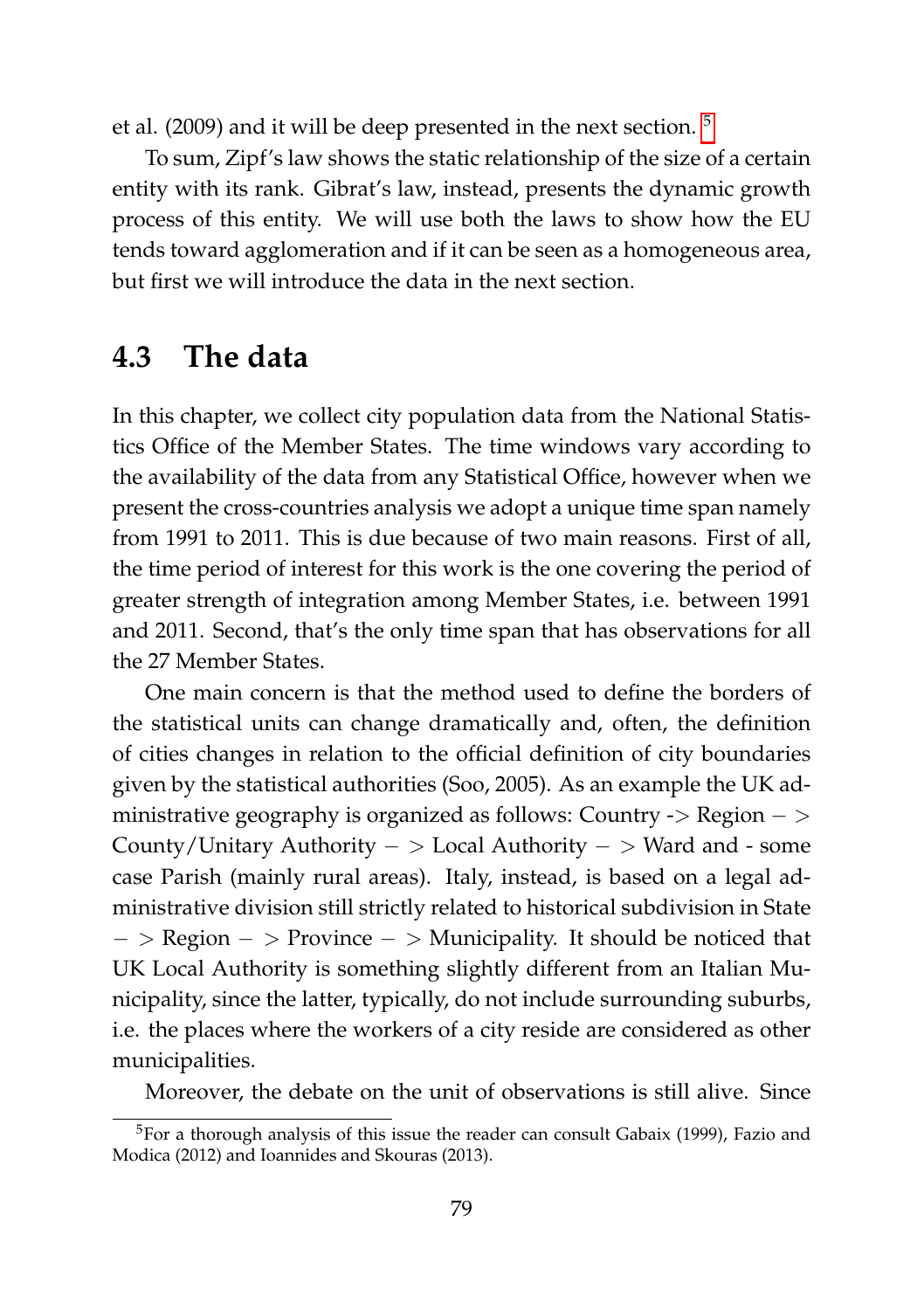et al. (2009) and it will be deep presented in the next section. [5]

To sum, Zipf's law shows the static relationship of the size of a certain entity with its rank. Gibrat's law, instead, presents the dynamic growth process of this entity. We will use both the laws to show how the EU tends toward agglomeration and if it can be seen as a homogeneous area, but first we will introduce the data in the next section.

## 4.3 The data

In this chapter, we collect city population data from the National Statistics Office of the Member States. The time windows vary according to the availability of the data from any Statistical Office, however when we present the cross-countries analysis we adopt a unique time span namely from 1991 to 2011. This is due because of two main reasons. First of all, the time period of interest for this work is the one covering the period of greater strength of integration among Member States, i.e. between 1991 and 2011. Second, that's the only time span that has observations for all the 27 Member States.

One main concern is that the method used to define the borders of the statistical units can change dramatically and, often, the definition of cities changes in relation to the official definition of city boundaries given by the statistical authorities (Soo, 2005). As an example the UK administrative geography is organized as follows: Country -> Region $->$ County/Unitary Authority $->$ Local Authority $->$ Ward and - some case Parish (mainly rural areas). Italy, instead, is based on a legal administrative division still strictly related to historical subdivision in State $->$ Region $->$ Province $->$ Municipality. It should be noticed that UK Local Authority is something slightly different from an Italian Municipality, since the latter, typically, do not include surrounding suburbs, i.e. the places where the workers of a city reside are considered as other municipalities.

Moreover, the debate on the unit of observations is still alive. Since

[5] For a thorough analysis of this issue the reader can consult Gabaix (1999), Fazio and Modica (2012) and Ioannides and Skouras (2013).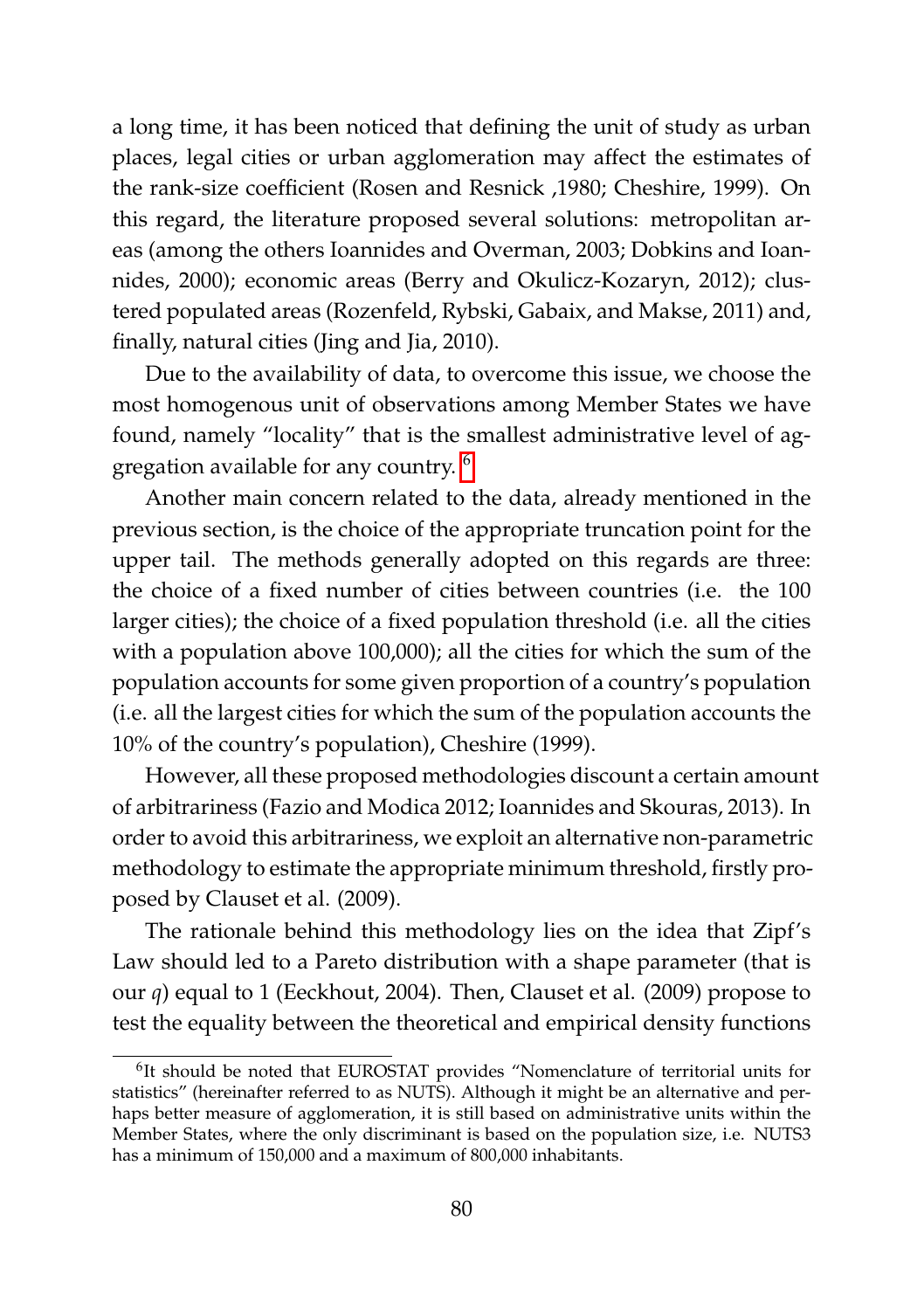a long time, it has been noticed that defining the unit of study as urban places, legal cities or urban agglomeration may affect the estimates of the rank-size coefficient (Rosen and Resnick ,1980; Cheshire, 1999). On this regard, the literature proposed several solutions: metropolitan areas (among the others Ioannides and Overman, 2003; Dobkins and Ioannides, 2000); economic areas (Berry and Okulicz-Kozaryn, 2012); clustered populated areas (Rozenfeld, Rybski, Gabaix, and Makse, 2011) and, finally, natural cities (Jing and Jia, 2010).

Due to the availability of data, to overcome this issue, we choose the most homogenous unit of observations among Member States we have found, namely "locality" that is the smallest administrative level of aggregation available for any country. [6]

Another main concern related to the data, already mentioned in the previous section, is the choice of the appropriate truncation point for the upper tail. The methods generally adopted on this regards are three: the choice of a fixed number of cities between countries (i.e. the 100 larger cities); the choice of a fixed population threshold (i.e. all the cities with a population above 100,000); all the cities for which the sum of the population accounts for some given proportion of a country's population (i.e. all the largest cities for which the sum of the population accounts the 10% of the country's population), Cheshire (1999).

However, all these proposed methodologies discount a certain amount of arbitrariness (Fazio and Modica 2012; Ioannides and Skouras, 2013). In order to avoid this arbitrariness, we exploit an alternative non-parametric methodology to estimate the appropriate minimum threshold, firstly proposed by Clauset et al. (2009).

The rationale behind this methodology lies on the idea that Zipf's Law should led to a Pareto distribution with a shape parameter (that is our $q$) equal to 1 (Eeckhout, 2004). Then, Clauset et al. (2009) propose to test the equality between the theoretical and empirical density functions

[6] It should be noted that EUROSTAT provides "Nomenclature of territorial units for statistics" (hereinafter referred to as NUTS). Although it might be an alternative and perhaps better measure of agglomeration, it is still based on administrative units within the Member States, where the only discriminant is based on the population size, i.e. NUTS3 has a minimum of 150,000 and a maximum of 800,000 inhabitants.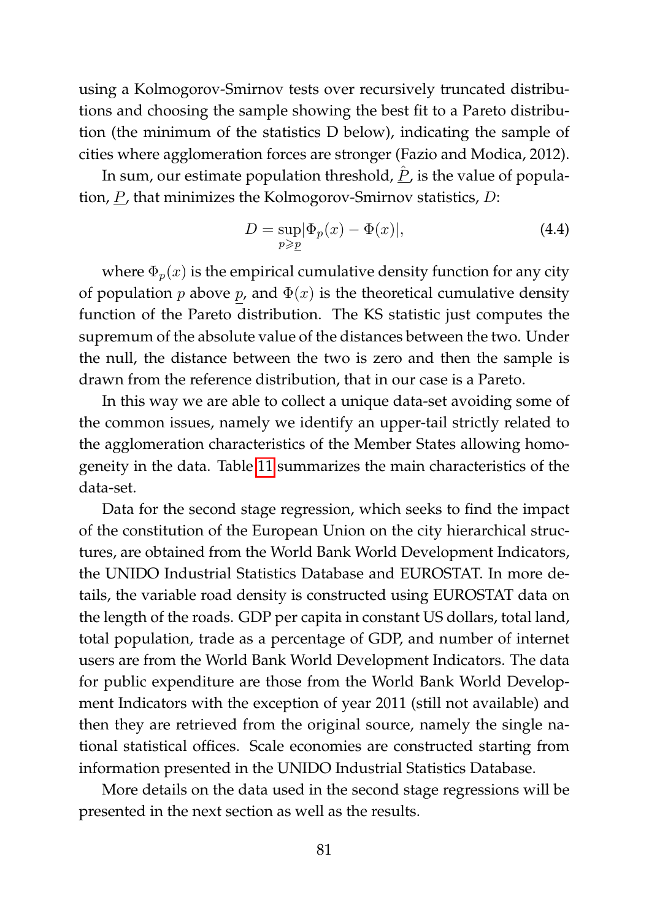using a Kolmogorov-Smirnov tests over recursively truncated distributions and choosing the sample showing the best fit to a Pareto distribution (the minimum of the statistics D below), indicating the sample of cities where agglomeration forces are stronger (Fazio and Modica, 2012).

In sum, our estimate population threshold, $\hat{\underline{P}}$, is the value of population, $\underline{P}$, that minimizes the Kolmogorov-Smirnov statistics, $D$:

$$D = \sup_{p \geqslant \underline{p}} |\Phi_p(x) - \Phi(x)|, \tag{4.4}$$

where $\Phi_p(x)$ is the empirical cumulative density function for any city of population $p$ above $\underline{p}$, and $\Phi(x)$ is the theoretical cumulative density function of the Pareto distribution. The KS statistic just computes the supremum of the absolute value of the distances between the two. Under the null, the distance between the two is zero and then the sample is drawn from the reference distribution, that in our case is a Pareto.

In this way we are able to collect a unique data-set avoiding some of the common issues, namely we identify an upper-tail strictly related to the agglomeration characteristics of the Member States allowing homogeneity in the data. Table 11 summarizes the main characteristics of the data-set.

Data for the second stage regression, which seeks to find the impact of the constitution of the European Union on the city hierarchical structures, are obtained from the World Bank World Development Indicators, the UNIDO Industrial Statistics Database and EUROSTAT. In more details, the variable road density is constructed using EUROSTAT data on the length of the roads. GDP per capita in constant US dollars, total land, total population, trade as a percentage of GDP, and number of internet users are from the World Bank World Development Indicators. The data for public expenditure are those from the World Bank World Development Indicators with the exception of year 2011 (still not available) and then they are retrieved from the original source, namely the single national statistical offices. Scale economies are constructed starting from information presented in the UNIDO Industrial Statistics Database.

More details on the data used in the second stage regressions will be presented in the next section as well as the results.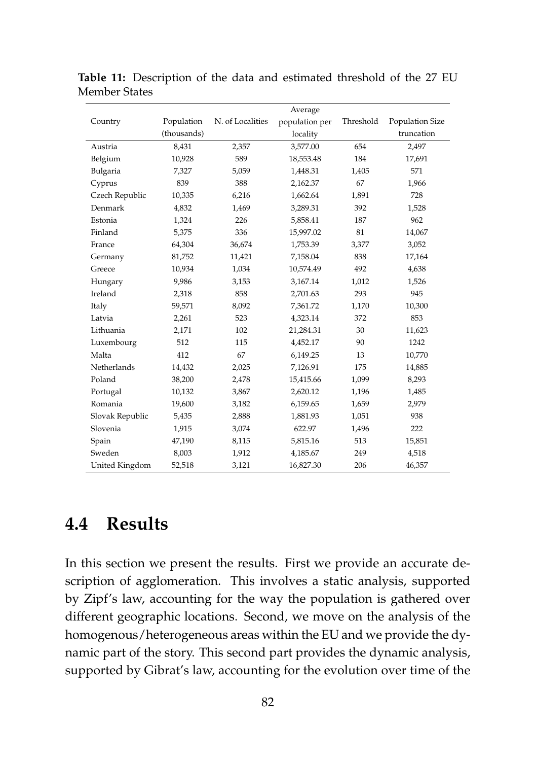**Table 11:** Description of the data and estimated threshold of the 27 EU Member States

| Country | Population (thousands) | N. of Localities | Average population per locality | Threshold | Population Size truncation |
|---|---|---|---|---|---|
| Austria | 8,431 | 2,357 | 3,577.00 | 654 | 2,497 |
| Belgium | 10,928 | 589 | 18,553.48 | 184 | 17,691 |
| Bulgaria | 7,327 | 5,059 | 1,448.31 | 1,405 | 571 |
| Cyprus | 839 | 388 | 2,162.37 | 67 | 1,966 |
| Czech Republic | 10,335 | 6,216 | 1,662.64 | 1,891 | 728 |
| Denmark | 4,832 | 1,469 | 3,289.31 | 392 | 1,528 |
| Estonia | 1,324 | 226 | 5,858.41 | 187 | 962 |
| Finland | 5,375 | 336 | 15,997.02 | 81 | 14,067 |
| France | 64,304 | 36,674 | 1,753.39 | 3,377 | 3,052 |
| Germany | 81,752 | 11,421 | 7,158.04 | 838 | 17,164 |
| Greece | 10,934 | 1,034 | 10,574.49 | 492 | 4,638 |
| Hungary | 9,986 | 3,153 | 3,167.14 | 1,012 | 1,526 |
| Ireland | 2,318 | 858 | 2,701.63 | 293 | 945 |
| Italy | 59,571 | 8,092 | 7,361.72 | 1,170 | 10,300 |
| Latvia | 2,261 | 523 | 4,323.14 | 372 | 853 |
| Lithuania | 2,171 | 102 | 21,284.31 | 30 | 11,623 |
| Luxembourg | 512 | 115 | 4,452.17 | 90 | 1242 |
| Malta | 412 | 67 | 6,149.25 | 13 | 10,770 |
| Netherlands | 14,432 | 2,025 | 7,126.91 | 175 | 14,885 |
| Poland | 38,200 | 2,478 | 15,415.66 | 1,099 | 8,293 |
| Portugal | 10,132 | 3,867 | 2,620.12 | 1,196 | 1,485 |
| Romania | 19,600 | 3,182 | 6,159.65 | 1,659 | 2,979 |
| Slovak Republic | 5,435 | 2,888 | 1,881.93 | 1,051 | 938 |
| Slovenia | 1,915 | 3,074 | 622.97 | 1,496 | 222 |
| Spain | 47,190 | 8,115 | 5,815.16 | 513 | 15,851 |
| Sweden | 8,003 | 1,912 | 4,185.67 | 249 | 4,518 |
| United Kingdom | 52,518 | 3,121 | 16,827.30 | 206 | 46,357 |

## 4.4 Results

In this section we present the results. First we provide an accurate description of agglomeration. This involves a static analysis, supported by Zipf's law, accounting for the way the population is gathered over different geographic locations. Second, we move on the analysis of the homogenous/heterogeneous areas within the EU and we provide the dynamic part of the story. This second part provides the dynamic analysis, supported by Gibrat's law, accounting for the evolution over time of the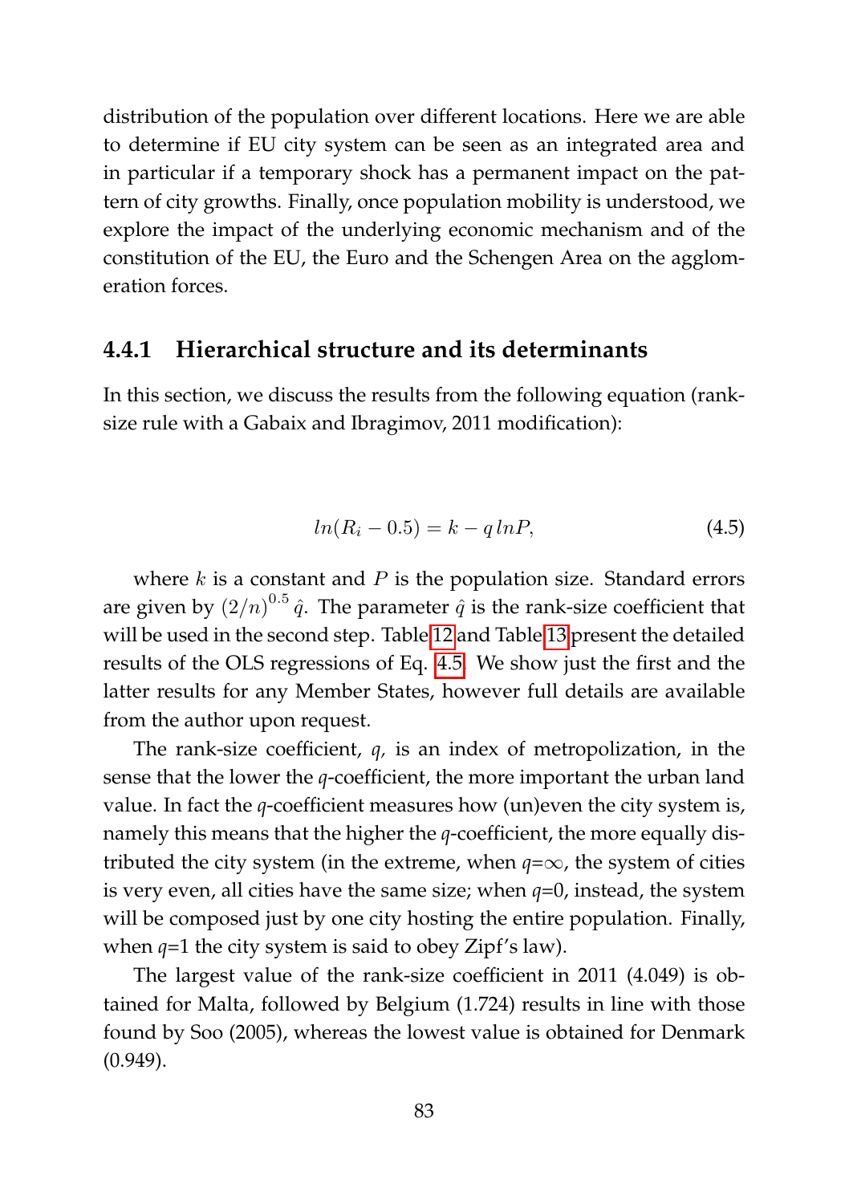distribution of the population over different locations. Here we are able to determine if EU city system can be seen as an integrated area and in particular if a temporary shock has a permanent impact on the pattern of city growths. Finally, once population mobility is understood, we explore the impact of the underlying economic mechanism and of the constitution of the EU, the Euro and the Schengen Area on the agglomeration forces.

### 4.4.1 Hierarchical structure and its determinants

In this section, we discuss the results from the following equation (rank-size rule with a Gabaix and Ibragimov, 2011 modification):

$$ln(R_i - 0.5) = k - q\, lnP, \tag{4.5}$$

where $k$ is a constant and $P$ is the population size. Standard errors are given by $(2/n)^{0.5}\,\hat{q}$. The parameter $\hat{q}$ is the rank-size coefficient that will be used in the second step. Table 12 and Table 13 present the detailed results of the OLS regressions of Eq. 4.5. We show just the first and the latter results for any Member States, however full details are available from the author upon request.

The rank-size coefficient, $q$, is an index of metropolization, in the sense that the lower the $q$-coefficient, the more important the urban land value. In fact the $q$-coefficient measures how (un)even the city system is, namely this means that the higher the $q$-coefficient, the more equally distributed the city system (in the extreme, when $q$=$\infty$, the system of cities is very even, all cities have the same size; when $q$=0, instead, the system will be composed just by one city hosting the entire population. Finally, when $q$=1 the city system is said to obey Zipf's law).

The largest value of the rank-size coefficient in 2011 (4.049) is obtained for Malta, followed by Belgium (1.724) results in line with those found by Soo (2005), whereas the lowest value is obtained for Denmark (0.949).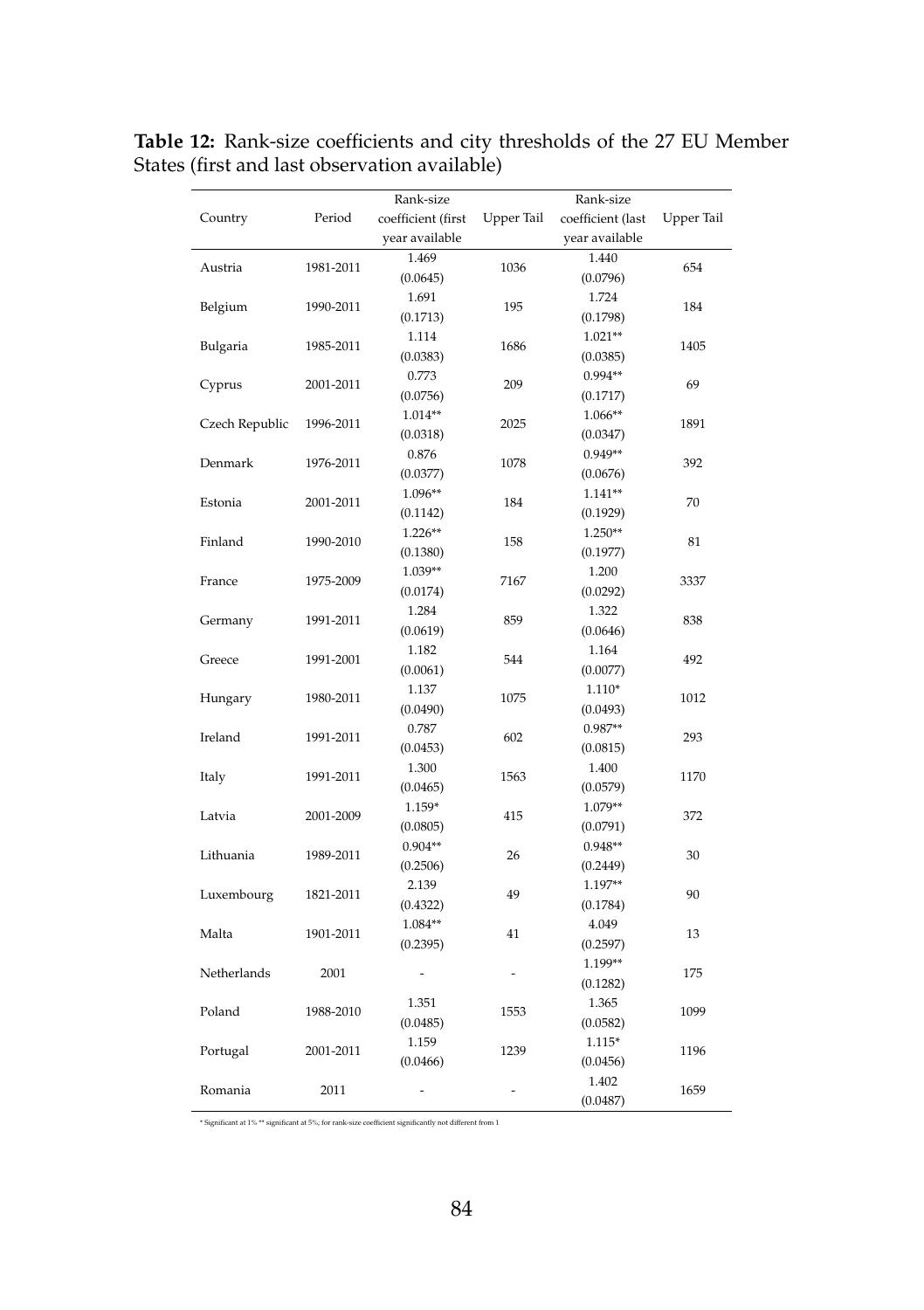**Table 12:** Rank-size coefficients and city thresholds of the 27 EU Member States (first and last observation available)

| Country | Period | Rank-size coefficient (first year available | Upper Tail | Rank-size coefficient (last year available | Upper Tail |
|---|---|---|---|---|---|
| Austria | 1981-2011 | 1.469 (0.0645) | 1036 | 1.440 (0.0796) | 654 |
| Belgium | 1990-2011 | 1.691 (0.1713) | 195 | 1.724 (0.1798) | 184 |
| Bulgaria | 1985-2011 | 1.114 (0.0383) | 1686 | 1.021** (0.0385) | 1405 |
| Cyprus | 2001-2011 | 0.773 (0.0756) | 209 | 0.994** (0.1717) | 69 |
| Czech Republic | 1996-2011 | 1.014** (0.0318) | 2025 | 1.066** (0.0347) | 1891 |
| Denmark | 1976-2011 | 0.876 (0.0377) | 1078 | 0.949** (0.0676) | 392 |
| Estonia | 2001-2011 | 1.096** (0.1142) | 184 | 1.141** (0.1929) | 70 |
| Finland | 1990-2010 | 1.226** (0.1380) | 158 | 1.250** (0.1977) | 81 |
| France | 1975-2009 | 1.039** (0.0174) | 7167 | 1.200 (0.0292) | 3337 |
| Germany | 1991-2011 | 1.284 (0.0619) | 859 | 1.322 (0.0646) | 838 |
| Greece | 1991-2001 | 1.182 (0.0061) | 544 | 1.164 (0.0077) | 492 |
| Hungary | 1980-2011 | 1.137 (0.0490) | 1075 | 1.110* (0.0493) | 1012 |
| Ireland | 1991-2011 | 0.787 (0.0453) | 602 | 0.987** (0.0815) | 293 |
| Italy | 1991-2011 | 1.300 (0.0465) | 1563 | 1.400 (0.0579) | 1170 |
| Latvia | 2001-2009 | 1.159* (0.0805) | 415 | 1.079** (0.0791) | 372 |
| Lithuania | 1989-2011 | 0.904** (0.2506) | 26 | 0.948** (0.2449) | 30 |
| Luxembourg | 1821-2011 | 2.139 (0.4322) | 49 | 1.197** (0.1784) | 90 |
| Malta | 1901-2011 | 1.084** (0.2395) | 41 | 4.049 (0.2597) | 13 |
| Netherlands | 2001 | - | - | 1.199** (0.1282) | 175 |
| Poland | 1988-2010 | 1.351 (0.0485) | 1553 | 1.365 (0.0582) | 1099 |
| Portugal | 2001-2011 | 1.159 (0.0466) | 1239 | 1.115* (0.0456) | 1196 |
| Romania | 2011 | - | - | 1.402 (0.0487) | 1659 |

\* Significant at 1% ** significant at 5%; for rank-size coefficient significantly not different from 1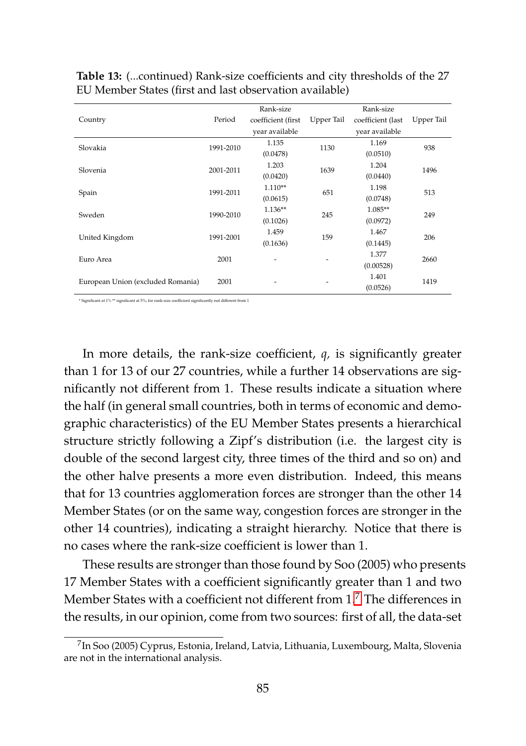**Table 13:** (...continued) Rank-size coefficients and city thresholds of the 27 EU Member States (first and last observation available)

| Country | Period | Rank-size coefficient (first year available | Upper Tail | Rank-size coefficient (last year available | Upper Tail |
|---|---|---|---|---|---|
| Slovakia | 1991-2010 | 1.135 (0.0478) | 1130 | 1.169 (0.0510) | 938 |
| Slovenia | 2001-2011 | 1.203 (0.0420) | 1639 | 1.204 (0.0440) | 1496 |
| Spain | 1991-2011 | 1.110** (0.0615) | 651 | 1.198 (0.0748) | 513 |
| Sweden | 1990-2010 | 1.136** (0.1026) | 245 | 1.085** (0.0972) | 249 |
| United Kingdom | 1991-2001 | 1.459 (0.1636) | 159 | 1.467 (0.1445) | 206 |
| Euro Area | 2001 | - | - | 1.377 (0.00528) | 2660 |
| European Union (excluded Romania) | 2001 | - | - | 1.401 (0.0526) | 1419 |

* Significant at 1% ** significant at 5%; for rank-size coefficient significantly not different from 1

In more details, the rank-size coefficient, $q$, is significantly greater than 1 for 13 of our 27 countries, while a further 14 observations are significantly not different from 1. These results indicate a situation where the half (in general small countries, both in terms of economic and demographic characteristics) of the EU Member States presents a hierarchical structure strictly following a Zipf's distribution (i.e. the largest city is double of the second largest city, three times of the third and so on) and the other halve presents a more even distribution. Indeed, this means that for 13 countries agglomeration forces are stronger than the other 14 Member States (or on the same way, congestion forces are stronger in the other 14 countries), indicating a straight hierarchy. Notice that there is no cases where the rank-size coefficient is lower than 1.

These results are stronger than those found by Soo (2005) who presents 17 Member States with a coefficient significantly greater than 1 and two Member States with a coefficient not different from 1.[7] The differences in the results, in our opinion, come from two sources: first of all, the data-set

[7] In Soo (2005) Cyprus, Estonia, Ireland, Latvia, Lithuania, Luxembourg, Malta, Slovenia are not in the international analysis.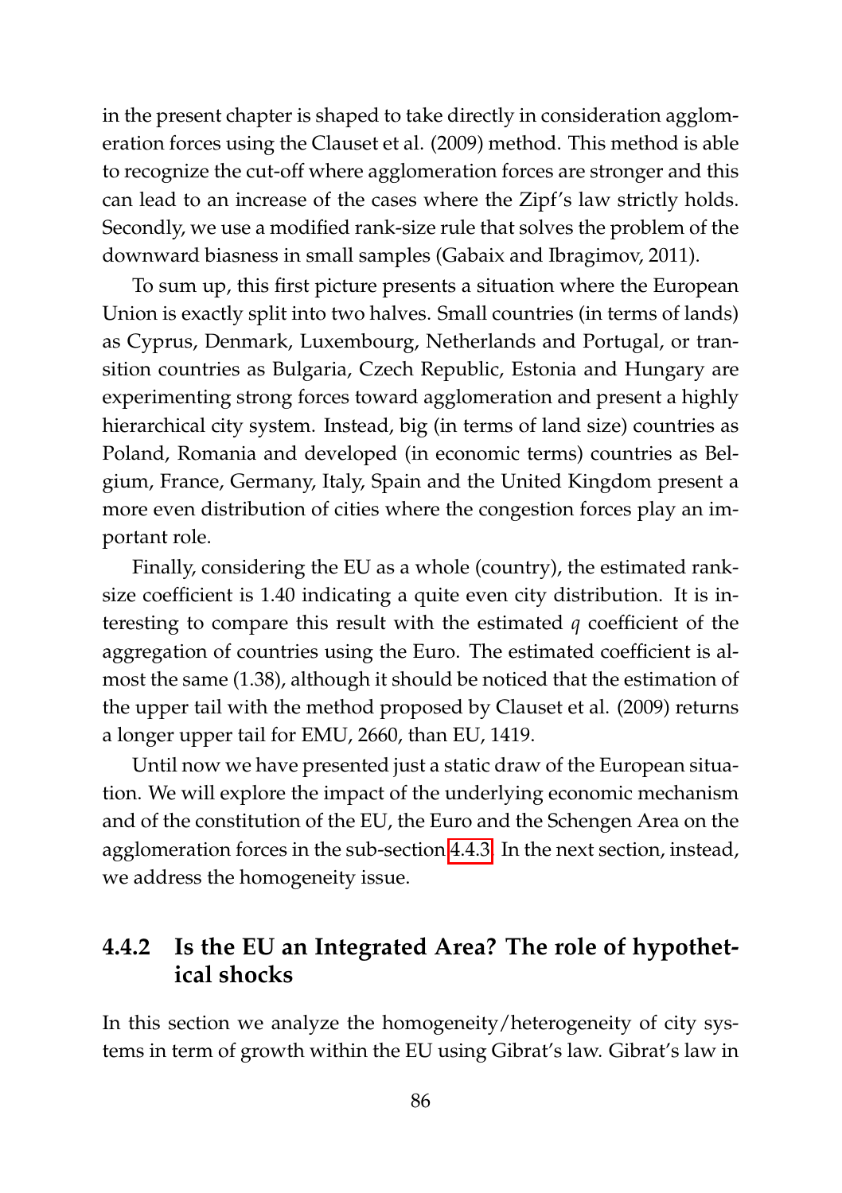in the present chapter is shaped to take directly in consideration agglomeration forces using the Clauset et al. (2009) method. This method is able to recognize the cut-off where agglomeration forces are stronger and this can lead to an increase of the cases where the Zipf's law strictly holds. Secondly, we use a modified rank-size rule that solves the problem of the downward biasness in small samples (Gabaix and Ibragimov, 2011).

To sum up, this first picture presents a situation where the European Union is exactly split into two halves. Small countries (in terms of lands) as Cyprus, Denmark, Luxembourg, Netherlands and Portugal, or transition countries as Bulgaria, Czech Republic, Estonia and Hungary are experimenting strong forces toward agglomeration and present a highly hierarchical city system. Instead, big (in terms of land size) countries as Poland, Romania and developed (in economic terms) countries as Belgium, France, Germany, Italy, Spain and the United Kingdom present a more even distribution of cities where the congestion forces play an important role.

Finally, considering the EU as a whole (country), the estimated rank-size coefficient is 1.40 indicating a quite even city distribution. It is interesting to compare this result with the estimated $q$ coefficient of the aggregation of countries using the Euro. The estimated coefficient is almost the same (1.38), although it should be noticed that the estimation of the upper tail with the method proposed by Clauset et al. (2009) returns a longer upper tail for EMU, 2660, than EU, 1419.

Until now we have presented just a static draw of the European situation. We will explore the impact of the underlying economic mechanism and of the constitution of the EU, the Euro and the Schengen Area on the agglomeration forces in the sub-section 4.4.3. In the next section, instead, we address the homogeneity issue.

### 4.4.2 Is the EU an Integrated Area? The role of hypothetical shocks

In this section we analyze the homogeneity/heterogeneity of city systems in term of growth within the EU using Gibrat's law. Gibrat's law in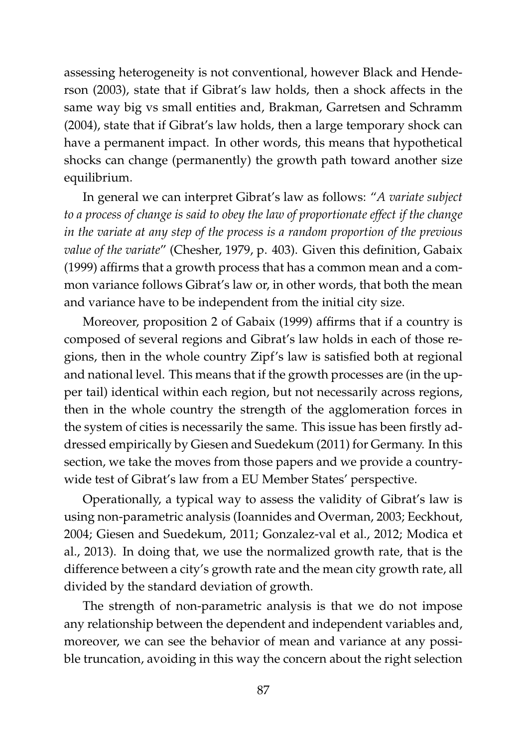assessing heterogeneity is not conventional, however Black and Henderson (2003), state that if Gibrat's law holds, then a shock affects in the same way big vs small entities and, Brakman, Garretsen and Schramm (2004), state that if Gibrat's law holds, then a large temporary shock can have a permanent impact. In other words, this means that hypothetical shocks can change (permanently) the growth path toward another size equilibrium.

In general we can interpret Gibrat's law as follows: "*A variate subject to a process of change is said to obey the law of proportionate effect if the change in the variate at any step of the process is a random proportion of the previous value of the variate*" (Chesher, 1979, p. 403). Given this definition, Gabaix (1999) affirms that a growth process that has a common mean and a common variance follows Gibrat's law or, in other words, that both the mean and variance have to be independent from the initial city size.

Moreover, proposition 2 of Gabaix (1999) affirms that if a country is composed of several regions and Gibrat's law holds in each of those regions, then in the whole country Zipf's law is satisfied both at regional and national level. This means that if the growth processes are (in the upper tail) identical within each region, but not necessarily across regions, then in the whole country the strength of the agglomeration forces in the system of cities is necessarily the same. This issue has been firstly addressed empirically by Giesen and Suedekum (2011) for Germany. In this section, we take the moves from those papers and we provide a country-wide test of Gibrat's law from a EU Member States' perspective.

Operationally, a typical way to assess the validity of Gibrat's law is using non-parametric analysis (Ioannides and Overman, 2003; Eeckhout, 2004; Giesen and Suedekum, 2011; Gonzalez-val et al., 2012; Modica et al., 2013). In doing that, we use the normalized growth rate, that is the difference between a city's growth rate and the mean city growth rate, all divided by the standard deviation of growth.

The strength of non-parametric analysis is that we do not impose any relationship between the dependent and independent variables and, moreover, we can see the behavior of mean and variance at any possible truncation, avoiding in this way the concern about the right selection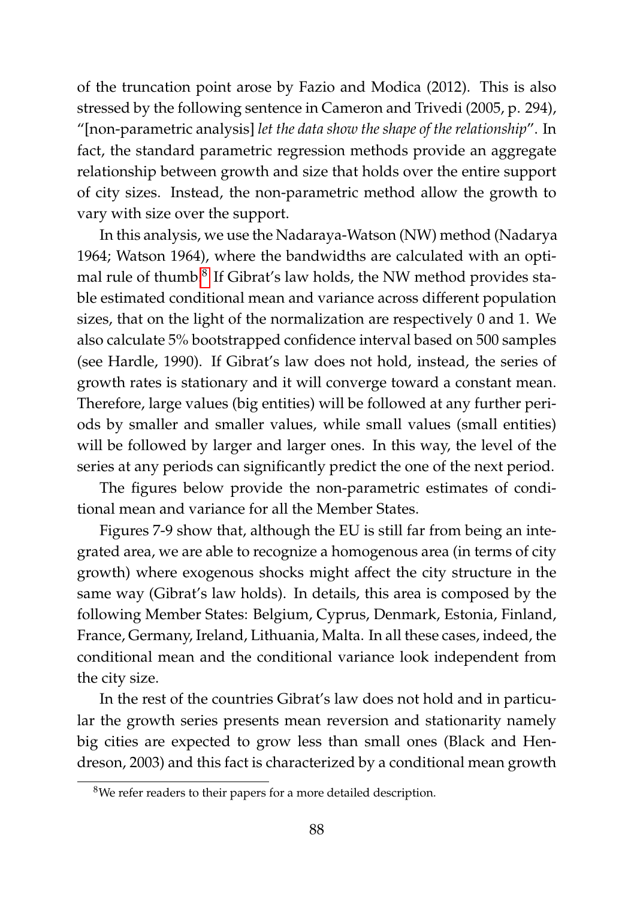of the truncation point arose by Fazio and Modica (2012). This is also stressed by the following sentence in Cameron and Trivedi (2005, p. 294), "[non-parametric analysis] *let the data show the shape of the relationship*". In fact, the standard parametric regression methods provide an aggregate relationship between growth and size that holds over the entire support of city sizes. Instead, the non-parametric method allow the growth to vary with size over the support.

In this analysis, we use the Nadaraya-Watson (NW) method (Nadarya 1964; Watson 1964), where the bandwidths are calculated with an optimal rule of thumb.[8] If Gibrat's law holds, the NW method provides stable estimated conditional mean and variance across different population sizes, that on the light of the normalization are respectively 0 and 1. We also calculate 5% bootstrapped confidence interval based on 500 samples (see Hardle, 1990). If Gibrat's law does not hold, instead, the series of growth rates is stationary and it will converge toward a constant mean. Therefore, large values (big entities) will be followed at any further periods by smaller and smaller values, while small values (small entities) will be followed by larger and larger ones. In this way, the level of the series at any periods can significantly predict the one of the next period.

The figures below provide the non-parametric estimates of conditional mean and variance for all the Member States.

Figures 7-9 show that, although the EU is still far from being an integrated area, we are able to recognize a homogenous area (in terms of city growth) where exogenous shocks might affect the city structure in the same way (Gibrat's law holds). In details, this area is composed by the following Member States: Belgium, Cyprus, Denmark, Estonia, Finland, France, Germany, Ireland, Lithuania, Malta. In all these cases, indeed, the conditional mean and the conditional variance look independent from the city size.

In the rest of the countries Gibrat's law does not hold and in particular the growth series presents mean reversion and stationarity namely big cities are expected to grow less than small ones (Black and Hendreson, 2003) and this fact is characterized by a conditional mean growth

[8]We refer readers to their papers for a more detailed description.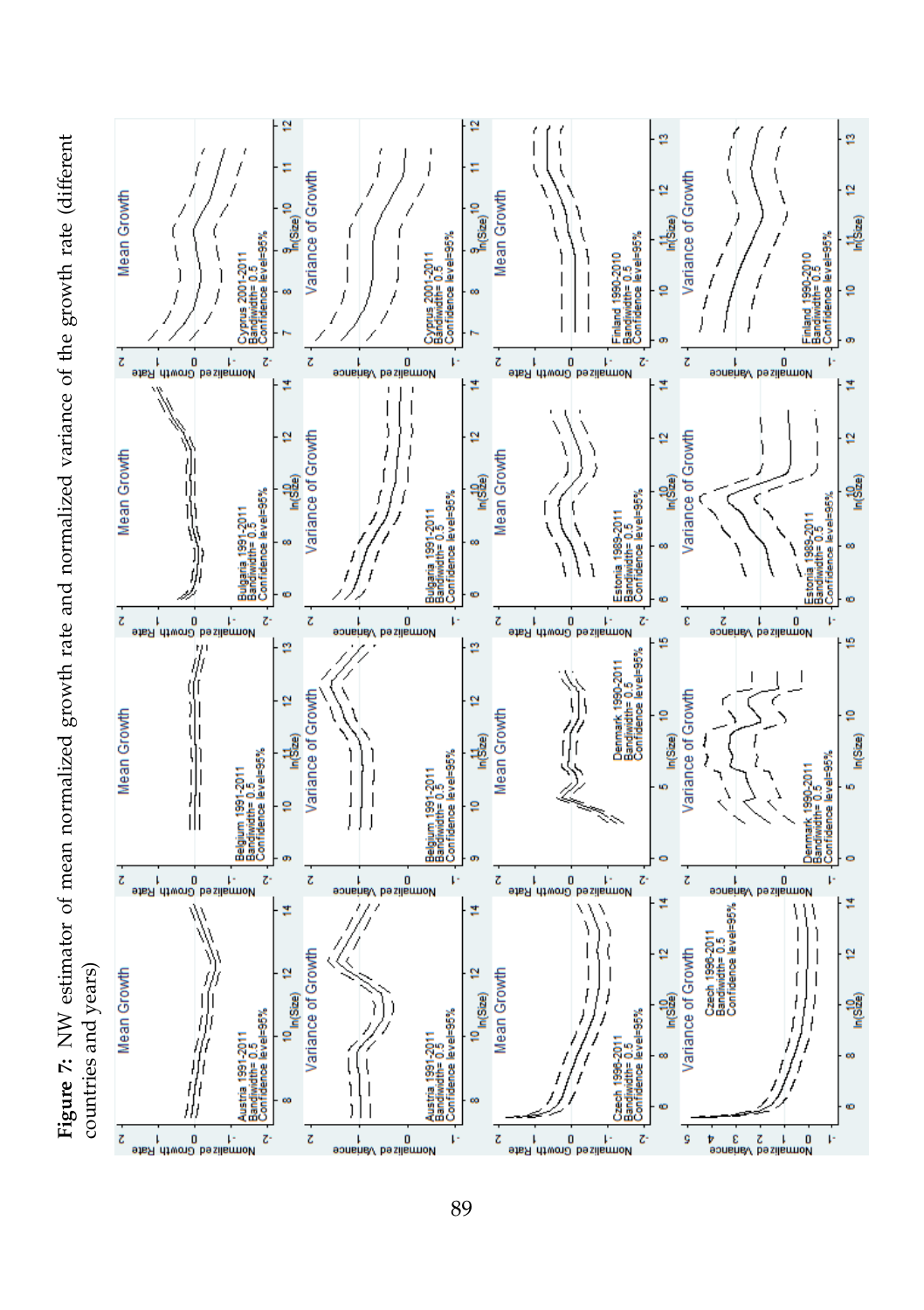**Figure 7:** NW estimator of mean normalized growth rate and normalized variance of the growth rate (different countries and years)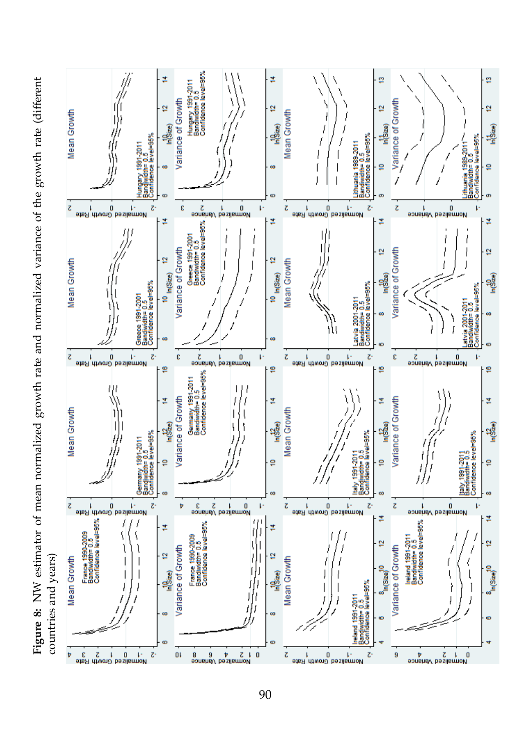**Figure 8:** NW estimator of mean normalized growth rate and normalized variance of the growth rate (different countries and years)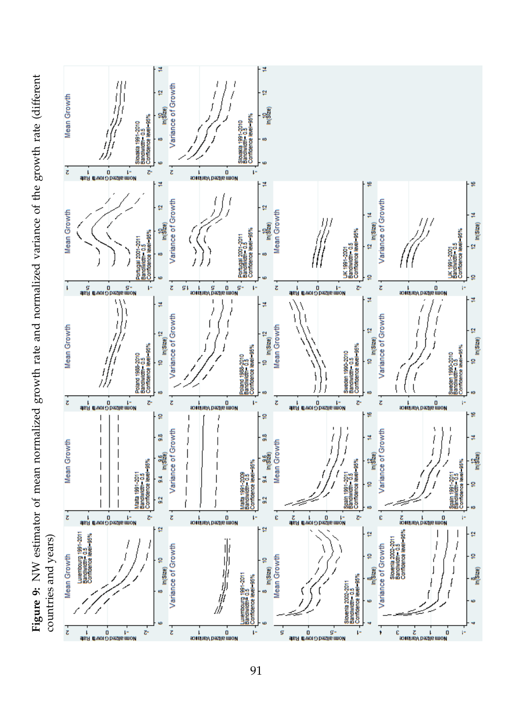**Figure 9:** NW estimator of mean normalized growth rate and normalized variance of the growth rate (different countries and years)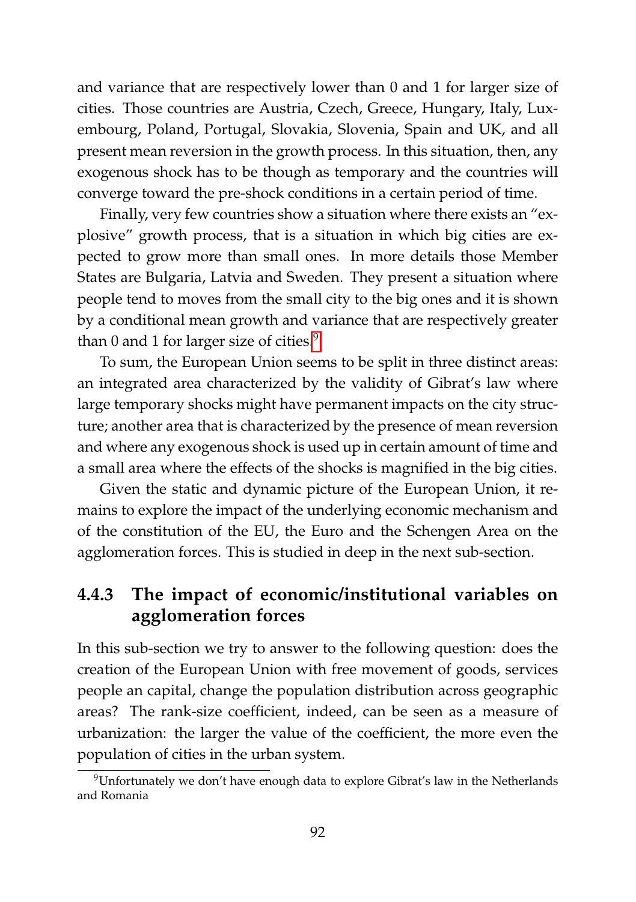and variance that are respectively lower than 0 and 1 for larger size of cities. Those countries are Austria, Czech, Greece, Hungary, Italy, Luxembourg, Poland, Portugal, Slovakia, Slovenia, Spain and UK, and all present mean reversion in the growth process. In this situation, then, any exogenous shock has to be though as temporary and the countries will converge toward the pre-shock conditions in a certain period of time.

Finally, very few countries show a situation where there exists an "explosive" growth process, that is a situation in which big cities are expected to grow more than small ones. In more details those Member States are Bulgaria, Latvia and Sweden. They present a situation where people tend to moves from the small city to the big ones and it is shown by a conditional mean growth and variance that are respectively greater than 0 and 1 for larger size of cities.[9]

To sum, the European Union seems to be split in three distinct areas: an integrated area characterized by the validity of Gibrat's law where large temporary shocks might have permanent impacts on the city structure; another area that is characterized by the presence of mean reversion and where any exogenous shock is used up in certain amount of time and a small area where the effects of the shocks is magnified in the big cities.

Given the static and dynamic picture of the European Union, it remains to explore the impact of the underlying economic mechanism and of the constitution of the EU, the Euro and the Schengen Area on the agglomeration forces. This is studied in deep in the next sub-section.

### 4.4.3 The impact of economic/institutional variables on agglomeration forces

In this sub-section we try to answer to the following question: does the creation of the European Union with free movement of goods, services people an capital, change the population distribution across geographic areas? The rank-size coefficient, indeed, can be seen as a measure of urbanization: the larger the value of the coefficient, the more even the population of cities in the urban system.

[9] Unfortunately we don't have enough data to explore Gibrat's law in the Netherlands and Romania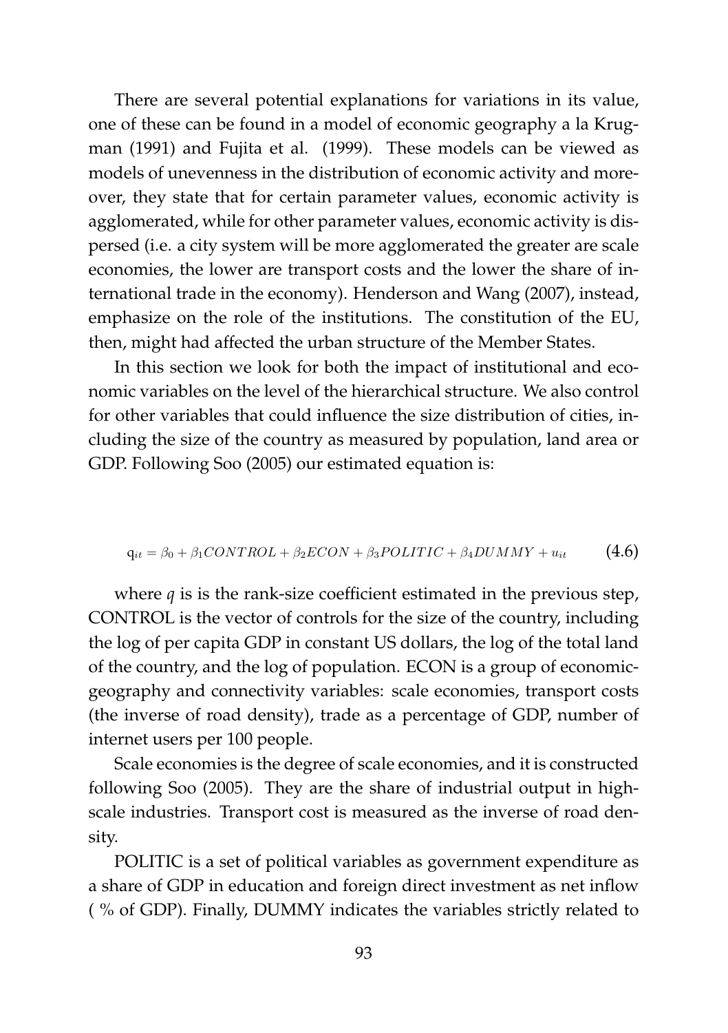There are several potential explanations for variations in its value, one of these can be found in a model of economic geography a la Krugman (1991) and Fujita et al. (1999). These models can be viewed as models of unevenness in the distribution of economic activity and moreover, they state that for certain parameter values, economic activity is agglomerated, while for other parameter values, economic activity is dispersed (i.e. a city system will be more agglomerated the greater are scale economies, the lower are transport costs and the lower the share of international trade in the economy). Henderson and Wang (2007), instead, emphasize on the role of the institutions. The constitution of the EU, then, might had affected the urban structure of the Member States.

In this section we look for both the impact of institutional and economic variables on the level of the hierarchical structure. We also control for other variables that could influence the size distribution of cities, including the size of the country as measured by population, land area or GDP. Following Soo (2005) our estimated equation is:

$$q_{it} = \beta_0 + \beta_1 CONTROL + \beta_2 ECON + \beta_3 POLITIC + \beta_4 DUMMY + u_{it} \tag{4.6}$$

where $q$ is is the rank-size coefficient estimated in the previous step, CONTROL is the vector of controls for the size of the country, including the log of per capita GDP in constant US dollars, the log of the total land of the country, and the log of population. ECON is a group of economic-geography and connectivity variables: scale economies, transport costs (the inverse of road density), trade as a percentage of GDP, number of internet users per 100 people.

Scale economies is the degree of scale economies, and it is constructed following Soo (2005). They are the share of industrial output in high-scale industries. Transport cost is measured as the inverse of road density.

POLITIC is a set of political variables as government expenditure as a share of GDP in education and foreign direct investment as net inflow ( % of GDP). Finally, DUMMY indicates the variables strictly related to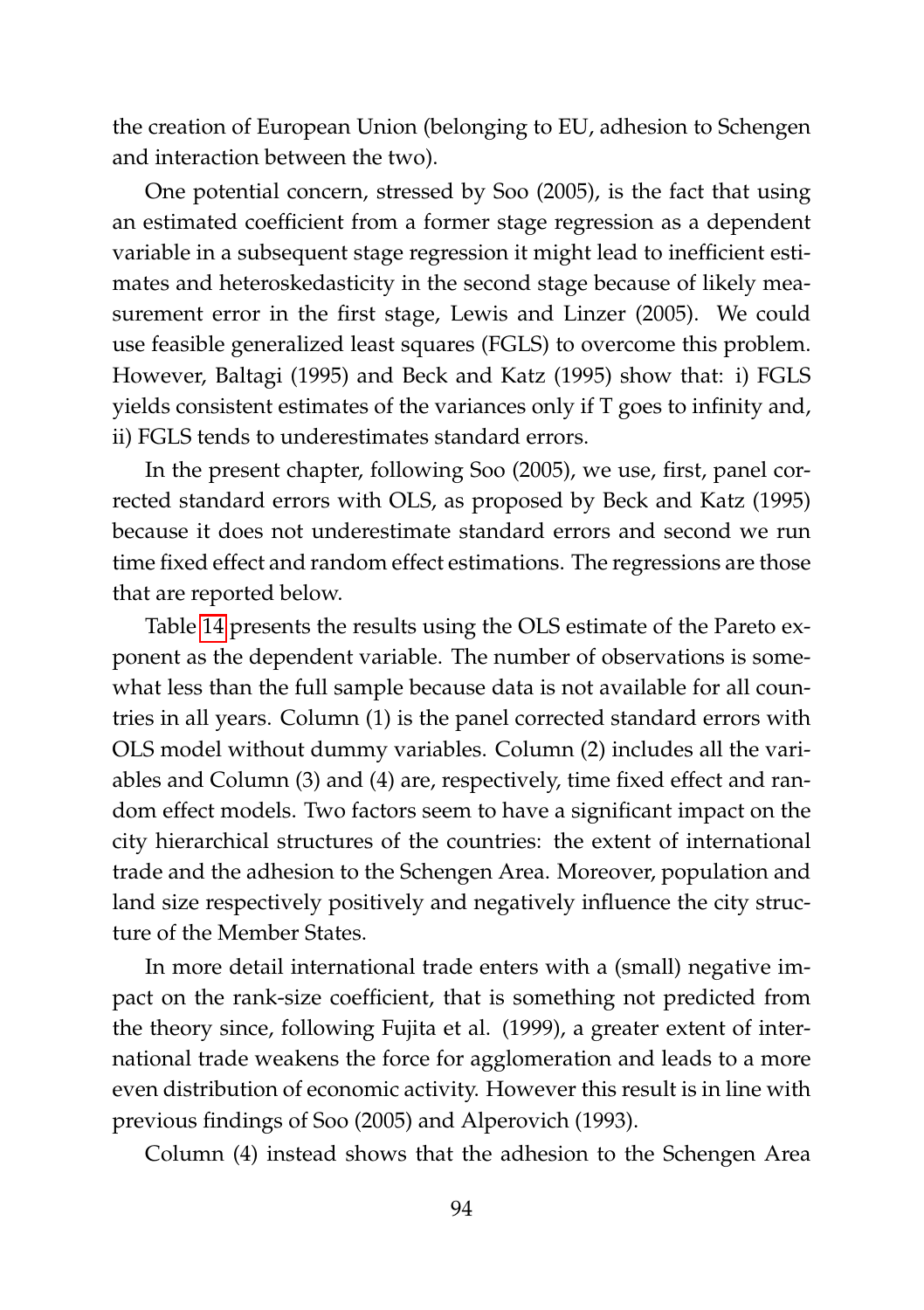the creation of European Union (belonging to EU, adhesion to Schengen and interaction between the two).

One potential concern, stressed by Soo (2005), is the fact that using an estimated coefficient from a former stage regression as a dependent variable in a subsequent stage regression it might lead to inefficient estimates and heteroskedasticity in the second stage because of likely measurement error in the first stage, Lewis and Linzer (2005). We could use feasible generalized least squares (FGLS) to overcome this problem. However, Baltagi (1995) and Beck and Katz (1995) show that: i) FGLS yields consistent estimates of the variances only if T goes to infinity and, ii) FGLS tends to underestimates standard errors.

In the present chapter, following Soo (2005), we use, first, panel corrected standard errors with OLS, as proposed by Beck and Katz (1995) because it does not underestimate standard errors and second we run time fixed effect and random effect estimations. The regressions are those that are reported below.

Table 14 presents the results using the OLS estimate of the Pareto exponent as the dependent variable. The number of observations is somewhat less than the full sample because data is not available for all countries in all years. Column (1) is the panel corrected standard errors with OLS model without dummy variables. Column (2) includes all the variables and Column (3) and (4) are, respectively, time fixed effect and random effect models. Two factors seem to have a significant impact on the city hierarchical structures of the countries: the extent of international trade and the adhesion to the Schengen Area. Moreover, population and land size respectively positively and negatively influence the city structure of the Member States.

In more detail international trade enters with a (small) negative impact on the rank-size coefficient, that is something not predicted from the theory since, following Fujita et al. (1999), a greater extent of international trade weakens the force for agglomeration and leads to a more even distribution of economic activity. However this result is in line with previous findings of Soo (2005) and Alperovich (1993).

Column (4) instead shows that the adhesion to the Schengen Area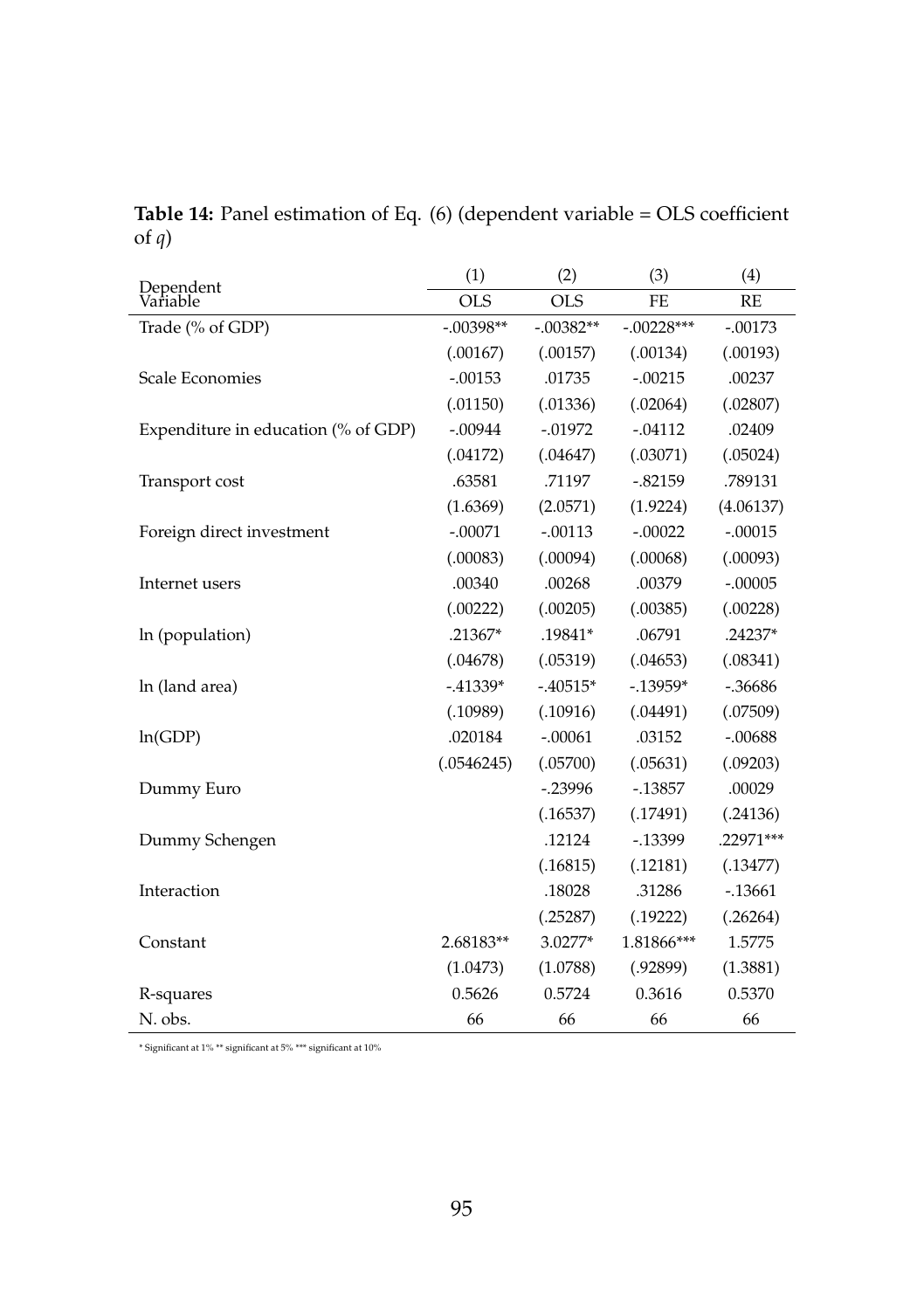**Table 14:** Panel estimation of Eq. (6) (dependent variable = OLS coefficient of $q$)

| Dependent Variable | (1) OLS | (2) OLS | (3) FE | (4) RE |
|---|---|---|---|---|
| Trade (% of GDP) | -.00398** | -.00382** | -.00228*** | -.00173 |
| | (.00167) | (.00157) | (.00134) | (.00193) |
| Scale Economies | -.00153 | .01735 | -.00215 | .00237 |
| | (.01150) | (.01336) | (.02064) | (.02807) |
| Expenditure in education (% of GDP) | -.00944 | -.01972 | -.04112 | .02409 |
| | (.04172) | (.04647) | (.03071) | (.05024) |
| Transport cost | .63581 | .71197 | -.82159 | .789131 |
| | (1.6369) | (2.0571) | (1.9224) | (4.06137) |
| Foreign direct investment | -.00071 | -.00113 | -.00022 | -.00015 |
| | (.00083) | (.00094) | (.00068) | (.00093) |
| Internet users | .00340 | .00268 | .00379 | -.00005 |
| | (.00222) | (.00205) | (.00385) | (.00228) |
| ln (population) | .21367* | .19841* | .06791 | .24237* |
| | (.04678) | (.05319) | (.04653) | (.08341) |
| ln (land area) | -.41339* | -.40515* | -.13959* | -.36686 |
| | (.10989) | (.10916) | (.04491) | (.07509) |
| ln(GDP) | .020184 | -.00061 | .03152 | -.00688 |
| | (.0546245) | (.05700) | (.05631) | (.09203) |
| Dummy Euro | | -.23996 | -.13857 | .00029 |
| | | (.16537) | (.17491) | (.24136) |
| Dummy Schengen | | .12124 | -.13399 | .22971*** |
| | | (.16815) | (.12181) | (.13477) |
| Interaction | | .18028 | .31286 | -.13661 |
| | | (.25287) | (.19222) | (.26264) |
| Constant | 2.68183** | 3.0277* | 1.81866*** | 1.5775 |
| | (1.0473) | (1.0788) | (.92899) | (1.3881) |
| R-squares | 0.5626 | 0.5724 | 0.3616 | 0.5370 |
| N. obs. | 66 | 66 | 66 | 66 |

* Significant at 1% ** significant at 5% *** significant at 10%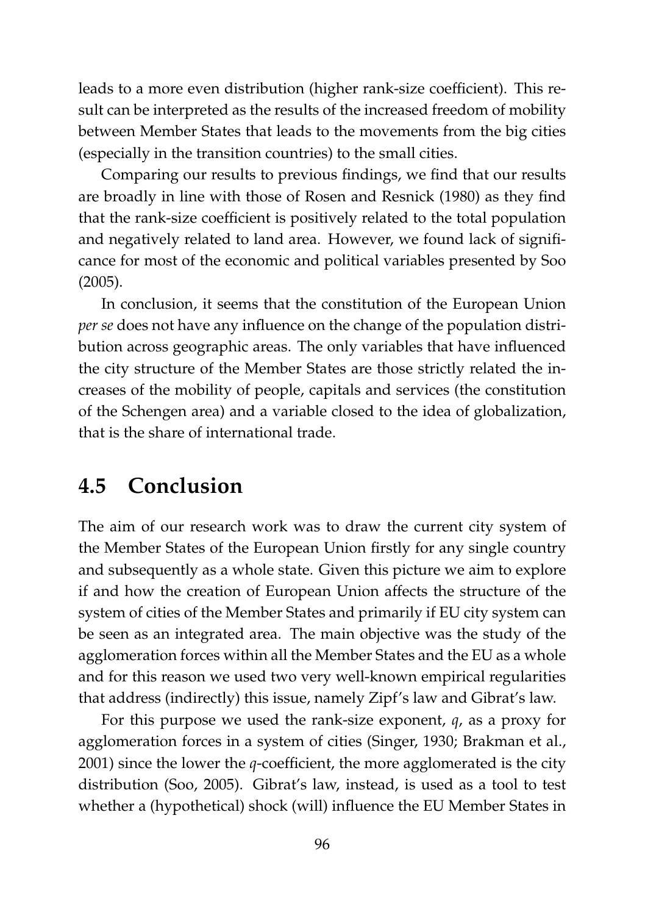leads to a more even distribution (higher rank-size coefficient). This result can be interpreted as the results of the increased freedom of mobility between Member States that leads to the movements from the big cities (especially in the transition countries) to the small cities.

Comparing our results to previous findings, we find that our results are broadly in line with those of Rosen and Resnick (1980) as they find that the rank-size coefficient is positively related to the total population and negatively related to land area. However, we found lack of significance for most of the economic and political variables presented by Soo (2005).

In conclusion, it seems that the constitution of the European Union *per se* does not have any influence on the change of the population distribution across geographic areas. The only variables that have influenced the city structure of the Member States are those strictly related the increases of the mobility of people, capitals and services (the constitution of the Schengen area) and a variable closed to the idea of globalization, that is the share of international trade.

## 4.5 Conclusion

The aim of our research work was to draw the current city system of the Member States of the European Union firstly for any single country and subsequently as a whole state. Given this picture we aim to explore if and how the creation of European Union affects the structure of the system of cities of the Member States and primarily if EU city system can be seen as an integrated area. The main objective was the study of the agglomeration forces within all the Member States and the EU as a whole and for this reason we used two very well-known empirical regularities that address (indirectly) this issue, namely Zipf's law and Gibrat's law.

For this purpose we used the rank-size exponent, $q$, as a proxy for agglomeration forces in a system of cities (Singer, 1930; Brakman et al., 2001) since the lower the $q$-coefficient, the more agglomerated is the city distribution (Soo, 2005). Gibrat's law, instead, is used as a tool to test whether a (hypothetical) shock (will) influence the EU Member States in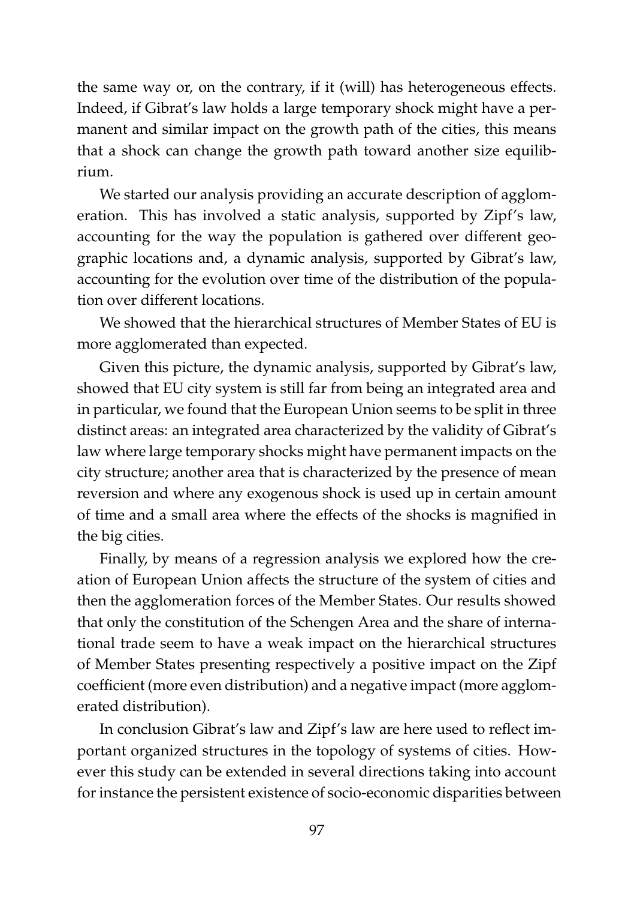the same way or, on the contrary, if it (will) has heterogeneous effects. Indeed, if Gibrat's law holds a large temporary shock might have a permanent and similar impact on the growth path of the cities, this means that a shock can change the growth path toward another size equilibrium.

We started our analysis providing an accurate description of agglomeration. This has involved a static analysis, supported by Zipf's law, accounting for the way the population is gathered over different geographic locations and, a dynamic analysis, supported by Gibrat's law, accounting for the evolution over time of the distribution of the population over different locations.

We showed that the hierarchical structures of Member States of EU is more agglomerated than expected.

Given this picture, the dynamic analysis, supported by Gibrat's law, showed that EU city system is still far from being an integrated area and in particular, we found that the European Union seems to be split in three distinct areas: an integrated area characterized by the validity of Gibrat's law where large temporary shocks might have permanent impacts on the city structure; another area that is characterized by the presence of mean reversion and where any exogenous shock is used up in certain amount of time and a small area where the effects of the shocks is magnified in the big cities.

Finally, by means of a regression analysis we explored how the creation of European Union affects the structure of the system of cities and then the agglomeration forces of the Member States. Our results showed that only the constitution of the Schengen Area and the share of international trade seem to have a weak impact on the hierarchical structures of Member States presenting respectively a positive impact on the Zipf coefficient (more even distribution) and a negative impact (more agglomerated distribution).

In conclusion Gibrat's law and Zipf's law are here used to reflect important organized structures in the topology of systems of cities. However this study can be extended in several directions taking into account for instance the persistent existence of socio-economic disparities between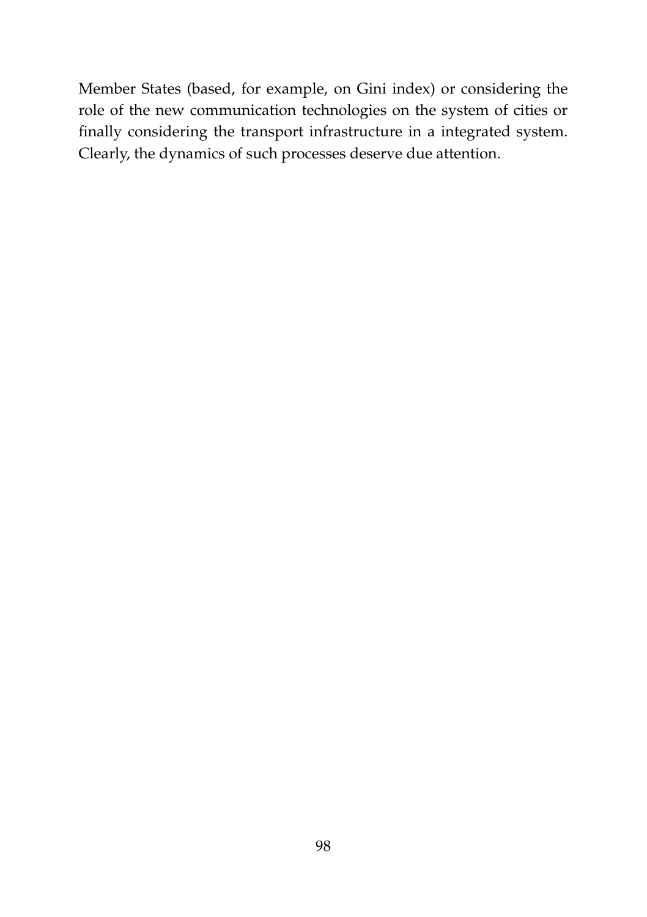Member States (based, for example, on Gini index) or considering the role of the new communication technologies on the system of cities or finally considering the transport infrastructure in a integrated system. Clearly, the dynamics of such processes deserve due attention.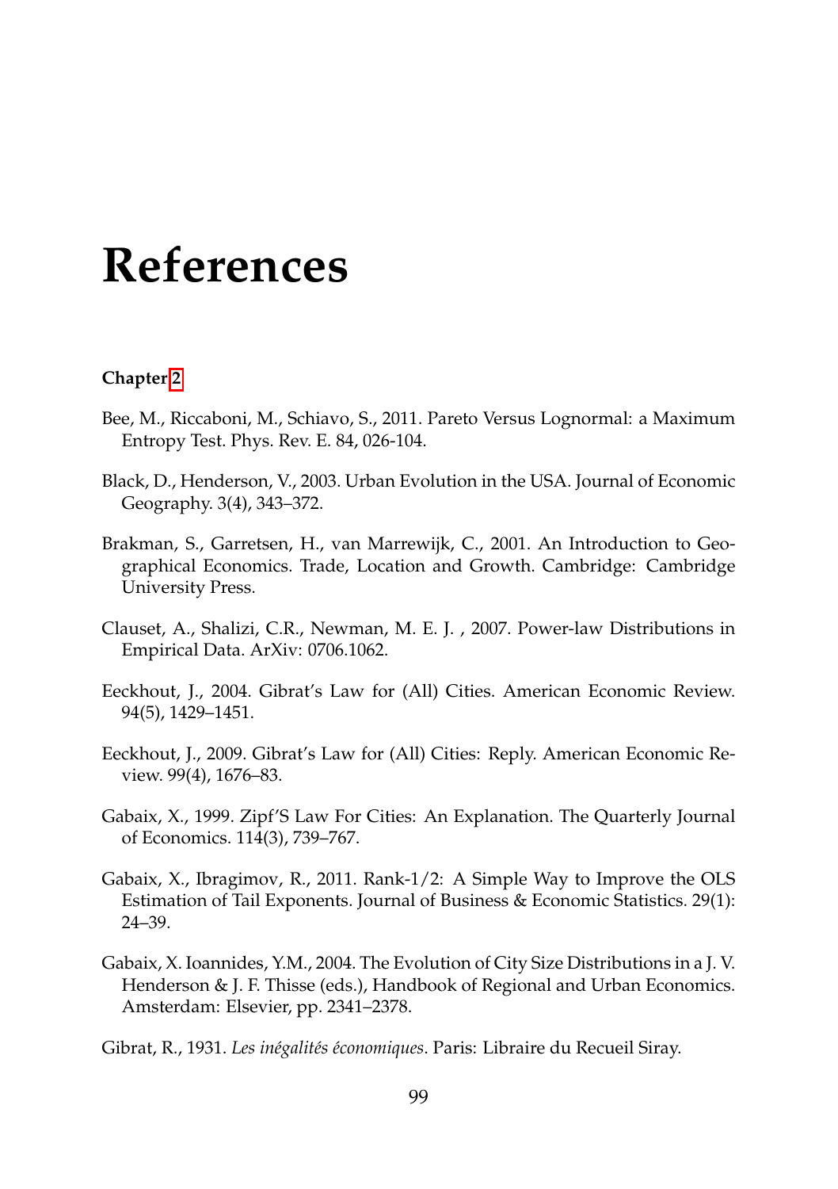# References

**Chapter 2**

Bee, M., Riccaboni, M., Schiavo, S., 2011. Pareto Versus Lognormal: a Maximum Entropy Test. Phys. Rev. E. 84, 026-104.

Black, D., Henderson, V., 2003. Urban Evolution in the USA. Journal of Economic Geography. 3(4), 343–372.

Brakman, S., Garretsen, H., van Marrewijk, C., 2001. An Introduction to Geographical Economics. Trade, Location and Growth. Cambridge: Cambridge University Press.

Clauset, A., Shalizi, C.R., Newman, M. E. J. , 2007. Power-law Distributions in Empirical Data. ArXiv: 0706.1062.

Eeckhout, J., 2004. Gibrat's Law for (All) Cities. American Economic Review. 94(5), 1429–1451.

Eeckhout, J., 2009. Gibrat's Law for (All) Cities: Reply. American Economic Review. 99(4), 1676–83.

Gabaix, X., 1999. Zipf'S Law For Cities: An Explanation. The Quarterly Journal of Economics. 114(3), 739–767.

Gabaix, X., Ibragimov, R., 2011. Rank-1/2: A Simple Way to Improve the OLS Estimation of Tail Exponents. Journal of Business & Economic Statistics. 29(1): 24–39.

Gabaix, X. Ioannides, Y.M., 2004. The Evolution of City Size Distributions in a J. V. Henderson & J. F. Thisse (eds.), Handbook of Regional and Urban Economics. Amsterdam: Elsevier, pp. 2341–2378.

Gibrat, R., 1931. *Les inégalités économiques*. Paris: Libraire du Recueil Siray.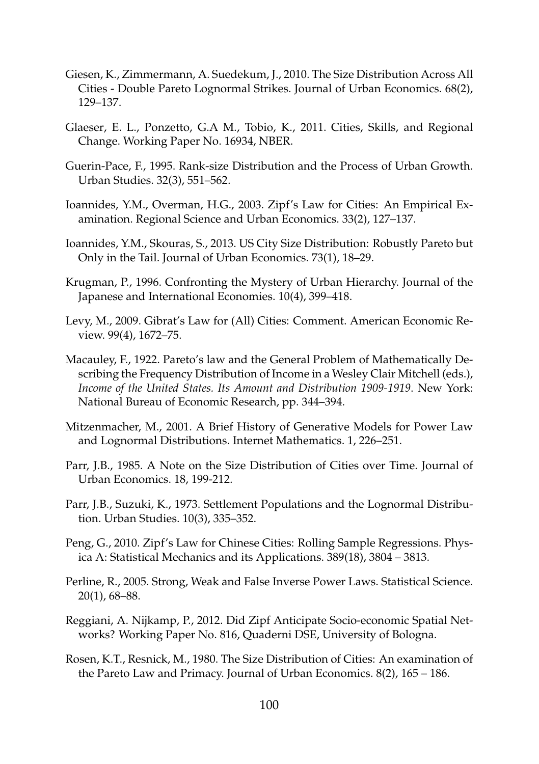Giesen, K., Zimmermann, A. Suedekum, J., 2010. The Size Distribution Across All Cities - Double Pareto Lognormal Strikes. Journal of Urban Economics. 68(2), 129–137.

Glaeser, E. L., Ponzetto, G.A M., Tobio, K., 2011. Cities, Skills, and Regional Change. Working Paper No. 16934, NBER.

Guerin-Pace, F., 1995. Rank-size Distribution and the Process of Urban Growth. Urban Studies. 32(3), 551–562.

Ioannides, Y.M., Overman, H.G., 2003. Zipf's Law for Cities: An Empirical Examination. Regional Science and Urban Economics. 33(2), 127–137.

Ioannides, Y.M., Skouras, S., 2013. US City Size Distribution: Robustly Pareto but Only in the Tail. Journal of Urban Economics. 73(1), 18–29.

Krugman, P., 1996. Confronting the Mystery of Urban Hierarchy. Journal of the Japanese and International Economies. 10(4), 399–418.

Levy, M., 2009. Gibrat's Law for (All) Cities: Comment. American Economic Review. 99(4), 1672–75.

Macauley, F., 1922. Pareto's law and the General Problem of Mathematically Describing the Frequency Distribution of Income in a Wesley Clair Mitchell (eds.), *Income of the United States. Its Amount and Distribution 1909-1919*. New York: National Bureau of Economic Research, pp. 344–394.

Mitzenmacher, M., 2001. A Brief History of Generative Models for Power Law and Lognormal Distributions. Internet Mathematics. 1, 226–251.

Parr, J.B., 1985. A Note on the Size Distribution of Cities over Time. Journal of Urban Economics. 18, 199-212.

Parr, J.B., Suzuki, K., 1973. Settlement Populations and the Lognormal Distribution. Urban Studies. 10(3), 335–352.

Peng, G., 2010. Zipf's Law for Chinese Cities: Rolling Sample Regressions. Physica A: Statistical Mechanics and its Applications. 389(18), 3804 – 3813.

Perline, R., 2005. Strong, Weak and False Inverse Power Laws. Statistical Science. 20(1), 68–88.

Reggiani, A. Nijkamp, P., 2012. Did Zipf Anticipate Socio-economic Spatial Networks? Working Paper No. 816, Quaderni DSE, University of Bologna.

Rosen, K.T., Resnick, M., 1980. The Size Distribution of Cities: An examination of the Pareto Law and Primacy. Journal of Urban Economics. 8(2), 165 – 186.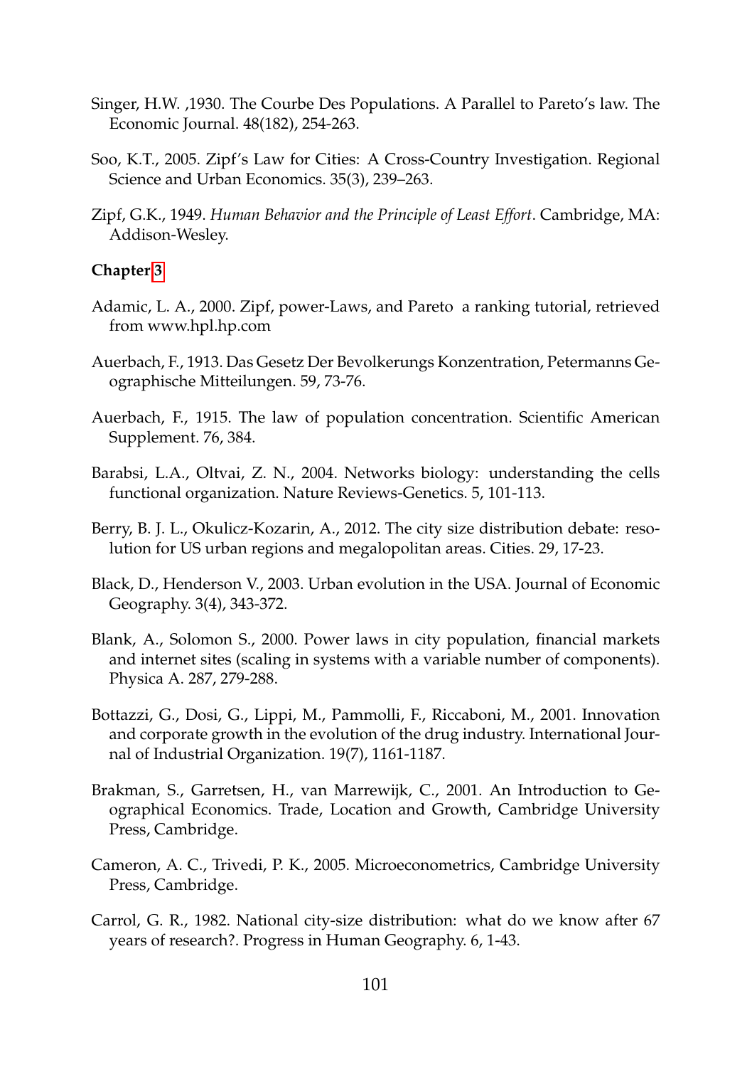Singer, H.W. ,1930. The Courbe Des Populations. A Parallel to Pareto's law. The Economic Journal. 48(182), 254-263.

Soo, K.T., 2005. Zipf's Law for Cities: A Cross-Country Investigation. Regional Science and Urban Economics. 35(3), 239–263.

Zipf, G.K., 1949. *Human Behavior and the Principle of Least Effort*. Cambridge, MA: Addison-Wesley.

**Chapter 3**

Adamic, L. A., 2000. Zipf, power-Laws, and Pareto a ranking tutorial, retrieved from www.hpl.hp.com

Auerbach, F., 1913. Das Gesetz Der Bevolkerungs Konzentration, Petermanns Geographische Mitteilungen. 59, 73-76.

Auerbach, F., 1915. The law of population concentration. Scientific American Supplement. 76, 384.

Barabsi, L.A., Oltvai, Z. N., 2004. Networks biology: understanding the cells functional organization. Nature Reviews-Genetics. 5, 101-113.

Berry, B. J. L., Okulicz-Kozarin, A., 2012. The city size distribution debate: resolution for US urban regions and megalopolitan areas. Cities. 29, 17-23.

Black, D., Henderson V., 2003. Urban evolution in the USA. Journal of Economic Geography. 3(4), 343-372.

Blank, A., Solomon S., 2000. Power laws in city population, financial markets and internet sites (scaling in systems with a variable number of components). Physica A. 287, 279-288.

Bottazzi, G., Dosi, G., Lippi, M., Pammolli, F., Riccaboni, M., 2001. Innovation and corporate growth in the evolution of the drug industry. International Journal of Industrial Organization. 19(7), 1161-1187.

Brakman, S., Garretsen, H., van Marrewijk, C., 2001. An Introduction to Geographical Economics. Trade, Location and Growth, Cambridge University Press, Cambridge.

Cameron, A. C., Trivedi, P. K., 2005. Microeconometrics, Cambridge University Press, Cambridge.

Carrol, G. R., 1982. National city-size distribution: what do we know after 67 years of research?. Progress in Human Geography. 6, 1-43.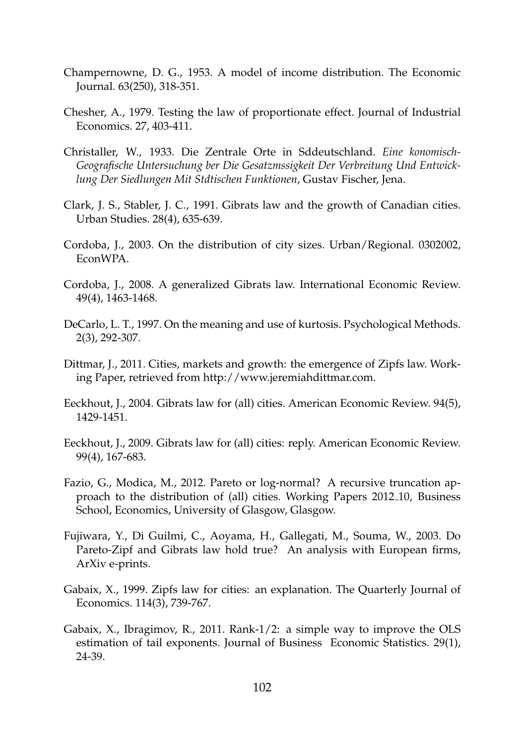Champernowne, D. G., 1953. A model of income distribution. The Economic Journal. 63(250), 318-351.

Chesher, A., 1979. Testing the law of proportionate effect. Journal of Industrial Economics. 27, 403-411.

Christaller, W., 1933. Die Zentrale Orte in Sddeutschland. *Eine konomisch-Geografische Untersuchung ber Die Gesatzmssigkeit Der Verbreitung Und Entwicklung Der Siedlungen Mit Stdtischen Funktionen*, Gustav Fischer, Jena.

Clark, J. S., Stabler, J. C., 1991. Gibrats law and the growth of Canadian cities. Urban Studies. 28(4), 635-639.

Cordoba, J., 2003. On the distribution of city sizes. Urban/Regional. 0302002, EconWPA.

Cordoba, J., 2008. A generalized Gibrats law. International Economic Review. 49(4), 1463-1468.

DeCarlo, L. T., 1997. On the meaning and use of kurtosis. Psychological Methods. 2(3), 292-307.

Dittmar, J., 2011. Cities, markets and growth: the emergence of Zipfs law. Working Paper, retrieved from http://www.jeremiahdittmar.com.

Eeckhout, J., 2004. Gibrats law for (all) cities. American Economic Review. 94(5), 1429-1451.

Eeckhout, J., 2009. Gibrats law for (all) cities: reply. American Economic Review. 99(4), 167-683.

Fazio, G., Modica, M., 2012. Pareto or log-normal? A recursive truncation approach to the distribution of (all) cities. Working Papers 2012_10, Business School, Economics, University of Glasgow, Glasgow.

Fujiwara, Y., Di Guilmi, C., Aoyama, H., Gallegati, M., Souma, W., 2003. Do Pareto-Zipf and Gibrats law hold true? An analysis with European firms, ArXiv e-prints.

Gabaix, X., 1999. Zipfs law for cities: an explanation. The Quarterly Journal of Economics. 114(3), 739-767.

Gabaix, X., Ibragimov, R., 2011. Rank-1/2: a simple way to improve the OLS estimation of tail exponents. Journal of Business Economic Statistics. 29(1), 24-39.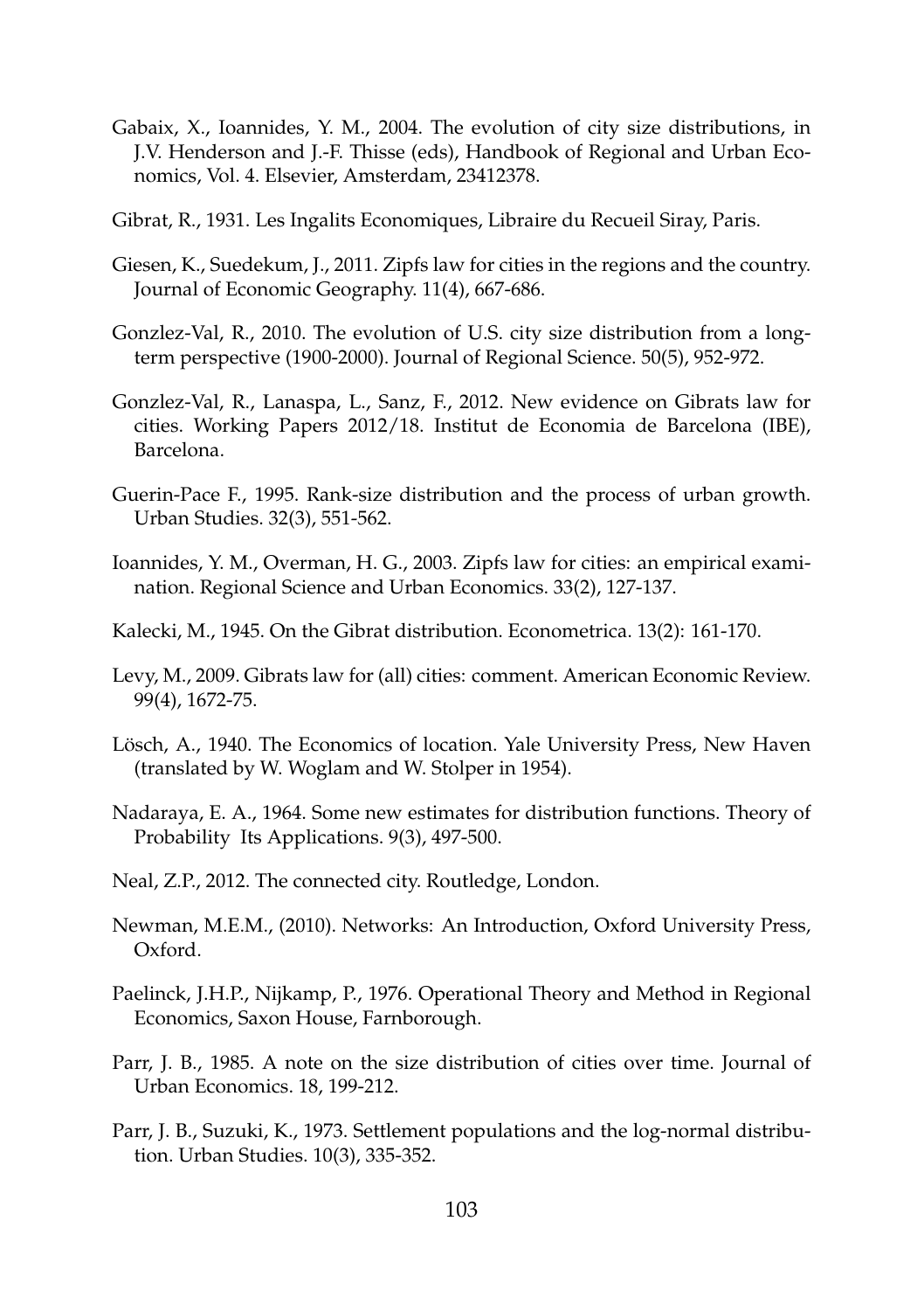Gabaix, X., Ioannides, Y. M., 2004. The evolution of city size distributions, in J.V. Henderson and J.-F. Thisse (eds), Handbook of Regional and Urban Economics, Vol. 4. Elsevier, Amsterdam, 23412378.

Gibrat, R., 1931. Les Ingalits Economiques, Libraire du Recueil Siray, Paris.

Giesen, K., Suedekum, J., 2011. Zipfs law for cities in the regions and the country. Journal of Economic Geography. 11(4), 667-686.

Gonzlez-Val, R., 2010. The evolution of U.S. city size distribution from a long-term perspective (1900-2000). Journal of Regional Science. 50(5), 952-972.

Gonzlez-Val, R., Lanaspa, L., Sanz, F., 2012. New evidence on Gibrats law for cities. Working Papers 2012/18. Institut de Economia de Barcelona (IBE), Barcelona.

Guerin-Pace F., 1995. Rank-size distribution and the process of urban growth. Urban Studies. 32(3), 551-562.

Ioannides, Y. M., Overman, H. G., 2003. Zipfs law for cities: an empirical examination. Regional Science and Urban Economics. 33(2), 127-137.

Kalecki, M., 1945. On the Gibrat distribution. Econometrica. 13(2): 161-170.

Levy, M., 2009. Gibrats law for (all) cities: comment. American Economic Review. 99(4), 1672-75.

Lösch, A., 1940. The Economics of location. Yale University Press, New Haven (translated by W. Woglam and W. Stolper in 1954).

Nadaraya, E. A., 1964. Some new estimates for distribution functions. Theory of Probability Its Applications. 9(3), 497-500.

Neal, Z.P., 2012. The connected city. Routledge, London.

Newman, M.E.M., (2010). Networks: An Introduction, Oxford University Press, Oxford.

Paelinck, J.H.P., Nijkamp, P., 1976. Operational Theory and Method in Regional Economics, Saxon House, Farnborough.

Parr, J. B., 1985. A note on the size distribution of cities over time. Journal of Urban Economics. 18, 199-212.

Parr, J. B., Suzuki, K., 1973. Settlement populations and the log-normal distribution. Urban Studies. 10(3), 335-352.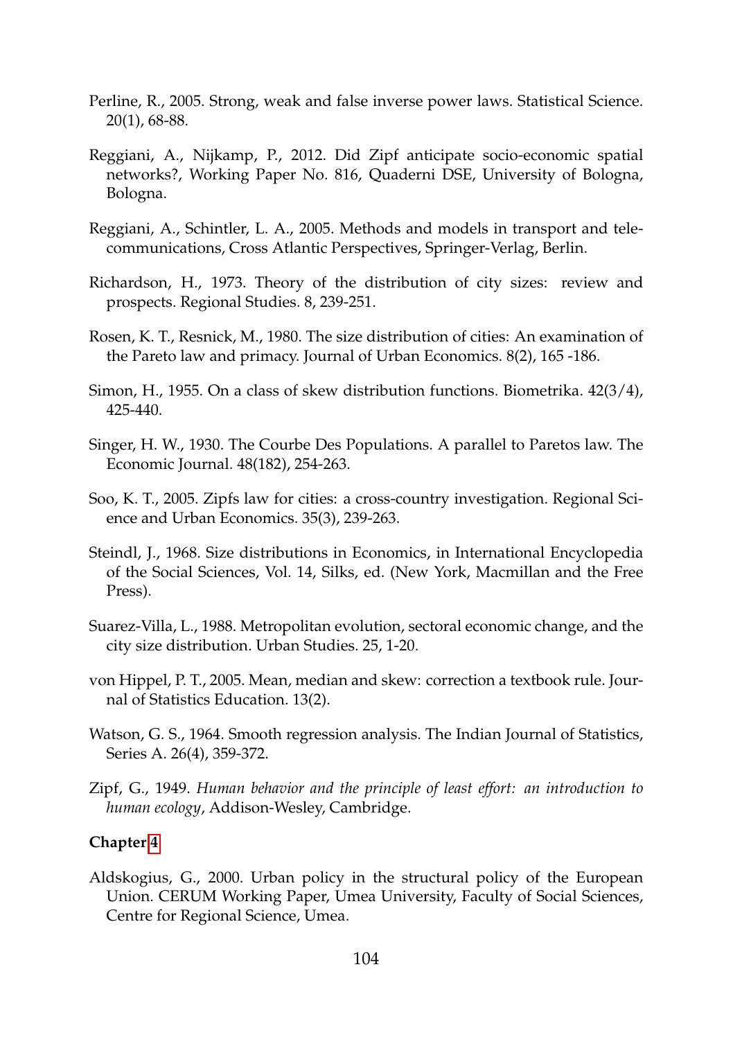Perline, R., 2005. Strong, weak and false inverse power laws. Statistical Science. 20(1), 68-88.

Reggiani, A., Nijkamp, P., 2012. Did Zipf anticipate socio-economic spatial networks?, Working Paper No. 816, Quaderni DSE, University of Bologna, Bologna.

Reggiani, A., Schintler, L. A., 2005. Methods and models in transport and telecommunications, Cross Atlantic Perspectives, Springer-Verlag, Berlin.

Richardson, H., 1973. Theory of the distribution of city sizes: review and prospects. Regional Studies. 8, 239-251.

Rosen, K. T., Resnick, M., 1980. The size distribution of cities: An examination of the Pareto law and primacy. Journal of Urban Economics. 8(2), 165 -186.

Simon, H., 1955. On a class of skew distribution functions. Biometrika. 42(3/4), 425-440.

Singer, H. W., 1930. The Courbe Des Populations. A parallel to Paretos law. The Economic Journal. 48(182), 254-263.

Soo, K. T., 2005. Zipfs law for cities: a cross-country investigation. Regional Science and Urban Economics. 35(3), 239-263.

Steindl, J., 1968. Size distributions in Economics, in International Encyclopedia of the Social Sciences, Vol. 14, Silks, ed. (New York, Macmillan and the Free Press).

Suarez-Villa, L., 1988. Metropolitan evolution, sectoral economic change, and the city size distribution. Urban Studies. 25, 1-20.

von Hippel, P. T., 2005. Mean, median and skew: correction a textbook rule. Journal of Statistics Education. 13(2).

Watson, G. S., 1964. Smooth regression analysis. The Indian Journal of Statistics, Series A. 26(4), 359-372.

Zipf, G., 1949. *Human behavior and the principle of least effort: an introduction to human ecology*, Addison-Wesley, Cambridge.

**Chapter 4**

Aldskogius, G., 2000. Urban policy in the structural policy of the European Union. CERUM Working Paper, Umea University, Faculty of Social Sciences, Centre for Regional Science, Umea.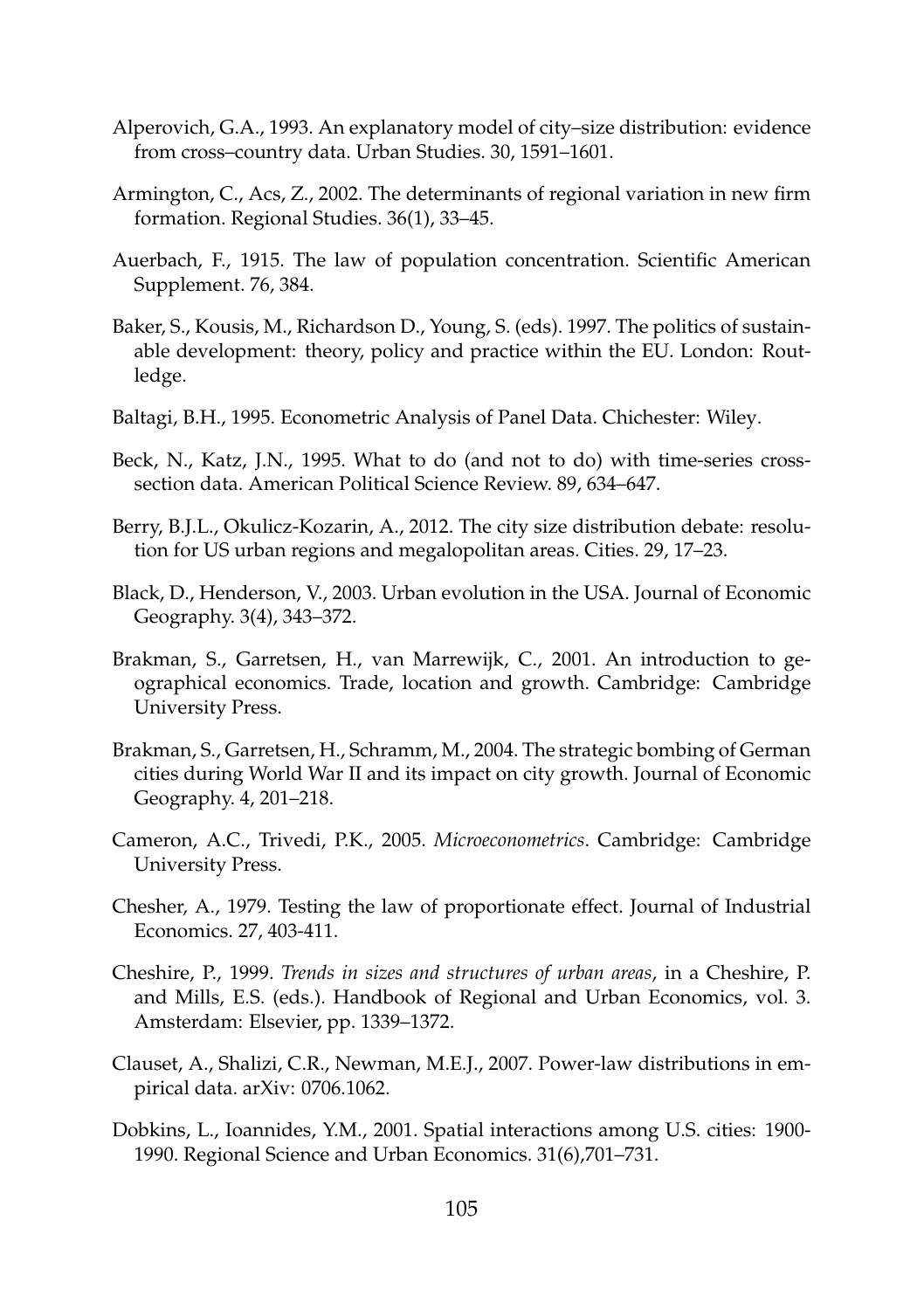Alperovich, G.A., 1993. An explanatory model of city–size distribution: evidence from cross–country data. Urban Studies. 30, 1591–1601.

Armington, C., Acs, Z., 2002. The determinants of regional variation in new firm formation. Regional Studies. 36(1), 33–45.

Auerbach, F., 1915. The law of population concentration. Scientific American Supplement. 76, 384.

Baker, S., Kousis, M., Richardson D., Young, S. (eds). 1997. The politics of sustainable development: theory, policy and practice within the EU. London: Routledge.

Baltagi, B.H., 1995. Econometric Analysis of Panel Data. Chichester: Wiley.

Beck, N., Katz, J.N., 1995. What to do (and not to do) with time-series cross-section data. American Political Science Review. 89, 634–647.

Berry, B.J.L., Okulicz-Kozarin, A., 2012. The city size distribution debate: resolution for US urban regions and megalopolitan areas. Cities. 29, 17–23.

Black, D., Henderson, V., 2003. Urban evolution in the USA. Journal of Economic Geography. 3(4), 343–372.

Brakman, S., Garretsen, H., van Marrewijk, C., 2001. An introduction to geographical economics. Trade, location and growth. Cambridge: Cambridge University Press.

Brakman, S., Garretsen, H., Schramm, M., 2004. The strategic bombing of German cities during World War II and its impact on city growth. Journal of Economic Geography. 4, 201–218.

Cameron, A.C., Trivedi, P.K., 2005. *Microeconometrics*. Cambridge: Cambridge University Press.

Chesher, A., 1979. Testing the law of proportionate effect. Journal of Industrial Economics. 27, 403-411.

Cheshire, P., 1999. *Trends in sizes and structures of urban areas*, in a Cheshire, P. and Mills, E.S. (eds.). Handbook of Regional and Urban Economics, vol. 3. Amsterdam: Elsevier, pp. 1339–1372.

Clauset, A., Shalizi, C.R., Newman, M.E.J., 2007. Power-law distributions in empirical data. arXiv: 0706.1062.

Dobkins, L., Ioannides, Y.M., 2001. Spatial interactions among U.S. cities: 1900-1990. Regional Science and Urban Economics. 31(6),701–731.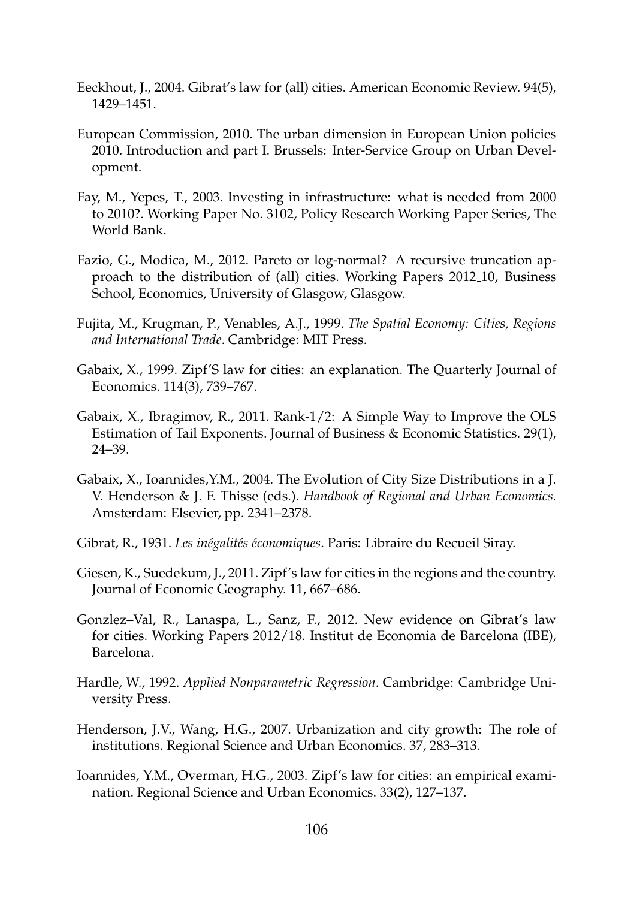Eeckhout, J., 2004. Gibrat's law for (all) cities. American Economic Review. 94(5), 1429–1451.

European Commission, 2010. The urban dimension in European Union policies 2010. Introduction and part I. Brussels: Inter-Service Group on Urban Development.

Fay, M., Yepes, T., 2003. Investing in infrastructure: what is needed from 2000 to 2010?. Working Paper No. 3102, Policy Research Working Paper Series, The World Bank.

Fazio, G., Modica, M., 2012. Pareto or log-normal? A recursive truncation approach to the distribution of (all) cities. Working Papers 2012_10, Business School, Economics, University of Glasgow, Glasgow.

Fujita, M., Krugman, P., Venables, A.J., 1999. *The Spatial Economy: Cities, Regions and International Trade*. Cambridge: MIT Press.

Gabaix, X., 1999. Zipf'S law for cities: an explanation. The Quarterly Journal of Economics. 114(3), 739–767.

Gabaix, X., Ibragimov, R., 2011. Rank-1/2: A Simple Way to Improve the OLS Estimation of Tail Exponents. Journal of Business & Economic Statistics. 29(1), 24–39.

Gabaix, X., Ioannides,Y.M., 2004. The Evolution of City Size Distributions in a J. V. Henderson & J. F. Thisse (eds.). *Handbook of Regional and Urban Economics*. Amsterdam: Elsevier, pp. 2341–2378.

Gibrat, R., 1931. *Les inégalités économiques*. Paris: Libraire du Recueil Siray.

Giesen, K., Suedekum, J., 2011. Zipf's law for cities in the regions and the country. Journal of Economic Geography. 11, 667–686.

Gonzlez–Val, R., Lanaspa, L., Sanz, F., 2012. New evidence on Gibrat's law for cities. Working Papers 2012/18. Institut de Economia de Barcelona (IBE), Barcelona.

Hardle, W., 1992. *Applied Nonparametric Regression*. Cambridge: Cambridge University Press.

Henderson, J.V., Wang, H.G., 2007. Urbanization and city growth: The role of institutions. Regional Science and Urban Economics. 37, 283–313.

Ioannides, Y.M., Overman, H.G., 2003. Zipf's law for cities: an empirical examination. Regional Science and Urban Economics. 33(2), 127–137.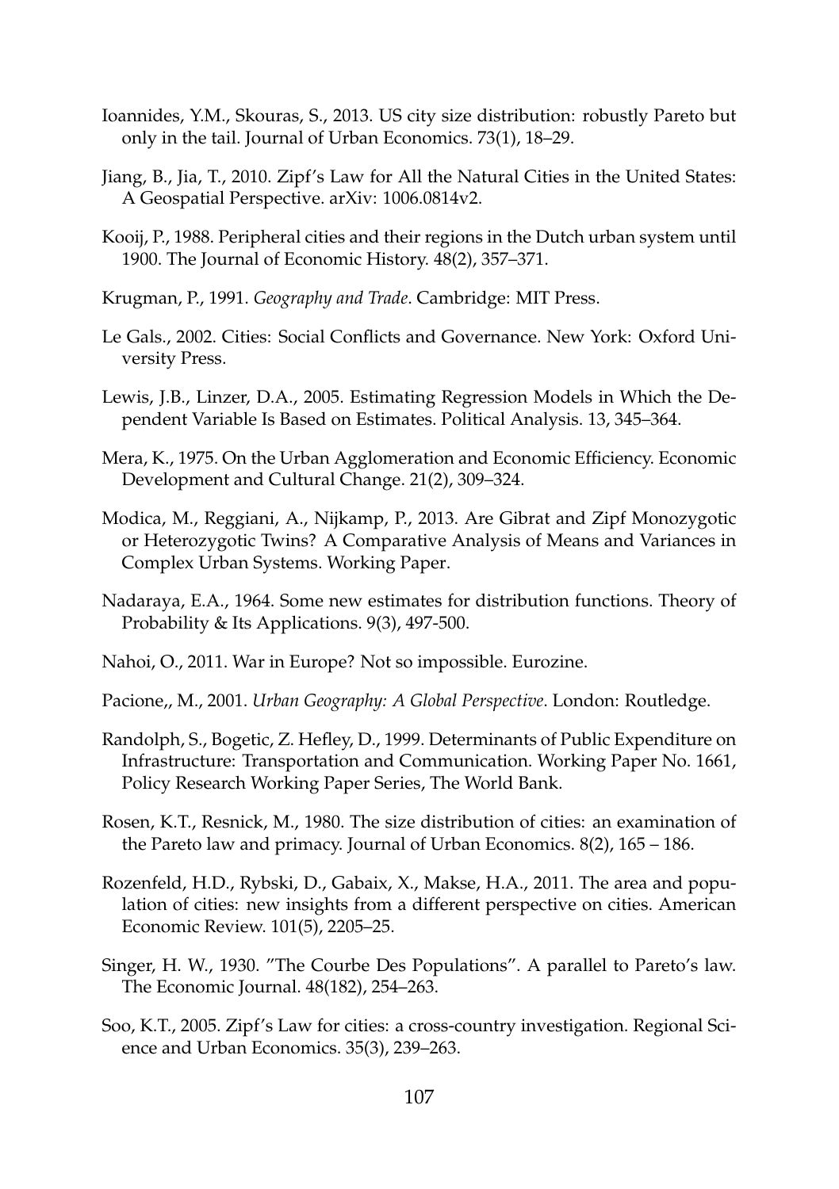Ioannides, Y.M., Skouras, S., 2013. US city size distribution: robustly Pareto but only in the tail. Journal of Urban Economics. 73(1), 18–29.

Jiang, B., Jia, T., 2010. Zipf's Law for All the Natural Cities in the United States: A Geospatial Perspective. arXiv: 1006.0814v2.

Kooij, P., 1988. Peripheral cities and their regions in the Dutch urban system until 1900. The Journal of Economic History. 48(2), 357–371.

Krugman, P., 1991. *Geography and Trade*. Cambridge: MIT Press.

Le Gals., 2002. Cities: Social Conflicts and Governance. New York: Oxford University Press.

Lewis, J.B., Linzer, D.A., 2005. Estimating Regression Models in Which the Dependent Variable Is Based on Estimates. Political Analysis. 13, 345–364.

Mera, K., 1975. On the Urban Agglomeration and Economic Efficiency. Economic Development and Cultural Change. 21(2), 309–324.

Modica, M., Reggiani, A., Nijkamp, P., 2013. Are Gibrat and Zipf Monozygotic or Heterozygotic Twins? A Comparative Analysis of Means and Variances in Complex Urban Systems. Working Paper.

Nadaraya, E.A., 1964. Some new estimates for distribution functions. Theory of Probability & Its Applications. 9(3), 497-500.

Nahoi, O., 2011. War in Europe? Not so impossible. Eurozine.

Pacione,, M., 2001. *Urban Geography: A Global Perspective*. London: Routledge.

Randolph, S., Bogetic, Z. Hefley, D., 1999. Determinants of Public Expenditure on Infrastructure: Transportation and Communication. Working Paper No. 1661, Policy Research Working Paper Series, The World Bank.

Rosen, K.T., Resnick, M., 1980. The size distribution of cities: an examination of the Pareto law and primacy. Journal of Urban Economics. 8(2), 165 – 186.

Rozenfeld, H.D., Rybski, D., Gabaix, X., Makse, H.A., 2011. The area and population of cities: new insights from a different perspective on cities. American Economic Review. 101(5), 2205–25.

Singer, H. W., 1930. "The Courbe Des Populations". A parallel to Pareto's law. The Economic Journal. 48(182), 254–263.

Soo, K.T., 2005. Zipf's Law for cities: a cross-country investigation. Regional Science and Urban Economics. 35(3), 239–263.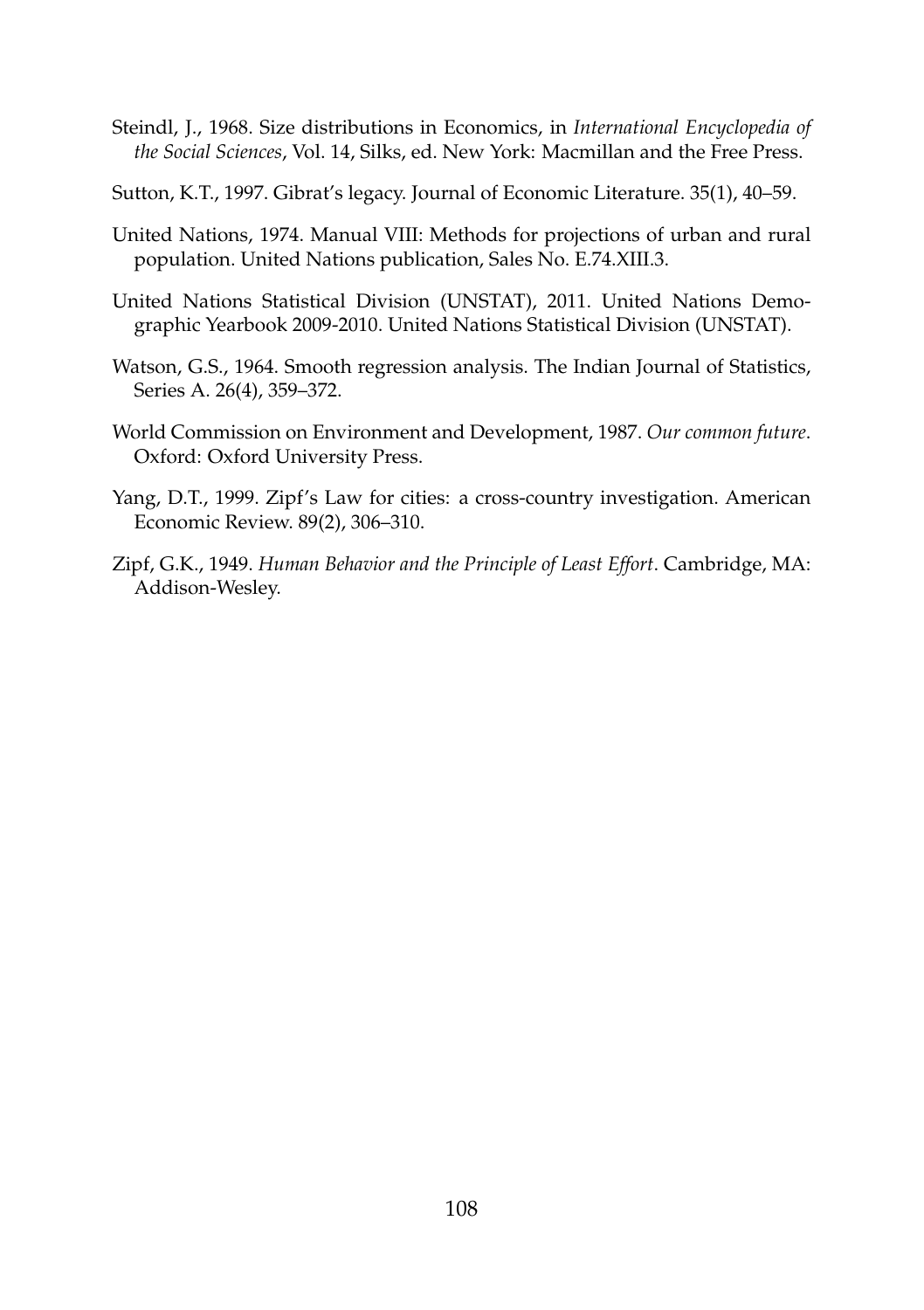Steindl, J., 1968. Size distributions in Economics, in *International Encyclopedia of the Social Sciences*, Vol. 14, Silks, ed. New York: Macmillan and the Free Press.

Sutton, K.T., 1997. Gibrat's legacy. Journal of Economic Literature. 35(1), 40–59.

United Nations, 1974. Manual VIII: Methods for projections of urban and rural population. United Nations publication, Sales No. E.74.XIII.3.

United Nations Statistical Division (UNSTAT), 2011. United Nations Demographic Yearbook 2009-2010. United Nations Statistical Division (UNSTAT).

Watson, G.S., 1964. Smooth regression analysis. The Indian Journal of Statistics, Series A. 26(4), 359–372.

World Commission on Environment and Development, 1987. *Our common future*. Oxford: Oxford University Press.

Yang, D.T., 1999. Zipf's Law for cities: a cross-country investigation. American Economic Review. 89(2), 306–310.

Zipf, G.K., 1949. *Human Behavior and the Principle of Least Effort*. Cambridge, MA: Addison-Wesley.